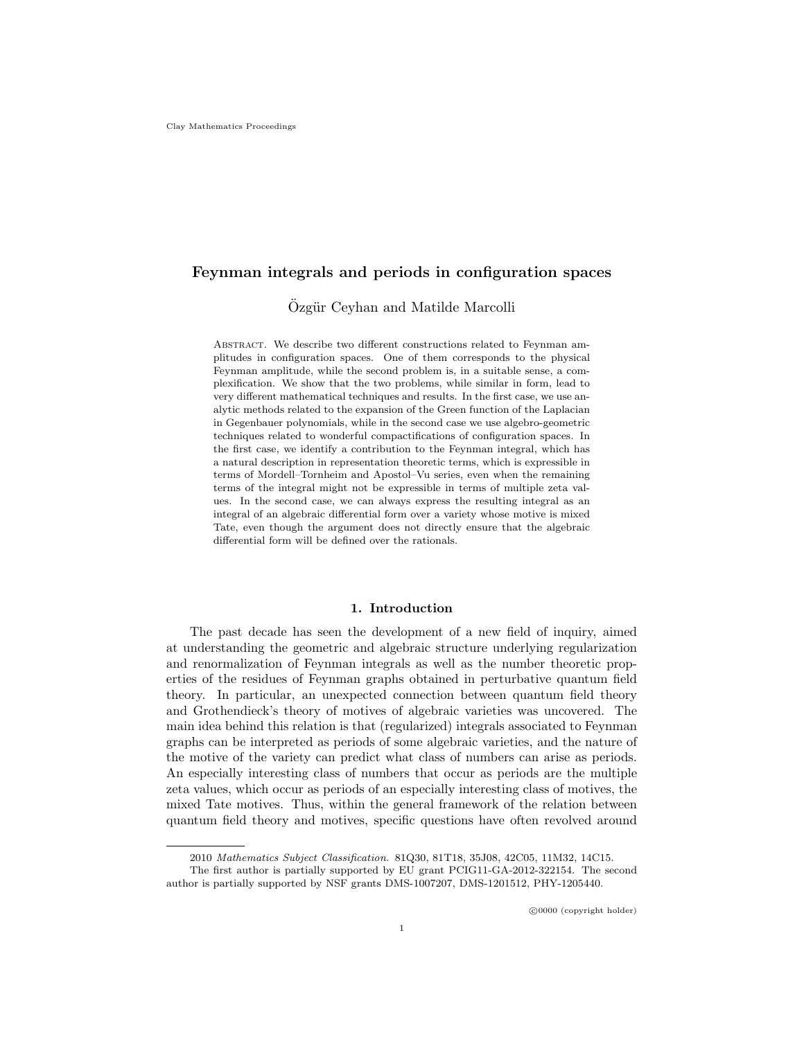# Feynman integrals and periods in configuration spaces

Özgür Ceyhan and Matilde Marcolli

Abstract. We describe two different constructions related to Feynman amplitudes in configuration spaces. One of them corresponds to the physical Feynman amplitude, while the second problem is, in a suitable sense, a complexification. We show that the two problems, while similar in form, lead to very different mathematical techniques and results. In the first case, we use analytic methods related to the expansion of the Green function of the Laplacian in Gegenbauer polynomials, while in the second case we use algebro-geometric techniques related to wonderful compactifications of configuration spaces. In the first case, we identify a contribution to the Feynman integral, which has a natural description in representation theoretic terms, which is expressible in terms of Mordell–Tornheim and Apostol–Vu series, even when the remaining terms of the integral might not be expressible in terms of multiple zeta values. In the second case, we can always express the resulting integral as an integral of an algebraic differential form over a variety whose motive is mixed Tate, even though the argument does not directly ensure that the algebraic differential form will be defined over the rationals.

## 1. Introduction

The past decade has seen the development of a new field of inquiry, aimed at understanding the geometric and algebraic structure underlying regularization and renormalization of Feynman integrals as well as the number theoretic properties of the residues of Feynman graphs obtained in perturbative quantum field theory. In particular, an unexpected connection between quantum field theory and Grothendieck's theory of motives of algebraic varieties was uncovered. The main idea behind this relation is that (regularized) integrals associated to Feynman graphs can be interpreted as periods of some algebraic varieties, and the nature of the motive of the variety can predict what class of numbers can arise as periods. An especially interesting class of numbers that occur as periods are the multiple zeta values, which occur as periods of an especially interesting class of motives, the mixed Tate motives. Thus, within the general framework of the relation between quantum field theory and motives, specific questions have often revolved around

---

2010 *Mathematics Subject Classification.* 81Q30, 81T18, 35J08, 42C05, 11M32, 14C15.

The first author is partially supported by EU grant PCIG11-GA-2012-322154. The second author is partially supported by NSF grants DMS-1007207, DMS-1201512, PHY-1205440.

©0000 (copyright holder)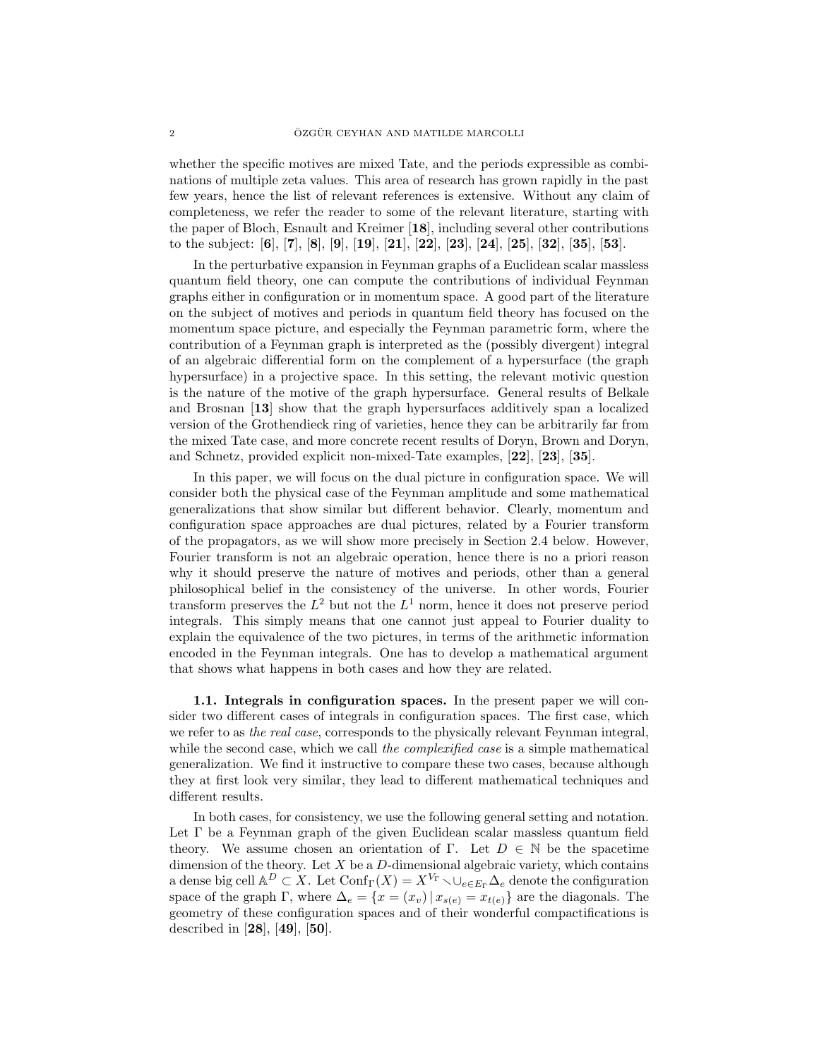whether the specific motives are mixed Tate, and the periods expressible as combinations of multiple zeta values. This area of research has grown rapidly in the past few years, hence the list of relevant references is extensive. Without any claim of completeness, we refer the reader to some of the relevant literature, starting with the paper of Bloch, Esnault and Kreimer [**18**], including several other contributions to the subject: [**6**], [**7**], [**8**], [**9**], [**19**], [**21**], [**22**], [**23**], [**24**], [**25**], [**32**], [**35**], [**53**].

In the perturbative expansion in Feynman graphs of a Euclidean scalar massless quantum field theory, one can compute the contributions of individual Feynman graphs either in configuration or in momentum space. A good part of the literature on the subject of motives and periods in quantum field theory has focused on the momentum space picture, and especially the Feynman parametric form, where the contribution of a Feynman graph is interpreted as the (possibly divergent) integral of an algebraic differential form on the complement of a hypersurface (the graph hypersurface) in a projective space. In this setting, the relevant motivic question is the nature of the motive of the graph hypersurface. General results of Belkale and Brosnan [**13**] show that the graph hypersurfaces additively span a localized version of the Grothendieck ring of varieties, hence they can be arbitrarily far from the mixed Tate case, and more concrete recent results of Doryn, Brown and Doryn, and Schnetz, provided explicit non-mixed-Tate examples, [**22**], [**23**], [**35**].

In this paper, we will focus on the dual picture in configuration space. We will consider both the physical case of the Feynman amplitude and some mathematical generalizations that show similar but different behavior. Clearly, momentum and configuration space approaches are dual pictures, related by a Fourier transform of the propagators, as we will show more precisely in Section 2.4 below. However, Fourier transform is not an algebraic operation, hence there is no a priori reason why it should preserve the nature of motives and periods, other than a general philosophical belief in the consistency of the universe. In other words, Fourier transform preserves the $L^2$ but not the $L^1$ norm, hence it does not preserve period integrals. This simply means that one cannot just appeal to Fourier duality to explain the equivalence of the two pictures, in terms of the arithmetic information encoded in the Feynman integrals. One has to develop a mathematical argument that shows what happens in both cases and how they are related.

**1.1. Integrals in configuration spaces.** In the present paper we will consider two different cases of integrals in configuration spaces. The first case, which we refer to as *the real case*, corresponds to the physically relevant Feynman integral, while the second case, which we call *the complexified case* is a simple mathematical generalization. We find it instructive to compare these two cases, because although they at first look very similar, they lead to different mathematical techniques and different results.

In both cases, for consistency, we use the following general setting and notation. Let $\Gamma$ be a Feynman graph of the given Euclidean scalar massless quantum field theory. We assume chosen an orientation of $\Gamma$. Let $D \in \mathbb{N}$ be the spacetime dimension of the theory. Let $X$ be a $D$-dimensional algebraic variety, which contains a dense big cell $\mathbb{A}^D \subset X$. Let $\mathrm{Conf}_\Gamma(X) = X^{V_\Gamma} \smallsetminus \cup_{e \in E_\Gamma} \Delta_e$ denote the configuration space of the graph $\Gamma$, where $\Delta_e = \{x = (x_v) \,|\, x_{s(e)} = x_{t(e)}\}$ are the diagonals. The geometry of these configuration spaces and of their wonderful compactifications is described in [**28**], [**49**], [**50**].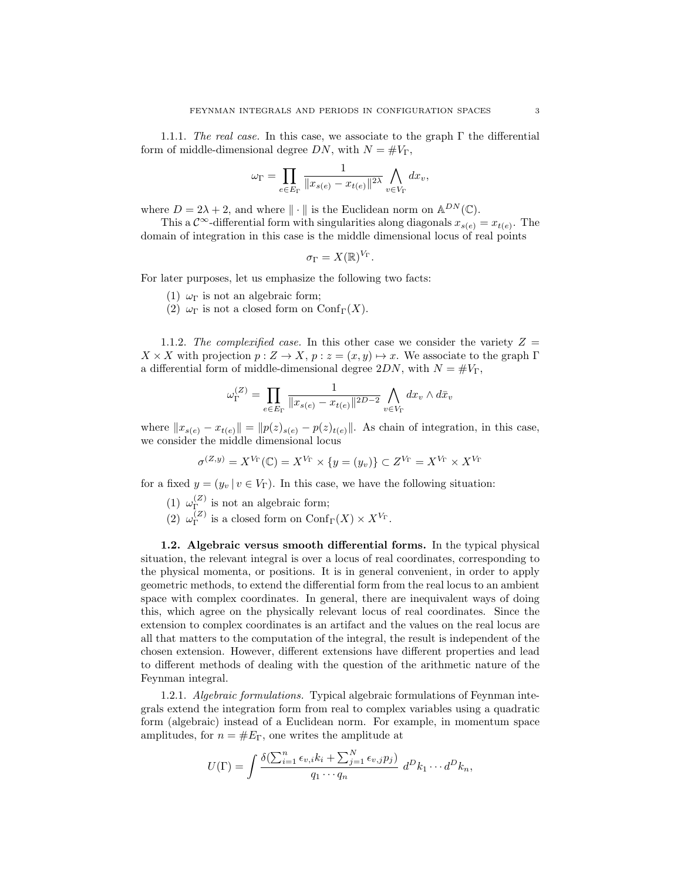1.1.1. *The real case.* In this case, we associate to the graph $\Gamma$ the differential form of middle-dimensional degree $DN$, with $N = \#V_\Gamma$,

$$\omega_\Gamma = \prod_{e \in E_\Gamma} \frac{1}{\|x_{s(e)} - x_{t(e)}\|^{2\lambda}} \bigwedge_{v \in V_\Gamma} dx_v,$$

where $D = 2\lambda + 2$, and where $\|\cdot\|$ is the Euclidean norm on $\mathbb{A}^{DN}(\mathbb{C})$.

This a $\mathcal{C}^\infty$-differential form with singularities along diagonals $x_{s(e)} = x_{t(e)}$. The domain of integration in this case is the middle dimensional locus of real points

$$\sigma_\Gamma = X(\mathbb{R})^{V_\Gamma}.$$

For later purposes, let us emphasize the following two facts:

1. $\omega_\Gamma$ is not an algebraic form;
2. $\omega_\Gamma$ is not a closed form on $\mathrm{Conf}_\Gamma(X)$.

1.1.2. *The complexified case.* In this other case we consider the variety $Z = X \times X$ with projection $p : Z \to X$, $p : z = (x, y) \mapsto x$. We associate to the graph $\Gamma$ a differential form of middle-dimensional degree $2DN$, with $N = \#V_\Gamma$,

$$\omega_\Gamma^{(Z)} = \prod_{e \in E_\Gamma} \frac{1}{\|x_{s(e)} - x_{t(e)}\|^{2D-2}} \bigwedge_{v \in V_\Gamma} dx_v \wedge d\bar{x}_v$$

where $\|x_{s(e)} - x_{t(e)}\| = \|p(z)_{s(e)} - p(z)_{t(e)}\|$. As chain of integration, in this case, we consider the middle dimensional locus

$$\sigma^{(Z,y)} = X^{V_\Gamma}(\mathbb{C}) = X^{V_\Gamma} \times \{y = (y_v)\} \subset Z^{V_\Gamma} = X^{V_\Gamma} \times X^{V_\Gamma}$$

for a fixed $y = (y_v \,|\, v \in V_\Gamma)$. In this case, we have the following situation:

1. $\omega_\Gamma^{(Z)}$ is not an algebraic form;
2. $\omega_\Gamma^{(Z)}$ is a closed form on $\mathrm{Conf}_\Gamma(X) \times X^{V_\Gamma}$.

**1.2. Algebraic versus smooth differential forms.** In the typical physical situation, the relevant integral is over a locus of real coordinates, corresponding to the physical momenta, or positions. It is in general convenient, in order to apply geometric methods, to extend the differential form from the real locus to an ambient space with complex coordinates. In general, there are inequivalent ways of doing this, which agree on the physically relevant locus of real coordinates. Since the extension to complex coordinates is an artifact and the values on the real locus are all that matters to the computation of the integral, the result is independent of the chosen extension. However, different extensions have different properties and lead to different methods of dealing with the question of the arithmetic nature of the Feynman integral.

1.2.1. *Algebraic formulations.* Typical algebraic formulations of Feynman integrals extend the integration form from real to complex variables using a quadratic form (algebraic) instead of a Euclidean norm. For example, in momentum space amplitudes, for $n = \#E_\Gamma$, one writes the amplitude at

$$U(\Gamma) = \int \frac{\delta(\sum_{i=1}^n \epsilon_{v,i} k_i + \sum_{j=1}^N \epsilon_{v,j} p_j)}{q_1 \cdots q_n} \, d^D k_1 \cdots d^D k_n,$$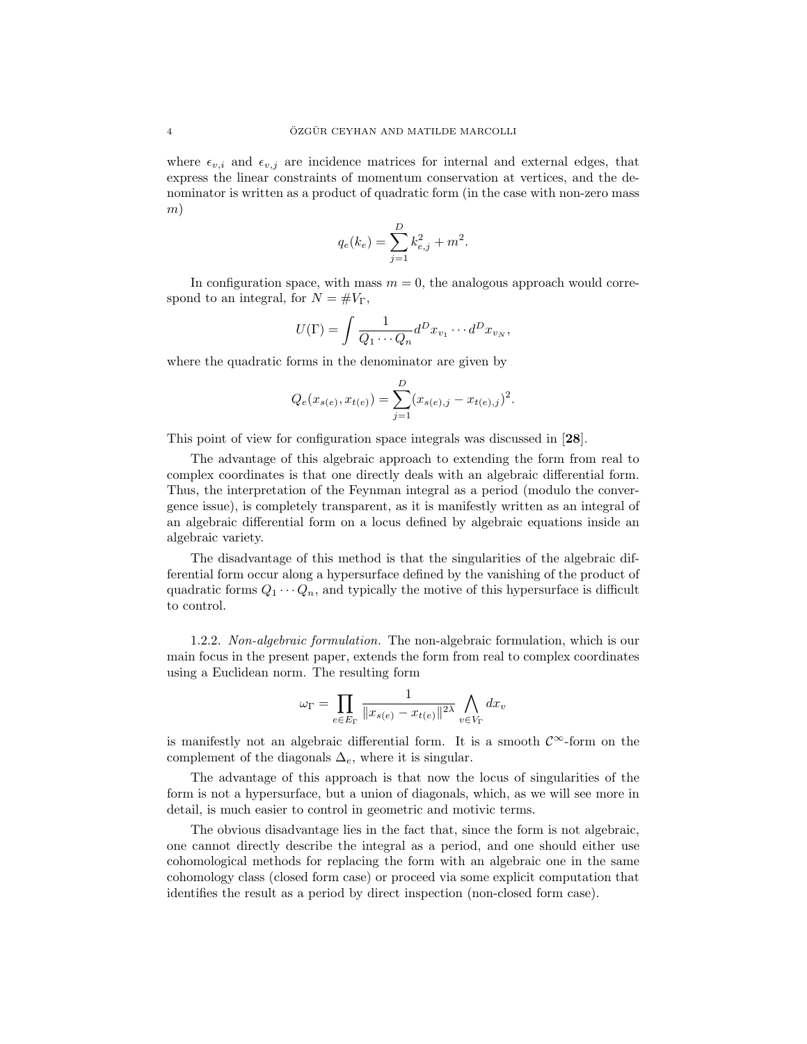where $\epsilon_{v,i}$ and $\epsilon_{v,j}$ are incidence matrices for internal and external edges, that express the linear constraints of momentum conservation at vertices, and the denominator is written as a product of quadratic form (in the case with non-zero mass $m$)

$$q_e(k_e) = \sum_{j=1}^{D} k_{e,j}^2 + m^2.$$

In configuration space, with mass $m = 0$, the analogous approach would correspond to an integral, for $N = \#V_\Gamma$,

$$U(\Gamma) = \int \frac{1}{Q_1 \cdots Q_n} d^D x_{v_1} \cdots d^D x_{v_N},$$

where the quadratic forms in the denominator are given by

$$Q_e(x_{s(e)}, x_{t(e)}) = \sum_{j=1}^{D} (x_{s(e),j} - x_{t(e),j})^2.$$

This point of view for configuration space integrals was discussed in [**28**].

The advantage of this algebraic approach to extending the form from real to complex coordinates is that one directly deals with an algebraic differential form. Thus, the interpretation of the Feynman integral as a period (modulo the convergence issue), is completely transparent, as it is manifestly written as an integral of an algebraic differential form on a locus defined by algebraic equations inside an algebraic variety.

The disadvantage of this method is that the singularities of the algebraic differential form occur along a hypersurface defined by the vanishing of the product of quadratic forms $Q_1 \cdots Q_n$, and typically the motive of this hypersurface is difficult to control.

1.2.2. *Non-algebraic formulation.* The non-algebraic formulation, which is our main focus in the present paper, extends the form from real to complex coordinates using a Euclidean norm. The resulting form

$$\omega_\Gamma = \prod_{e \in E_\Gamma} \frac{1}{\|x_{s(e)} - x_{t(e)}\|^{2\lambda}} \bigwedge_{v \in V_\Gamma} dx_v$$

is manifestly not an algebraic differential form. It is a smooth $\mathcal{C}^\infty$-form on the complement of the diagonals $\Delta_e$, where it is singular.

The advantage of this approach is that now the locus of singularities of the form is not a hypersurface, but a union of diagonals, which, as we will see more in detail, is much easier to control in geometric and motivic terms.

The obvious disadvantage lies in the fact that, since the form is not algebraic, one cannot directly describe the integral as a period, and one should either use cohomological methods for replacing the form with an algebraic one in the same cohomology class (closed form case) or proceed via some explicit computation that identifies the result as a period by direct inspection (non-closed form case).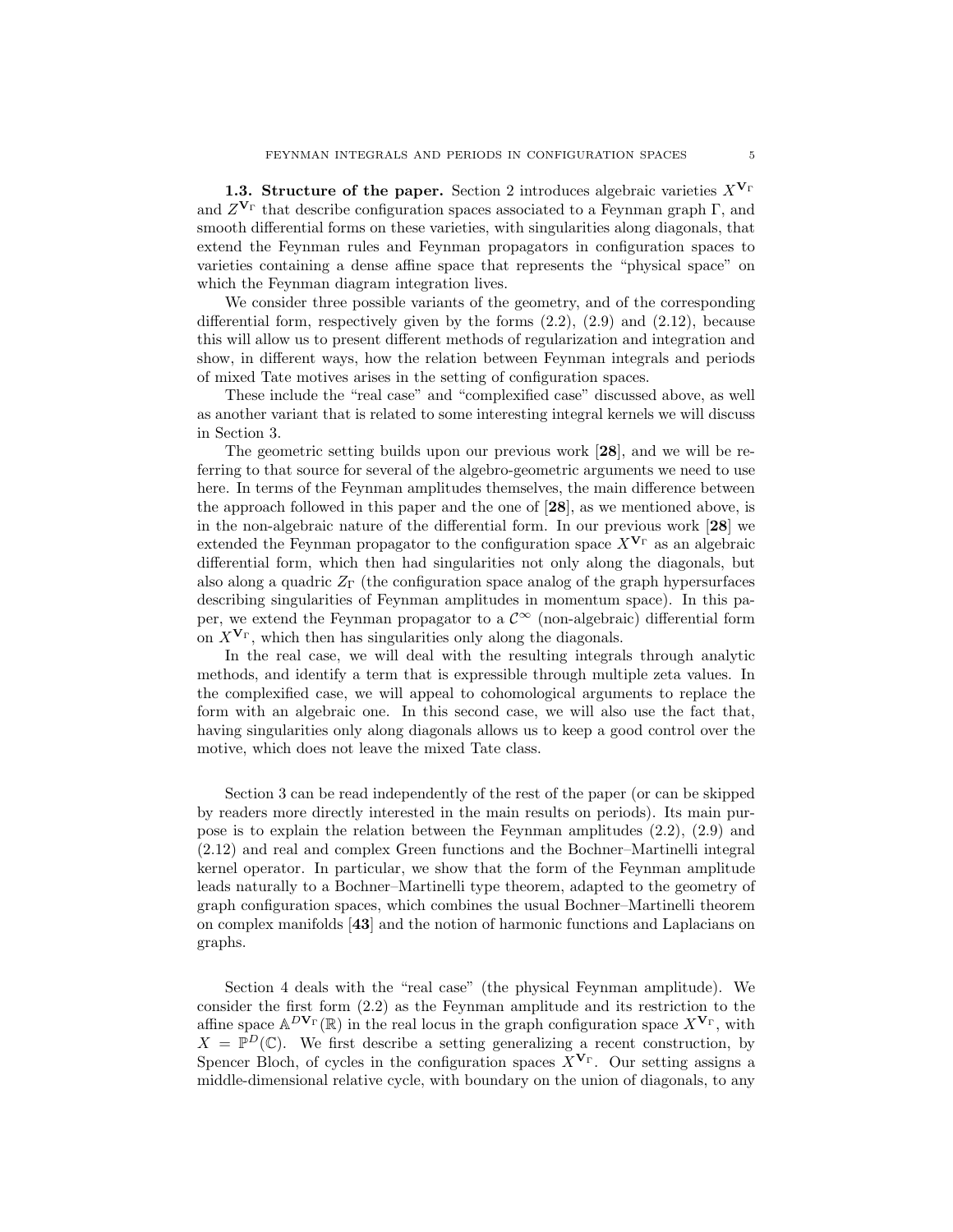**1.3. Structure of the paper.** Section 2 introduces algebraic varieties $X^{\mathbf{V}_\Gamma}$ and $Z^{\mathbf{V}_\Gamma}$ that describe configuration spaces associated to a Feynman graph $\Gamma$, and smooth differential forms on these varieties, with singularities along diagonals, that extend the Feynman rules and Feynman propagators in configuration spaces to varieties containing a dense affine space that represents the "physical space" on which the Feynman diagram integration lives.

We consider three possible variants of the geometry, and of the corresponding differential form, respectively given by the forms (2.2), (2.9) and (2.12), because this will allow us to present different methods of regularization and integration and show, in different ways, how the relation between Feynman integrals and periods of mixed Tate motives arises in the setting of configuration spaces.

These include the "real case" and "complexified case" discussed above, as well as another variant that is related to some interesting integral kernels we will discuss in Section 3.

The geometric setting builds upon our previous work [**28**], and we will be referring to that source for several of the algebro-geometric arguments we need to use here. In terms of the Feynman amplitudes themselves, the main difference between the approach followed in this paper and the one of [**28**], as we mentioned above, is in the non-algebraic nature of the differential form. In our previous work [**28**] we extended the Feynman propagator to the configuration space $X^{\mathbf{V}_\Gamma}$ as an algebraic differential form, which then had singularities not only along the diagonals, but also along a quadric $Z_\Gamma$ (the configuration space analog of the graph hypersurfaces describing singularities of Feynman amplitudes in momentum space). In this paper, we extend the Feynman propagator to a $\mathcal{C}^\infty$ (non-algebraic) differential form on $X^{\mathbf{V}_\Gamma}$, which then has singularities only along the diagonals.

In the real case, we will deal with the resulting integrals through analytic methods, and identify a term that is expressible through multiple zeta values. In the complexified case, we will appeal to cohomological arguments to replace the form with an algebraic one. In this second case, we will also use the fact that, having singularities only along diagonals allows us to keep a good control over the motive, which does not leave the mixed Tate class.

Section 3 can be read independently of the rest of the paper (or can be skipped by readers more directly interested in the main results on periods). Its main purpose is to explain the relation between the Feynman amplitudes (2.2), (2.9) and (2.12) and real and complex Green functions and the Bochner–Martinelli integral kernel operator. In particular, we show that the form of the Feynman amplitude leads naturally to a Bochner–Martinelli type theorem, adapted to the geometry of graph configuration spaces, which combines the usual Bochner–Martinelli theorem on complex manifolds [**43**] and the notion of harmonic functions and Laplacians on graphs.

Section 4 deals with the "real case" (the physical Feynman amplitude). We consider the first form (2.2) as the Feynman amplitude and its restriction to the affine space $\mathbb{A}^{D\mathbf{V}_\Gamma}(\mathbb{R})$ in the real locus in the graph configuration space $X^{\mathbf{V}_\Gamma}$, with $X = \mathbb{P}^D(\mathbb{C})$. We first describe a setting generalizing a recent construction, by Spencer Bloch, of cycles in the configuration spaces $X^{\mathbf{V}_\Gamma}$. Our setting assigns a middle-dimensional relative cycle, with boundary on the union of diagonals, to any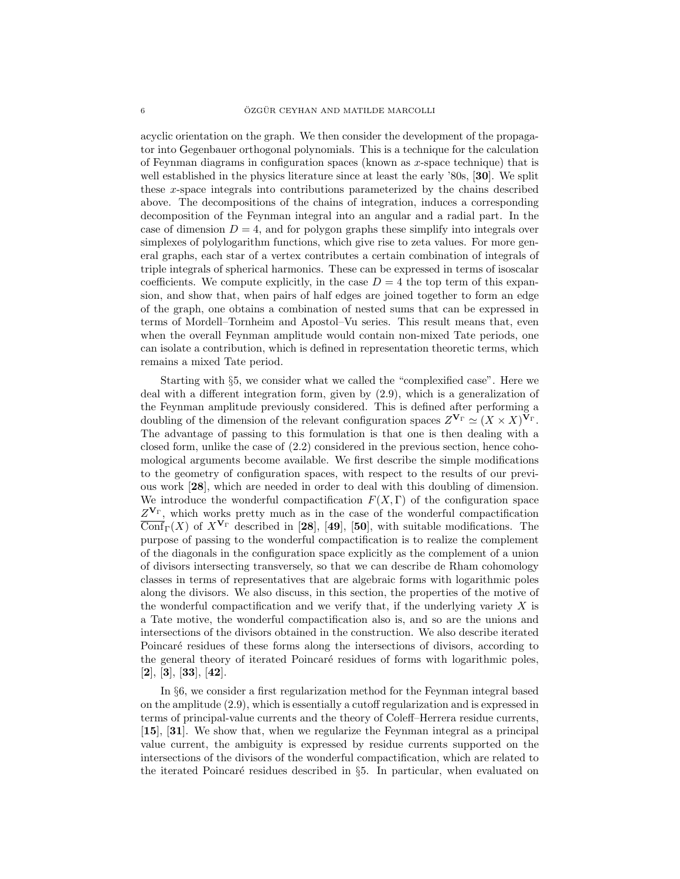acyclic orientation on the graph. We then consider the development of the propagator into Gegenbauer orthogonal polynomials. This is a technique for the calculation of Feynman diagrams in configuration spaces (known as $x$-space technique) that is well established in the physics literature since at least the early '80s, [**30**]. We split these $x$-space integrals into contributions parameterized by the chains described above. The decompositions of the chains of integration, induces a corresponding decomposition of the Feynman integral into an angular and a radial part. In the case of dimension $D = 4$, and for polygon graphs these simplify into integrals over simplexes of polylogarithm functions, which give rise to zeta values. For more general graphs, each star of a vertex contributes a certain combination of integrals of triple integrals of spherical harmonics. These can be expressed in terms of isoscalar coefficients. We compute explicitly, in the case $D = 4$ the top term of this expansion, and show that, when pairs of half edges are joined together to form an edge of the graph, one obtains a combination of nested sums that can be expressed in terms of Mordell–Tornheim and Apostol–Vu series. This result means that, even when the overall Feynman amplitude would contain non-mixed Tate periods, one can isolate a contribution, which is defined in representation theoretic terms, which remains a mixed Tate period.

Starting with §5, we consider what we called the "complexified case". Here we deal with a different integration form, given by (2.9), which is a generalization of the Feynman amplitude previously considered. This is defined after performing a doubling of the dimension of the relevant configuration spaces $Z^{\mathbf{V}_\Gamma} \simeq (X \times X)^{\mathbf{V}_\Gamma}$. The advantage of passing to this formulation is that one is then dealing with a closed form, unlike the case of (2.2) considered in the previous section, hence cohomological arguments become available. We first describe the simple modifications to the geometry of configuration spaces, with respect to the results of our previous work [**28**], which are needed in order to deal with this doubling of dimension. We introduce the wonderful compactification $F(X, \Gamma)$ of the configuration space $Z^{\mathbf{V}_\Gamma}$, which works pretty much as in the case of the wonderful compactification $\overline{\mathrm{Conf}}_\Gamma(X)$ of $X^{\mathbf{V}_\Gamma}$ described in [**28**], [**49**], [**50**], with suitable modifications. The purpose of passing to the wonderful compactification is to realize the complement of the diagonals in the configuration space explicitly as the complement of a union of divisors intersecting transversely, so that we can describe de Rham cohomology classes in terms of representatives that are algebraic forms with logarithmic poles along the divisors. We also discuss, in this section, the properties of the motive of the wonderful compactification and we verify that, if the underlying variety $X$ is a Tate motive, the wonderful compactification also is, and so are the unions and intersections of the divisors obtained in the construction. We also describe iterated Poincaré residues of these forms along the intersections of divisors, according to the general theory of iterated Poincaré residues of forms with logarithmic poles, [**2**], [**3**], [**33**], [**42**].

In §6, we consider a first regularization method for the Feynman integral based on the amplitude (2.9), which is essentially a cutoff regularization and is expressed in terms of principal-value currents and the theory of Coleff–Herrera residue currents, [**15**], [**31**]. We show that, when we regularize the Feynman integral as a principal value current, the ambiguity is expressed by residue currents supported on the intersections of the divisors of the wonderful compactification, which are related to the iterated Poincaré residues described in §5. In particular, when evaluated on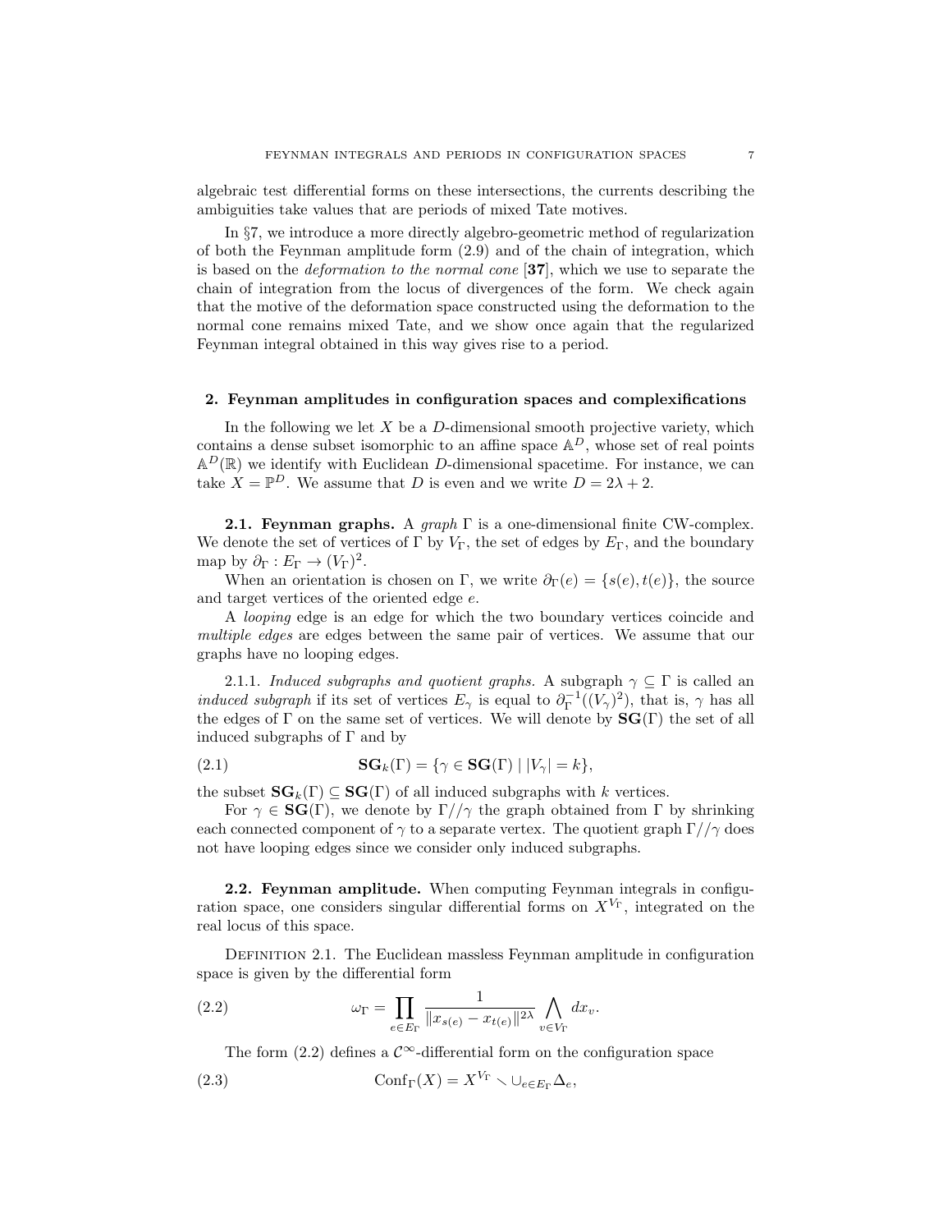algebraic test differential forms on these intersections, the currents describing the ambiguities take values that are periods of mixed Tate motives.

In §7, we introduce a more directly algebro-geometric method of regularization of both the Feynman amplitude form (2.9) and of the chain of integration, which is based on the *deformation to the normal cone* [**37**], which we use to separate the chain of integration from the locus of divergences of the form. We check again that the motive of the deformation space constructed using the deformation to the normal cone remains mixed Tate, and we show once again that the regularized Feynman integral obtained in this way gives rise to a period.

## 2. Feynman amplitudes in configuration spaces and complexifications

In the following we let $X$ be a $D$-dimensional smooth projective variety, which contains a dense subset isomorphic to an affine space $\mathbb{A}^D$, whose set of real points $\mathbb{A}^D(\mathbb{R})$ we identify with Euclidean $D$-dimensional spacetime. For instance, we can take $X = \mathbb{P}^D$. We assume that $D$ is even and we write $D = 2\lambda + 2$.

**2.1. Feynman graphs.** A *graph* $\Gamma$ is a one-dimensional finite CW-complex. We denote the set of vertices of $\Gamma$ by $V_\Gamma$, the set of edges by $E_\Gamma$, and the boundary map by $\partial_\Gamma : E_\Gamma \to (V_\Gamma)^2$.

When an orientation is chosen on $\Gamma$, we write $\partial_\Gamma(e) = \{s(e), t(e)\}$, the source and target vertices of the oriented edge $e$.

A *looping* edge is an edge for which the two boundary vertices coincide and *multiple edges* are edges between the same pair of vertices. We assume that our graphs have no looping edges.

2.1.1. *Induced subgraphs and quotient graphs.* A subgraph $\gamma \subseteq \Gamma$ is called an *induced subgraph* if its set of vertices $E_\gamma$ is equal to $\partial_\Gamma^{-1}((V_\gamma)^2)$, that is, $\gamma$ has all the edges of $\Gamma$ on the same set of vertices. We will denote by $\mathbf{SG}(\Gamma)$ the set of all induced subgraphs of $\Gamma$ and by

$$\mathbf{SG}_k(\Gamma) = \{\gamma \in \mathbf{SG}(\Gamma) \mid |V_\gamma| = k\}, \tag{2.1}$$

the subset $\mathbf{SG}_k(\Gamma) \subseteq \mathbf{SG}(\Gamma)$ of all induced subgraphs with $k$ vertices.

For $\gamma \in \mathbf{SG}(\Gamma)$, we denote by $\Gamma//\gamma$ the graph obtained from $\Gamma$ by shrinking each connected component of $\gamma$ to a separate vertex. The quotient graph $\Gamma//\gamma$ does not have looping edges since we consider only induced subgraphs.

**2.2. Feynman amplitude.** When computing Feynman integrals in configuration space, one considers singular differential forms on $X^{V_\Gamma}$, integrated on the real locus of this space.

Definition 2.1. The Euclidean massless Feynman amplitude in configuration space is given by the differential form

$$\omega_\Gamma = \prod_{e \in E_\Gamma} \frac{1}{\|x_{s(e)} - x_{t(e)}\|^{2\lambda}} \bigwedge_{v \in V_\Gamma} dx_v. \tag{2.2}$$

The form (2.2) defines a $\mathcal{C}^\infty$-differential form on the configuration space

$$\mathrm{Conf}_\Gamma(X) = X^{V_\Gamma} \setminus \cup_{e \in E_\Gamma} \Delta_e, \tag{2.3}$$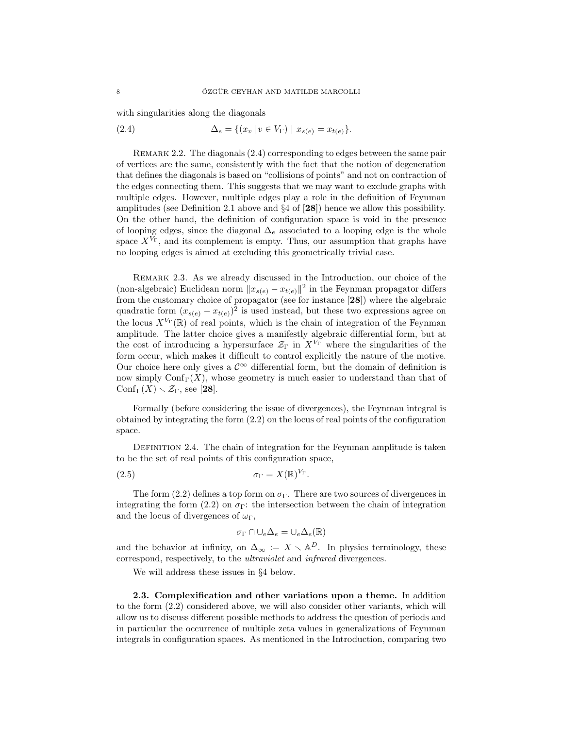with singularities along the diagonals

$$\Delta_e = \{(x_v \mid v \in V_\Gamma) \mid x_{s(e)} = x_{t(e)}\}. \tag{2.4}$$

Remark 2.2. The diagonals (2.4) corresponding to edges between the same pair of vertices are the same, consistently with the fact that the notion of degeneration that defines the diagonals is based on "collisions of points" and not on contraction of the edges connecting them. This suggests that we may want to exclude graphs with multiple edges. However, multiple edges play a role in the definition of Feynman amplitudes (see Definition 2.1 above and §4 of [**28**]) hence we allow this possibility. On the other hand, the definition of configuration space is void in the presence of looping edges, since the diagonal $\Delta_e$ associated to a looping edge is the whole space $X^{V_\Gamma}$, and its complement is empty. Thus, our assumption that graphs have no looping edges is aimed at excluding this geometrically trivial case.

Remark 2.3. As we already discussed in the Introduction, our choice of the (non-algebraic) Euclidean norm $\|x_{s(e)} - x_{t(e)}\|^2$ in the Feynman propagator differs from the customary choice of propagator (see for instance [**28**]) where the algebraic quadratic form $(x_{s(e)} - x_{t(e)})^2$ is used instead, but these two expressions agree on the locus $X^{V_\Gamma}(\mathbb{R})$ of real points, which is the chain of integration of the Feynman amplitude. The latter choice gives a manifestly algebraic differential form, but at the cost of introducing a hypersurface $\mathcal{Z}_\Gamma$ in $X^{V_\Gamma}$ where the singularities of the form occur, which makes it difficult to control explicitly the nature of the motive. Our choice here only gives a $\mathcal{C}^\infty$ differential form, but the domain of definition is now simply $\mathrm{Conf}_\Gamma(X)$, whose geometry is much easier to understand than that of $\mathrm{Conf}_\Gamma(X) \smallsetminus \mathcal{Z}_\Gamma$, see [**28**].

Formally (before considering the issue of divergences), the Feynman integral is obtained by integrating the form (2.2) on the locus of real points of the configuration space.

Definition 2.4. The chain of integration for the Feynman amplitude is taken to be the set of real points of this configuration space,

$$\sigma_\Gamma = X(\mathbb{R})^{V_\Gamma}. \tag{2.5}$$

The form (2.2) defines a top form on $\sigma_\Gamma$. There are two sources of divergences in integrating the form (2.2) on $\sigma_\Gamma$: the intersection between the chain of integration and the locus of divergences of $\omega_\Gamma$,

$$\sigma_\Gamma \cap \cup_e \Delta_e = \cup_e \Delta_e(\mathbb{R})$$

and the behavior at infinity, on $\Delta_\infty := X \smallsetminus \mathbb{A}^D$. In physics terminology, these correspond, respectively, to the *ultraviolet* and *infrared* divergences.

We will address these issues in §4 below.

**2.3. Complexification and other variations upon a theme.** In addition to the form (2.2) considered above, we will also consider other variants, which will allow us to discuss different possible methods to address the question of periods and in particular the occurrence of multiple zeta values in generalizations of Feynman integrals in configuration spaces. As mentioned in the Introduction, comparing two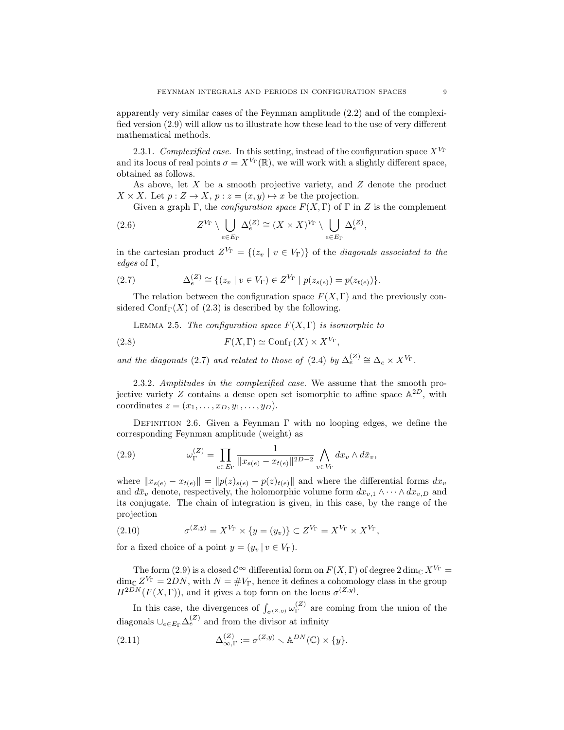apparently very similar cases of the Feynman amplitude (2.2) and of the complexified version (2.9) will allow us to illustrate how these lead to the use of very different mathematical methods.

2.3.1. *Complexified case.* In this setting, instead of the configuration space $X^{V_\Gamma}$ and its locus of real points $\sigma = X^{V_\Gamma}(\mathbb{R})$, we will work with a slightly different space, obtained as follows.

As above, let $X$ be a smooth projective variety, and $Z$ denote the product $X \times X$. Let $p : Z \to X$, $p : z = (x, y) \mapsto x$ be the projection.

Given a graph $\Gamma$, the *configuration space* $F(X, \Gamma)$ of $\Gamma$ in $Z$ is the complement

$$Z^{V_\Gamma} \setminus \bigcup_{e \in E_\Gamma} \Delta_e^{(Z)} \cong (X \times X)^{V_\Gamma} \setminus \bigcup_{e \in E_\Gamma} \Delta_e^{(Z)}, \tag{2.6}$$

in the cartesian product $Z^{V_\Gamma} = \{(z_v \mid v \in V_\Gamma)\}$ of the *diagonals associated to the edges* of $\Gamma$,

$$\Delta_e^{(Z)} \cong \{(z_v \mid v \in V_\Gamma) \in Z^{V_\Gamma} \mid p(z_{s(e)}) = p(z_{t(e)})\}. \tag{2.7}$$

The relation between the configuration space $F(X, \Gamma)$ and the previously considered $\mathrm{Conf}_\Gamma(X)$ of (2.3) is described by the following.

Lemma 2.5. *The configuration space $F(X, \Gamma)$ is isomorphic to*

$$F(X, \Gamma) \simeq \mathrm{Conf}_\Gamma(X) \times X^{V_\Gamma}, \tag{2.8}$$

*and the diagonals (2.7) and related to those of (2.4) by $\Delta_e^{(Z)} \cong \Delta_e \times X^{V_\Gamma}$.*

2.3.2. *Amplitudes in the complexified case.* We assume that the smooth projective variety $Z$ contains a dense open set isomorphic to affine space $\mathbb{A}^{2D}$, with coordinates $z = (x_1, \ldots, x_D, y_1, \ldots, y_D)$.

Definition 2.6. Given a Feynman $\Gamma$ with no looping edges, we define the corresponding Feynman amplitude (weight) as

$$\omega_\Gamma^{(Z)} = \prod_{e \in E_\Gamma} \frac{1}{\|x_{s(e)} - x_{t(e)}\|^{2D-2}} \bigwedge_{v \in V_\Gamma} dx_v \wedge d\bar{x}_v, \tag{2.9}$$

where $\|x_{s(e)} - x_{t(e)}\| = \|p(z)_{s(e)} - p(z)_{t(e)}\|$ and where the differential forms $dx_v$ and $d\bar{x}_v$ denote, respectively, the holomorphic volume form $dx_{v,1} \wedge \cdots \wedge dx_{v,D}$ and its conjugate. The chain of integration is given, in this case, by the range of the projection

$$\sigma^{(Z,y)} = X^{V_\Gamma} \times \{y = (y_v)\} \subset Z^{V_\Gamma} = X^{V_\Gamma} \times X^{V_\Gamma}, \tag{2.10}$$

for a fixed choice of a point $y = (y_v \mid v \in V_\Gamma)$.

The form (2.9) is a closed $\mathcal{C}^\infty$ differential form on $F(X, \Gamma)$ of degree $2 \dim_{\mathbb{C}} X^{V_\Gamma} = \dim_{\mathbb{C}} Z^{V_\Gamma} = 2DN$, with $N = \# V_\Gamma$, hence it defines a cohomology class in the group $H^{2DN}(F(X, \Gamma))$, and it gives a top form on the locus $\sigma^{(Z,y)}$.

In this case, the divergences of $\int_{\sigma^{(Z,y)}} \omega_\Gamma^{(Z)}$ are coming from the union of the diagonals $\cup_{e \in E_\Gamma} \Delta_e^{(Z)}$ and from the divisor at infinity

$$\Delta_{\infty,\Gamma}^{(Z)} := \sigma^{(Z,y)} \smallsetminus \mathbb{A}^{DN}(\mathbb{C}) \times \{y\}. \tag{2.11}$$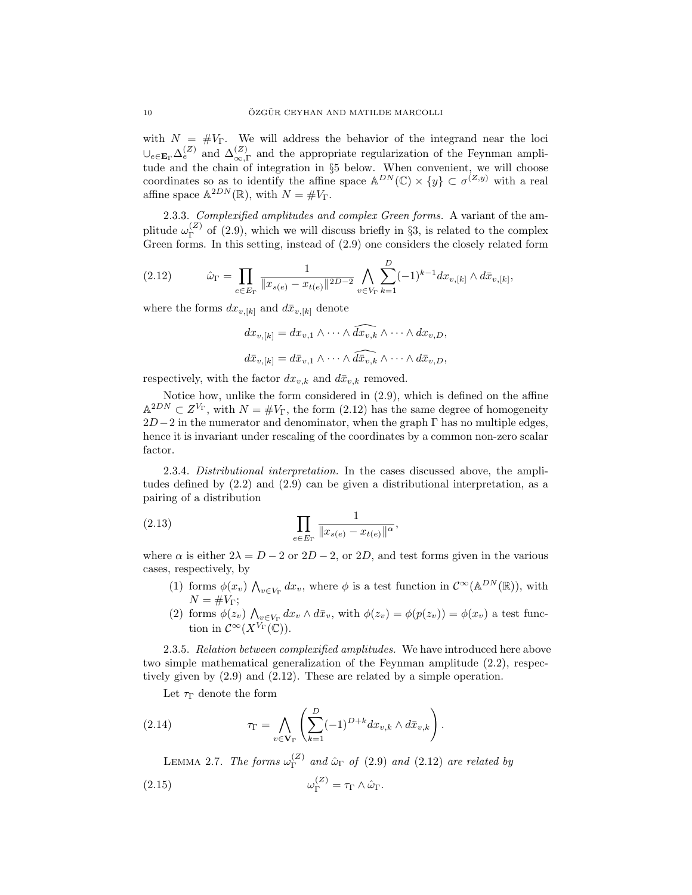with $N = \#V_\Gamma$. We will address the behavior of the integrand near the loci $\cup_{e\in \mathbf{E}_\Gamma} \Delta_e^{(Z)}$ and $\Delta_{\infty,\Gamma}^{(Z)}$ and the appropriate regularization of the Feynman amplitude and the chain of integration in §5 below. When convenient, we will choose coordinates so as to identify the affine space $\mathbb{A}^{DN}(\mathbb{C}) \times \{y\} \subset \sigma^{(Z,y)}$ with a real affine space $\mathbb{A}^{2DN}(\mathbb{R})$, with $N = \#V_\Gamma$.

2.3.3. *Complexified amplitudes and complex Green forms.* A variant of the amplitude $\omega_\Gamma^{(Z)}$ of (2.9), which we will discuss briefly in §3, is related to the complex Green forms. In this setting, instead of (2.9) one considers the closely related form

$$
\hat{\omega}_\Gamma = \prod_{e\in E_\Gamma} \frac{1}{\|x_{s(e)} - x_{t(e)}\|^{2D-2}} \bigwedge_{v\in V_\Gamma} \sum_{k=1}^{D} (-1)^{k-1} dx_{v,[k]} \wedge d\bar{x}_{v,[k]}, \tag{2.12}
$$

where the forms $dx_{v,[k]}$ and $d\bar{x}_{v,[k]}$ denote

$$
dx_{v,[k]} = dx_{v,1} \wedge \cdots \wedge \widehat{dx_{v,k}} \wedge \cdots \wedge dx_{v,D},
$$

$$
d\bar{x}_{v,[k]} = d\bar{x}_{v,1} \wedge \cdots \wedge \widehat{d\bar{x}_{v,k}} \wedge \cdots \wedge d\bar{x}_{v,D},
$$

respectively, with the factor $dx_{v,k}$ and $d\bar{x}_{v,k}$ removed.

Notice how, unlike the form considered in (2.9), which is defined on the affine $\mathbb{A}^{2DN} \subset Z^{V_\Gamma}$, with $N = \#V_\Gamma$, the form (2.12) has the same degree of homogeneity $2D-2$ in the numerator and denominator, when the graph $\Gamma$ has no multiple edges, hence it is invariant under rescaling of the coordinates by a common non-zero scalar factor.

2.3.4. *Distributional interpretation.* In the cases discussed above, the amplitudes defined by (2.2) and (2.9) can be given a distributional interpretation, as a pairing of a distribution

$$
\prod_{e\in E_\Gamma} \frac{1}{\|x_{s(e)} - x_{t(e)}\|^{\alpha}}, \tag{2.13}
$$

where $\alpha$ is either $2\lambda = D-2$ or $2D-2$, or $2D$, and test forms given in the various cases, respectively, by

1. forms $\phi(x_v) \bigwedge_{v\in V_\Gamma} dx_v$, where $\phi$ is a test function in $\mathcal{C}^\infty(\mathbb{A}^{DN}(\mathbb{R}))$, with $N = \#V_\Gamma$;
2. forms $\phi(z_v) \bigwedge_{v\in V_\Gamma} dx_v \wedge d\bar{x}_v$, with $\phi(z_v) = \phi(p(z_v)) = \phi(x_v)$ a test function in $\mathcal{C}^\infty(X^{V_\Gamma}(\mathbb{C}))$.

2.3.5. *Relation between complexified amplitudes.* We have introduced here above two simple mathematical generalization of the Feynman amplitude (2.2), respectively given by (2.9) and (2.12). These are related by a simple operation.

Let $\tau_\Gamma$ denote the form

$$
\tau_\Gamma = \bigwedge_{v\in \mathbf{V}_\Gamma} \left( \sum_{k=1}^{D} (-1)^{D+k} dx_{v,k} \wedge d\bar{x}_{v,k} \right). \tag{2.14}
$$

LEMMA 2.7. *The forms $\omega_\Gamma^{(Z)}$ and $\hat{\omega}_\Gamma$ of (2.9) and (2.12) are related by*

$$
\omega_\Gamma^{(Z)} = \tau_\Gamma \wedge \hat{\omega}_\Gamma. \tag{2.15}
$$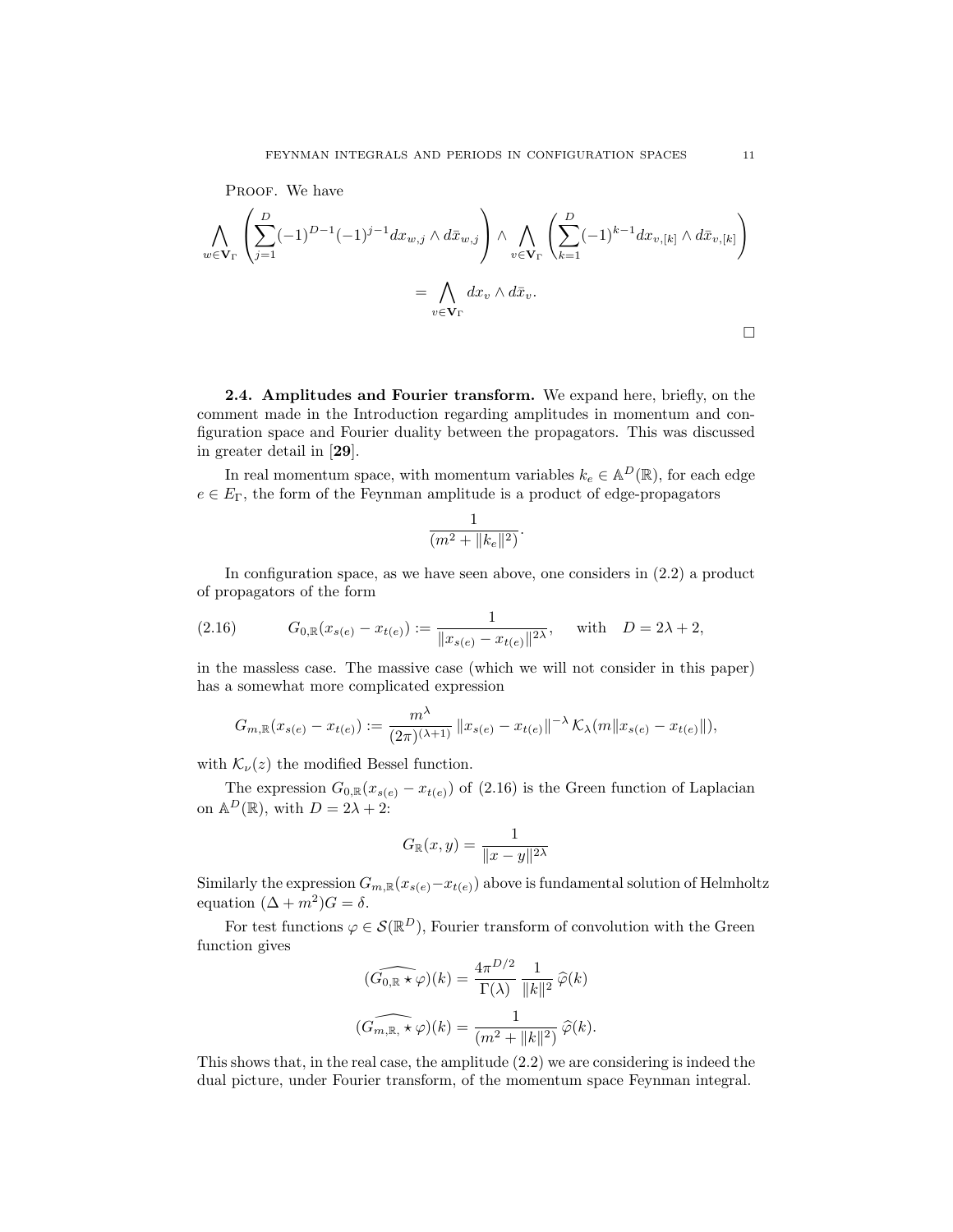PROOF. We have

$$\bigwedge_{w\in \mathbf{V}_\Gamma} \left( \sum_{j=1}^{D} (-1)^{D-1}(-1)^{j-1} dx_{w,j} \wedge d\bar{x}_{w,j} \right) \wedge \bigwedge_{v\in \mathbf{V}_\Gamma} \left( \sum_{k=1}^{D} (-1)^{k-1} dx_{v,[k]} \wedge d\bar{x}_{v,[k]} \right)$$

$$= \bigwedge_{v\in \mathbf{V}_\Gamma} dx_v \wedge d\bar{x}_v.$$

□

**2.4. Amplitudes and Fourier transform.** We expand here, briefly, on the comment made in the Introduction regarding amplitudes in momentum and configuration space and Fourier duality between the propagators. This was discussed in greater detail in [**29**].

In real momentum space, with momentum variables $k_e \in \mathbb{A}^D(\mathbb{R})$, for each edge $e \in E_\Gamma$, the form of the Feynman amplitude is a product of edge-propagators

$$\frac{1}{(m^2 + \|k_e\|^2)}.$$

In configuration space, as we have seen above, one considers in (2.2) a product of propagators of the form

$$G_{0,\mathbb{R}}(x_{s(e)} - x_{t(e)}) := \frac{1}{\|x_{s(e)} - x_{t(e)}\|^{2\lambda}}, \quad \text{with} \quad D = 2\lambda + 2, \tag{2.16}$$

in the massless case. The massive case (which we will not consider in this paper) has a somewhat more complicated expression

$$G_{m,\mathbb{R}}(x_{s(e)} - x_{t(e)}) := \frac{m^\lambda}{(2\pi)^{(\lambda+1)}} \|x_{s(e)} - x_{t(e)}\|^{-\lambda} \mathcal{K}_\lambda(m\|x_{s(e)} - x_{t(e)}\|),$$

with $\mathcal{K}_\nu(z)$ the modified Bessel function.

The expression $G_{0,\mathbb{R}}(x_{s(e)} - x_{t(e)})$ of (2.16) is the Green function of Laplacian on $\mathbb{A}^D(\mathbb{R})$, with $D = 2\lambda + 2$:

$$G_{\mathbb{R}}(x, y) = \frac{1}{\|x - y\|^{2\lambda}}$$

Similarly the expression $G_{m,\mathbb{R}}(x_{s(e)} - x_{t(e)})$ above is fundamental solution of Helmholtz equation $(\Delta + m^2)G = \delta$.

For test functions $\varphi \in \mathcal{S}(\mathbb{R}^D)$, Fourier transform of convolution with the Green function gives

$$(\widehat{G_{0,\mathbb{R}} \star \varphi})(k) = \frac{4\pi^{D/2}}{\Gamma(\lambda)} \frac{1}{\|k\|^2} \widehat{\varphi}(k)$$

$$(\widehat{G_{m,\mathbb{R},} \star \varphi})(k) = \frac{1}{(m^2 + \|k\|^2)} \widehat{\varphi}(k).$$

This shows that, in the real case, the amplitude (2.2) we are considering is indeed the dual picture, under Fourier transform, of the momentum space Feynman integral.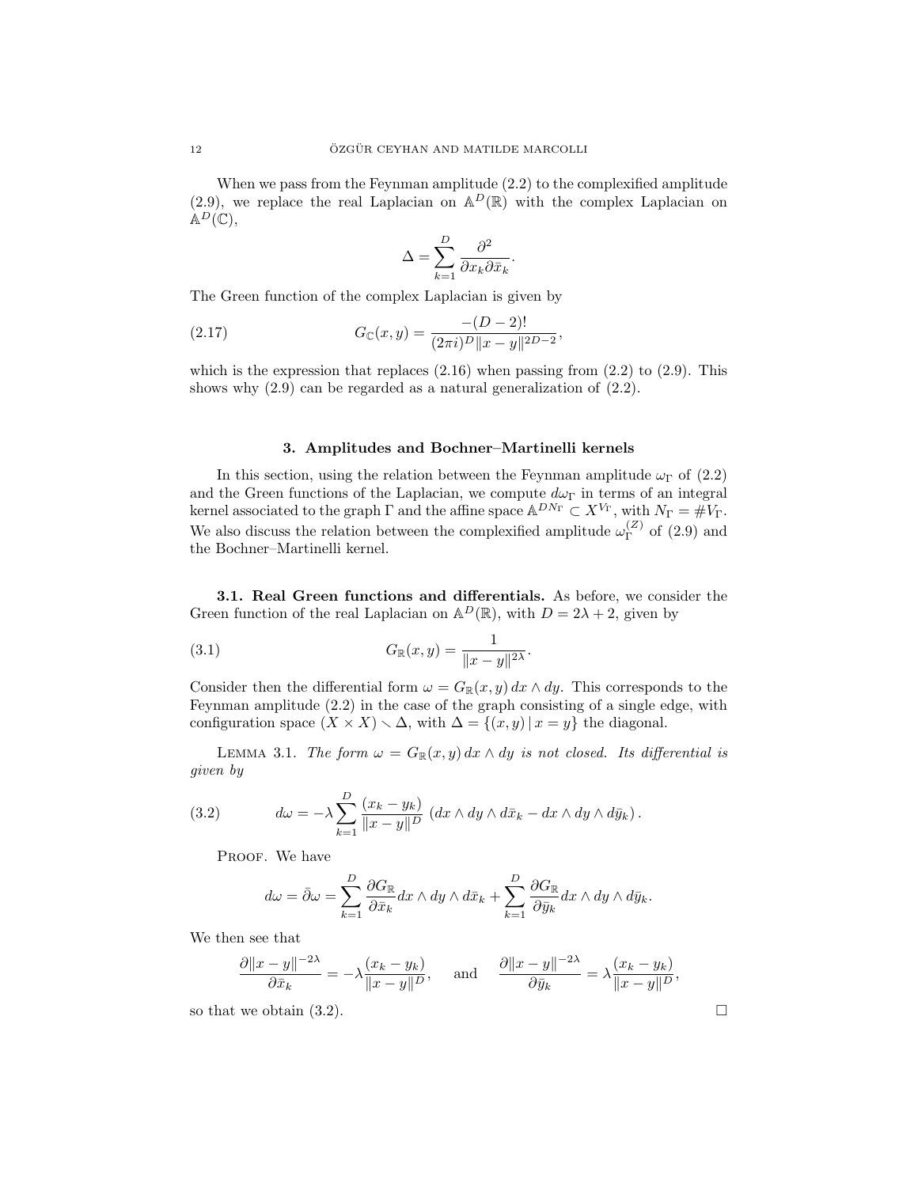When we pass from the Feynman amplitude (2.2) to the complexified amplitude (2.9), we replace the real Laplacian on $\mathbb{A}^D(\mathbb{R})$ with the complex Laplacian on $\mathbb{A}^D(\mathbb{C})$,

$$\Delta = \sum_{k=1}^{D} \frac{\partial^2}{\partial x_k \partial \bar{x}_k}.$$

The Green function of the complex Laplacian is given by

$$G_{\mathbb{C}}(x,y) = \frac{-(D-2)!}{(2\pi i)^D \|x-y\|^{2D-2}}, \tag{2.17}$$

which is the expression that replaces (2.16) when passing from (2.2) to (2.9). This shows why (2.9) can be regarded as a natural generalization of (2.2).

## 3. Amplitudes and Bochner–Martinelli kernels

In this section, using the relation between the Feynman amplitude $\omega_\Gamma$ of (2.2) and the Green functions of the Laplacian, we compute $d\omega_\Gamma$ in terms of an integral kernel associated to the graph $\Gamma$ and the affine space $\mathbb{A}^{DN_\Gamma} \subset X^{V_\Gamma}$, with $N_\Gamma = \# V_\Gamma$. We also discuss the relation between the complexified amplitude $\omega_\Gamma^{(Z)}$ of (2.9) and the Bochner–Martinelli kernel.

### 3.1. Real Green functions and differentials.

As before, we consider the Green function of the real Laplacian on $\mathbb{A}^D(\mathbb{R})$, with $D = 2\lambda + 2$, given by

$$G_{\mathbb{R}}(x,y) = \frac{1}{\|x-y\|^{2\lambda}}. \tag{3.1}$$

Consider then the differential form $\omega = G_{\mathbb{R}}(x,y)\, dx \wedge dy$. This corresponds to the Feynman amplitude (2.2) in the case of the graph consisting of a single edge, with configuration space $(X \times X) \smallsetminus \Delta$, with $\Delta = \{(x,y) \,|\, x = y\}$ the diagonal.

LEMMA 3.1. *The form $\omega = G_{\mathbb{R}}(x,y)\, dx \wedge dy$ is not closed. Its differential is given by*

$$d\omega = -\lambda \sum_{k=1}^{D} \frac{(x_k - y_k)}{\|x-y\|^D} \left( dx \wedge dy \wedge d\bar{x}_k - dx \wedge dy \wedge d\bar{y}_k \right). \tag{3.2}$$

PROOF. We have

$$d\omega = \bar{\partial}\omega = \sum_{k=1}^{D} \frac{\partial G_{\mathbb{R}}}{\partial \bar{x}_k} dx \wedge dy \wedge d\bar{x}_k + \sum_{k=1}^{D} \frac{\partial G_{\mathbb{R}}}{\partial \bar{y}_k} dx \wedge dy \wedge d\bar{y}_k.$$

We then see that

$$\frac{\partial \|x-y\|^{-2\lambda}}{\partial \bar{x}_k} = -\lambda \frac{(x_k - y_k)}{\|x-y\|^D}, \quad \text{and} \quad \frac{\partial \|x-y\|^{-2\lambda}}{\partial \bar{y}_k} = \lambda \frac{(x_k - y_k)}{\|x-y\|^D},$$

so that we obtain (3.2). $\square$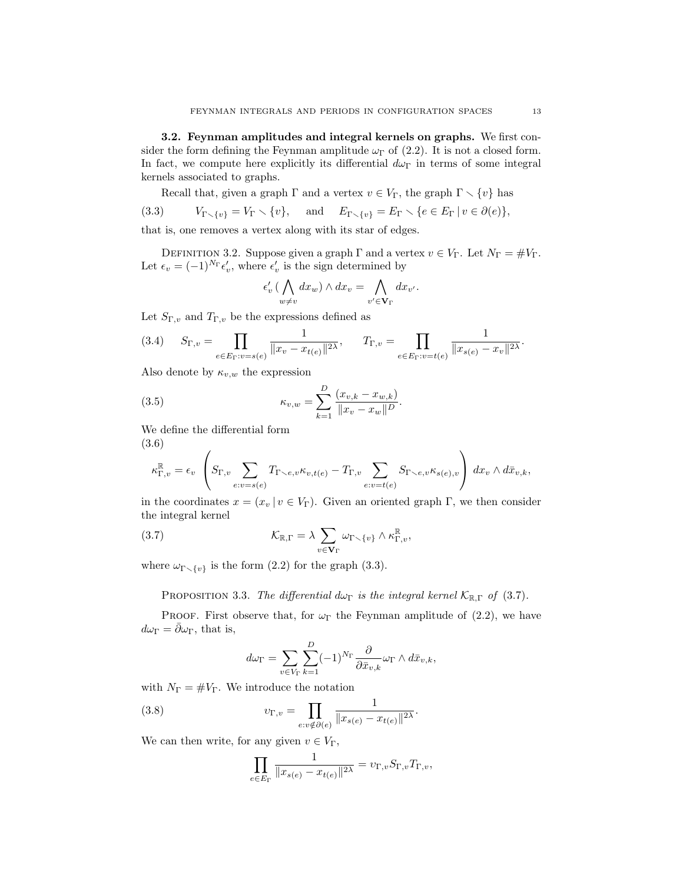**3.2. Feynman amplitudes and integral kernels on graphs.** We first consider the form defining the Feynman amplitude $\omega_\Gamma$ of (2.2). It is not a closed form. In fact, we compute here explicitly its differential $d\omega_\Gamma$ in terms of some integral kernels associated to graphs.

Recall that, given a graph $\Gamma$ and a vertex $v \in V_\Gamma$, the graph $\Gamma \smallsetminus \{v\}$ has

$$V_{\Gamma \smallsetminus \{v\}} = V_\Gamma \smallsetminus \{v\}, \quad \text{and} \quad E_{\Gamma \smallsetminus \{v\}} = E_\Gamma \smallsetminus \{e \in E_\Gamma \,|\, v \in \partial(e)\}, \tag{3.3}$$

that is, one removes a vertex along with its star of edges.

Definition 3.2. Suppose given a graph $\Gamma$ and a vertex $v \in V_\Gamma$. Let $N_\Gamma = \# V_\Gamma$. Let $\epsilon_v = (-1)^{N_\Gamma} \epsilon'_v$, where $\epsilon'_v$ is the sign determined by

$$\epsilon'_v \, (\bigwedge_{w \neq v} dx_w) \wedge dx_v = \bigwedge_{v' \in \mathbf{V}_\Gamma} dx_{v'}.$$

Let $S_{\Gamma,v}$ and $T_{\Gamma,v}$ be the expressions defined as

$$S_{\Gamma,v} = \prod_{e \in E_\Gamma : v = s(e)} \frac{1}{\|x_v - x_{t(e)}\|^{2\lambda}}, \qquad T_{\Gamma,v} = \prod_{e \in E_\Gamma : v = t(e)} \frac{1}{\|x_{s(e)} - x_v\|^{2\lambda}}. \tag{3.4}$$

Also denote by $\kappa_{v,w}$ the expression

$$\kappa_{v,w} = \sum_{k=1}^{D} \frac{(x_{v,k} - x_{w,k})}{\|x_v - x_w\|^D}. \tag{3.5}$$

We define the differential form

$$\kappa^{\mathbb{R}}_{\Gamma,v} = \epsilon_v \left( S_{\Gamma,v} \sum_{e : v = s(e)} T_{\Gamma \smallsetminus e, v} \kappa_{v,t(e)} - T_{\Gamma,v} \sum_{e : v = t(e)} S_{\Gamma \smallsetminus e, v} \kappa_{s(e),v} \right) dx_v \wedge d\bar{x}_{v,k}, \tag{3.6}$$

in the coordinates $x = (x_v \,|\, v \in V_\Gamma)$. Given an oriented graph $\Gamma$, we then consider the integral kernel

$$\mathcal{K}_{\mathbb{R},\Gamma} = \lambda \sum_{v \in \mathbf{V}_\Gamma} \omega_{\Gamma \smallsetminus \{v\}} \wedge \kappa^{\mathbb{R}}_{\Gamma,v}, \tag{3.7}$$

where $\omega_{\Gamma \smallsetminus \{v\}}$ is the form (2.2) for the graph (3.3).

Proposition 3.3. *The differential $d\omega_\Gamma$ is the integral kernel $\mathcal{K}_{\mathbb{R},\Gamma}$ of (3.7).*

Proof. First observe that, for $\omega_\Gamma$ the Feynman amplitude of (2.2), we have $d\omega_\Gamma = \bar{\partial}\omega_\Gamma$, that is,

$$d\omega_\Gamma = \sum_{v \in V_\Gamma} \sum_{k=1}^{D} (-1)^{N_\Gamma} \frac{\partial}{\partial \bar{x}_{v,k}} \omega_\Gamma \wedge d\bar{x}_{v,k},$$

with $N_\Gamma = \# V_\Gamma$. We introduce the notation

$$\upsilon_{\Gamma,v} = \prod_{e : v \notin \partial(e)} \frac{1}{\|x_{s(e)} - x_{t(e)}\|^{2\lambda}}. \tag{3.8}$$

We can then write, for any given $v \in V_\Gamma$,

$$\prod_{e \in E_\Gamma} \frac{1}{\|x_{s(e)} - x_{t(e)}\|^{2\lambda}} = \upsilon_{\Gamma,v} S_{\Gamma,v} T_{\Gamma,v},$$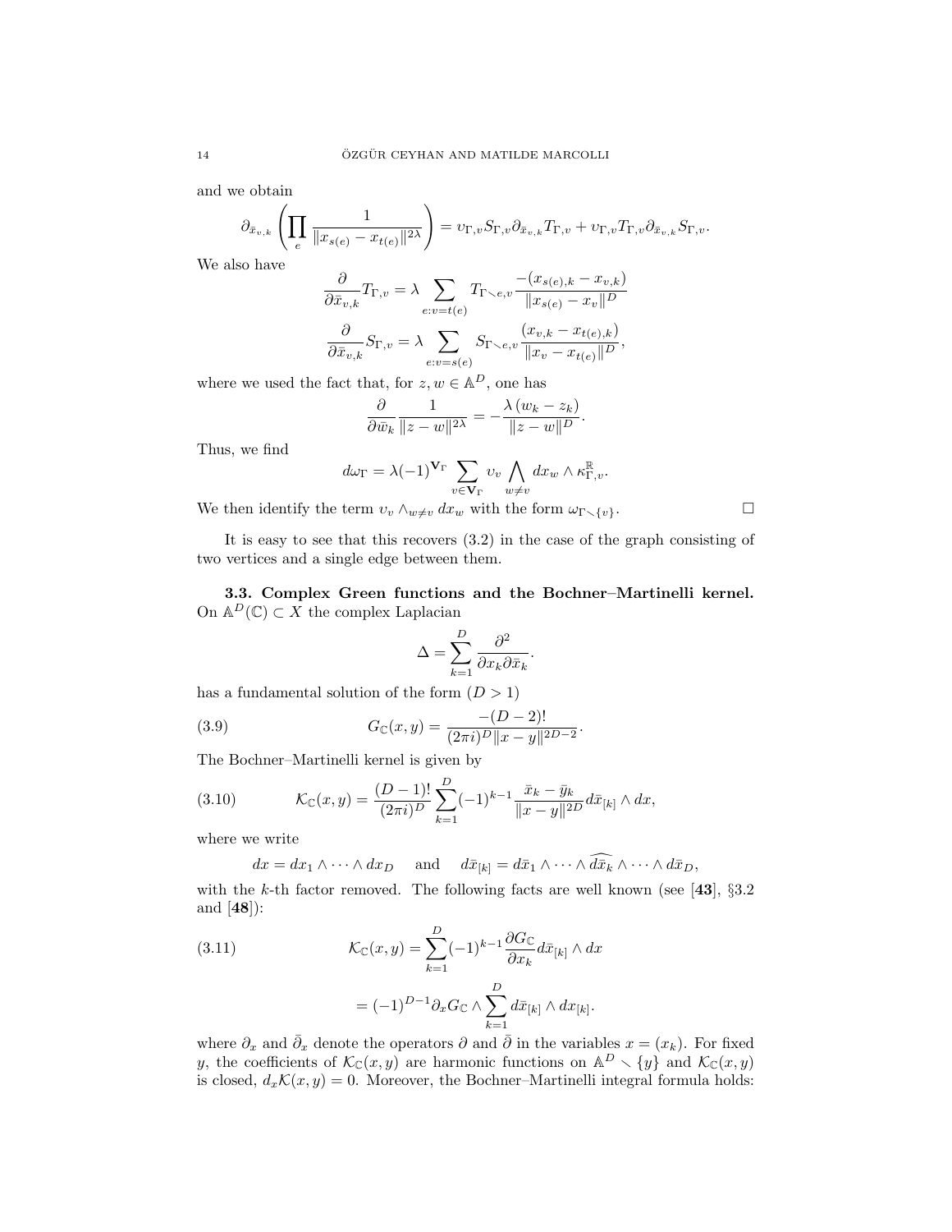and we obtain

$$\partial_{\bar{x}_{v,k}} \left( \prod_e \frac{1}{\|x_{s(e)} - x_{t(e)}\|^{2\lambda}} \right) = \upsilon_{\Gamma,v} S_{\Gamma,v} \partial_{\bar{x}_{v,k}} T_{\Gamma,v} + \upsilon_{\Gamma,v} T_{\Gamma,v} \partial_{\bar{x}_{v,k}} S_{\Gamma,v}.$$

We also have

$$\frac{\partial}{\partial \bar{x}_{v,k}} T_{\Gamma,v} = \lambda \sum_{e: v=t(e)} T_{\Gamma \smallsetminus e, v} \frac{-(x_{s(e),k} - x_{v,k})}{\|x_{s(e)} - x_v\|^D}$$

$$\frac{\partial}{\partial \bar{x}_{v,k}} S_{\Gamma,v} = \lambda \sum_{e: v=s(e)} S_{\Gamma \smallsetminus e, v} \frac{(x_{v,k} - x_{t(e),k})}{\|x_v - x_{t(e)}\|^D},$$

where we used the fact that, for $z, w \in \mathbb{A}^D$, one has

$$\frac{\partial}{\partial \bar{w}_k} \frac{1}{\|z-w\|^{2\lambda}} = -\frac{\lambda\,(w_k - z_k)}{\|z-w\|^D}.$$

Thus, we find

$$d\omega_\Gamma = \lambda (-1)^{\mathbf{V}_\Gamma} \sum_{v \in \mathbf{V}_\Gamma} \upsilon_v \bigwedge_{w \neq v} dx_w \wedge \kappa^{\mathbb{R}}_{\Gamma,v}.$$

We then identify the term $\upsilon_v \wedge_{w\neq v} dx_w$ with the form $\omega_{\Gamma \smallsetminus \{v\}}$. □

It is easy to see that this recovers (3.2) in the case of the graph consisting of two vertices and a single edge between them.

**3.3. Complex Green functions and the Bochner–Martinelli kernel.** On $\mathbb{A}^D(\mathbb{C}) \subset X$ the complex Laplacian

$$\Delta = \sum_{k=1}^D \frac{\partial^2}{\partial x_k \partial \bar{x}_k}.$$

has a fundamental solution of the form $(D > 1)$

$$G_{\mathbb{C}}(x,y) = \frac{-(D-2)!}{(2\pi i)^D \|x-y\|^{2D-2}}. \tag{3.9}$$

The Bochner–Martinelli kernel is given by

$$\mathcal{K}_{\mathbb{C}}(x,y) = \frac{(D-1)!}{(2\pi i)^D} \sum_{k=1}^D (-1)^{k-1} \frac{\bar{x}_k - \bar{y}_k}{\|x-y\|^{2D}} d\bar{x}_{[k]} \wedge dx, \tag{3.10}$$

where we write

$$dx = dx_1 \wedge \cdots \wedge dx_D \quad \text{ and } \quad d\bar{x}_{[k]} = d\bar{x}_1 \wedge \cdots \wedge \widehat{d\bar{x}_k} \wedge \cdots \wedge d\bar{x}_D,$$

with the $k$-th factor removed. The following facts are well known (see [**43**], §3.2 and [**48**]):

$$\mathcal{K}_{\mathbb{C}}(x,y) = \sum_{k=1}^D (-1)^{k-1} \frac{\partial G_{\mathbb{C}}}{\partial x_k} d\bar{x}_{[k]} \wedge dx \tag{3.11}$$

$$= (-1)^{D-1} \partial_x G_{\mathbb{C}} \wedge \sum_{k=1}^D d\bar{x}_{[k]} \wedge dx_{[k]}.$$

where $\partial_x$ and $\bar{\partial}_x$ denote the operators $\partial$ and $\bar{\partial}$ in the variables $x = (x_k)$. For fixed $y$, the coefficients of $\mathcal{K}_{\mathbb{C}}(x,y)$ are harmonic functions on $\mathbb{A}^D \smallsetminus \{y\}$ and $\mathcal{K}_{\mathbb{C}}(x,y)$ is closed, $d_x \mathcal{K}(x,y) = 0$. Moreover, the Bochner–Martinelli integral formula holds: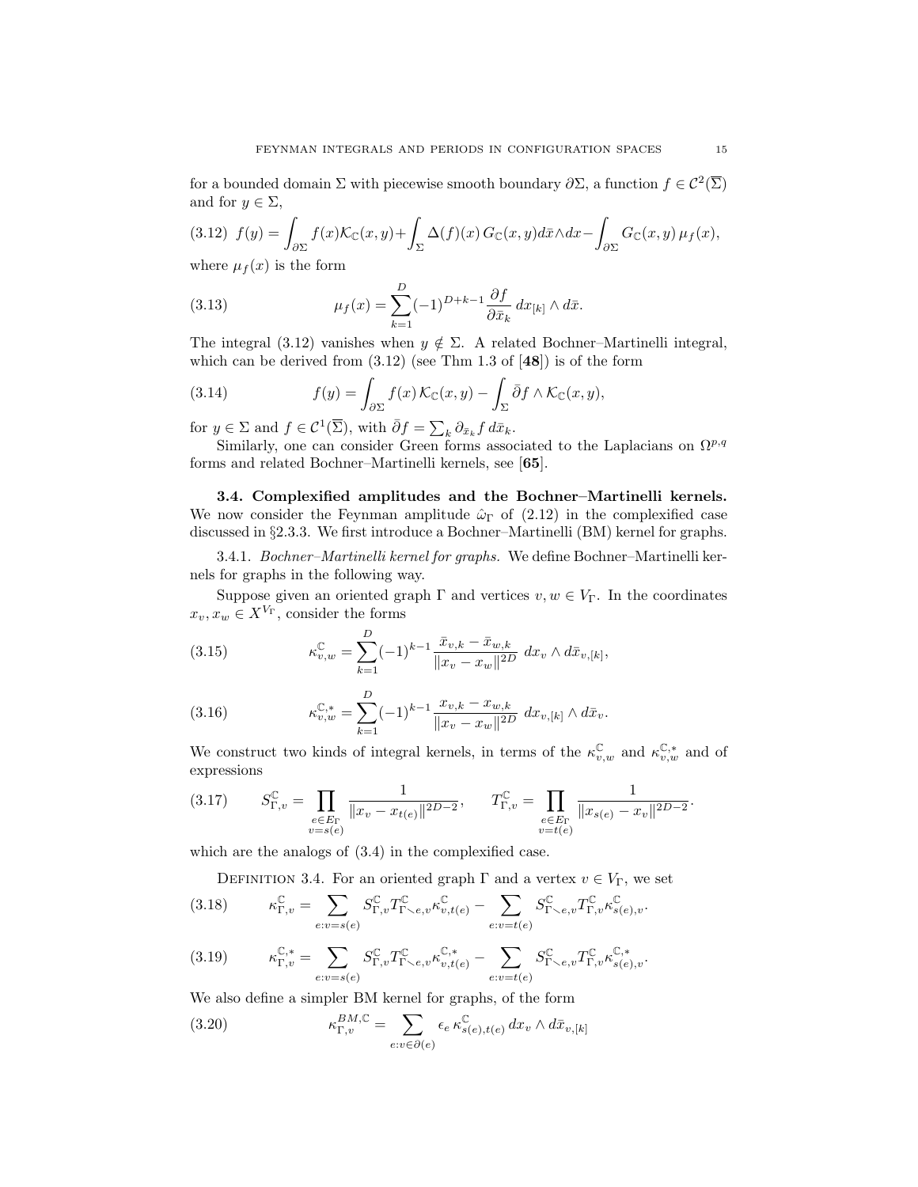for a bounded domain $\Sigma$ with piecewise smooth boundary $\partial\Sigma$, a function $f \in \mathcal{C}^2(\overline{\Sigma})$ and for $y \in \Sigma$,

$$
(3.12)\quad f(y) = \int_{\partial\Sigma} f(x)\mathcal{K}_{\mathbb{C}}(x,y) + \int_{\Sigma} \Delta(f)(x)\, G_{\mathbb{C}}(x,y) d\bar{x}\wedge dx - \int_{\partial\Sigma} G_{\mathbb{C}}(x,y)\, \mu_f(x),
$$

where $\mu_f(x)$ is the form

$$
(3.13)\qquad \mu_f(x) = \sum_{k=1}^{D} (-1)^{D+k-1} \frac{\partial f}{\partial \bar{x}_k}\, dx_{[k]} \wedge d\bar{x}.
$$

The integral (3.12) vanishes when $y \notin \Sigma$. A related Bochner–Martinelli integral, which can be derived from (3.12) (see Thm 1.3 of [**48**]) is of the form

$$
(3.14)\qquad f(y) = \int_{\partial\Sigma} f(x)\, \mathcal{K}_{\mathbb{C}}(x,y) - \int_{\Sigma} \bar{\partial} f \wedge \mathcal{K}_{\mathbb{C}}(x,y),
$$

for $y \in \Sigma$ and $f \in \mathcal{C}^1(\overline{\Sigma})$, with $\bar{\partial} f = \sum_k \partial_{\bar{x}_k} f\, d\bar{x}_k$.

Similarly, one can consider Green forms associated to the Laplacians on $\Omega^{p,q}$ forms and related Bochner–Martinelli kernels, see [**65**].

**3.4. Complexified amplitudes and the Bochner–Martinelli kernels.** We now consider the Feynman amplitude $\hat{\omega}_\Gamma$ of (2.12) in the complexified case discussed in §2.3.3. We first introduce a Bochner–Martinelli (BM) kernel for graphs.

3.4.1. *Bochner–Martinelli kernel for graphs.* We define Bochner–Martinelli kernels for graphs in the following way.

Suppose given an oriented graph $\Gamma$ and vertices $v, w \in V_\Gamma$. In the coordinates $x_v, x_w \in X^{V_\Gamma}$, consider the forms

$$
(3.15)\qquad \kappa^{\mathbb{C}}_{v,w} = \sum_{k=1}^{D} (-1)^{k-1} \frac{\bar{x}_{v,k} - \bar{x}_{w,k}}{\|x_v - x_w\|^{2D}}\; dx_v \wedge d\bar{x}_{v,[k]},
$$

$$
(3.16)\qquad \kappa^{\mathbb{C},*}_{v,w} = \sum_{k=1}^{D} (-1)^{k-1} \frac{x_{v,k} - x_{w,k}}{\|x_v - x_w\|^{2D}}\; dx_{v,[k]} \wedge d\bar{x}_v.
$$

We construct two kinds of integral kernels, in terms of the $\kappa^{\mathbb{C}}_{v,w}$ and $\kappa^{\mathbb{C},*}_{v,w}$ and of expressions

$$
(3.17)\qquad S^{\mathbb{C}}_{\Gamma,v} = \prod_{\substack{e \in E_\Gamma \\ v = s(e)}} \frac{1}{\|x_v - x_{t(e)}\|^{2D-2}}, \qquad T^{\mathbb{C}}_{\Gamma,v} = \prod_{\substack{e \in E_\Gamma \\ v = t(e)}} \frac{1}{\|x_{s(e)} - x_v\|^{2D-2}}.
$$

which are the analogs of (3.4) in the complexified case.

Definition 3.4. For an oriented graph $\Gamma$ and a vertex $v \in V_\Gamma$, we set

$$
(3.18)\qquad \kappa^{\mathbb{C}}_{\Gamma,v} = \sum_{e : v = s(e)} S^{\mathbb{C}}_{\Gamma,v} T^{\mathbb{C}}_{\Gamma \smallsetminus e, v} \kappa^{\mathbb{C}}_{v,t(e)} - \sum_{e : v = t(e)} S^{\mathbb{C}}_{\Gamma \smallsetminus e, v} T^{\mathbb{C}}_{\Gamma,v} \kappa^{\mathbb{C}}_{s(e),v}.
$$

$$
(3.19)\qquad \kappa^{\mathbb{C},*}_{\Gamma,v} = \sum_{e : v = s(e)} S^{\mathbb{C}}_{\Gamma,v} T^{\mathbb{C}}_{\Gamma \smallsetminus e, v} \kappa^{\mathbb{C},*}_{v,t(e)} - \sum_{e : v = t(e)} S^{\mathbb{C}}_{\Gamma \smallsetminus e, v} T^{\mathbb{C}}_{\Gamma,v} \kappa^{\mathbb{C},*}_{s(e),v}.
$$

We also define a simpler BM kernel for graphs, of the form

$$
(3.20)\qquad \kappa^{BM,\mathbb{C}}_{\Gamma,v} = \sum_{e : v \in \partial(e)} \epsilon_e\, \kappa^{\mathbb{C}}_{s(e),t(e)}\, dx_v \wedge d\bar{x}_{v,[k]}
$$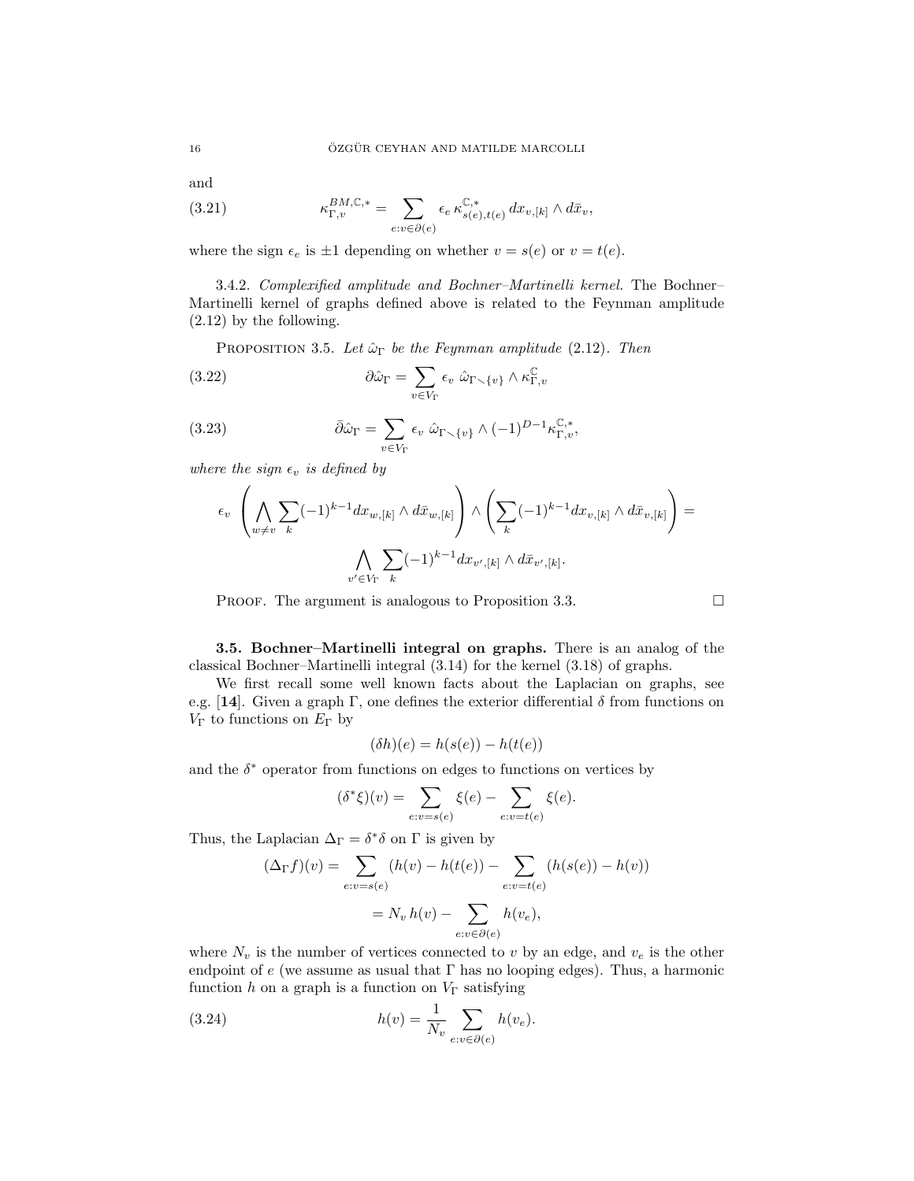and

$$\kappa^{BM,\mathbb{C},*}_{\Gamma,v} = \sum_{e:v\in\partial(e)} \epsilon_e \, \kappa^{\mathbb{C},*}_{s(e),t(e)} \, dx_{v,[k]} \wedge d\bar{x}_v, \tag{3.21}$$

where the sign $\epsilon_e$ is $\pm 1$ depending on whether $v = s(e)$ or $v = t(e)$.

3.4.2. *Complexified amplitude and Bochner–Martinelli kernel.* The Bochner–Martinelli kernel of graphs defined above is related to the Feynman amplitude (2.12) by the following.

**Proposition 3.5.** *Let $\hat{\omega}_\Gamma$ be the Feynman amplitude* (2.12)*. Then*

$$\partial \hat{\omega}_\Gamma = \sum_{v\in V_\Gamma} \epsilon_v \; \hat{\omega}_{\Gamma\smallsetminus\{v\}} \wedge \kappa^{\mathbb{C}}_{\Gamma,v} \tag{3.22}$$

$$\bar{\partial} \hat{\omega}_\Gamma = \sum_{v\in V_\Gamma} \epsilon_v \; \hat{\omega}_{\Gamma\smallsetminus\{v\}} \wedge (-1)^{D-1} \kappa^{\mathbb{C},*}_{\Gamma,v}, \tag{3.23}$$

*where the sign $\epsilon_v$ is defined by*

$$\epsilon_v \left( \bigwedge_{w\neq v} \sum_k (-1)^{k-1} dx_{w,[k]} \wedge d\bar{x}_{w,[k]} \right) \wedge \left( \sum_k (-1)^{k-1} dx_{v,[k]} \wedge d\bar{x}_{v,[k]} \right) =$$

$$\bigwedge_{v'\in V_\Gamma} \sum_k (-1)^{k-1} dx_{v',[k]} \wedge d\bar{x}_{v',[k]}.$$

Proof. The argument is analogous to Proposition 3.3. $\square$

**3.5. Bochner–Martinelli integral on graphs.** There is an analog of the classical Bochner–Martinelli integral (3.14) for the kernel (3.18) of graphs.

We first recall some well known facts about the Laplacian on graphs, see e.g. [**14**]. Given a graph $\Gamma$, one defines the exterior differential $\delta$ from functions on $V_\Gamma$ to functions on $E_\Gamma$ by

$$(\delta h)(e) = h(s(e)) - h(t(e))$$

and the $\delta^*$ operator from functions on edges to functions on vertices by

$$(\delta^* \xi)(v) = \sum_{e:v=s(e)} \xi(e) - \sum_{e:v=t(e)} \xi(e).$$

Thus, the Laplacian $\Delta_\Gamma = \delta^* \delta$ on $\Gamma$ is given by

$$(\Delta_\Gamma f)(v) = \sum_{e:v=s(e)} (h(v) - h(t(e))) - \sum_{e:v=t(e)} (h(s(e)) - h(v))$$

$$= N_v \, h(v) - \sum_{e:v\in\partial(e)} h(v_e),$$

where $N_v$ is the number of vertices connected to $v$ by an edge, and $v_e$ is the other endpoint of $e$ (we assume as usual that $\Gamma$ has no looping edges). Thus, a harmonic function $h$ on a graph is a function on $V_\Gamma$ satisfying

$$h(v) = \frac{1}{N_v} \sum_{e:v\in\partial(e)} h(v_e). \tag{3.24}$$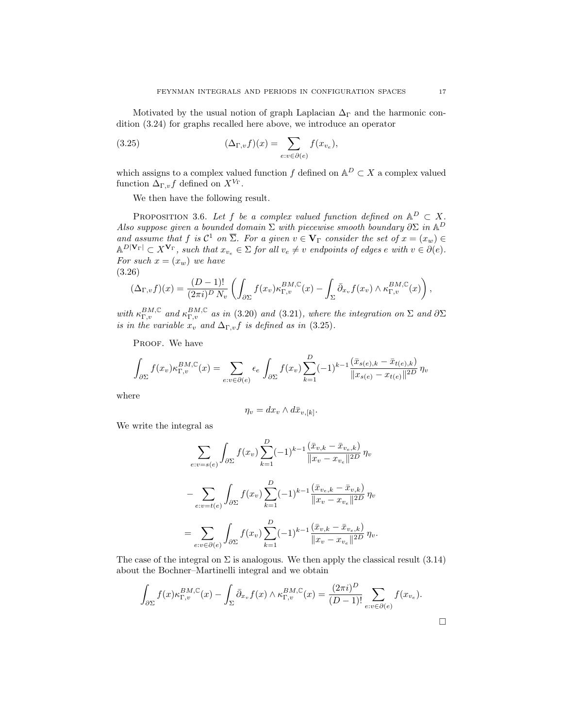Motivated by the usual notion of graph Laplacian $\Delta_\Gamma$ and the harmonic condition (3.24) for graphs recalled here above, we introduce an operator

$$(\Delta_{\Gamma,v} f)(x) = \sum_{e : v \in \partial(e)} f(x_{v_e}), \tag{3.25}$$

which assigns to a complex valued function $f$ defined on $\mathbb{A}^D \subset X$ a complex valued function $\Delta_{\Gamma,v} f$ defined on $X^{V_\Gamma}$.

We then have the following result.

**Proposition 3.6.** *Let $f$ be a complex valued function defined on $\mathbb{A}^D \subset X$. Also suppose given a bounded domain $\Sigma$ with piecewise smooth boundary $\partial\Sigma$ in $\mathbb{A}^D$ and assume that $f$ is $\mathcal{C}^1$ on $\overline{\Sigma}$. For a given $v \in \mathbf{V}_\Gamma$ consider the set of $x = (x_w) \in \mathbb{A}^{D|\mathbf{V}_\Gamma|} \subset X^{\mathbf{V}_\Gamma}$, such that $x_{v_e} \in \Sigma$ for all $v_e \neq v$ endpoints of edges $e$ with $v \in \partial(e)$. For such $x = (x_w)$ we have*

$$(\Delta_{\Gamma,v} f)(x) = \frac{(D-1)!}{(2\pi i)^D\, N_v} \left( \int_{\partial\Sigma} f(x_v) \kappa^{BM,\mathbb{C}}_{\Gamma,v}(x) - \int_\Sigma \bar\partial_{x_v} f(x_v) \wedge \kappa^{BM,\mathbb{C}}_{\Gamma,v}(x) \right), \tag{3.26}$$

*with $\kappa^{BM,\mathbb{C}}_{\Gamma,v}$ and $\kappa^{BM,\mathbb{C}}_{\Gamma,v}$ as in (3.20) and (3.21), where the integration on $\Sigma$ and $\partial\Sigma$ is in the variable $x_v$ and $\Delta_{\Gamma,v} f$ is defined as in (3.25).*

Proof. We have

$$\int_{\partial\Sigma} f(x_v) \kappa^{BM,\mathbb{C}}_{\Gamma,v}(x) = \sum_{e : v \in \partial(e)} \epsilon_e \int_{\partial\Sigma} f(x_v) \sum_{k=1}^D (-1)^{k-1} \frac{(\bar x_{s(e),k} - \bar x_{t(e),k})}{\|x_{s(e)} - x_{t(e)}\|^{2D}}\, \eta_v$$

where

$$\eta_v = dx_v \wedge d\bar x_{v,[k]}.$$

We write the integral as

$$\sum_{e : v = s(e)} \int_{\partial\Sigma} f(x_v) \sum_{k=1}^D (-1)^{k-1} \frac{(\bar x_{v,k} - \bar x_{v_e,k})}{\|x_v - x_{v_e}\|^{2D}}\, \eta_v$$

$$- \sum_{e : v = t(e)} \int_{\partial\Sigma} f(x_v) \sum_{k=1}^D (-1)^{k-1} \frac{(\bar x_{v_e,k} - \bar x_{v,k})}{\|x_v - x_{v_e}\|^{2D}}\, \eta_v$$

$$= \sum_{e : v \in \partial(e)} \int_{\partial\Sigma} f(x_v) \sum_{k=1}^D (-1)^{k-1} \frac{(\bar x_{v,k} - \bar x_{v_e,k})}{\|x_v - x_{v_e}\|^{2D}}\, \eta_v.$$

The case of the integral on $\Sigma$ is analogous. We then apply the classical result (3.14) about the Bochner–Martinelli integral and we obtain

$$\int_{\partial\Sigma} f(x) \kappa^{BM,\mathbb{C}}_{\Gamma,v}(x) - \int_\Sigma \bar\partial_{x_v} f(x) \wedge \kappa^{BM,\mathbb{C}}_{\Gamma,v}(x) = \frac{(2\pi i)^D}{(D-1)!} \sum_{e : v \in \partial(e)} f(x_{v_e}).$$

$\square$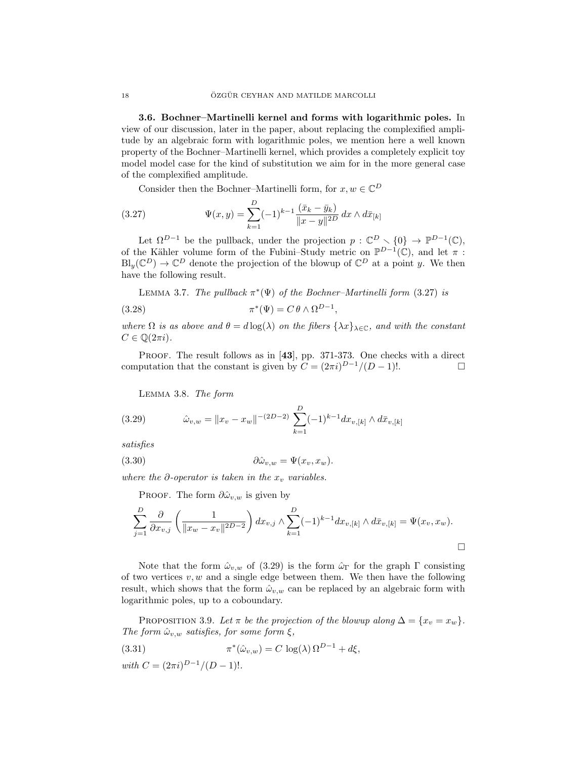**3.6. Bochner–Martinelli kernel and forms with logarithmic poles.** In view of our discussion, later in the paper, about replacing the complexified amplitude by an algebraic form with logarithmic poles, we mention here a well known property of the Bochner–Martinelli kernel, which provides a completely explicit toy model model case for the kind of substitution we aim for in the more general case of the complexified amplitude.

Consider then the Bochner–Martinelli form, for $x, w \in \mathbb{C}^D$

$$\Psi(x,y) = \sum_{k=1}^{D} (-1)^{k-1} \frac{(\bar{x}_k - \bar{y}_k)}{\|x-y\|^{2D}} \, dx \wedge d\bar{x}_{[k]} \tag{3.27}$$

Let $\Omega^{D-1}$ be the pullback, under the projection $p : \mathbb{C}^D \smallsetminus \{0\} \to \mathbb{P}^{D-1}(\mathbb{C})$, of the Kähler volume form of the Fubini–Study metric on $\mathbb{P}^{D-1}(\mathbb{C})$, and let $\pi : \mathrm{Bl}_y(\mathbb{C}^D) \to \mathbb{C}^D$ denote the projection of the blowup of $\mathbb{C}^D$ at a point $y$. We then have the following result.

Lemma 3.7. *The pullback $\pi^*(\Psi)$ of the Bochner–Martinelli form (3.27) is*

$$\pi^*(\Psi) = C\, \theta \wedge \Omega^{D-1}, \tag{3.28}$$

*where $\Omega$ is as above and $\theta = d\log(\lambda)$ on the fibers $\{\lambda x\}_{\lambda \in \mathbb{C}}$, and with the constant $C \in \mathbb{Q}(2\pi i)$.*

Proof. The result follows as in [**43**], pp. 371-373. One checks with a direct computation that the constant is given by $C = (2\pi i)^{D-1}/(D-1)!$. $\square$

Lemma 3.8. *The form*

$$\hat{\omega}_{v,w} = \|x_v - x_w\|^{-(2D-2)} \sum_{k=1}^{D} (-1)^{k-1} dx_{v,[k]} \wedge d\bar{x}_{v,[k]} \tag{3.29}$$

*satisfies*

$$\partial \hat{\omega}_{v,w} = \Psi(x_v, x_w). \tag{3.30}$$

*where the $\partial$-operator is taken in the $x_v$ variables.*

Proof. The form $\partial \hat{\omega}_{v,w}$ is given by

$$\sum_{j=1}^{D} \frac{\partial}{\partial x_{v,j}} \left( \frac{1}{\|x_w - x_v\|^{2D-2}} \right) dx_{v,j} \wedge \sum_{k=1}^{D} (-1)^{k-1} dx_{v,[k]} \wedge d\bar{x}_{v,[k]} = \Psi(x_v, x_w).$$

$\square$

Note that the form $\hat{\omega}_{v,w}$ of (3.29) is the form $\hat{\omega}_\Gamma$ for the graph $\Gamma$ consisting of two vertices $v, w$ and a single edge between them. We then have the following result, which shows that the form $\hat{\omega}_{v,w}$ can be replaced by an algebraic form with logarithmic poles, up to a coboundary.

Proposition 3.9. *Let $\pi$ be the projection of the blowup along $\Delta = \{x_v = x_w\}$. The form $\hat{\omega}_{v,w}$ satisfies, for some form $\xi$,*

$$\pi^*(\hat{\omega}_{v,w}) = C\, \log(\lambda)\, \Omega^{D-1} + d\xi, \tag{3.31}$$

*with $C = (2\pi i)^{D-1}/(D-1)!$.*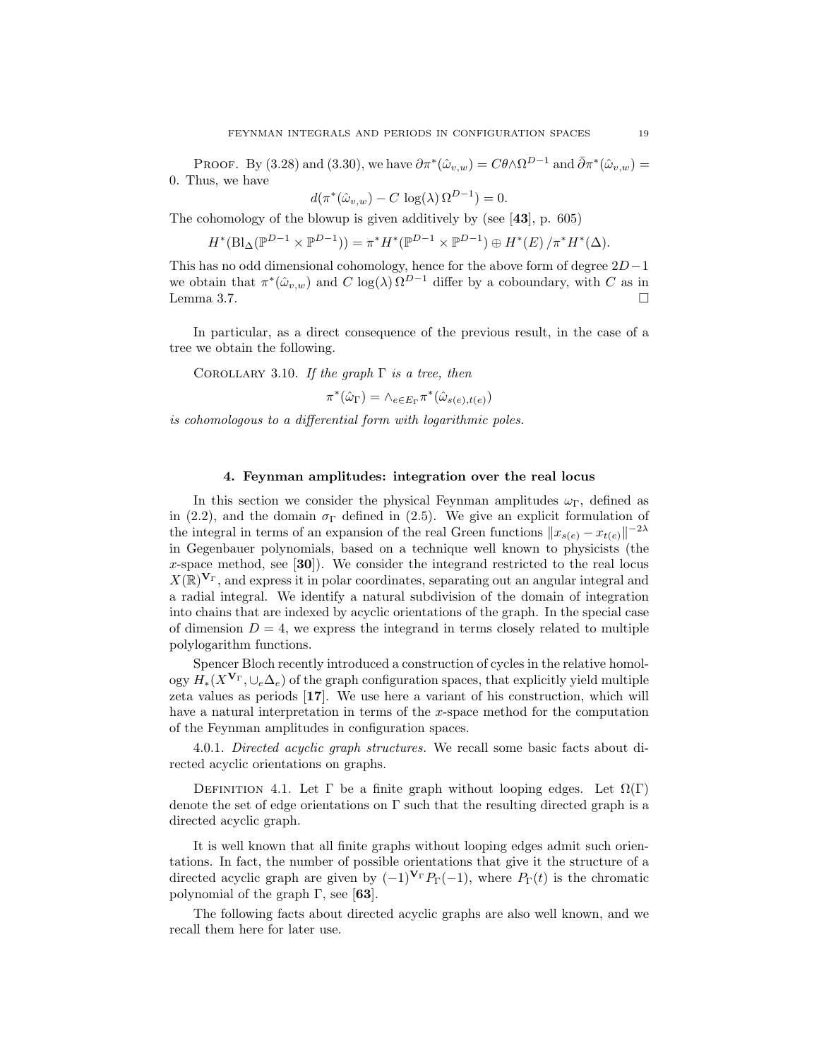PROOF. By (3.28) and (3.30), we have $\partial \pi^*(\hat{\omega}_{v,w}) = C\theta \wedge \Omega^{D-1}$ and $\bar{\partial}\pi^*(\hat{\omega}_{v,w}) = 0$. Thus, we have

$$d(\pi^*(\hat{\omega}_{v,w}) - C\,\log(\lambda)\,\Omega^{D-1}) = 0.$$

The cohomology of the blowup is given additively by (see [**43**], p. 605)

$$H^*(\mathrm{Bl}_\Delta(\mathbb{P}^{D-1}\times\mathbb{P}^{D-1})) = \pi^* H^*(\mathbb{P}^{D-1}\times\mathbb{P}^{D-1}) \oplus H^*(E)\,/\pi^*H^*(\Delta).$$

This has no odd dimensional cohomology, hence for the above form of degree $2D-1$ we obtain that $\pi^*(\hat{\omega}_{v,w})$ and $C\,\log(\lambda)\,\Omega^{D-1}$ differ by a coboundary, with $C$ as in Lemma 3.7. $\square$

In particular, as a direct consequence of the previous result, in the case of a tree we obtain the following.

COROLLARY 3.10. *If the graph $\Gamma$ is a tree, then*

$$\pi^*(\hat{\omega}_\Gamma) = \wedge_{e\in E_\Gamma}\pi^*(\hat{\omega}_{s(e),t(e)})$$

*is cohomologous to a differential form with logarithmic poles.*

## 4. Feynman amplitudes: integration over the real locus

In this section we consider the physical Feynman amplitudes $\omega_\Gamma$, defined as in (2.2), and the domain $\sigma_\Gamma$ defined in (2.5). We give an explicit formulation of the integral in terms of an expansion of the real Green functions $\|x_{s(e)} - x_{t(e)}\|^{-2\lambda}$ in Gegenbauer polynomials, based on a technique well known to physicists (the $x$-space method, see [**30**]). We consider the integrand restricted to the real locus $X(\mathbb{R})^{\mathbf{V}_\Gamma}$, and express it in polar coordinates, separating out an angular integral and a radial integral. We identify a natural subdivision of the domain of integration into chains that are indexed by acyclic orientations of the graph. In the special case of dimension $D = 4$, we express the integrand in terms closely related to multiple polylogarithm functions.

Spencer Bloch recently introduced a construction of cycles in the relative homology $H_*(X^{\mathbf{V}_\Gamma}, \cup_e \Delta_e)$ of the graph configuration spaces, that explicitly yield multiple zeta values as periods [**17**]. We use here a variant of his construction, which will have a natural interpretation in terms of the $x$-space method for the computation of the Feynman amplitudes in configuration spaces.

4.0.1. *Directed acyclic graph structures.* We recall some basic facts about directed acyclic orientations on graphs.

DEFINITION 4.1. Let $\Gamma$ be a finite graph without looping edges. Let $\Omega(\Gamma)$ denote the set of edge orientations on $\Gamma$ such that the resulting directed graph is a directed acyclic graph.

It is well known that all finite graphs without looping edges admit such orientations. In fact, the number of possible orientations that give it the structure of a directed acyclic graph are given by $(-1)^{\mathbf{V}_\Gamma} P_\Gamma(-1)$, where $P_\Gamma(t)$ is the chromatic polynomial of the graph $\Gamma$, see [**63**].

The following facts about directed acyclic graphs are also well known, and we recall them here for later use.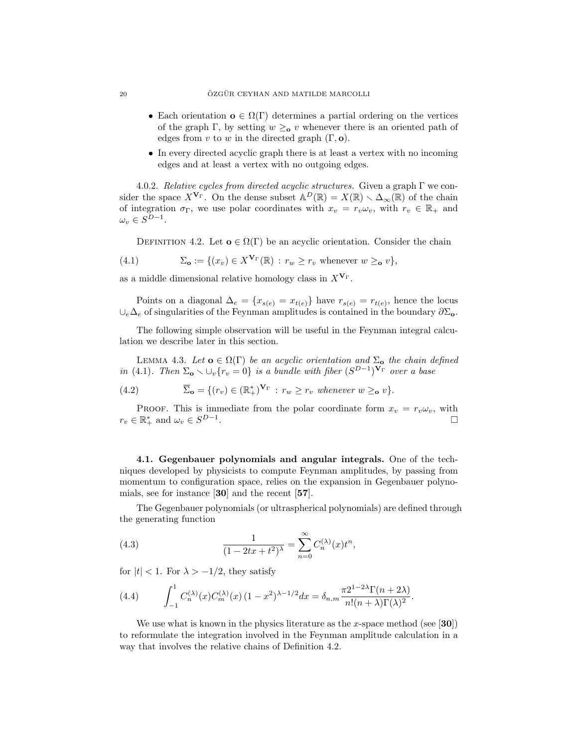- Each orientation $\mathbf{o} \in \Omega(\Gamma)$ determines a partial ordering on the vertices of the graph $\Gamma$, by setting $w \geq_{\mathbf{o}} v$ whenever there is an oriented path of edges from $v$ to $w$ in the directed graph $(\Gamma, \mathbf{o})$.
- In every directed acyclic graph there is at least a vertex with no incoming edges and at least a vertex with no outgoing edges.

4.0.2. *Relative cycles from directed acyclic structures.* Given a graph $\Gamma$ we consider the space $X^{\mathbf{V}_\Gamma}$. On the dense subset $\mathbb{A}^D(\mathbb{R}) = X(\mathbb{R}) \smallsetminus \Delta_\infty(\mathbb{R})$ of the chain of integration $\sigma_\Gamma$, we use polar coordinates with $x_v = r_v \omega_v$, with $r_v \in \mathbb{R}_+$ and $\omega_v \in S^{D-1}$.

DEFINITION 4.2. Let $\mathbf{o} \in \Omega(\Gamma)$ be an acyclic orientation. Consider the chain

$$\Sigma_{\mathbf{o}} := \{(x_v) \in X^{\mathbf{V}_\Gamma}(\mathbb{R}) \,:\, r_w \geq r_v \text{ whenever } w \geq_{\mathbf{o}} v\}, \tag{4.1}$$

as a middle dimensional relative homology class in $X^{\mathbf{V}_\Gamma}$.

Points on a diagonal $\Delta_e = \{x_{s(e)} = x_{t(e)}\}$ have $r_{s(e)} = r_{t(e)}$, hence the locus $\cup_e \Delta_e$ of singularities of the Feynman amplitudes is contained in the boundary $\partial \Sigma_{\mathbf{o}}$.

The following simple observation will be useful in the Feynman integral calculation we describe later in this section.

LEMMA 4.3. *Let $\mathbf{o} \in \Omega(\Gamma)$ be an acyclic orientation and $\Sigma_{\mathbf{o}}$ the chain defined in (4.1). Then $\Sigma_{\mathbf{o}} \smallsetminus \cup_v \{r_v = 0\}$ is a bundle with fiber $(S^{D-1})^{\mathbf{V}_\Gamma}$ over a base*

$$\overline{\Sigma}_{\mathbf{o}} = \{(r_v) \in (\mathbb{R}_+^*)^{\mathbf{V}_\Gamma} \,:\, r_w \geq r_v \text{ whenever } w \geq_{\mathbf{o}} v\}. \tag{4.2}$$

PROOF. This is immediate from the polar coordinate form $x_v = r_v \omega_v$, with $r_v \in \mathbb{R}_+^*$ and $\omega_v \in S^{D-1}$. $\square$

**4.1. Gegenbauer polynomials and angular integrals.** One of the techniques developed by physicists to compute Feynman amplitudes, by passing from momentum to configuration space, relies on the expansion in Gegenbauer polynomials, see for instance [**30**] and the recent [**57**].

The Gegenbauer polynomials (or ultraspherical polynomials) are defined through the generating function

$$\frac{1}{(1 - 2tx + t^2)^\lambda} = \sum_{n=0}^{\infty} C_n^{(\lambda)}(x) t^n, \tag{4.3}$$

for $|t| < 1$. For $\lambda > -1/2$, they satisfy

$$\int_{-1}^{1} C_n^{(\lambda)}(x) C_m^{(\lambda)}(x) \, (1 - x^2)^{\lambda - 1/2} dx = \delta_{n,m} \frac{\pi 2^{1-2\lambda} \Gamma(n + 2\lambda)}{n!(n + \lambda)\Gamma(\lambda)^2}. \tag{4.4}$$

We use what is known in the physics literature as the $x$-space method (see [**30**]) to reformulate the integration involved in the Feynman amplitude calculation in a way that involves the relative chains of Definition 4.2.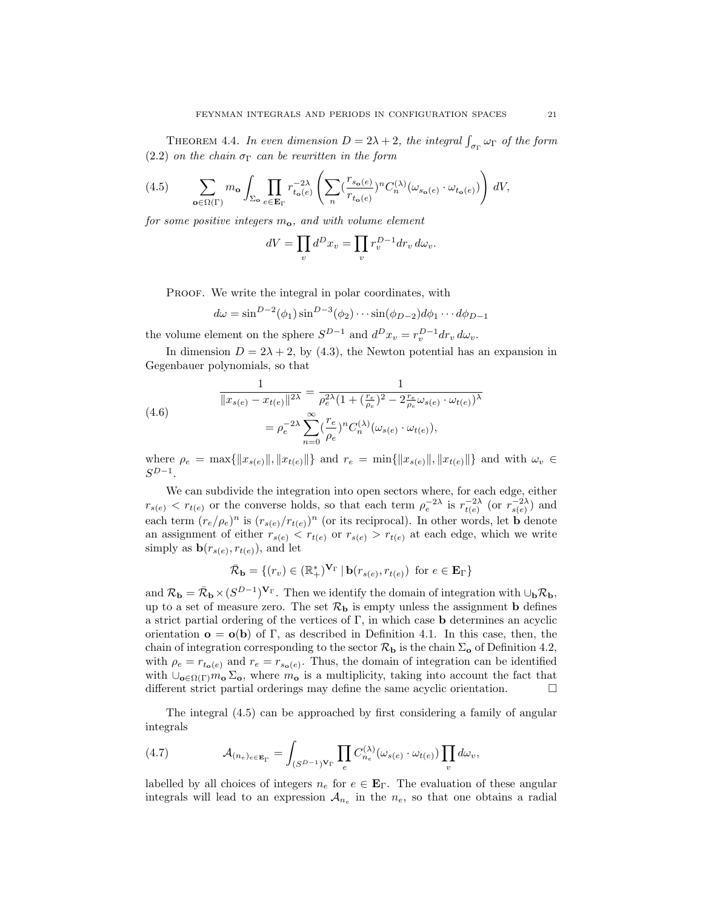**Theorem 4.4.** *In even dimension $D = 2\lambda + 2$, the integral $\int_{\sigma_\Gamma} \omega_\Gamma$ of the form (2.2) on the chain $\sigma_\Gamma$ can be rewritten in the form*

$$\sum_{\mathbf{o}\in\Omega(\Gamma)} m_{\mathbf{o}} \int_{\Sigma_{\mathbf{o}}} \prod_{e\in\mathbf{E}_\Gamma} r_{t_{\mathbf{o}}(e)}^{-2\lambda} \left( \sum_n (\frac{r_{s_{\mathbf{o}}(e)}}{r_{t_{\mathbf{o}}(e)}})^n C_n^{(\lambda)}(\omega_{s_{\mathbf{o}}(e)} \cdot \omega_{t_{\mathbf{o}}(e)}) \right) dV, \tag{4.5}$$

*for some positive integers $m_{\mathbf{o}}$, and with volume element*

$$dV = \prod_v d^D x_v = \prod_v r_v^{D-1} dr_v \, d\omega_v.$$

Proof. We write the integral in polar coordinates, with

$$d\omega = \sin^{D-2}(\phi_1)\sin^{D-3}(\phi_2)\cdots\sin(\phi_{D-2})d\phi_1\cdots d\phi_{D-1}$$

the volume element on the sphere $S^{D-1}$ and $d^D x_v = r_v^{D-1} dr_v \, d\omega_v$.

In dimension $D = 2\lambda + 2$, by (4.3), the Newton potential has an expansion in Gegenbauer polynomials, so that

$$\begin{aligned} \frac{1}{\|x_{s(e)} - x_{t(e)}\|^{2\lambda}} &= \frac{1}{\rho_e^{2\lambda}(1 + (\frac{r_e}{\rho_e})^2 - 2\frac{r_e}{\rho_e}\omega_{s(e)}\cdot\omega_{t(e)})^\lambda} \\ &= \rho_e^{-2\lambda} \sum_{n=0}^\infty (\frac{r_e}{\rho_e})^n C_n^{(\lambda)}(\omega_{s(e)}\cdot\omega_{t(e)}), \end{aligned} \tag{4.6}$$

where $\rho_e = \max\{\|x_{s(e)}\|, \|x_{t(e)}\|\}$ and $r_e = \min\{\|x_{s(e)}\|, \|x_{t(e)}\|\}$ and with $\omega_v \in S^{D-1}$.

We can subdivide the integration into open sectors where, for each edge, either $r_{s(e)} < r_{t(e)}$ or the converse holds, so that each term $\rho_e^{-2\lambda}$ is $r_{t(e)}^{-2\lambda}$ (or $r_{s(e)}^{-2\lambda}$) and each term $(r_e/\rho_e)^n$ is $(r_{s(e)}/r_{t(e)})^n$ (or its reciprocal). In other words, let $\mathbf{b}$ denote an assignment of either $r_{s(e)} < r_{t(e)}$ or $r_{s(e)} > r_{t(e)}$ at each edge, which we write simply as $\mathbf{b}(r_{s(e)}, r_{t(e)})$, and let

$$\bar{\mathcal{R}}_{\mathbf{b}} = \{(r_v) \in (\mathbb{R}_+^*)^{\mathbf{V}_\Gamma} \,|\, \mathbf{b}(r_{s(e)}, r_{t(e)}) \text{ for } e \in \mathbf{E}_\Gamma\}$$

and $\mathcal{R}_{\mathbf{b}} = \bar{\mathcal{R}}_{\mathbf{b}} \times (S^{D-1})^{\mathbf{V}_\Gamma}$. Then we identify the domain of integration with $\cup_{\mathbf{b}} \mathcal{R}_{\mathbf{b}}$, up to a set of measure zero. The set $\mathcal{R}_{\mathbf{b}}$ is empty unless the assignment $\mathbf{b}$ defines a strict partial ordering of the vertices of $\Gamma$, in which case $\mathbf{b}$ determines an acyclic orientation $\mathbf{o} = \mathbf{o}(\mathbf{b})$ of $\Gamma$, as described in Definition 4.1. In this case, then, the chain of integration corresponding to the sector $\mathcal{R}_{\mathbf{b}}$ is the chain $\Sigma_{\mathbf{o}}$ of Definition 4.2, with $\rho_e = r_{t_{\mathbf{o}}(e)}$ and $r_e = r_{s_{\mathbf{o}}(e)}$. Thus, the domain of integration can be identified with $\cup_{\mathbf{o}\in\Omega(\Gamma)} m_{\mathbf{o}} \Sigma_{\mathbf{o}}$, where $m_{\mathbf{o}}$ is a multiplicity, taking into account the fact that different strict partial orderings may define the same acyclic orientation. $\square$

The integral (4.5) can be approached by first considering a family of angular integrals

$$\mathcal{A}_{(n_e)_{e\in\mathbf{E}_\Gamma}} = \int_{(S^{D-1})^{\mathbf{V}_\Gamma}} \prod_e C_{n_e}^{(\lambda)}(\omega_{s(e)}\cdot\omega_{t(e)}) \prod_v d\omega_v, \tag{4.7}$$

labelled by all choices of integers $n_e$ for $e \in \mathbf{E}_\Gamma$. The evaluation of these angular integrals will lead to an expression $\mathcal{A}_{n_e}$ in the $n_e$, so that one obtains a radial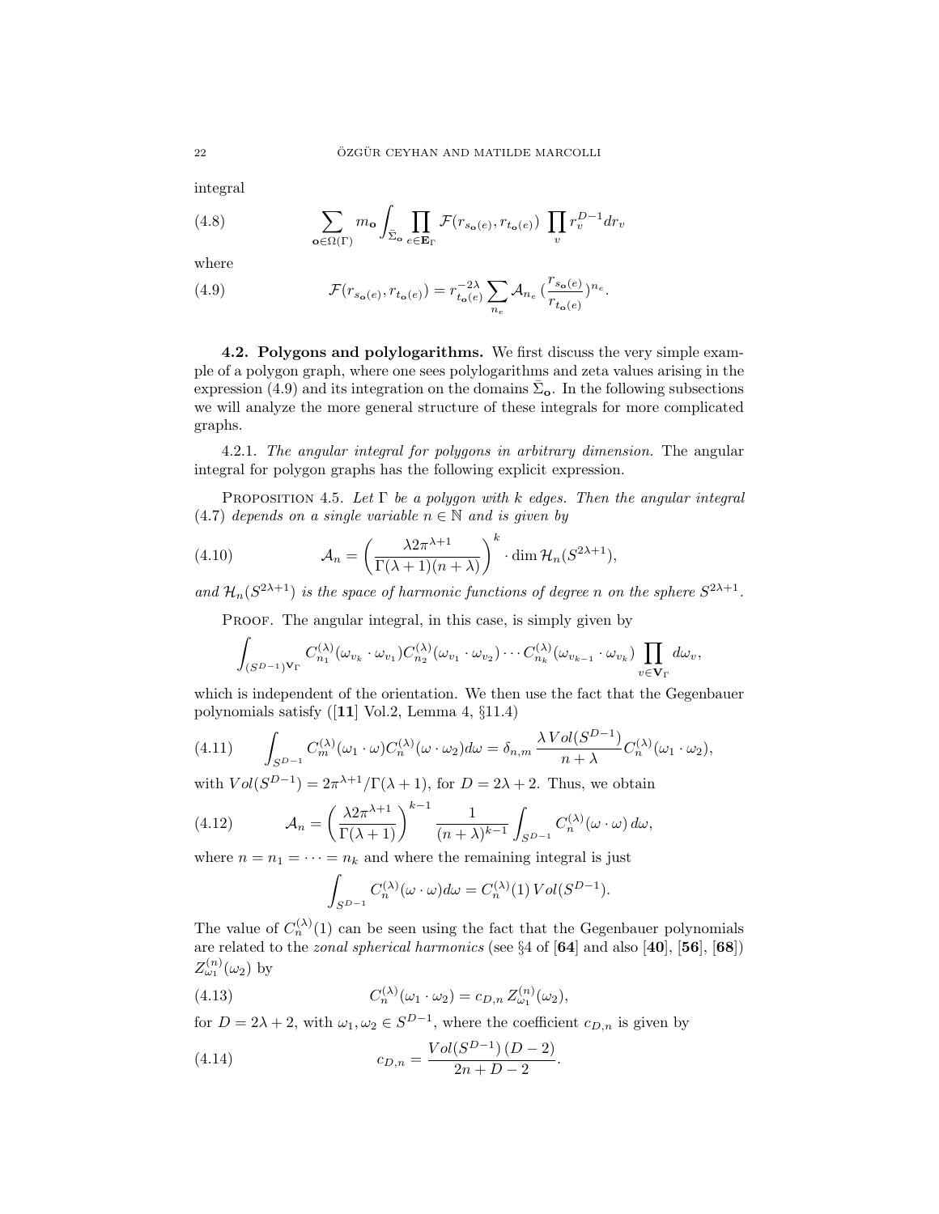integral

$$\sum_{\mathbf{o}\in\Omega(\Gamma)} m_{\mathbf{o}} \int_{\bar{\Sigma}_{\mathbf{o}}} \prod_{e\in\mathbf{E}_\Gamma} \mathcal{F}(r_{s_{\mathbf{o}}(e)}, r_{t_{\mathbf{o}}(e)}) \prod_v r_v^{D-1} dr_v \tag{4.8}$$

where

$$\mathcal{F}(r_{s_{\mathbf{o}}(e)}, r_{t_{\mathbf{o}}(e)}) = r_{t_{\mathbf{o}}(e)}^{-2\lambda} \sum_{n_e} \mathcal{A}_{n_e} \left(\frac{r_{s_{\mathbf{o}}(e)}}{r_{t_{\mathbf{o}}(e)}}\right)^{n_e}. \tag{4.9}$$

**4.2. Polygons and polylogarithms.** We first discuss the very simple example of a polygon graph, where one sees polylogarithms and zeta values arising in the expression (4.9) and its integration on the domains $\bar{\Sigma}_{\mathbf{o}}$. In the following subsections we will analyze the more general structure of these integrals for more complicated graphs.

4.2.1. *The angular integral for polygons in arbitrary dimension.* The angular integral for polygon graphs has the following explicit expression.

PROPOSITION 4.5. *Let $\Gamma$ be a polygon with $k$ edges. Then the angular integral (4.7) depends on a single variable $n \in \mathbb{N}$ and is given by*

$$\mathcal{A}_n = \left(\frac{\lambda 2\pi^{\lambda+1}}{\Gamma(\lambda+1)(n+\lambda)}\right)^k \cdot \dim \mathcal{H}_n(S^{2\lambda+1}), \tag{4.10}$$

*and $\mathcal{H}_n(S^{2\lambda+1})$ is the space of harmonic functions of degree $n$ on the sphere $S^{2\lambda+1}$.*

PROOF. The angular integral, in this case, is simply given by

$$\int_{(S^{D-1})^{\mathbf{V}_\Gamma}} C_{n_1}^{(\lambda)}(\omega_{v_k}\cdot\omega_{v_1}) C_{n_2}^{(\lambda)}(\omega_{v_1}\cdot\omega_{v_2}) \cdots C_{n_k}^{(\lambda)}(\omega_{v_{k-1}}\cdot\omega_{v_k}) \prod_{v\in\mathbf{V}_\Gamma} d\omega_v,$$

which is independent of the orientation. We then use the fact that the Gegenbauer polynomials satisfy ([**11**] Vol.2, Lemma 4, §11.4)

$$\int_{S^{D-1}} C_m^{(\lambda)}(\omega_1\cdot\omega) C_n^{(\lambda)}(\omega\cdot\omega_2) d\omega = \delta_{n,m} \frac{\lambda\, Vol(S^{D-1})}{n+\lambda} C_n^{(\lambda)}(\omega_1\cdot\omega_2), \tag{4.11}$$

with $Vol(S^{D-1}) = 2\pi^{\lambda+1}/\Gamma(\lambda+1)$, for $D = 2\lambda+2$. Thus, we obtain

$$\mathcal{A}_n = \left(\frac{\lambda 2\pi^{\lambda+1}}{\Gamma(\lambda+1)}\right)^{k-1} \frac{1}{(n+\lambda)^{k-1}} \int_{S^{D-1}} C_n^{(\lambda)}(\omega\cdot\omega)\, d\omega, \tag{4.12}$$

where $n = n_1 = \cdots = n_k$ and where the remaining integral is just

$$\int_{S^{D-1}} C_n^{(\lambda)}(\omega\cdot\omega) d\omega = C_n^{(\lambda)}(1)\, Vol(S^{D-1}).$$

The value of $C_n^{(\lambda)}(1)$ can be seen using the fact that the Gegenbauer polynomials are related to the *zonal spherical harmonics* (see §4 of [**64**] and also [**40**], [**56**], [**68**]) $Z_{\omega_1}^{(n)}(\omega_2)$ by

$$C_n^{(\lambda)}(\omega_1\cdot\omega_2) = c_{D,n}\, Z_{\omega_1}^{(n)}(\omega_2), \tag{4.13}$$

for $D = 2\lambda+2$, with $\omega_1, \omega_2 \in S^{D-1}$, where the coefficient $c_{D,n}$ is given by

$$c_{D,n} = \frac{Vol(S^{D-1})\,(D-2)}{2n+D-2}. \tag{4.14}$$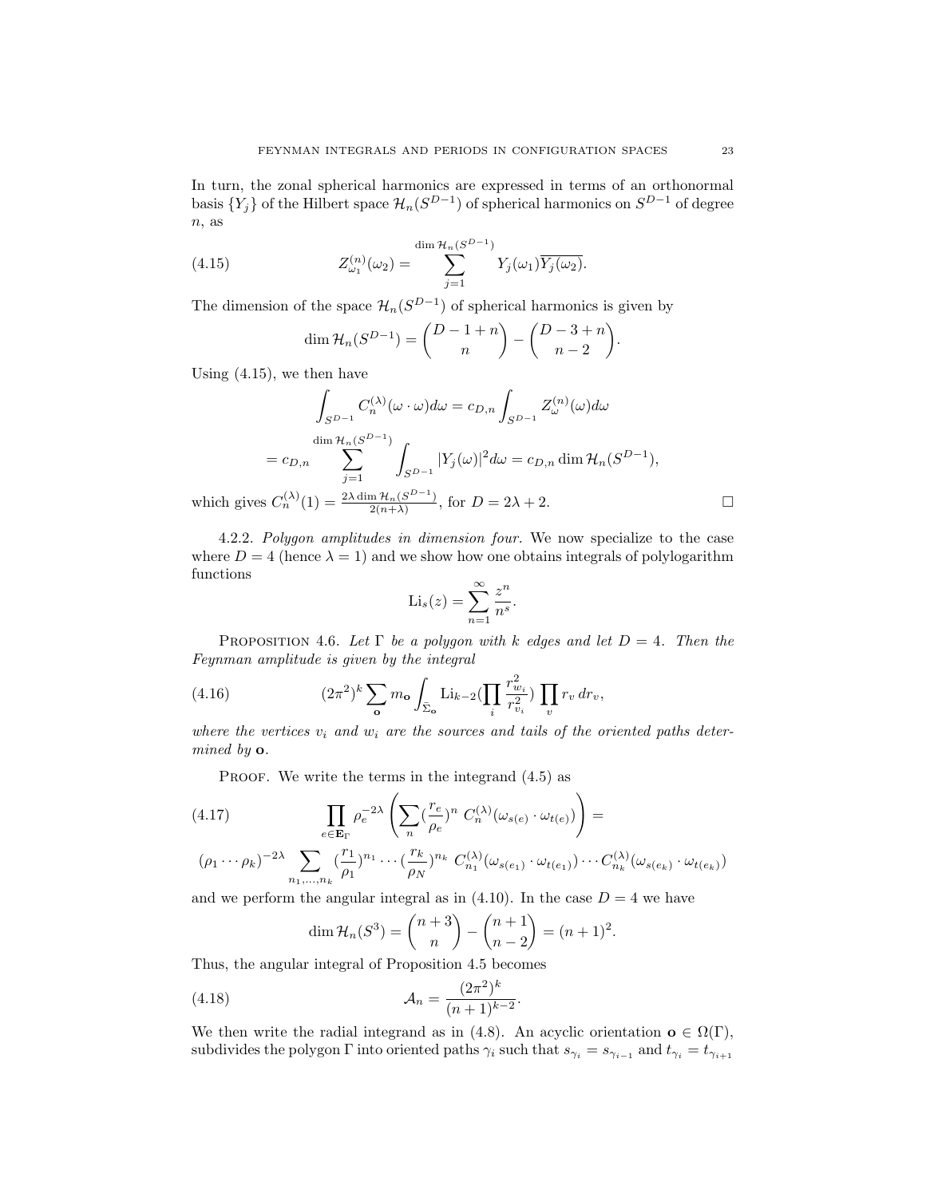In turn, the zonal spherical harmonics are expressed in terms of an orthonormal basis $\{Y_j\}$ of the Hilbert space $\mathcal{H}_n(S^{D-1})$ of spherical harmonics on $S^{D-1}$ of degree $n$, as

$$Z^{(n)}_{\omega_1}(\omega_2) = \sum_{j=1}^{\dim \mathcal{H}_n(S^{D-1})} Y_j(\omega_1)\overline{Y_j(\omega_2)}. \tag{4.15}$$

The dimension of the space $\mathcal{H}_n(S^{D-1})$ of spherical harmonics is given by

$$\dim \mathcal{H}_n(S^{D-1}) = \binom{D-1+n}{n} - \binom{D-3+n}{n-2}.$$

Using (4.15), we then have

$$\int_{S^{D-1}} C^{(\lambda)}_n(\omega\cdot\omega)d\omega = c_{D,n}\int_{S^{D-1}} Z^{(n)}_{\omega}(\omega)d\omega$$

$$= c_{D,n}\sum_{j=1}^{\dim \mathcal{H}_n(S^{D-1})}\int_{S^{D-1}} |Y_j(\omega)|^2 d\omega = c_{D,n}\dim \mathcal{H}_n(S^{D-1}),$$

which gives $C^{(\lambda)}_n(1) = \frac{2\lambda \dim \mathcal{H}_n(S^{D-1})}{2(n+\lambda)}$, for $D = 2\lambda+2$. □

4.2.2. *Polygon amplitudes in dimension four.* We now specialize to the case where $D=4$ (hence $\lambda=1$) and we show how one obtains integrals of polylogarithm functions

$$\mathrm{Li}_s(z) = \sum_{n=1}^{\infty}\frac{z^n}{n^s}.$$

Proposition 4.6. *Let $\Gamma$ be a polygon with $k$ edges and let $D=4$. Then the Feynman amplitude is given by the integral*

$$(2\pi^2)^k\sum_{\mathbf{o}} m_{\mathbf{o}}\int_{\bar\Sigma_{\mathbf{o}}}\mathrm{Li}_{k-2}(\prod_i \frac{r^2_{w_i}}{r^2_{v_i}})\prod_v r_v\, dr_v, \tag{4.16}$$

*where the vertices $v_i$ and $w_i$ are the sources and tails of the oriented paths determined by $\mathbf{o}$.*

Proof. We write the terms in the integrand (4.5) as

$$\prod_{e\in\mathbf{E}_\Gamma}\rho_e^{-2\lambda}\left(\sum_n (\frac{r_e}{\rho_e})^n\, C^{(\lambda)}_n(\omega_{s(e)}\cdot\omega_{t(e)})\right) = \tag{4.17}$$

$$(\rho_1\cdots\rho_k)^{-2\lambda}\sum_{n_1,\dots,n_k}(\frac{r_1}{\rho_1})^{n_1}\cdots(\frac{r_k}{\rho_N})^{n_k}\, C^{(\lambda)}_{n_1}(\omega_{s(e_1)}\cdot\omega_{t(e_1)})\cdots C^{(\lambda)}_{n_k}(\omega_{s(e_k)}\cdot\omega_{t(e_k)})$$

and we perform the angular integral as in (4.10). In the case $D=4$ we have

$$\dim \mathcal{H}_n(S^3) = \binom{n+3}{n} - \binom{n+1}{n-2} = (n+1)^2.$$

Thus, the angular integral of Proposition 4.5 becomes

$$\mathcal{A}_n = \frac{(2\pi^2)^k}{(n+1)^{k-2}}. \tag{4.18}$$

We then write the radial integrand as in (4.8). An acyclic orientation $\mathbf{o}\in\Omega(\Gamma)$, subdivides the polygon $\Gamma$ into oriented paths $\gamma_i$ such that $s_{\gamma_i} = s_{\gamma_{i-1}}$ and $t_{\gamma_i} = t_{\gamma_{i+1}}$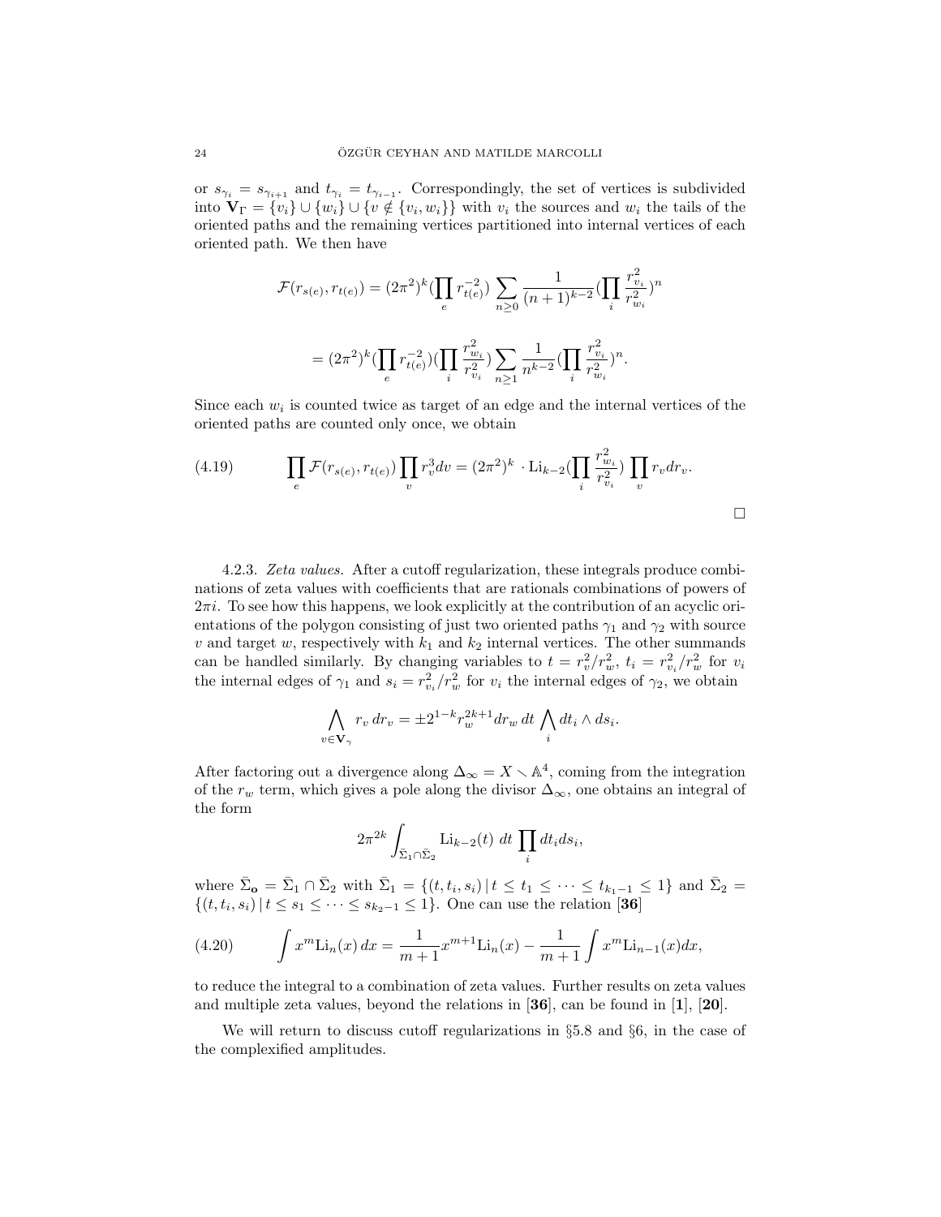or $s_{\gamma_i} = s_{\gamma_{i+1}}$ and $t_{\gamma_i} = t_{\gamma_{i-1}}$. Correspondingly, the set of vertices is subdivided into $\mathbf{V}_\Gamma = \{v_i\} \cup \{w_i\} \cup \{v \notin \{v_i, w_i\}\}$ with $v_i$ the sources and $w_i$ the tails of the oriented paths and the remaining vertices partitioned into internal vertices of each oriented path. We then have

$$\mathcal{F}(r_{s(e)}, r_{t(e)}) = (2\pi^2)^k (\prod_e r_{t(e)}^{-2}) \sum_{n\geq 0} \frac{1}{(n+1)^{k-2}} (\prod_i \frac{r_{v_i}^2}{r_{w_i}^2})^n$$

$$= (2\pi^2)^k (\prod_e r_{t(e)}^{-2}) (\prod_i \frac{r_{w_i}^2}{r_{v_i}^2}) \sum_{n\geq 1} \frac{1}{n^{k-2}} (\prod_i \frac{r_{v_i}^2}{r_{w_i}^2})^n.$$

Since each $w_i$ is counted twice as target of an edge and the internal vertices of the oriented paths are counted only once, we obtain

$$\prod_e \mathcal{F}(r_{s(e)}, r_{t(e)}) \prod_v r_v^3 dv = (2\pi^2)^k \cdot \mathrm{Li}_{k-2}(\prod_i \frac{r_{w_i}^2}{r_{v_i}^2}) \prod_v r_v dr_v. \tag{4.19}$$

□

4.2.3. *Zeta values.* After a cutoff regularization, these integrals produce combinations of zeta values with coefficients that are rationals combinations of powers of $2\pi i$. To see how this happens, we look explicitly at the contribution of an acyclic orientations of the polygon consisting of just two oriented paths $\gamma_1$ and $\gamma_2$ with source $v$ and target $w$, respectively with $k_1$ and $k_2$ internal vertices. The other summands can be handled similarly. By changing variables to $t = r_v^2/r_w^2$, $t_i = r_{v_i}^2/r_w^2$ for $v_i$ the internal edges of $\gamma_1$ and $s_i = r_{v_i}^2/r_w^2$ for $v_i$ the internal edges of $\gamma_2$, we obtain

$$\bigwedge_{v\in \mathbf{V}_\gamma} r_v \, dr_v = \pm 2^{1-k} r_w^{2k+1} dr_w \, dt \bigwedge_i dt_i \wedge ds_i.$$

After factoring out a divergence along $\Delta_\infty = X \smallsetminus \mathbb{A}^4$, coming from the integration of the $r_w$ term, which gives a pole along the divisor $\Delta_\infty$, one obtains an integral of the form

$$2\pi^{2k} \int_{\bar{\Sigma}_1 \cap \bar{\Sigma}_2} \mathrm{Li}_{k-2}(t) \; dt \prod_i dt_i ds_i,$$

where $\bar{\Sigma}_{\mathbf{o}} = \bar{\Sigma}_1 \cap \bar{\Sigma}_2$ with $\bar{\Sigma}_1 = \{(t, t_i, s_i) \,|\, t \leq t_1 \leq \cdots \leq t_{k_1-1} \leq 1\}$ and $\bar{\Sigma}_2 = \{(t, t_i, s_i) \,|\, t \leq s_1 \leq \cdots \leq s_{k_2-1} \leq 1\}$. One can use the relation [**36**]

$$\int x^m \mathrm{Li}_n(x) \, dx = \frac{1}{m+1} x^{m+1} \mathrm{Li}_n(x) - \frac{1}{m+1} \int x^m \mathrm{Li}_{n-1}(x) dx, \tag{4.20}$$

to reduce the integral to a combination of zeta values. Further results on zeta values and multiple zeta values, beyond the relations in [**36**], can be found in [**1**], [**20**].

We will return to discuss cutoff regularizations in §5.8 and §6, in the case of the complexified amplitudes.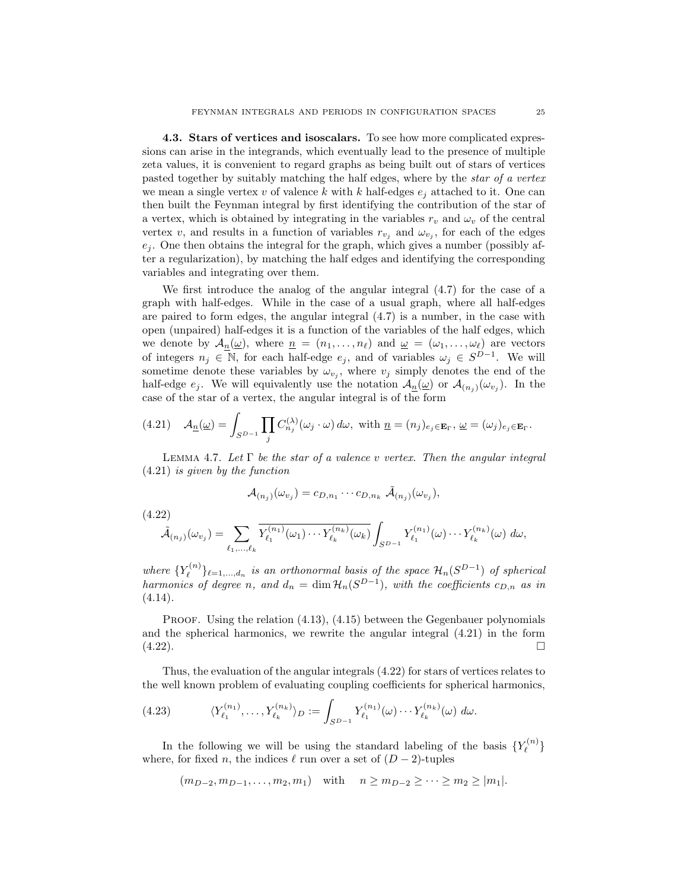**4.3. Stars of vertices and isoscalars.** To see how more complicated expressions can arise in the integrands, which eventually lead to the presence of multiple zeta values, it is convenient to regard graphs as being built out of stars of vertices pasted together by suitably matching the half edges, where by the *star of a vertex* we mean a single vertex $v$ of valence $k$ with $k$ half-edges $e_j$ attached to it. One can then built the Feynman integral by first identifying the contribution of the star of a vertex, which is obtained by integrating in the variables $r_v$ and $\omega_v$ of the central vertex $v$, and results in a function of variables $r_{v_j}$ and $\omega_{v_j}$, for each of the edges $e_j$. One then obtains the integral for the graph, which gives a number (possibly after a regularization), by matching the half edges and identifying the corresponding variables and integrating over them.

We first introduce the analog of the angular integral (4.7) for the case of a graph with half-edges. While in the case of a usual graph, where all half-edges are paired to form edges, the angular integral (4.7) is a number, in the case with open (unpaired) half-edges it is a function of the variables of the half edges, which we denote by $\mathcal{A}_{\underline{n}}(\underline{\omega})$, where $\underline{n} = (n_1, \ldots, n_\ell)$ and $\underline{\omega} = (\omega_1, \ldots, \omega_\ell)$ are vectors of integers $n_j \in \mathbb{N}$, for each half-edge $e_j$, and of variables $\omega_j \in S^{D-1}$. We will sometime denote these variables by $\omega_{v_j}$, where $v_j$ simply denotes the end of the half-edge $e_j$. We will equivalently use the notation $\mathcal{A}_{\underline{n}}(\underline{\omega})$ or $\mathcal{A}_{(n_j)}(\omega_{v_j})$. In the case of the star of a vertex, the angular integral is of the form

$$\mathcal{A}_{\underline{n}}(\underline{\omega}) = \int_{S^{D-1}} \prod_j C^{(\lambda)}_{n_j}(\omega_j \cdot \omega)\, d\omega, \text{ with } \underline{n} = (n_j)_{e_j \in \mathbf{E}_\Gamma},\ \underline{\omega} = (\omega_j)_{e_j \in \mathbf{E}_\Gamma}. \tag{4.21}$$

Lemma 4.7. *Let $\Gamma$ be the star of a valence $v$ vertex. Then the angular integral (4.21) is given by the function*

$$\mathcal{A}_{(n_j)}(\omega_{v_j}) = c_{D,n_1} \cdots c_{D,n_k}\ \tilde{\mathcal{A}}_{(n_j)}(\omega_{v_j}),$$

$$\tilde{\mathcal{A}}_{(n_j)}(\omega_{v_j}) = \sum_{\ell_1,\ldots,\ell_k} \overline{Y^{(n_1)}_{\ell_1}(\omega_1) \cdots Y^{(n_k)}_{\ell_k}(\omega_k)} \int_{S^{D-1}} Y^{(n_1)}_{\ell_1}(\omega) \cdots Y^{(n_k)}_{\ell_k}(\omega)\ d\omega, \tag{4.22}$$

*where $\{Y^{(n)}_\ell\}_{\ell=1,\ldots,d_n}$ is an orthonormal basis of the space $\mathcal{H}_n(S^{D-1})$ of spherical harmonics of degree $n$, and $d_n = \dim \mathcal{H}_n(S^{D-1})$, with the coefficients $c_{D,n}$ as in (4.14).*

Proof. Using the relation (4.13), (4.15) between the Gegenbauer polynomials and the spherical harmonics, we rewrite the angular integral (4.21) in the form (4.22). □

Thus, the evaluation of the angular integrals (4.22) for stars of vertices relates to the well known problem of evaluating coupling coefficients for spherical harmonics,

$$\langle Y^{(n_1)}_{\ell_1}, \ldots, Y^{(n_k)}_{\ell_k} \rangle_D := \int_{S^{D-1}} Y^{(n_1)}_{\ell_1}(\omega) \cdots Y^{(n_k)}_{\ell_k}(\omega)\ d\omega. \tag{4.23}$$

In the following we will be using the standard labeling of the basis $\{Y^{(n)}_\ell\}$ where, for fixed $n$, the indices $\ell$ run over a set of $(D-2)$-tuples

$$(m_{D-2}, m_{D-1}, \ldots, m_2, m_1) \quad \text{with} \quad n \geq m_{D-2} \geq \cdots \geq m_2 \geq |m_1|.$$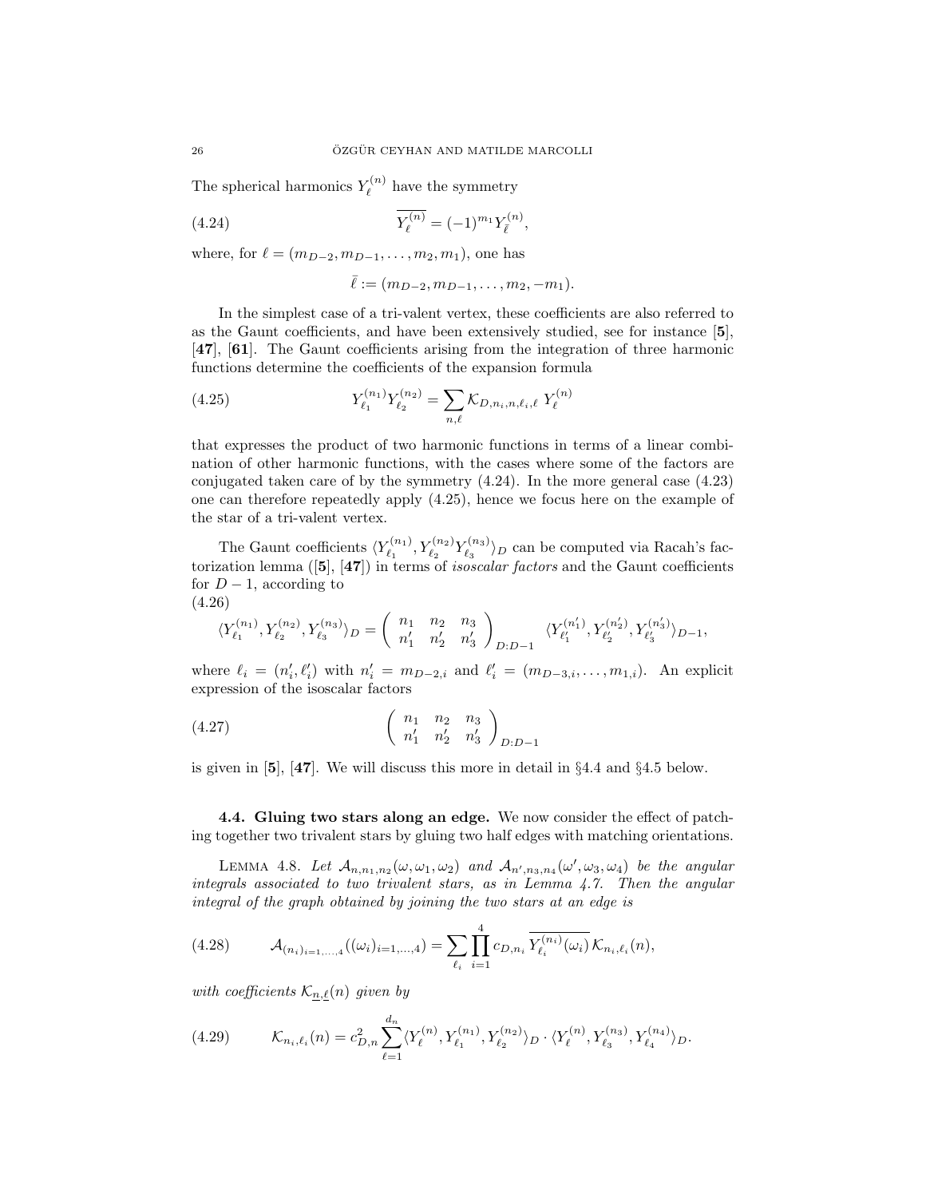The spherical harmonics $Y_\ell^{(n)}$ have the symmetry

$$\overline{Y_\ell^{(n)}} = (-1)^{m_1} Y_{\bar{\ell}}^{(n)}, \tag{4.24}$$

where, for $\ell = (m_{D-2}, m_{D-1}, \dots, m_2, m_1)$, one has

$$\bar{\ell} := (m_{D-2}, m_{D-1}, \dots, m_2, -m_1).$$

In the simplest case of a tri-valent vertex, these coefficients are also referred to as the Gaunt coefficients, and have been extensively studied, see for instance [**5**], [**47**], [**61**]. The Gaunt coefficients arising from the integration of three harmonic functions determine the coefficients of the expansion formula

$$Y_{\ell_1}^{(n_1)} Y_{\ell_2}^{(n_2)} = \sum_{n,\ell} \mathcal{K}_{D,n_i,n,\ell_i,\ell} \; Y_\ell^{(n)} \tag{4.25}$$

that expresses the product of two harmonic functions in terms of a linear combination of other harmonic functions, with the cases where some of the factors are conjugated taken care of by the symmetry (4.24). In the more general case (4.23) one can therefore repeatedly apply (4.25), hence we focus here on the example of the star of a tri-valent vertex.

The Gaunt coefficients $\langle Y_{\ell_1}^{(n_1)}, Y_{\ell_2}^{(n_2)} Y_{\ell_3}^{(n_3)} \rangle_D$ can be computed via Racah's factorization lemma ([**5**], [**47**]) in terms of *isoscalar factors* and the Gaunt coefficients for $D-1$, according to

$$\langle Y_{\ell_1}^{(n_1)}, Y_{\ell_2}^{(n_2)}, Y_{\ell_3}^{(n_3)} \rangle_D = \left( \begin{array}{ccc} n_1 & n_2 & n_3 \\ n'_1 & n'_2 & n'_3 \end{array} \right)_{D:D-1} \langle Y_{\ell'_1}^{(n'_1)}, Y_{\ell'_2}^{(n'_2)}, Y_{\ell'_3}^{(n'_3)} \rangle_{D-1}, \tag{4.26}$$

where $\ell_i = (n'_i, \ell'_i)$ with $n'_i = m_{D-2,i}$ and $\ell'_i = (m_{D-3,i}, \dots, m_{1,i})$. An explicit expression of the isoscalar factors

$$\left( \begin{array}{ccc} n_1 & n_2 & n_3 \\ n'_1 & n'_2 & n'_3 \end{array} \right)_{D:D-1} \tag{4.27}$$

is given in [**5**], [**47**]. We will discuss this more in detail in §4.4 and §4.5 below.

**4.4. Gluing two stars along an edge.** We now consider the effect of patching together two trivalent stars by gluing two half edges with matching orientations.

LEMMA 4.8. *Let $\mathcal{A}_{n,n_1,n_2}(\omega,\omega_1,\omega_2)$ and $\mathcal{A}_{n',n_3,n_4}(\omega',\omega_3,\omega_4)$ be the angular integrals associated to two trivalent stars, as in Lemma 4.7. Then the angular integral of the graph obtained by joining the two stars at an edge is*

$$\mathcal{A}_{(n_i)_{i=1,\dots,4}}((\omega_i)_{i=1,\dots,4}) = \sum_{\ell_i} \prod_{i=1}^{4} c_{D,n_i} \, \overline{Y_{\ell_i}^{(n_i)}(\omega_i)} \, \mathcal{K}_{n_i,\ell_i}(n), \tag{4.28}$$

*with coefficients $\mathcal{K}_{\underline{n},\underline{\ell}}(n)$ given by*

$$\mathcal{K}_{n_i,\ell_i}(n) = c_{D,n}^2 \sum_{\ell=1}^{d_n} \langle Y_\ell^{(n)}, Y_{\ell_1}^{(n_1)}, Y_{\ell_2}^{(n_2)} \rangle_D \cdot \langle Y_\ell^{(n)}, Y_{\ell_3}^{(n_3)}, Y_{\ell_4}^{(n_4)} \rangle_D. \tag{4.29}$$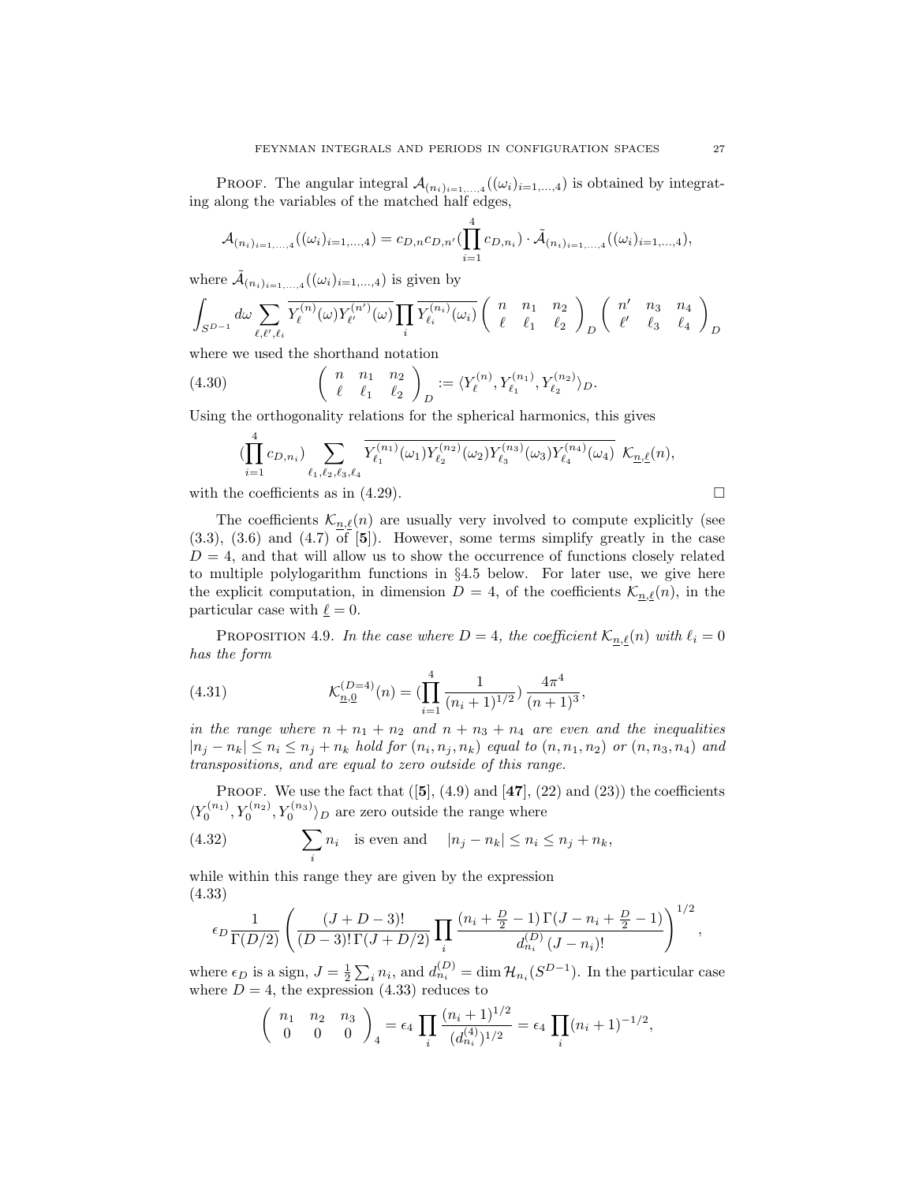PROOF. The angular integral $\mathcal{A}_{(n_i)_{i=1,\dots,4}}((\omega_i)_{i=1,\dots,4})$ is obtained by integrating along the variables of the matched half edges,

$$\mathcal{A}_{(n_i)_{i=1,\dots,4}}((\omega_i)_{i=1,\dots,4}) = c_{D,n} c_{D,n'} (\prod_{i=1}^{4} c_{D,n_i}) \cdot \tilde{\mathcal{A}}_{(n_i)_{i=1,\dots,4}}((\omega_i)_{i=1,\dots,4}),$$

where $\tilde{\mathcal{A}}_{(n_i)_{i=1,\dots,4}}((\omega_i)_{i=1,\dots,4})$ is given by

$$\int_{S^{D-1}} d\omega \sum_{\ell,\ell',\ell_i} \overline{Y_\ell^{(n)}(\omega) Y_{\ell'}^{(n')}(\omega)} \prod_i \overline{Y_{\ell_i}^{(n_i)}(\omega_i)} \begin{pmatrix} n & n_1 & n_2 \\ \ell & \ell_1 & \ell_2 \end{pmatrix}_D \begin{pmatrix} n' & n_3 & n_4 \\ \ell' & \ell_3 & \ell_4 \end{pmatrix}_D$$

where we used the shorthand notation

$$\begin{pmatrix} n & n_1 & n_2 \\ \ell & \ell_1 & \ell_2 \end{pmatrix}_D := \langle Y_\ell^{(n)}, Y_{\ell_1}^{(n_1)}, Y_{\ell_2}^{(n_2)} \rangle_D. \tag{4.30}$$

Using the orthogonality relations for the spherical harmonics, this gives

$$(\prod_{i=1}^{4} c_{D,n_i}) \sum_{\ell_1,\ell_2,\ell_3,\ell_4} \overline{Y_{\ell_1}^{(n_1)}(\omega_1) Y_{\ell_2}^{(n_2)}(\omega_2) Y_{\ell_3}^{(n_3)}(\omega_3) Y_{\ell_4}^{(n_4)}(\omega_4)} \; \mathcal{K}_{\underline{n},\underline{\ell}}(n),$$

with the coefficients as in (4.29). $\square$

The coefficients $\mathcal{K}_{\underline{n},\underline{\ell}}(n)$ are usually very involved to compute explicitly (see (3.3), (3.6) and (4.7) of [**5**]). However, some terms simplify greatly in the case $D = 4$, and that will allow us to show the occurrence of functions closely related to multiple polylogarithm functions in §4.5 below. For later use, we give here the explicit computation, in dimension $D = 4$, of the coefficients $\mathcal{K}_{\underline{n},\underline{\ell}}(n)$, in the particular case with $\underline{\ell} = 0$.

PROPOSITION 4.9. *In the case where $D = 4$, the coefficient $\mathcal{K}_{\underline{n},\underline{\ell}}(n)$ with $\ell_i = 0$ has the form*

$$\mathcal{K}_{\underline{n},\underline{0}}^{(D=4)}(n) = (\prod_{i=1}^{4} \frac{1}{(n_i+1)^{1/2}}) \frac{4\pi^4}{(n+1)^3}, \tag{4.31}$$

*in the range where $n + n_1 + n_2$ and $n + n_3 + n_4$ are even and the inequalities $|n_j - n_k| \le n_i \le n_j + n_k$ hold for $(n_i, n_j, n_k)$ equal to $(n, n_1, n_2)$ or $(n, n_3, n_4)$ and transpositions, and are equal to zero outside of this range.*

PROOF. We use the fact that ([**5**], (4.9) and [**47**], (22) and (23)) the coefficients $\langle Y_0^{(n_1)}, Y_0^{(n_2)}, Y_0^{(n_3)} \rangle_D$ are zero outside the range where

$$\sum_i n_i \quad \text{is even and} \quad |n_j - n_k| \le n_i \le n_j + n_k, \tag{4.32}$$

while within this range they are given by the expression

$$\epsilon_D \frac{1}{\Gamma(D/2)} \left( \frac{(J+D-3)!}{(D-3)!\,\Gamma(J+D/2)} \prod_i \frac{(n_i + \frac{D}{2} - 1)\,\Gamma(J - n_i + \frac{D}{2} - 1)}{d_{n_i}^{(D)}\,(J-n_i)!} \right)^{1/2}, \tag{4.33}$$

where $\epsilon_D$ is a sign, $J = \frac{1}{2}\sum_i n_i$, and $d_{n_i}^{(D)} = \dim \mathcal{H}_{n_i}(S^{D-1})$. In the particular case where $D = 4$, the expression (4.33) reduces to

$$\begin{pmatrix} n_1 & n_2 & n_3 \\ 0 & 0 & 0 \end{pmatrix}_4 = \epsilon_4 \prod_i \frac{(n_i+1)^{1/2}}{(d_{n_i}^{(4)})^{1/2}} = \epsilon_4 \prod_i (n_i+1)^{-1/2},$$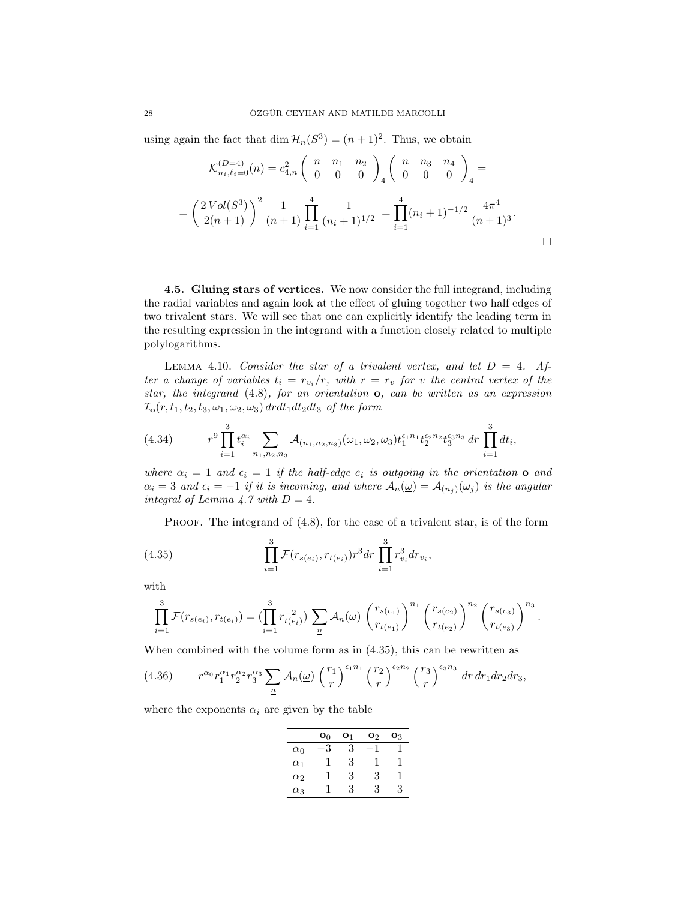using again the fact that $\dim \mathcal{H}_n(S^3) = (n+1)^2$. Thus, we obtain

$$\mathcal{K}^{(D=4)}_{n_i,\ell_i=0}(n) = c^2_{4,n} \begin{pmatrix} n & n_1 & n_2 \\ 0 & 0 & 0 \end{pmatrix}_4 \begin{pmatrix} n & n_3 & n_4 \\ 0 & 0 & 0 \end{pmatrix}_4 =$$

$$= \left(\frac{2\,Vol(S^3)}{2(n+1)}\right)^2 \frac{1}{(n+1)} \prod_{i=1}^4 \frac{1}{(n_i+1)^{1/2}} = \prod_{i=1}^4 (n_i+1)^{-1/2} \frac{4\pi^4}{(n+1)^3}.$$

□

**4.5. Gluing stars of vertices.** We now consider the full integrand, including the radial variables and again look at the effect of gluing together two half edges of two trivalent stars. We will see that one can explicitly identify the leading term in the resulting expression in the integrand with a function closely related to multiple polylogarithms.

LEMMA 4.10. *Consider the star of a trivalent vertex, and let $D = 4$. After a change of variables $t_i = r_{v_i}/r$, with $r = r_v$ for $v$ the central vertex of the star, the integrand (4.8), for an orientation $\mathbf{o}$, can be written as an expression $\mathcal{I}_{\mathbf{o}}(r, t_1, t_2, t_3, \omega_1, \omega_2, \omega_3)\, dr dt_1 dt_2 dt_3$ of the form*

$$r^9 \prod_{i=1}^3 t_i^{\alpha_i} \sum_{n_1,n_2,n_3} \mathcal{A}_{(n_1,n_2,n_3)}(\omega_1,\omega_2,\omega_3) t_1^{\epsilon_1 n_1} t_2^{\epsilon_2 n_2} t_3^{\epsilon_3 n_3}\, dr \prod_{i=1}^3 dt_i, \tag{4.34}$$

*where $\alpha_i = 1$ and $\epsilon_i = 1$ if the half-edge $e_i$ is outgoing in the orientation $\mathbf{o}$ and $\alpha_i = 3$ and $\epsilon_i = -1$ if it is incoming, and where $\mathcal{A}_{\underline{n}}(\underline{\omega}) = \mathcal{A}_{(n_j)}(\omega_j)$ is the angular integral of Lemma 4.7 with $D = 4$.*

PROOF. The integrand of (4.8), for the case of a trivalent star, is of the form

$$\prod_{i=1}^3 \mathcal{F}(r_{s(e_i)}, r_{t(e_i)}) r^3 dr \prod_{i=1}^3 r_{v_i}^3 dr_{v_i}, \tag{4.35}$$

with

$$\prod_{i=1}^3 \mathcal{F}(r_{s(e_i)}, r_{t(e_i)}) = (\prod_{i=1}^3 r_{t(e_i)}^{-2}) \sum_{\underline{n}} \mathcal{A}_{\underline{n}}(\underline{\omega}) \left(\frac{r_{s(e_1)}}{r_{t(e_1)}}\right)^{n_1} \left(\frac{r_{s(e_2)}}{r_{t(e_2)}}\right)^{n_2} \left(\frac{r_{s(e_3)}}{r_{t(e_3)}}\right)^{n_3}.$$

When combined with the volume form as in (4.35), this can be rewritten as

$$r^{\alpha_0} r_1^{\alpha_1} r_2^{\alpha_2} r_3^{\alpha_3} \sum_{\underline{n}} \mathcal{A}_{\underline{n}}(\underline{\omega}) \left(\frac{r_1}{r}\right)^{\epsilon_1 n_1} \left(\frac{r_2}{r}\right)^{\epsilon_2 n_2} \left(\frac{r_3}{r}\right)^{\epsilon_3 n_3} dr\, dr_1 dr_2 dr_3, \tag{4.36}$$

where the exponents $\alpha_i$ are given by the table

| | $\mathbf{o}_0$ | $\mathbf{o}_1$ | $\mathbf{o}_2$ | $\mathbf{o}_3$ |
|---|---|---|---|---|
| $\alpha_0$ | $-3$ | $3$ | $-1$ | $1$ |
| $\alpha_1$ | $1$ | $3$ | $1$ | $1$ |
| $\alpha_2$ | $1$ | $3$ | $3$ | $1$ |
| $\alpha_3$ | $1$ | $3$ | $3$ | $3$ |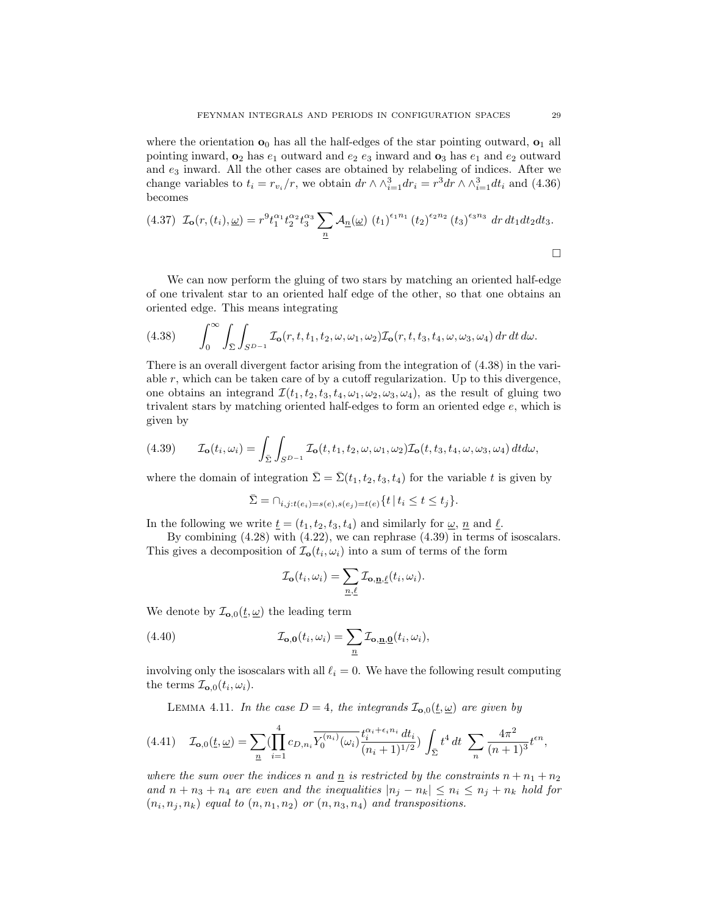where the orientation $\mathbf{o}_0$ has all the half-edges of the star pointing outward, $\mathbf{o}_1$ all pointing inward, $\mathbf{o}_2$ has $e_1$ outward and $e_2$ $e_3$ inward and $\mathbf{o}_3$ has $e_1$ and $e_2$ outward and $e_3$ inward. All the other cases are obtained by relabeling of indices. After we change variables to $t_i = r_{v_i}/r$, we obtain $dr \wedge \wedge_{i=1}^3 dr_i = r^3 dr \wedge \wedge_{i=1}^3 dt_i$ and (4.36) becomes

$$
(4.37)\quad \mathcal{I}_{\mathbf{o}}(r,(t_i),\underline{\omega}) = r^9 t_1^{\alpha_1} t_2^{\alpha_2} t_3^{\alpha_3} \sum_{\underline{n}} \mathcal{A}_{\underline{n}}(\underline{\omega})\; (t_1)^{\epsilon_1 n_1}\,(t_2)^{\epsilon_2 n_2}\,(t_3)^{\epsilon_3 n_3}\; dr\, dt_1 dt_2 dt_3.
$$

□

We can now perform the gluing of two stars by matching an oriented half-edge of one trivalent star to an oriented half edge of the other, so that one obtains an oriented edge. This means integrating

$$
(4.38)\qquad \int_0^\infty \int_{\bar{\Sigma}} \int_{S^{D-1}} \mathcal{I}_{\mathbf{o}}(r,t,t_1,t_2,\omega,\omega_1,\omega_2)\mathcal{I}_{\mathbf{o}}(r,t,t_3,t_4,\omega,\omega_3,\omega_4)\, dr\, dt\, d\omega.
$$

There is an overall divergent factor arising from the integration of (4.38) in the variable $r$, which can be taken care of by a cutoff regularization. Up to this divergence, one obtains an integrand $\mathcal{I}(t_1,t_2,t_3,t_4,\omega_1,\omega_2,\omega_3,\omega_4)$, as the result of gluing two trivalent stars by matching oriented half-edges to form an oriented edge $e$, which is given by

$$
(4.39)\qquad \mathcal{I}_{\mathbf{o}}(t_i,\omega_i) = \int_{\bar{\Sigma}} \int_{S^{D-1}} \mathcal{I}_{\mathbf{o}}(t,t_1,t_2,\omega,\omega_1,\omega_2)\mathcal{I}_{\mathbf{o}}(t,t_3,t_4,\omega,\omega_3,\omega_4)\, dt d\omega,
$$

where the domain of integration $\bar{\Sigma} = \bar{\Sigma}(t_1,t_2,t_3,t_4)$ for the variable $t$ is given by

$$
\bar{\Sigma} = \cap_{i,j: t(e_i)=s(e), s(e_j)=t(e)} \{ t \,|\, t_i \leq t \leq t_j \}.
$$

In the following we write $\underline{t} = (t_1,t_2,t_3,t_4)$ and similarly for $\underline{\omega}$, $\underline{n}$ and $\underline{\ell}$.

By combining (4.28) with (4.22), we can rephrase (4.39) in terms of isoscalars. This gives a decomposition of $\mathcal{I}_{\mathbf{o}}(t_i,\omega_i)$ into a sum of terms of the form

$$
\mathcal{I}_{\mathbf{o}}(t_i,\omega_i) = \sum_{\underline{n},\underline{\ell}} \mathcal{I}_{\mathbf{o},\underline{\mathbf{n}},\underline{\ell}}(t_i,\omega_i).
$$

We denote by $\mathcal{I}_{\mathbf{o},0}(\underline{t},\underline{\omega})$ the leading term

$$
(4.40)\qquad \mathcal{I}_{\mathbf{o},\mathbf{0}}(t_i,\omega_i) = \sum_{\underline{n}} \mathcal{I}_{\mathbf{o},\underline{\mathbf{n}},\underline{\mathbf{0}}}(t_i,\omega_i),
$$

involving only the isoscalars with all $\ell_i = 0$. We have the following result computing the terms $\mathcal{I}_{\mathbf{o},0}(t_i,\omega_i)$.

Lemma 4.11. *In the case $D=4$, the integrands $\mathcal{I}_{\mathbf{o},0}(\underline{t},\underline{\omega})$ are given by*

$$
(4.41)\quad \mathcal{I}_{\mathbf{o},0}(\underline{t},\underline{\omega}) = \sum_{\underline{n}} \Big(\prod_{i=1}^4 c_{D,n_i} \overline{Y_0^{(n_i)}(\omega_i)} \frac{t_i^{\alpha_i+\epsilon_i n_i}\, dt_i}{(n_i+1)^{1/2}}\Big) \int_{\bar{\Sigma}} t^4\, dt\, \sum_n \frac{4\pi^2}{(n+1)^3} t^{\epsilon n},
$$

*where the sum over the indices $n$ and $\underline{n}$ is restricted by the constraints $n+n_1+n_2$ and $n+n_3+n_4$ are even and the inequalities $|n_j - n_k| \leq n_i \leq n_j + n_k$ hold for $(n_i,n_j,n_k)$ equal to $(n,n_1,n_2)$ or $(n,n_3,n_4)$ and transpositions.*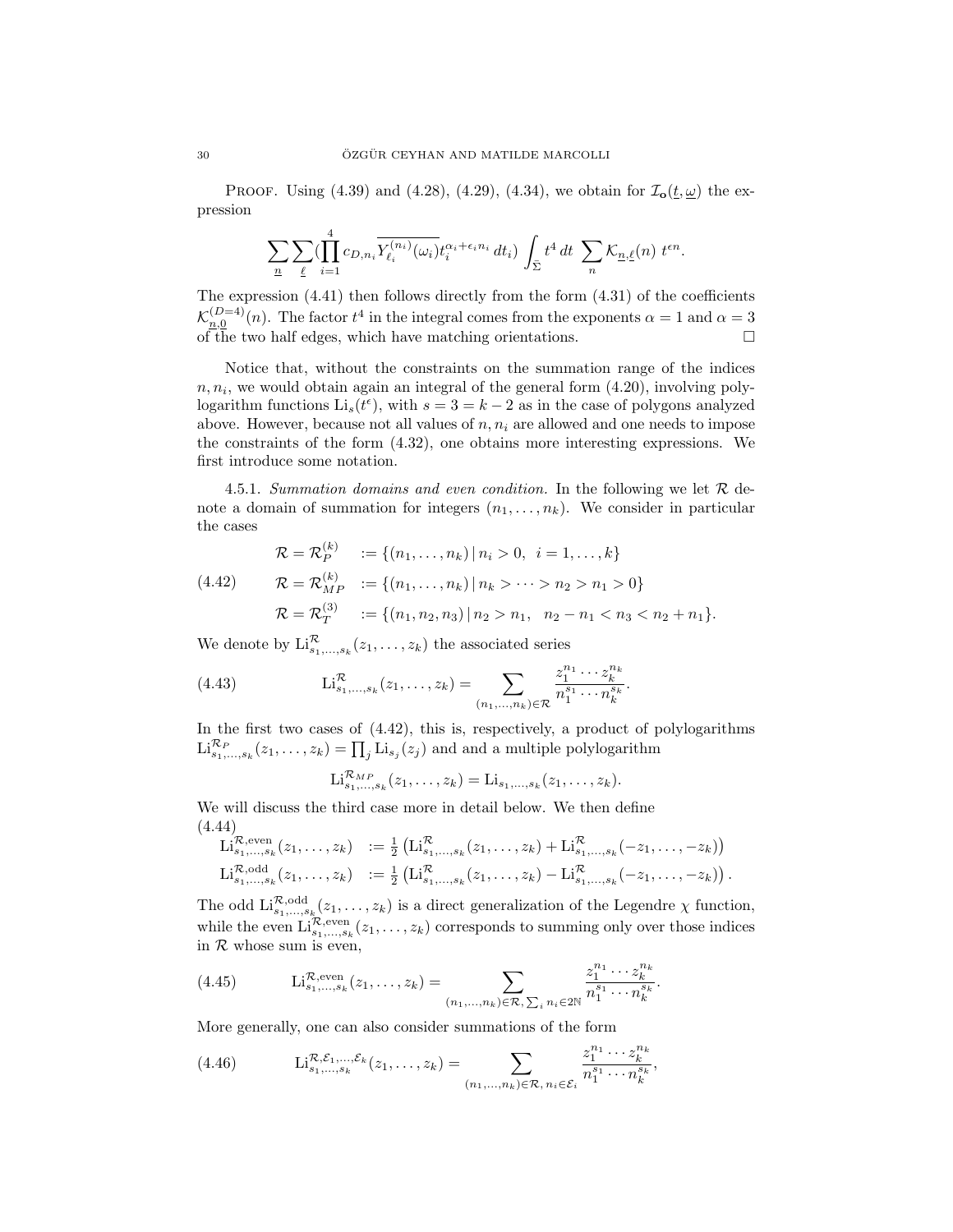PROOF. Using (4.39) and (4.28), (4.29), (4.34), we obtain for $\mathcal{I}_{\mathbf{o}}(\underline{t},\underline{\omega})$ the expression

$$\sum_{\underline{n}} \sum_{\underline{\ell}} (\prod_{i=1}^{4} c_{D,n_i} \overline{Y_{\ell_i}^{(n_i)}(\omega_i)} t_i^{\alpha_i + \epsilon_i n_i} \, dt_i) \int_{\tilde{\Sigma}} t^4 \, dt \, \sum_{n} \mathcal{K}_{\underline{n},\underline{\ell}}(n) \, t^{\epsilon n}.$$

The expression (4.41) then follows directly from the form (4.31) of the coefficients $\mathcal{K}_{\underline{n},\underline{0}}^{(D=4)}(n)$. The factor $t^4$ in the integral comes from the exponents $\alpha = 1$ and $\alpha = 3$ of the two half edges, which have matching orientations. $\square$

Notice that, without the constraints on the summation range of the indices $n, n_i$, we would obtain again an integral of the general form (4.20), involving polylogarithm functions $\mathrm{Li}_s(t^\epsilon)$, with $s = 3 = k - 2$ as in the case of polygons analyzed above. However, because not all values of $n, n_i$ are allowed and one needs to impose the constraints of the form (4.32), one obtains more interesting expressions. We first introduce some notation.

4.5.1. *Summation domains and even condition.* In the following we let $\mathcal{R}$ denote a domain of summation for integers $(n_1, \ldots, n_k)$. We consider in particular the cases

$$\begin{aligned} \mathcal{R} = \mathcal{R}_P^{(k)} &:= \{(n_1, \ldots, n_k) \,|\, n_i > 0, \ \ i = 1, \ldots, k\} \\ \mathcal{R} = \mathcal{R}_{MP}^{(k)} &:= \{(n_1, \ldots, n_k) \,|\, n_k > \cdots > n_2 > n_1 > 0\} \\ \mathcal{R} = \mathcal{R}_T^{(3)} &:= \{(n_1, n_2, n_3) \,|\, n_2 > n_1, \ \ n_2 - n_1 < n_3 < n_2 + n_1\}. \end{aligned} \tag{4.42}$$

We denote by $\mathrm{Li}^{\mathcal{R}}_{s_1,\ldots,s_k}(z_1, \ldots, z_k)$ the associated series

$$\mathrm{Li}^{\mathcal{R}}_{s_1,\ldots,s_k}(z_1, \ldots, z_k) = \sum_{(n_1,\ldots,n_k)\in\mathcal{R}} \frac{z_1^{n_1} \cdots z_k^{n_k}}{n_1^{s_1} \cdots n_k^{s_k}}. \tag{4.43}$$

In the first two cases of (4.42), this is, respectively, a product of polylogarithms $\mathrm{Li}^{\mathcal{R}_P}_{s_1,\ldots,s_k}(z_1, \ldots, z_k) = \prod_j \mathrm{Li}_{s_j}(z_j)$ and and a multiple polylogarithm

$$\mathrm{Li}^{\mathcal{R}_{MP}}_{s_1,\ldots,s_k}(z_1, \ldots, z_k) = \mathrm{Li}_{s_1,\ldots,s_k}(z_1, \ldots, z_k).$$

We will discuss the third case more in detail below. We then define

$$\begin{aligned} \mathrm{Li}^{\mathcal{R},\mathrm{even}}_{s_1,\ldots,s_k}(z_1, \ldots, z_k) &:= \tfrac{1}{2}\left(\mathrm{Li}^{\mathcal{R}}_{s_1,\ldots,s_k}(z_1, \ldots, z_k) + \mathrm{Li}^{\mathcal{R}}_{s_1,\ldots,s_k}(-z_1, \ldots, -z_k)\right) \\ \mathrm{Li}^{\mathcal{R},\mathrm{odd}}_{s_1,\ldots,s_k}(z_1, \ldots, z_k) &:= \tfrac{1}{2}\left(\mathrm{Li}^{\mathcal{R}}_{s_1,\ldots,s_k}(z_1, \ldots, z_k) - \mathrm{Li}^{\mathcal{R}}_{s_1,\ldots,s_k}(-z_1, \ldots, -z_k)\right). \end{aligned} \tag{4.44}$$

The odd $\mathrm{Li}^{\mathcal{R},\mathrm{odd}}_{s_1,\ldots,s_k}(z_1, \ldots, z_k)$ is a direct generalization of the Legendre $\chi$ function, while the even $\mathrm{Li}^{\mathcal{R},\mathrm{even}}_{s_1,\ldots,s_k}(z_1, \ldots, z_k)$ corresponds to summing only over those indices in $\mathcal{R}$ whose sum is even,

$$\mathrm{Li}^{\mathcal{R},\mathrm{even}}_{s_1,\ldots,s_k}(z_1, \ldots, z_k) = \sum_{(n_1,\ldots,n_k)\in\mathcal{R},\, \sum_i n_i \in 2\mathbb{N}} \frac{z_1^{n_1} \cdots z_k^{n_k}}{n_1^{s_1} \cdots n_k^{s_k}}. \tag{4.45}$$

More generally, one can also consider summations of the form

$$\mathrm{Li}^{\mathcal{R},\mathcal{E}_1,\ldots,\mathcal{E}_k}_{s_1,\ldots,s_k}(z_1, \ldots, z_k) = \sum_{(n_1,\ldots,n_k)\in\mathcal{R},\, n_i \in \mathcal{E}_i} \frac{z_1^{n_1} \cdots z_k^{n_k}}{n_1^{s_1} \cdots n_k^{s_k}}, \tag{4.46}$$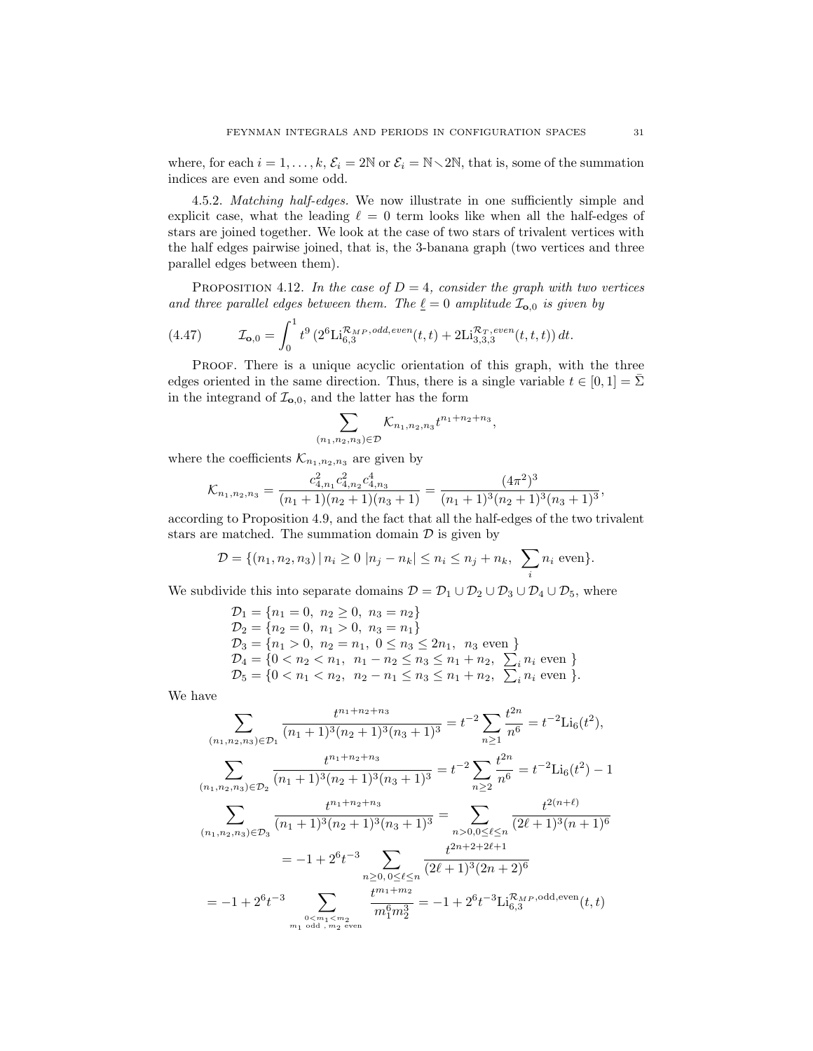where, for each $i = 1, \dots, k$, $\mathcal{E}_i = 2\mathbb{N}$ or $\mathcal{E}_i = \mathbb{N} \smallsetminus 2\mathbb{N}$, that is, some of the summation indices are even and some odd.

4.5.2. *Matching half-edges.* We now illustrate in one sufficiently simple and explicit case, what the leading $\ell = 0$ term looks like when all the half-edges of stars are joined together. We look at the case of two stars of trivalent vertices with the half edges pairwise joined, that is, the 3-banana graph (two vertices and three parallel edges between them).

PROPOSITION 4.12. *In the case of $D = 4$, consider the graph with two vertices and three parallel edges between them. The $\underline{\ell} = 0$ amplitude $\mathcal{I}_{\mathbf{o},0}$ is given by*

$$\mathcal{I}_{\mathbf{o},0} = \int_0^1 t^9 \, (2^6 \mathrm{Li}_{6,3}^{\mathcal{R}_{MP}, odd, even}(t,t) + 2\mathrm{Li}_{3,3,3}^{\mathcal{R}_T, even}(t,t,t))\, dt. \tag{4.47}$$

PROOF. There is a unique acyclic orientation of this graph, with the three edges oriented in the same direction. Thus, there is a single variable $t \in [0,1] = \bar{\Sigma}$ in the integrand of $\mathcal{I}_{\mathbf{o},0}$, and the latter has the form

$$\sum_{(n_1,n_2,n_3)\in\mathcal{D}} \mathcal{K}_{n_1,n_2,n_3} t^{n_1+n_2+n_3},$$

where the coefficients $\mathcal{K}_{n_1,n_2,n_3}$ are given by

$$\mathcal{K}_{n_1,n_2,n_3} = \frac{c_{4,n_1}^2 c_{4,n_2}^2 c_{4,n_3}^4}{(n_1+1)(n_2+1)(n_3+1)} = \frac{(4\pi^2)^3}{(n_1+1)^3(n_2+1)^3(n_3+1)^3},$$

according to Proposition 4.9, and the fact that all the half-edges of the two trivalent stars are matched. The summation domain $\mathcal{D}$ is given by

$$\mathcal{D} = \{(n_1,n_2,n_3) \,|\, n_i \geq 0 \ |n_j - n_k| \leq n_i \leq n_j + n_k, \ \sum_i n_i \text{ even}\}.$$

We subdivide this into separate domains $\mathcal{D} = \mathcal{D}_1 \cup \mathcal{D}_2 \cup \mathcal{D}_3 \cup \mathcal{D}_4 \cup \mathcal{D}_5$, where

$$\begin{array}{l}
\mathcal{D}_1 = \{n_1 = 0, \ n_2 \geq 0, \ n_3 = n_2\} \\
\mathcal{D}_2 = \{n_2 = 0, \ n_1 > 0, \ n_3 = n_1\} \\
\mathcal{D}_3 = \{n_1 > 0, \ n_2 = n_1, \ 0 \leq n_3 \leq 2n_1, \ n_3 \text{ even } \} \\
\mathcal{D}_4 = \{0 < n_2 < n_1, \ n_1 - n_2 \leq n_3 \leq n_1 + n_2, \ \sum_i n_i \text{ even } \} \\
\mathcal{D}_5 = \{0 < n_1 < n_2, \ n_2 - n_1 \leq n_3 \leq n_1 + n_2, \ \sum_i n_i \text{ even } \}.
\end{array}$$

We have

$$\sum_{(n_1,n_2,n_3)\in\mathcal{D}_1} \frac{t^{n_1+n_2+n_3}}{(n_1+1)^3(n_2+1)^3(n_3+1)^3} = t^{-2} \sum_{n\geq 1} \frac{t^{2n}}{n^6} = t^{-2}\mathrm{Li}_6(t^2),$$

$$\sum_{(n_1,n_2,n_3)\in\mathcal{D}_2} \frac{t^{n_1+n_2+n_3}}{(n_1+1)^3(n_2+1)^3(n_3+1)^3} = t^{-2} \sum_{n\geq 2} \frac{t^{2n}}{n^6} = t^{-2}\mathrm{Li}_6(t^2) - 1$$

$$\sum_{(n_1,n_2,n_3)\in\mathcal{D}_3} \frac{t^{n_1+n_2+n_3}}{(n_1+1)^3(n_2+1)^3(n_3+1)^3} = \sum_{n>0, 0\leq \ell \leq n} \frac{t^{2(n+\ell)}}{(2\ell+1)^3(n+1)^6}$$

$$= -1 + 2^6 t^{-3} \sum_{n\geq 0, \, 0\leq \ell\leq n} \frac{t^{2n+2+2\ell+1}}{(2\ell+1)^3(2n+2)^6}$$

$$= -1 + 2^6 t^{-3} \sum_{\substack{0<m_1<m_2 \\ m_1 \text{ odd }, \, m_2 \text{ even}}} \frac{t^{m_1+m_2}}{m_1^6 m_2^3} = -1 + 2^6 t^{-3} \mathrm{Li}_{6,3}^{\mathcal{R}_{MP},\text{odd},\text{even}}(t,t)$$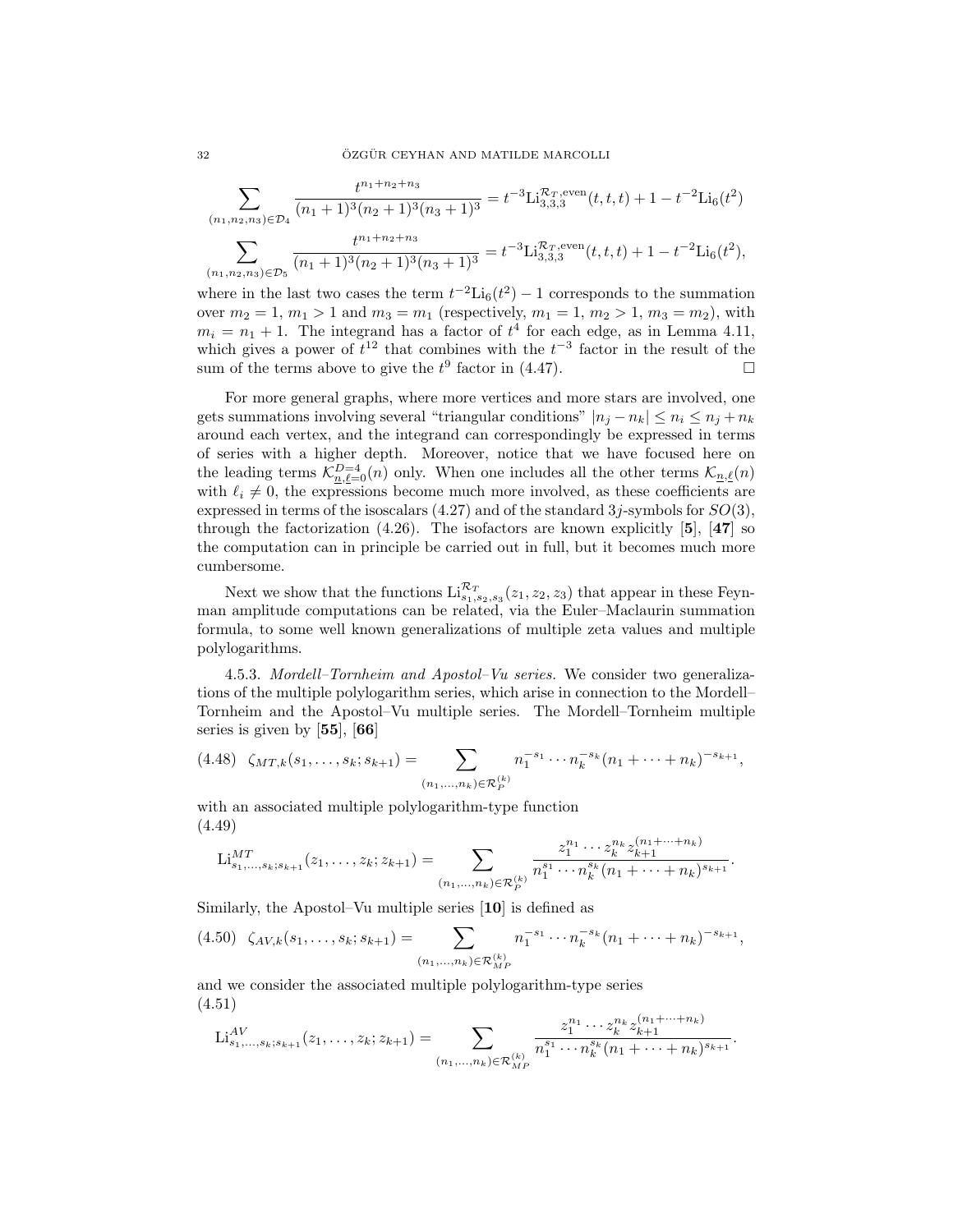$$\sum_{(n_1,n_2,n_3)\in\mathcal{D}_4} \frac{t^{n_1+n_2+n_3}}{(n_1+1)^3(n_2+1)^3(n_3+1)^3} = t^{-3}\mathrm{Li}^{\mathcal{R}_T,\mathrm{even}}_{3,3,3}(t,t,t) + 1 - t^{-2}\mathrm{Li}_6(t^2)$$

$$\sum_{(n_1,n_2,n_3)\in\mathcal{D}_5} \frac{t^{n_1+n_2+n_3}}{(n_1+1)^3(n_2+1)^3(n_3+1)^3} = t^{-3}\mathrm{Li}^{\mathcal{R}_T,\mathrm{even}}_{3,3,3}(t,t,t) + 1 - t^{-2}\mathrm{Li}_6(t^2),$$

where in the last two cases the term $t^{-2}\mathrm{Li}_6(t^2) - 1$ corresponds to the summation over $m_2 = 1$, $m_1 > 1$ and $m_3 = m_1$ (respectively, $m_1 = 1$, $m_2 > 1$, $m_3 = m_2$), with $m_i = n_1 + 1$. The integrand has a factor of $t^4$ for each edge, as in Lemma 4.11, which gives a power of $t^{12}$ that combines with the $t^{-3}$ factor in the result of the sum of the terms above to give the $t^9$ factor in (4.47). $\square$

For more general graphs, where more vertices and more stars are involved, one gets summations involving several "triangular conditions" $|n_j - n_k| \leq n_i \leq n_j + n_k$ around each vertex, and the integrand can correspondingly be expressed in terms of series with a higher depth. Moreover, notice that we have focused here on the leading terms $\mathcal{K}^{D=4}_{\underline{n},\underline{\ell}=0}(n)$ only. When one includes all the other terms $\mathcal{K}_{\underline{n},\underline{\ell}}(n)$ with $\ell_i \neq 0$, the expressions become much more involved, as these coefficients are expressed in terms of the isoscalars (4.27) and of the standard $3j$-symbols for $SO(3)$, through the factorization (4.26). The isofactors are known explicitly [**5**], [**47**] so the computation can in principle be carried out in full, but it becomes much more cumbersome.

Next we show that the functions $\mathrm{Li}^{\mathcal{R}_T}_{s_1,s_2,s_3}(z_1,z_2,z_3)$ that appear in these Feynman amplitude computations can be related, via the Euler–Maclaurin summation formula, to some well known generalizations of multiple zeta values and multiple polylogarithms.

4.5.3. *Mordell–Tornheim and Apostol–Vu series.* We consider two generalizations of the multiple polylogarithm series, which arise in connection to the Mordell–Tornheim and the Apostol–Vu multiple series. The Mordell–Tornheim multiple series is given by [**55**], [**66**]

$$\zeta_{MT,k}(s_1,\ldots,s_k;s_{k+1}) = \sum_{(n_1,\ldots,n_k)\in\mathcal{R}^{(k)}_P} n_1^{-s_1}\cdots n_k^{-s_k}(n_1+\cdots+n_k)^{-s_{k+1}}, \tag{4.48}$$

with an associated multiple polylogarithm-type function

$$\mathrm{Li}^{MT}_{s_1,\ldots,s_k;s_{k+1}}(z_1,\ldots,z_k;z_{k+1}) = \sum_{(n_1,\ldots,n_k)\in\mathcal{R}^{(k)}_P} \frac{z_1^{n_1}\cdots z_k^{n_k} z_{k+1}^{(n_1+\cdots+n_k)}}{n_1^{s_1}\cdots n_k^{s_k}(n_1+\cdots+n_k)^{s_{k+1}}}. \tag{4.49}$$

Similarly, the Apostol–Vu multiple series [**10**] is defined as

$$\zeta_{AV,k}(s_1,\ldots,s_k;s_{k+1}) = \sum_{(n_1,\ldots,n_k)\in\mathcal{R}^{(k)}_{MP}} n_1^{-s_1}\cdots n_k^{-s_k}(n_1+\cdots+n_k)^{-s_{k+1}}, \tag{4.50}$$

and we consider the associated multiple polylogarithm-type series

$$\mathrm{Li}^{AV}_{s_1,\ldots,s_k;s_{k+1}}(z_1,\ldots,z_k;z_{k+1}) = \sum_{(n_1,\ldots,n_k)\in\mathcal{R}^{(k)}_{MP}} \frac{z_1^{n_1}\cdots z_k^{n_k} z_{k+1}^{(n_1+\cdots+n_k)}}{n_1^{s_1}\cdots n_k^{s_k}(n_1+\cdots+n_k)^{s_{k+1}}}. \tag{4.51}$$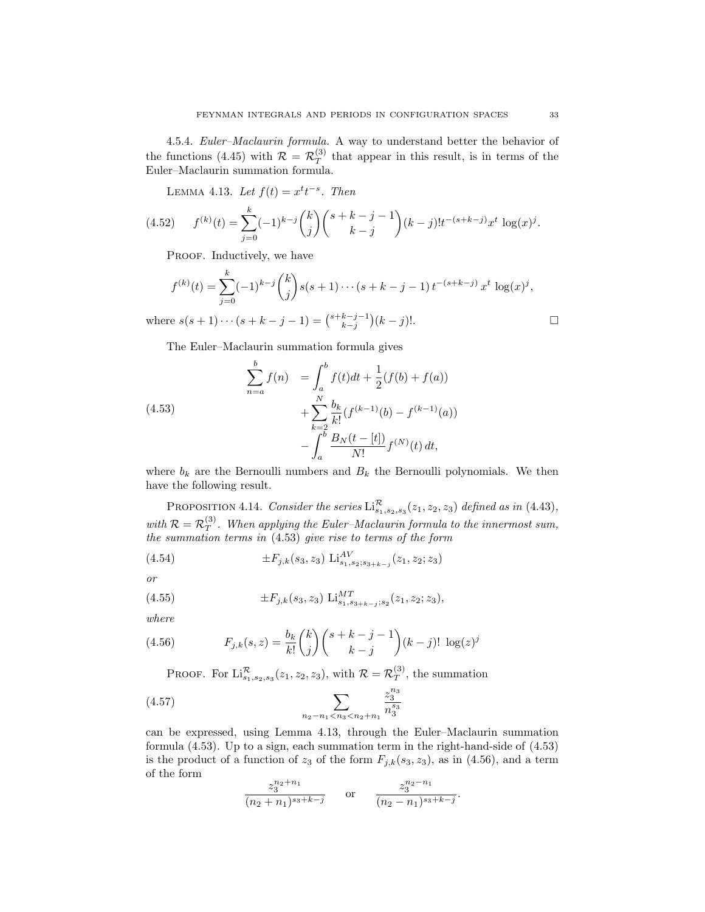4.5.4. *Euler–Maclaurin formula.* A way to understand better the behavior of the functions (4.45) with $\mathcal{R} = \mathcal{R}_T^{(3)}$ that appear in this result, is in terms of the Euler–Maclaurin summation formula.

LEMMA 4.13. *Let $f(t) = x^t t^{-s}$. Then*

$$f^{(k)}(t) = \sum_{j=0}^{k} (-1)^{k-j} \binom{k}{j} \binom{s+k-j-1}{k-j} (k-j)! t^{-(s+k-j)} x^t \log(x)^j. \tag{4.52}$$

PROOF. Inductively, we have

$$f^{(k)}(t) = \sum_{j=0}^{k} (-1)^{k-j} \binom{k}{j} s(s+1)\cdots(s+k-j-1)\, t^{-(s+k-j)}\, x^t \log(x)^j,$$

where $s(s+1)\cdots(s+k-j-1) = \binom{s+k-j-1}{k-j}(k-j)!$. $\square$

The Euler–Maclaurin summation formula gives

$$\begin{aligned} \sum_{n=a}^{b} f(n) &= \int_a^b f(t)dt + \frac{1}{2}(f(b) + f(a)) \\ &\quad + \sum_{k=2}^{N} \frac{b_k}{k!}(f^{(k-1)}(b) - f^{(k-1)}(a)) \\ &\quad - \int_a^b \frac{B_N(t-[t])}{N!} f^{(N)}(t)\, dt, \end{aligned} \tag{4.53}$$

where $b_k$ are the Bernoulli numbers and $B_k$ the Bernoulli polynomials. We then have the following result.

PROPOSITION 4.14. *Consider the series $\mathrm{Li}^{\mathcal{R}}_{s_1,s_2,s_3}(z_1, z_2, z_3)$ defined as in (4.43), with $\mathcal{R} = \mathcal{R}_T^{(3)}$. When applying the Euler–Maclaurin formula to the innermost sum, the summation terms in (4.53) give rise to terms of the form*

$$\pm F_{j,k}(s_3, z_3)\, \mathrm{Li}^{AV}_{s_1,s_2;s_{3+k-j}}(z_1, z_2; z_3) \tag{4.54}$$

*or*

$$\pm F_{j,k}(s_3, z_3)\, \mathrm{Li}^{MT}_{s_1,s_{3+k-j};s_2}(z_1, z_2; z_3), \tag{4.55}$$

*where*

$$F_{j,k}(s, z) = \frac{b_k}{k!} \binom{k}{j} \binom{s+k-j-1}{k-j} (k-j)!\, \log(z)^j \tag{4.56}$$

PROOF. For $\mathrm{Li}^{\mathcal{R}}_{s_1,s_2,s_3}(z_1, z_2, z_3)$, with $\mathcal{R} = \mathcal{R}_T^{(3)}$, the summation

$$\sum_{n_2 - n_1 < n_3 < n_2 + n_1} \frac{z_3^{n_3}}{n_3^{s_3}} \tag{4.57}$$

can be expressed, using Lemma 4.13, through the Euler–Maclaurin summation formula (4.53). Up to a sign, each summation term in the right-hand-side of (4.53) is the product of a function of $z_3$ of the form $F_{j,k}(s_3, z_3)$, as in (4.56), and a term of the form

$$\frac{z_3^{n_2+n_1}}{(n_2+n_1)^{s_3+k-j}} \quad \text{or} \quad \frac{z_3^{n_2-n_1}}{(n_2-n_1)^{s_3+k-j}}.$$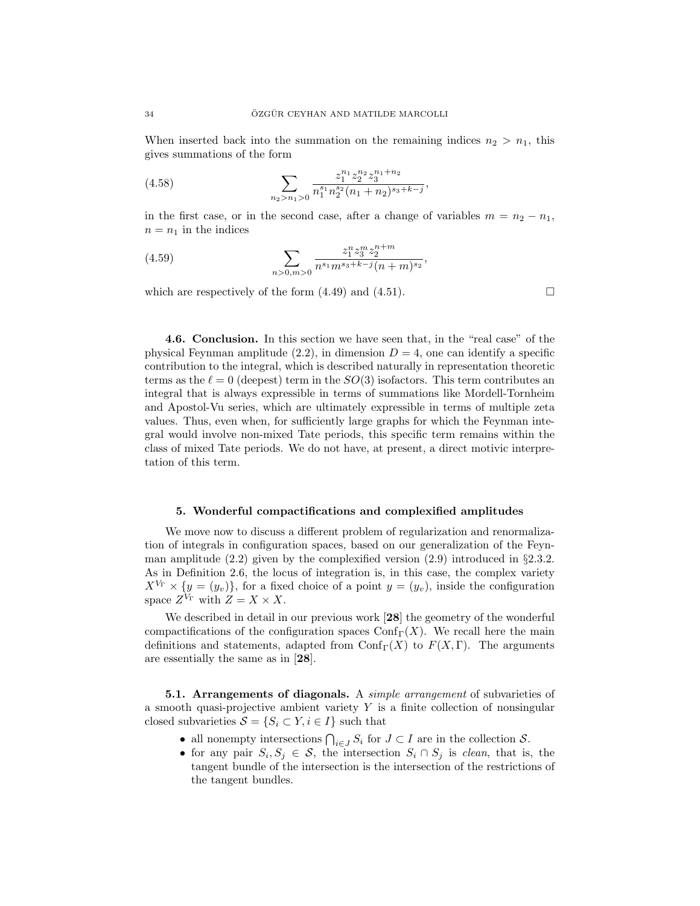When inserted back into the summation on the remaining indices $n_2 > n_1$, this gives summations of the form

$$\sum_{n_2>n_1>0} \frac{z_1^{n_1} z_2^{n_2} z_3^{n_1+n_2}}{n_1^{s_1} n_2^{s_2} (n_1+n_2)^{s_3+k-j}}, \tag{4.58}$$

in the first case, or in the second case, after a change of variables $m = n_2 - n_1$, $n = n_1$ in the indices

$$\sum_{n>0,m>0} \frac{z_1^{n} z_3^{m} z_2^{n+m}}{n^{s_1} m^{s_3+k-j} (n+m)^{s_2}}, \tag{4.59}$$

which are respectively of the form (4.49) and (4.51). □

**4.6. Conclusion.** In this section we have seen that, in the "real case" of the physical Feynman amplitude (2.2), in dimension $D = 4$, one can identify a specific contribution to the integral, which is described naturally in representation theoretic terms as the $\ell = 0$ (deepest) term in the $SO(3)$ isofactors. This term contributes an integral that is always expressible in terms of summations like Mordell-Tornheim and Apostol-Vu series, which are ultimately expressible in terms of multiple zeta values. Thus, even when, for sufficiently large graphs for which the Feynman integral would involve non-mixed Tate periods, this specific term remains within the class of mixed Tate periods. We do not have, at present, a direct motivic interpretation of this term.

## 5. Wonderful compactifications and complexified amplitudes

We move now to discuss a different problem of regularization and renormalization of integrals in configuration spaces, based on our generalization of the Feynman amplitude (2.2) given by the complexified version (2.9) introduced in §2.3.2. As in Definition 2.6, the locus of integration is, in this case, the complex variety $X^{V_\Gamma} \times \{y = (y_v)\}$, for a fixed choice of a point $y = (y_v)$, inside the configuration space $Z^{V_\Gamma}$ with $Z = X \times X$.

We described in detail in our previous work [28] the geometry of the wonderful compactifications of the configuration spaces $\mathrm{Conf}_\Gamma(X)$. We recall here the main definitions and statements, adapted from $\mathrm{Conf}_\Gamma(X)$ to $F(X,\Gamma)$. The arguments are essentially the same as in [28].

**5.1. Arrangements of diagonals.** A *simple arrangement* of subvarieties of a smooth quasi-projective ambient variety $Y$ is a finite collection of nonsingular closed subvarieties $\mathcal{S} = \{S_i \subset Y, i \in I\}$ such that

- all nonempty intersections $\bigcap_{i \in J} S_i$ for $J \subset I$ are in the collection $\mathcal{S}$.
- for any pair $S_i, S_j \in \mathcal{S}$, the intersection $S_i \cap S_j$ is *clean*, that is, the tangent bundle of the intersection is the intersection of the restrictions of the tangent bundles.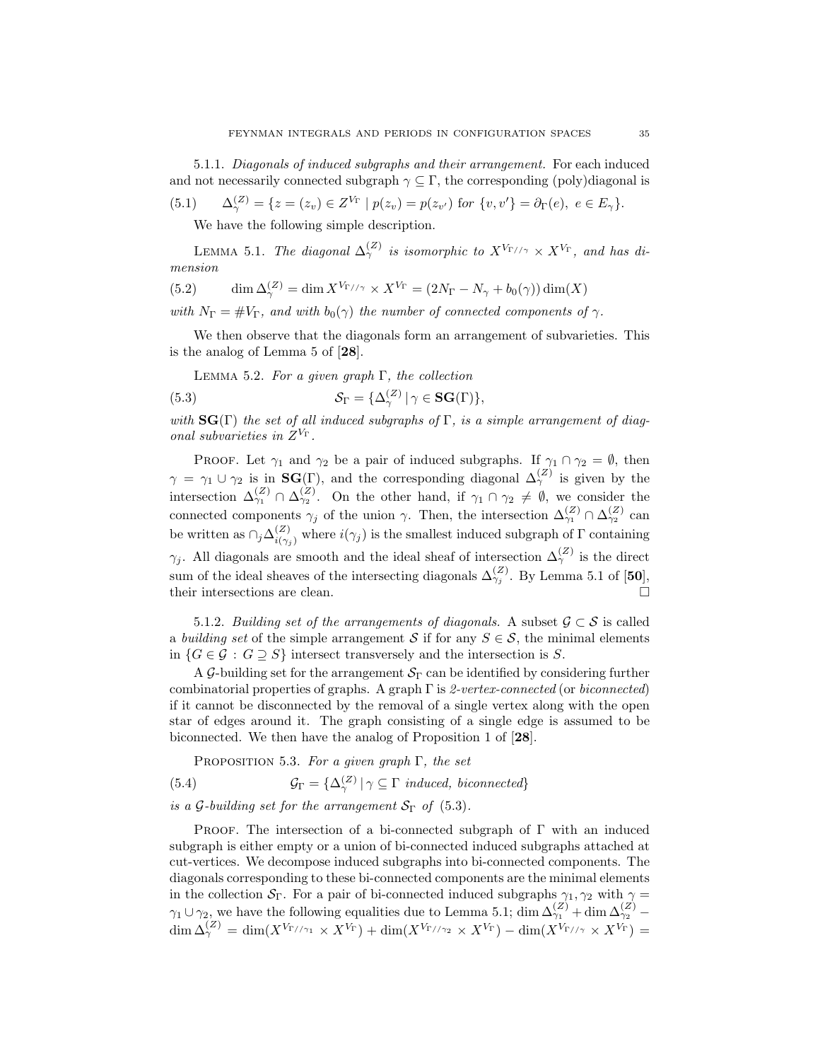5.1.1. *Diagonals of induced subgraphs and their arrangement.* For each induced and not necessarily connected subgraph $\gamma \subseteq \Gamma$, the corresponding (poly)diagonal is

$$\Delta_\gamma^{(Z)} = \{z = (z_v) \in Z^{V_\Gamma} \mid p(z_v) = p(z_{v'}) \text{ for } \{v, v'\} = \partial_\Gamma(e),\ e \in E_\gamma\}. \tag{5.1}$$

We have the following simple description.

LEMMA 5.1. *The diagonal $\Delta_\gamma^{(Z)}$ is isomorphic to $X^{V_{\Gamma//\gamma}} \times X^{V_\Gamma}$, and has dimension*

$$\dim \Delta_\gamma^{(Z)} = \dim X^{V_{\Gamma//\gamma}} \times X^{V_\Gamma} = (2N_\Gamma - N_\gamma + b_0(\gamma)) \dim(X) \tag{5.2}$$

*with $N_\Gamma = \# V_\Gamma$, and with $b_0(\gamma)$ the number of connected components of $\gamma$.*

We then observe that the diagonals form an arrangement of subvarieties. This is the analog of Lemma 5 of [**28**].

LEMMA 5.2. *For a given graph $\Gamma$, the collection*

$$\mathcal{S}_\Gamma = \{\Delta_\gamma^{(Z)} \mid \gamma \in \mathbf{SG}(\Gamma)\}, \tag{5.3}$$

*with $\mathbf{SG}(\Gamma)$ the set of all induced subgraphs of $\Gamma$, is a simple arrangement of diagonal subvarieties in $Z^{V_\Gamma}$.*

PROOF. Let $\gamma_1$ and $\gamma_2$ be a pair of induced subgraphs. If $\gamma_1 \cap \gamma_2 = \emptyset$, then $\gamma = \gamma_1 \cup \gamma_2$ is in $\mathbf{SG}(\Gamma)$, and the corresponding diagonal $\Delta_\gamma^{(Z)}$ is given by the intersection $\Delta_{\gamma_1}^{(Z)} \cap \Delta_{\gamma_2}^{(Z)}$. On the other hand, if $\gamma_1 \cap \gamma_2 \neq \emptyset$, we consider the connected components $\gamma_j$ of the union $\gamma$. Then, the intersection $\Delta_{\gamma_1}^{(Z)} \cap \Delta_{\gamma_2}^{(Z)}$ can be written as $\cap_j \Delta_{i(\gamma_j)}^{(Z)}$ where $i(\gamma_j)$ is the smallest induced subgraph of $\Gamma$ containing $\gamma_j$. All diagonals are smooth and the ideal sheaf of intersection $\Delta_\gamma^{(Z)}$ is the direct sum of the ideal sheaves of the intersecting diagonals $\Delta_{\gamma_j}^{(Z)}$. By Lemma 5.1 of [**50**], their intersections are clean. □

5.1.2. *Building set of the arrangements of diagonals.* A subset $\mathcal{G} \subset \mathcal{S}$ is called a *building set* of the simple arrangement $\mathcal{S}$ if for any $S \in \mathcal{S}$, the minimal elements in $\{G \in \mathcal{G} : G \supseteq S\}$ intersect transversely and the intersection is $S$.

A $\mathcal{G}$-building set for the arrangement $\mathcal{S}_\Gamma$ can be identified by considering further combinatorial properties of graphs. A graph $\Gamma$ is *2-vertex-connected* (or *biconnected*) if it cannot be disconnected by the removal of a single vertex along with the open star of edges around it. The graph consisting of a single edge is assumed to be biconnected. We then have the analog of Proposition 1 of [**28**].

PROPOSITION 5.3. *For a given graph $\Gamma$, the set*

$$\mathcal{G}_\Gamma = \{\Delta_\gamma^{(Z)} \mid \gamma \subseteq \Gamma \text{ induced, biconnected}\} \tag{5.4}$$

*is a $\mathcal{G}$-building set for the arrangement $\mathcal{S}_\Gamma$ of (5.3).*

PROOF. The intersection of a bi-connected subgraph of $\Gamma$ with an induced subgraph is either empty or a union of bi-connected induced subgraphs attached at cut-vertices. We decompose induced subgraphs into bi-connected components. The diagonals corresponding to these bi-connected components are the minimal elements in the collection $\mathcal{S}_\Gamma$. For a pair of bi-connected induced subgraphs $\gamma_1, \gamma_2$ with $\gamma = \gamma_1 \cup \gamma_2$, we have the following equalities due to Lemma 5.1; $\dim \Delta_{\gamma_1}^{(Z)} + \dim \Delta_{\gamma_2}^{(Z)} - \dim \Delta_\gamma^{(Z)} = \dim(X^{V_{\Gamma//\gamma_1}} \times X^{V_\Gamma}) + \dim(X^{V_{\Gamma//\gamma_2}} \times X^{V_\Gamma}) - \dim(X^{V_{\Gamma//\gamma}} \times X^{V_\Gamma}) =$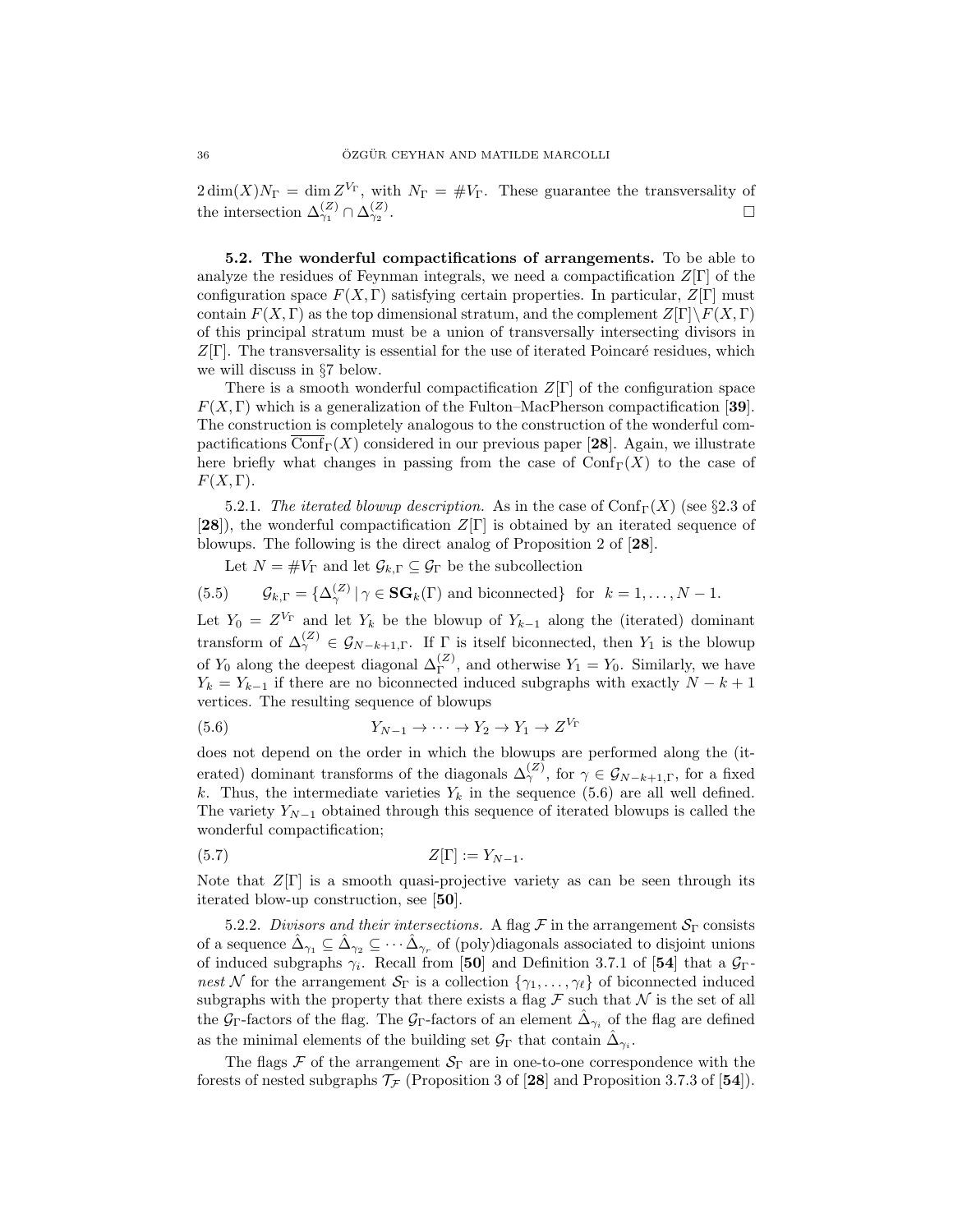$2\dim(X)N_\Gamma = \dim Z^{V_\Gamma}$, with $N_\Gamma = \#V_\Gamma$. These guarantee the transversality of the intersection $\Delta^{(Z)}_{\gamma_1} \cap \Delta^{(Z)}_{\gamma_2}$. □

**5.2. The wonderful compactifications of arrangements.** To be able to analyze the residues of Feynman integrals, we need a compactification $Z[\Gamma]$ of the configuration space $F(X,\Gamma)$ satisfying certain properties. In particular, $Z[\Gamma]$ must contain $F(X,\Gamma)$ as the top dimensional stratum, and the complement $Z[\Gamma]\setminus F(X,\Gamma)$ of this principal stratum must be a union of transversally intersecting divisors in $Z[\Gamma]$. The transversality is essential for the use of iterated Poincaré residues, which we will discuss in §7 below.

There is a smooth wonderful compactification $Z[\Gamma]$ of the configuration space $F(X,\Gamma)$ which is a generalization of the Fulton–MacPherson compactification [**39**]. The construction is completely analogous to the construction of the wonderful compactifications $\overline{\mathrm{Conf}_\Gamma}(X)$ considered in our previous paper [**28**]. Again, we illustrate here briefly what changes in passing from the case of $\mathrm{Conf}_\Gamma(X)$ to the case of $F(X,\Gamma)$.

5.2.1. *The iterated blowup description.* As in the case of $\mathrm{Conf}_\Gamma(X)$ (see §2.3 of [**28**]), the wonderful compactification $Z[\Gamma]$ is obtained by an iterated sequence of blowups. The following is the direct analog of Proposition 2 of [**28**].

Let $N = \#V_\Gamma$ and let $\mathcal{G}_{k,\Gamma} \subseteq \mathcal{G}_\Gamma$ be the subcollection

$$\mathcal{G}_{k,\Gamma} = \{\Delta^{(Z)}_\gamma \mid \gamma \in \mathbf{SG}_k(\Gamma) \text{ and biconnected}\} \quad \text{for} \quad k = 1,\dots,N-1. \tag{5.5}$$

Let $Y_0 = Z^{V_\Gamma}$ and let $Y_k$ be the blowup of $Y_{k-1}$ along the (iterated) dominant transform of $\Delta^{(Z)}_\gamma \in \mathcal{G}_{N-k+1,\Gamma}$. If $\Gamma$ is itself biconnected, then $Y_1$ is the blowup of $Y_0$ along the deepest diagonal $\Delta^{(Z)}_\Gamma$, and otherwise $Y_1 = Y_0$. Similarly, we have $Y_k = Y_{k-1}$ if there are no biconnected induced subgraphs with exactly $N-k+1$ vertices. The resulting sequence of blowups

$$Y_{N-1} \to \cdots \to Y_2 \to Y_1 \to Z^{V_\Gamma} \tag{5.6}$$

does not depend on the order in which the blowups are performed along the (iterated) dominant transforms of the diagonals $\Delta^{(Z)}_\gamma$, for $\gamma \in \mathcal{G}_{N-k+1,\Gamma}$, for a fixed $k$. Thus, the intermediate varieties $Y_k$ in the sequence (5.6) are all well defined. The variety $Y_{N-1}$ obtained through this sequence of iterated blowups is called the wonderful compactification;

$$Z[\Gamma] := Y_{N-1}. \tag{5.7}$$

Note that $Z[\Gamma]$ is a smooth quasi-projective variety as can be seen through its iterated blow-up construction, see [**50**].

5.2.2. *Divisors and their intersections.* A flag $\mathcal{F}$ in the arrangement $\mathcal{S}_\Gamma$ consists of a sequence $\hat{\Delta}_{\gamma_1} \subseteq \hat{\Delta}_{\gamma_2} \subseteq \cdots \hat{\Delta}_{\gamma_r}$ of (poly)diagonals associated to disjoint unions of induced subgraphs $\gamma_i$. Recall from [**50**] and Definition 3.7.1 of [**54**] that a $\mathcal{G}_\Gamma$-*nest* $\mathcal{N}$ for the arrangement $\mathcal{S}_\Gamma$ is a collection $\{\gamma_1,\dots,\gamma_\ell\}$ of biconnected induced subgraphs with the property that there exists a flag $\mathcal{F}$ such that $\mathcal{N}$ is the set of all the $\mathcal{G}_\Gamma$-factors of the flag. The $\mathcal{G}_\Gamma$-factors of an element $\hat{\Delta}_{\gamma_i}$ of the flag are defined as the minimal elements of the building set $\mathcal{G}_\Gamma$ that contain $\hat{\Delta}_{\gamma_i}$.

The flags $\mathcal{F}$ of the arrangement $\mathcal{S}_\Gamma$ are in one-to-one correspondence with the forests of nested subgraphs $\mathcal{T}_\mathcal{F}$ (Proposition 3 of [**28**] and Proposition 3.7.3 of [**54**]).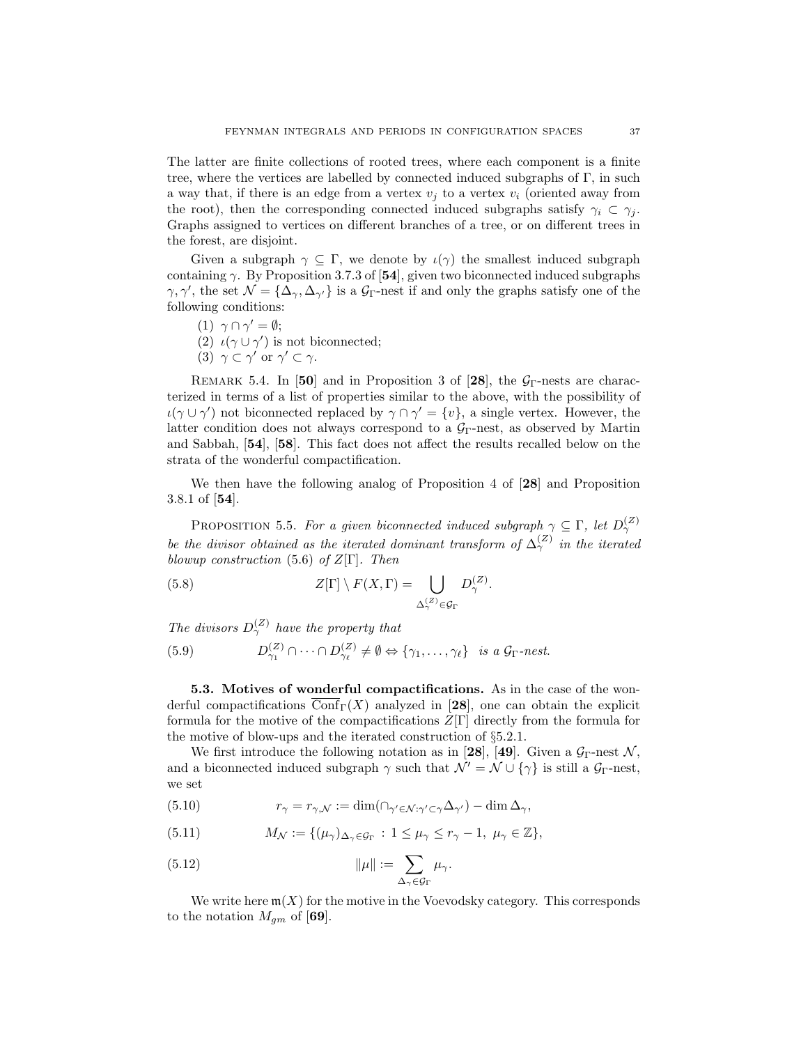The latter are finite collections of rooted trees, where each component is a finite tree, where the vertices are labelled by connected induced subgraphs of $\Gamma$, in such a way that, if there is an edge from a vertex $v_j$ to a vertex $v_i$ (oriented away from the root), then the corresponding connected induced subgraphs satisfy $\gamma_i \subset \gamma_j$. Graphs assigned to vertices on different branches of a tree, or on different trees in the forest, are disjoint.

Given a subgraph $\gamma \subseteq \Gamma$, we denote by $\iota(\gamma)$ the smallest induced subgraph containing $\gamma$. By Proposition 3.7.3 of [**54**], given two biconnected induced subgraphs $\gamma, \gamma'$, the set $\mathcal{N} = \{\Delta_\gamma, \Delta_{\gamma'}\}$ is a $\mathcal{G}_\Gamma$-nest if and only the graphs satisfy one of the following conditions:

1. $\gamma \cap \gamma' = \emptyset$;
2. $\iota(\gamma \cup \gamma')$ is not biconnected;
3. $\gamma \subset \gamma'$ or $\gamma' \subset \gamma$.

Remark 5.4. In [**50**] and in Proposition 3 of [**28**], the $\mathcal{G}_\Gamma$-nests are characterized in terms of a list of properties similar to the above, with the possibility of $\iota(\gamma \cup \gamma')$ not biconnected replaced by $\gamma \cap \gamma' = \{v\}$, a single vertex. However, the latter condition does not always correspond to a $\mathcal{G}_\Gamma$-nest, as observed by Martin and Sabbah, [**54**], [**58**]. This fact does not affect the results recalled below on the strata of the wonderful compactification.

We then have the following analog of Proposition 4 of [**28**] and Proposition 3.8.1 of [**54**].

Proposition 5.5. *For a given biconnected induced subgraph $\gamma \subseteq \Gamma$, let $D_\gamma^{(Z)}$ be the divisor obtained as the iterated dominant transform of $\Delta_\gamma^{(Z)}$ in the iterated blowup construction* (5.6) *of $Z[\Gamma]$. Then*

$$Z[\Gamma] \setminus F(X, \Gamma) = \bigcup_{\Delta_\gamma^{(Z)} \in \mathcal{G}_\Gamma} D_\gamma^{(Z)}. \tag{5.8}$$

*The divisors $D_\gamma^{(Z)}$ have the property that*

$$D_{\gamma_1}^{(Z)} \cap \cdots \cap D_{\gamma_\ell}^{(Z)} \neq \emptyset \Leftrightarrow \{\gamma_1, \ldots, \gamma_\ell\} \quad \text{is a } \mathcal{G}_\Gamma\text{-nest.} \tag{5.9}$$

**5.3. Motives of wonderful compactifications.** As in the case of the wonderful compactifications $\overline{\mathrm{Conf}}_\Gamma(X)$ analyzed in [**28**], one can obtain the explicit formula for the motive of the compactifications $Z[\Gamma]$ directly from the formula for the motive of blow-ups and the iterated construction of §5.2.1.

We first introduce the following notation as in [**28**], [**49**]. Given a $\mathcal{G}_\Gamma$-nest $\mathcal{N}$, and a biconnected induced subgraph $\gamma$ such that $\mathcal{N}' = \mathcal{N} \cup \{\gamma\}$ is still a $\mathcal{G}_\Gamma$-nest, we set

$$r_\gamma = r_{\gamma,\mathcal{N}} := \dim(\cap_{\gamma' \in \mathcal{N} : \gamma' \subset \gamma} \Delta_{\gamma'}) - \dim \Delta_\gamma, \tag{5.10}$$

$$M_{\mathcal{N}} := \{(\mu_\gamma)_{\Delta_\gamma \in \mathcal{G}_\Gamma} \, : \, 1 \leq \mu_\gamma \leq r_\gamma - 1, \ \mu_\gamma \in \mathbb{Z}\}, \tag{5.11}$$

$$\|\mu\| := \sum_{\Delta_\gamma \in \mathcal{G}_\Gamma} \mu_\gamma. \tag{5.12}$$

We write here $\mathfrak{m}(X)$ for the motive in the Voevodsky category. This corresponds to the notation $M_{gm}$ of [**69**].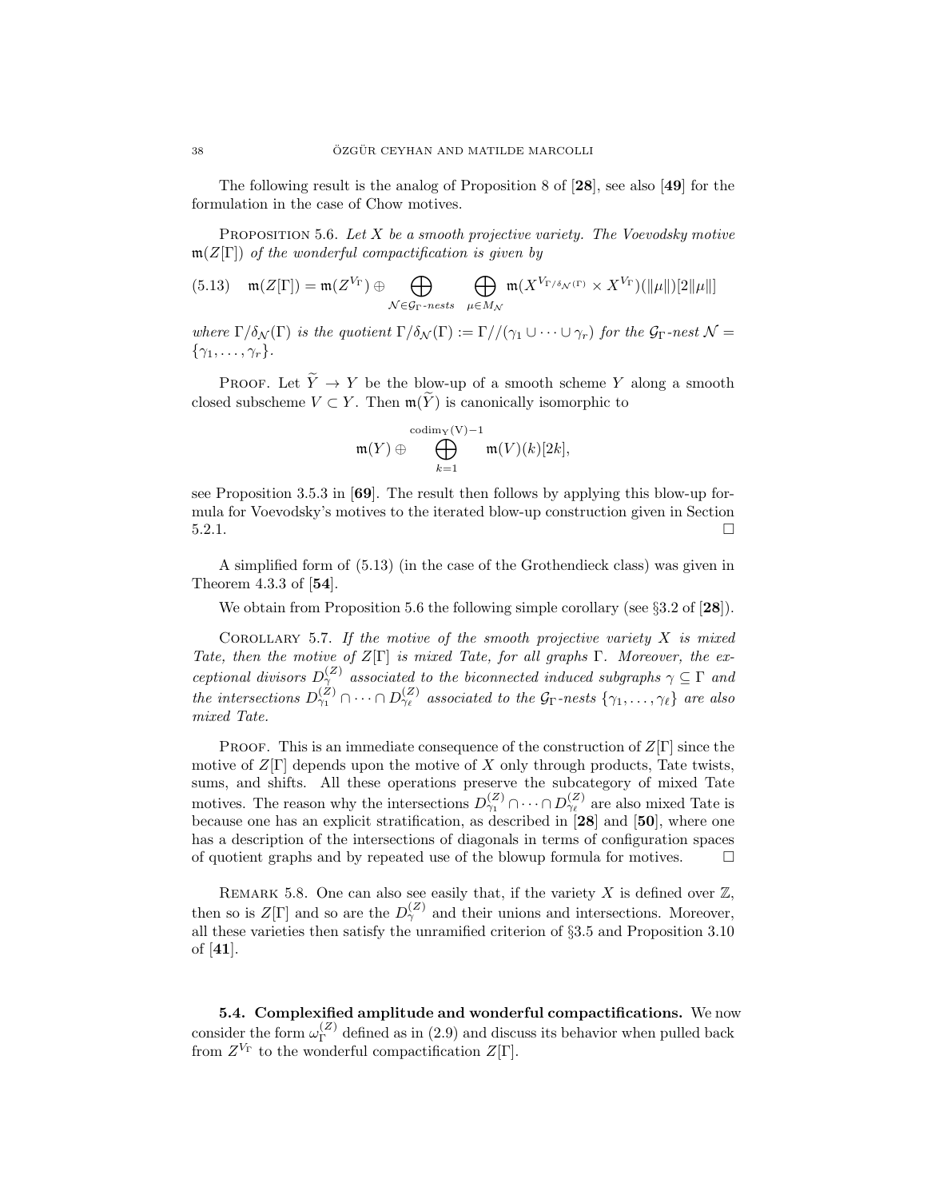The following result is the analog of Proposition 8 of [**28**], see also [**49**] for the formulation in the case of Chow motives.

Proposition 5.6. *Let $X$ be a smooth projective variety. The Voevodsky motive $\mathfrak{m}(Z[\Gamma])$ of the wonderful compactification is given by*

$$\mathfrak{m}(Z[\Gamma]) = \mathfrak{m}(Z^{V_\Gamma}) \oplus \bigoplus_{\mathcal{N} \in \mathcal{G}_\Gamma\text{-}nests} \bigoplus_{\mu \in M_\mathcal{N}} \mathfrak{m}(X^{V_{\Gamma/\delta_\mathcal{N}(\Gamma)}} \times X^{V_\Gamma})(\|\mu\|)[2\|\mu\|] \tag{5.13}$$

*where $\Gamma/\delta_\mathcal{N}(\Gamma)$ is the quotient $\Gamma/\delta_\mathcal{N}(\Gamma) := \Gamma//(\gamma_1 \cup \cdots \cup \gamma_r)$ for the $\mathcal{G}_\Gamma$-nest $\mathcal{N} = \{\gamma_1, \ldots, \gamma_r\}$.*

Proof. Let $\widetilde{Y} \to Y$ be the blow-up of a smooth scheme $Y$ along a smooth closed subscheme $V \subset Y$. Then $\mathfrak{m}(\widetilde{Y})$ is canonically isomorphic to

$$\mathfrak{m}(Y) \oplus \bigoplus_{k=1}^{\mathrm{codim}_Y(V)-1} \mathfrak{m}(V)(k)[2k],$$

see Proposition 3.5.3 in [**69**]. The result then follows by applying this blow-up formula for Voevodsky's motives to the iterated blow-up construction given in Section 5.2.1. $\square$

A simplified form of (5.13) (in the case of the Grothendieck class) was given in Theorem 4.3.3 of [**54**].

We obtain from Proposition 5.6 the following simple corollary (see §3.2 of [**28**]).

Corollary 5.7. *If the motive of the smooth projective variety $X$ is mixed Tate, then the motive of $Z[\Gamma]$ is mixed Tate, for all graphs $\Gamma$. Moreover, the exceptional divisors $D_\gamma^{(Z)}$ associated to the biconnected induced subgraphs $\gamma \subseteq \Gamma$ and the intersections $D_{\gamma_1}^{(Z)} \cap \cdots \cap D_{\gamma_\ell}^{(Z)}$ associated to the $\mathcal{G}_\Gamma$-nests $\{\gamma_1, \ldots, \gamma_\ell\}$ are also mixed Tate.*

Proof. This is an immediate consequence of the construction of $Z[\Gamma]$ since the motive of $Z[\Gamma]$ depends upon the motive of $X$ only through products, Tate twists, sums, and shifts. All these operations preserve the subcategory of mixed Tate motives. The reason why the intersections $D_{\gamma_1}^{(Z)} \cap \cdots \cap D_{\gamma_\ell}^{(Z)}$ are also mixed Tate is because one has an explicit stratification, as described in [**28**] and [**50**], where one has a description of the intersections of diagonals in terms of configuration spaces of quotient graphs and by repeated use of the blowup formula for motives. $\square$

Remark 5.8. One can also see easily that, if the variety $X$ is defined over $\mathbb{Z}$, then so is $Z[\Gamma]$ and so are the $D_\gamma^{(Z)}$ and their unions and intersections. Moreover, all these varieties then satisfy the unramified criterion of §3.5 and Proposition 3.10 of [**41**].

**5.4. Complexified amplitude and wonderful compactifications.** We now consider the form $\omega_\Gamma^{(Z)}$ defined as in (2.9) and discuss its behavior when pulled back from $Z^{V_\Gamma}$ to the wonderful compactification $Z[\Gamma]$.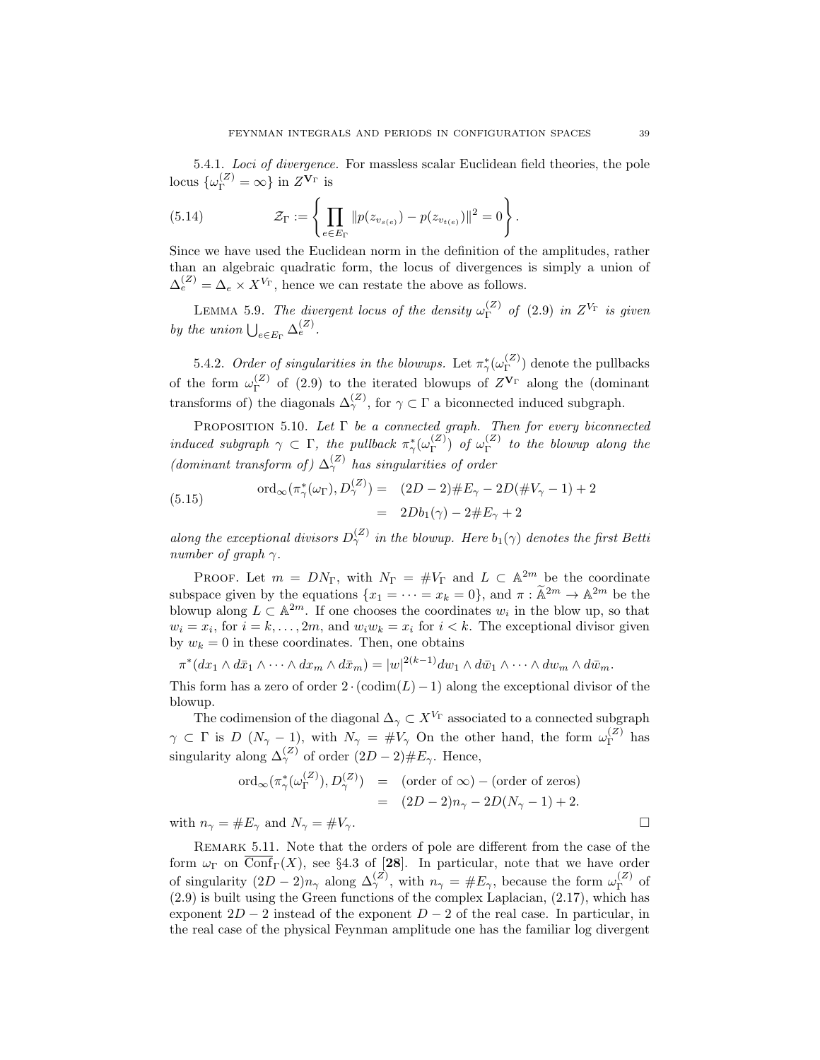5.4.1. *Loci of divergence.* For massless scalar Euclidean field theories, the pole locus $\{\omega_\Gamma^{(Z)} = \infty\}$ in $Z^{\mathbf{V}_\Gamma}$ is

$$
\mathcal{Z}_\Gamma := \left\{ \prod_{e \in E_\Gamma} \| p(z_{v_{s(e)}}) - p(z_{v_{t(e)}}) \|^2 = 0 \right\}. \tag{5.14}
$$

Since we have used the Euclidean norm in the definition of the amplitudes, rather than an algebraic quadratic form, the locus of divergences is simply a union of $\Delta_e^{(Z)} = \Delta_e \times X^{V_\Gamma}$, hence we can restate the above as follows.

LEMMA 5.9. *The divergent locus of the density $\omega_\Gamma^{(Z)}$ of (2.9) in $Z^{V_\Gamma}$ is given by the union $\bigcup_{e \in E_\Gamma} \Delta_e^{(Z)}$.*

5.4.2. *Order of singularities in the blowups.* Let $\pi_\gamma^*(\omega_\Gamma^{(Z)})$ denote the pullbacks of the form $\omega_\Gamma^{(Z)}$ of (2.9) to the iterated blowups of $Z^{\mathbf{V}_\Gamma}$ along the (dominant transforms of) the diagonals $\Delta_\gamma^{(Z)}$, for $\gamma \subset \Gamma$ a biconnected induced subgraph.

PROPOSITION 5.10. *Let $\Gamma$ be a connected graph. Then for every biconnected induced subgraph $\gamma \subset \Gamma$, the pullback $\pi_\gamma^*(\omega_\Gamma^{(Z)})$ of $\omega_\Gamma^{(Z)}$ to the blowup along the (dominant transform of) $\Delta_\gamma^{(Z)}$ has singularities of order*

$$
\begin{aligned}
\mathrm{ord}_\infty(\pi_\gamma^*(\omega_\Gamma), D_\gamma^{(Z)}) &= (2D-2)\#E_\gamma - 2D(\#V_\gamma - 1) + 2 \\
&= 2D b_1(\gamma) - 2\#E_\gamma + 2
\end{aligned} \tag{5.15}
$$

*along the exceptional divisors $D_\gamma^{(Z)}$ in the blowup. Here $b_1(\gamma)$ denotes the first Betti number of graph $\gamma$.*

PROOF. Let $m = DN_\Gamma$, with $N_\Gamma = \#V_\Gamma$ and $L \subset \mathbb{A}^{2m}$ be the coordinate subspace given by the equations $\{x_1 = \cdots = x_k = 0\}$, and $\pi : \widetilde{\mathbb{A}}^{2m} \to \mathbb{A}^{2m}$ be the blowup along $L \subset \mathbb{A}^{2m}$. If one chooses the coordinates $w_i$ in the blow up, so that $w_i = x_i$, for $i = k, \ldots, 2m$, and $w_i w_k = x_i$ for $i < k$. The exceptional divisor given by $w_k = 0$ in these coordinates. Then, one obtains

$$
\pi^*(dx_1 \wedge d\bar{x}_1 \wedge \cdots \wedge dx_m \wedge d\bar{x}_m) = |w|^{2(k-1)} dw_1 \wedge d\bar{w}_1 \wedge \cdots \wedge dw_m \wedge d\bar{w}_m.
$$

This form has a zero of order $2 \cdot (\mathrm{codim}(L) - 1)$ along the exceptional divisor of the blowup.

The codimension of the diagonal $\Delta_\gamma \subset X^{V_\Gamma}$ associated to a connected subgraph $\gamma \subset \Gamma$ is $D\ (N_\gamma - 1)$, with $N_\gamma = \#V_\gamma$ On the other hand, the form $\omega_\Gamma^{(Z)}$ has singularity along $\Delta_\gamma^{(Z)}$ of order $(2D-2)\#E_\gamma$. Hence,

$$
\begin{aligned}
\mathrm{ord}_\infty(\pi_\gamma^*(\omega_\Gamma^{(Z)}), D_\gamma^{(Z)}) &= (\text{order of } \infty) - (\text{order of zeros}) \\
&= (2D-2)n_\gamma - 2D(N_\gamma - 1) + 2.
\end{aligned}
$$

with $n_\gamma = \#E_\gamma$ and $N_\gamma = \#V_\gamma$. □

REMARK 5.11. Note that the orders of pole are different from the case of the form $\omega_\Gamma$ on $\overline{\mathrm{Conf}}_\Gamma(X)$, see §4.3 of [**28**]. In particular, note that we have order of singularity $(2D-2)n_\gamma$ along $\Delta_\gamma^{(Z)}$, with $n_\gamma = \#E_\gamma$, because the form $\omega_\Gamma^{(Z)}$ of (2.9) is built using the Green functions of the complex Laplacian, (2.17), which has exponent $2D-2$ instead of the exponent $D-2$ of the real case. In particular, in the real case of the physical Feynman amplitude one has the familiar log divergent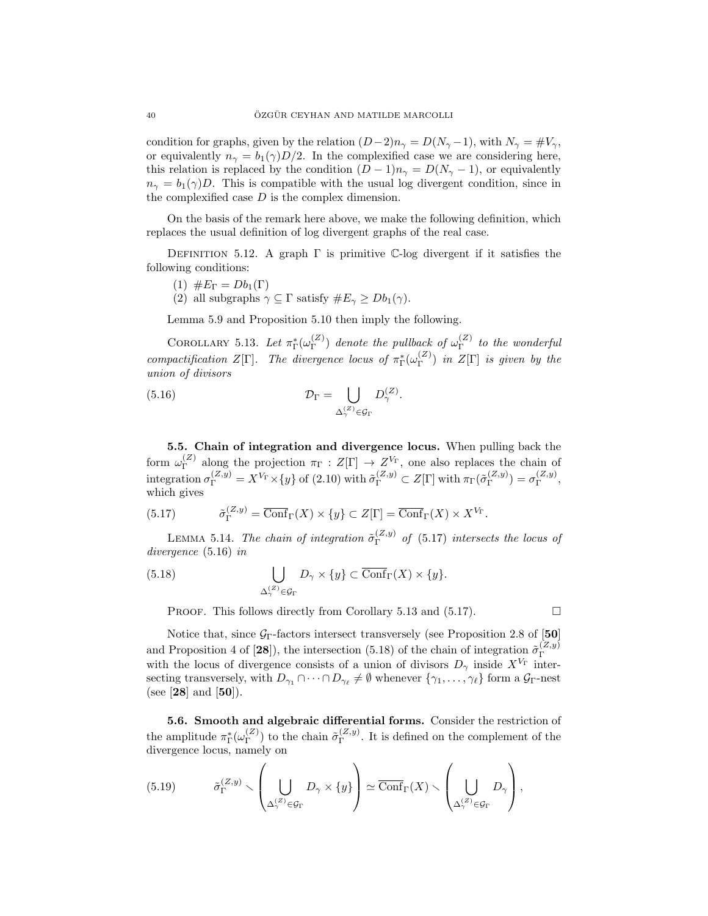condition for graphs, given by the relation $(D-2)n_\gamma = D(N_\gamma - 1)$, with $N_\gamma = \# V_\gamma$, or equivalently $n_\gamma = b_1(\gamma)D/2$. In the complexified case we are considering here, this relation is replaced by the condition $(D-1)n_\gamma = D(N_\gamma - 1)$, or equivalently $n_\gamma = b_1(\gamma)D$. This is compatible with the usual log divergent condition, since in the complexified case $D$ is the complex dimension.

On the basis of the remark here above, we make the following definition, which replaces the usual definition of log divergent graphs of the real case.

Definition 5.12. A graph $\Gamma$ is primitive $\mathbb{C}$-log divergent if it satisfies the following conditions:

(1) $\# E_\Gamma = D b_1(\Gamma)$
(2) all subgraphs $\gamma \subseteq \Gamma$ satisfy $\# E_\gamma \geq D b_1(\gamma)$.

Lemma 5.9 and Proposition 5.10 then imply the following.

Corollary 5.13. *Let $\pi_\Gamma^*(\omega_\Gamma^{(Z)})$ denote the pullback of $\omega_\Gamma^{(Z)}$ to the wonderful compactification $Z[\Gamma]$. The divergence locus of $\pi_\Gamma^*(\omega_\Gamma^{(Z)})$ in $Z[\Gamma]$ is given by the union of divisors*

$$\mathcal{D}_\Gamma = \bigcup_{\Delta_\gamma^{(Z)} \in \mathcal{G}_\Gamma} D_\gamma^{(Z)}. \tag{5.16}$$

**5.5. Chain of integration and divergence locus.** When pulling back the form $\omega_\Gamma^{(Z)}$ along the projection $\pi_\Gamma : Z[\Gamma] \to Z^{V_\Gamma}$, one also replaces the chain of integration $\sigma_\Gamma^{(Z,y)} = X^{V_\Gamma} \times \{y\}$ of (2.10) with $\tilde{\sigma}_\Gamma^{(Z,y)} \subset Z[\Gamma]$ with $\pi_\Gamma(\tilde{\sigma}_\Gamma^{(Z,y)}) = \sigma_\Gamma^{(Z,y)}$, which gives

$$\tilde{\sigma}_\Gamma^{(Z,y)} = \overline{\mathrm{Conf}}_\Gamma(X) \times \{y\} \subset Z[\Gamma] = \overline{\mathrm{Conf}}_\Gamma(X) \times X^{V_\Gamma}. \tag{5.17}$$

Lemma 5.14. *The chain of integration $\tilde{\sigma}_\Gamma^{(Z,y)}$ of (5.17) intersects the locus of divergence (5.16) in*

$$\bigcup_{\Delta_\gamma^{(Z)} \in \mathcal{G}_\Gamma} D_\gamma \times \{y\} \subset \overline{\mathrm{Conf}}_\Gamma(X) \times \{y\}. \tag{5.18}$$

Proof. This follows directly from Corollary 5.13 and (5.17). $\square$

Notice that, since $\mathcal{G}_\Gamma$-factors intersect transversely (see Proposition 2.8 of [**50**] and Proposition 4 of [**28**]), the intersection (5.18) of the chain of integration $\tilde{\sigma}_\Gamma^{(Z,y)}$ with the locus of divergence consists of a union of divisors $D_\gamma$ inside $X^{V_\Gamma}$ intersecting transversely, with $D_{\gamma_1} \cap \cdots \cap D_{\gamma_\ell} \neq \emptyset$ whenever $\{\gamma_1, \ldots, \gamma_\ell\}$ form a $\mathcal{G}_\Gamma$-nest (see [**28**] and [**50**]).

**5.6. Smooth and algebraic differential forms.** Consider the restriction of the amplitude $\pi_\Gamma^*(\omega_\Gamma^{(Z)})$ to the chain $\tilde{\sigma}_\Gamma^{(Z,y)}$. It is defined on the complement of the divergence locus, namely on

$$\tilde{\sigma}_\Gamma^{(Z,y)} \smallsetminus \left( \bigcup_{\Delta_\gamma^{(Z)} \in \mathcal{G}_\Gamma} D_\gamma \times \{y\} \right) \simeq \overline{\mathrm{Conf}}_\Gamma(X) \smallsetminus \left( \bigcup_{\Delta_\gamma^{(Z)} \in \mathcal{G}_\Gamma} D_\gamma \right), \tag{5.19}$$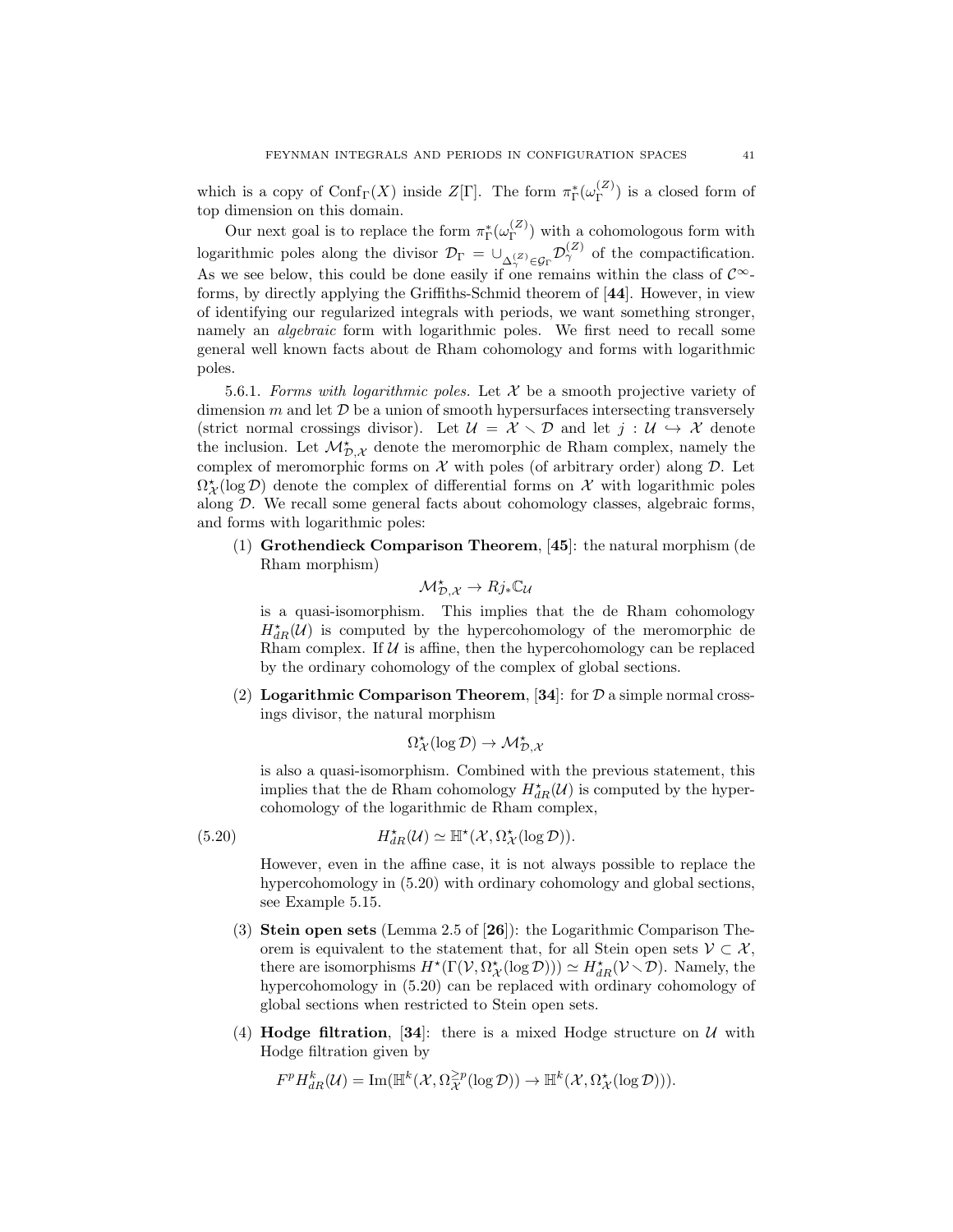which is a copy of $\mathrm{Conf}_\Gamma(X)$ inside $Z[\Gamma]$. The form $\pi_\Gamma^*(\omega_\Gamma^{(Z)})$ is a closed form of top dimension on this domain.

Our next goal is to replace the form $\pi_\Gamma^*(\omega_\Gamma^{(Z)})$ with a cohomologous form with logarithmic poles along the divisor $\mathcal{D}_\Gamma = \cup_{\Delta_\gamma^{(Z)} \in \mathcal{G}_\Gamma} \mathcal{D}_\gamma^{(Z)}$ of the compactification. As we see below, this could be done easily if one remains within the class of $\mathcal{C}^\infty$-forms, by directly applying the Griffiths-Schmid theorem of [**44**]. However, in view of identifying our regularized integrals with periods, we want something stronger, namely an *algebraic* form with logarithmic poles. We first need to recall some general well known facts about de Rham cohomology and forms with logarithmic poles.

5.6.1. *Forms with logarithmic poles.* Let $\mathcal{X}$ be a smooth projective variety of dimension $m$ and let $\mathcal{D}$ be a union of smooth hypersurfaces intersecting transversely (strict normal crossings divisor). Let $\mathcal{U} = \mathcal{X} \smallsetminus \mathcal{D}$ and let $j : \mathcal{U} \hookrightarrow \mathcal{X}$ denote the inclusion. Let $\mathcal{M}^\star_{\mathcal{D},\mathcal{X}}$ denote the meromorphic de Rham complex, namely the complex of meromorphic forms on $\mathcal{X}$ with poles (of arbitrary order) along $\mathcal{D}$. Let $\Omega^\star_{\mathcal{X}}(\log \mathcal{D})$ denote the complex of differential forms on $\mathcal{X}$ with logarithmic poles along $\mathcal{D}$. We recall some general facts about cohomology classes, algebraic forms, and forms with logarithmic poles:

(1) **Grothendieck Comparison Theorem**, [**45**]: the natural morphism (de Rham morphism)
$$\mathcal{M}^\star_{\mathcal{D},\mathcal{X}} \to Rj_*\mathbb{C}_{\mathcal{U}}$$
is a quasi-isomorphism. This implies that the de Rham cohomology $H^\star_{dR}(\mathcal{U})$ is computed by the hypercohomology of the meromorphic de Rham complex. If $\mathcal{U}$ is affine, then the hypercohomology can be replaced by the ordinary cohomology of the complex of global sections.

(2) **Logarithmic Comparison Theorem**, [**34**]: for $\mathcal{D}$ a simple normal crossings divisor, the natural morphism
$$\Omega^\star_{\mathcal{X}}(\log \mathcal{D}) \to \mathcal{M}^\star_{\mathcal{D},\mathcal{X}}$$
is also a quasi-isomorphism. Combined with the previous statement, this implies that the de Rham cohomology $H^\star_{dR}(\mathcal{U})$ is computed by the hypercohomology of the logarithmic de Rham complex,
$$H^\star_{dR}(\mathcal{U}) \simeq \mathbb{H}^\star(\mathcal{X}, \Omega^\star_{\mathcal{X}}(\log \mathcal{D})). \tag{5.20}$$
However, even in the affine case, it is not always possible to replace the hypercohomology in (5.20) with ordinary cohomology and global sections, see Example 5.15.

(3) **Stein open sets** (Lemma 2.5 of [**26**]): the Logarithmic Comparison Theorem is equivalent to the statement that, for all Stein open sets $\mathcal{V} \subset \mathcal{X}$, there are isomorphisms $H^\star(\Gamma(\mathcal{V}, \Omega^\star_{\mathcal{X}}(\log \mathcal{D}))) \simeq H^\star_{dR}(\mathcal{V} \smallsetminus \mathcal{D})$. Namely, the hypercohomology in (5.20) can be replaced with ordinary cohomology of global sections when restricted to Stein open sets.

(4) **Hodge filtration**, [**34**]: there is a mixed Hodge structure on $\mathcal{U}$ with Hodge filtration given by
$$F^p H^k_{dR}(\mathcal{U}) = \mathrm{Im}(\mathbb{H}^k(\mathcal{X}, \Omega^{\geq p}_{\mathcal{X}}(\log \mathcal{D})) \to \mathbb{H}^k(\mathcal{X}, \Omega^\star_{\mathcal{X}}(\log \mathcal{D}))).$$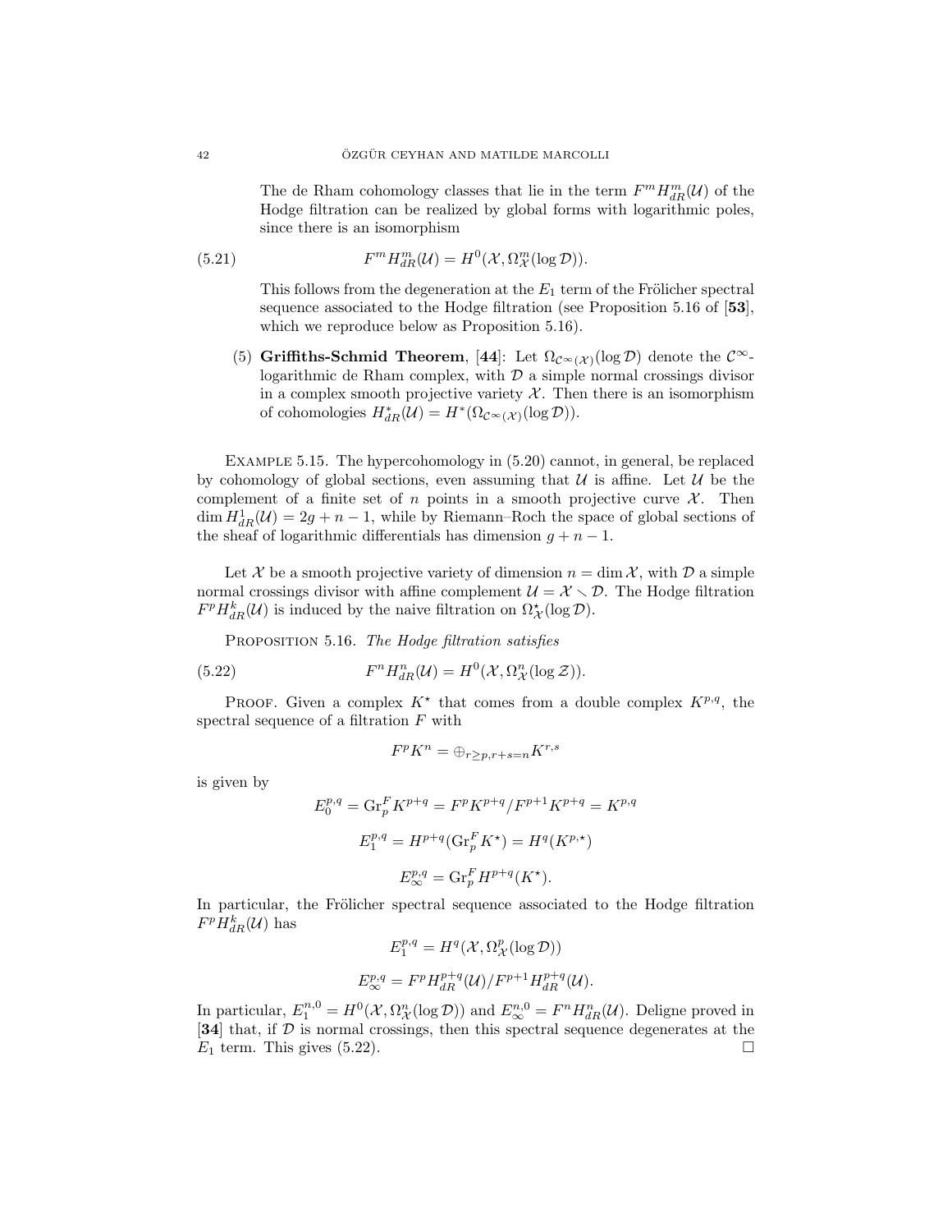The de Rham cohomology classes that lie in the term $F^m H^m_{dR}(\mathcal{U})$ of the Hodge filtration can be realized by global forms with logarithmic poles, since there is an isomorphism

$$F^m H^m_{dR}(\mathcal{U}) = H^0(\mathcal{X}, \Omega^m_{\mathcal{X}}(\log \mathcal{D})). \tag{5.21}$$

This follows from the degeneration at the $E_1$ term of the Frölicher spectral sequence associated to the Hodge filtration (see Proposition 5.16 of [**53**], which we reproduce below as Proposition 5.16).

(5) **Griffiths-Schmid Theorem**, [**44**]: Let $\Omega_{\mathcal{C}^\infty(\mathcal{X})}(\log \mathcal{D})$ denote the $\mathcal{C}^\infty$-logarithmic de Rham complex, with $\mathcal{D}$ a simple normal crossings divisor in a complex smooth projective variety $\mathcal{X}$. Then there is an isomorphism of cohomologies $H^*_{dR}(\mathcal{U}) = H^*(\Omega_{\mathcal{C}^\infty(\mathcal{X})}(\log \mathcal{D}))$.

Example 5.15. The hypercohomology in (5.20) cannot, in general, be replaced by cohomology of global sections, even assuming that $\mathcal{U}$ is affine. Let $\mathcal{U}$ be the complement of a finite set of $n$ points in a smooth projective curve $\mathcal{X}$. Then $\dim H^1_{dR}(\mathcal{U}) = 2g + n - 1$, while by Riemann–Roch the space of global sections of the sheaf of logarithmic differentials has dimension $g + n - 1$.

Let $\mathcal{X}$ be a smooth projective variety of dimension $n = \dim \mathcal{X}$, with $\mathcal{D}$ a simple normal crossings divisor with affine complement $\mathcal{U} = \mathcal{X} \smallsetminus \mathcal{D}$. The Hodge filtration $F^p H^k_{dR}(\mathcal{U})$ is induced by the naive filtration on $\Omega^\star_{\mathcal{X}}(\log \mathcal{D})$.

Proposition 5.16. *The Hodge filtration satisfies*

$$F^n H^n_{dR}(\mathcal{U}) = H^0(\mathcal{X}, \Omega^n_{\mathcal{X}}(\log \mathcal{Z})). \tag{5.22}$$

Proof. Given a complex $K^\star$ that comes from a double complex $K^{p,q}$, the spectral sequence of a filtration $F$ with

$$F^p K^n = \oplus_{r \geq p, r+s=n} K^{r,s}$$

is given by

$$E_0^{p,q} = \mathrm{Gr}^F_p K^{p+q} = F^p K^{p+q} / F^{p+1} K^{p+q} = K^{p,q}$$

$$E_1^{p,q} = H^{p+q}(\mathrm{Gr}^F_p K^\star) = H^q(K^{p,\star})$$

$$E_\infty^{p,q} = \mathrm{Gr}^F_p H^{p+q}(K^\star).$$

In particular, the Frölicher spectral sequence associated to the Hodge filtration $F^p H^k_{dR}(\mathcal{U})$ has

$$E_1^{p,q} = H^q(\mathcal{X}, \Omega^p_{\mathcal{X}}(\log \mathcal{D}))$$

$$E_\infty^{p,q} = F^p H^{p+q}_{dR}(\mathcal{U}) / F^{p+1} H^{p+q}_{dR}(\mathcal{U}).$$

In particular, $E_1^{n,0} = H^0(\mathcal{X}, \Omega^n_{\mathcal{X}}(\log \mathcal{D}))$ and $E_\infty^{n,0} = F^n H^n_{dR}(\mathcal{U})$. Deligne proved in [**34**] that, if $\mathcal{D}$ is normal crossings, then this spectral sequence degenerates at the $E_1$ term. This gives (5.22). □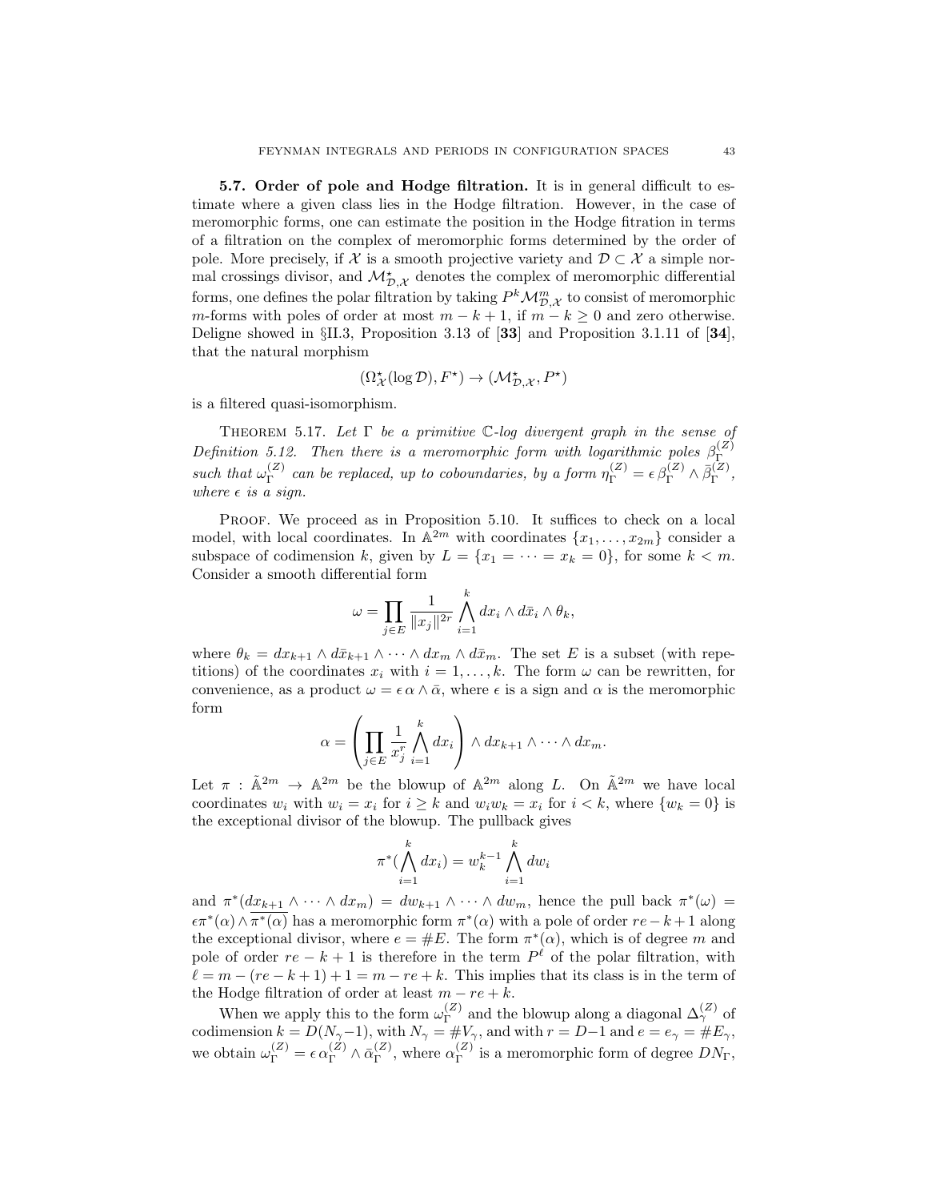**5.7. Order of pole and Hodge filtration.** It is in general difficult to estimate where a given class lies in the Hodge filtration. However, in the case of meromorphic forms, one can estimate the position in the Hodge fitration in terms of a filtration on the complex of meromorphic forms determined by the order of pole. More precisely, if $\mathcal{X}$ is a smooth projective variety and $\mathcal{D} \subset \mathcal{X}$ a simple normal crossings divisor, and $\mathcal{M}^\star_{\mathcal{D},\mathcal{X}}$ denotes the complex of meromorphic differential forms, one defines the polar filtration by taking $P^k \mathcal{M}^m_{\mathcal{D},\mathcal{X}}$ to consist of meromorphic $m$-forms with poles of order at most $m-k+1$, if $m-k \geq 0$ and zero otherwise. Deligne showed in §II.3, Proposition 3.13 of [**33**] and Proposition 3.1.11 of [**34**], that the natural morphism

$$(\Omega^\star_{\mathcal{X}}(\log \mathcal{D}), F^\star) \to (\mathcal{M}^\star_{\mathcal{D},\mathcal{X}}, P^\star)$$

is a filtered quasi-isomorphism.

THEOREM 5.17. *Let $\Gamma$ be a primitive $\mathbb{C}$-log divergent graph in the sense of Definition 5.12. Then there is a meromorphic form with logarithmic poles $\beta^{(Z)}_\Gamma$ such that $\omega^{(Z)}_\Gamma$ can be replaced, up to coboundaries, by a form $\eta^{(Z)}_\Gamma = \epsilon\, \beta^{(Z)}_\Gamma \wedge \bar\beta^{(Z)}_\Gamma$, where $\epsilon$ is a sign.*

PROOF. We proceed as in Proposition 5.10. It suffices to check on a local model, with local coordinates. In $\mathbb{A}^{2m}$ with coordinates $\{x_1, \dots, x_{2m}\}$ consider a subspace of codimension $k$, given by $L = \{x_1 = \cdots = x_k = 0\}$, for some $k < m$. Consider a smooth differential form

$$\omega = \prod_{j \in E} \frac{1}{\|x_j\|^{2r}} \bigwedge_{i=1}^k dx_i \wedge d\bar x_i \wedge \theta_k,$$

where $\theta_k = dx_{k+1} \wedge d\bar x_{k+1} \wedge \cdots \wedge dx_m \wedge d\bar x_m$. The set $E$ is a subset (with repetitions) of the coordinates $x_i$ with $i = 1, \dots, k$. The form $\omega$ can be rewritten, for convenience, as a product $\omega = \epsilon\, \alpha \wedge \bar\alpha$, where $\epsilon$ is a sign and $\alpha$ is the meromorphic form

$$\alpha = \left( \prod_{j \in E} \frac{1}{x_j^r} \bigwedge_{i=1}^k dx_i \right) \wedge dx_{k+1} \wedge \cdots \wedge dx_m.$$

Let $\pi : \tilde{\mathbb{A}}^{2m} \to \mathbb{A}^{2m}$ be the blowup of $\mathbb{A}^{2m}$ along $L$. On $\tilde{\mathbb{A}}^{2m}$ we have local coordinates $w_i$ with $w_i = x_i$ for $i \geq k$ and $w_i w_k = x_i$ for $i < k$, where $\{w_k = 0\}$ is the exceptional divisor of the blowup. The pullback gives

$$\pi^*(\bigwedge_{i=1}^k dx_i) = w_k^{k-1} \bigwedge_{i=1}^k dw_i$$

and $\pi^*(dx_{k+1} \wedge \cdots \wedge dx_m) = dw_{k+1} \wedge \cdots \wedge dw_m$, hence the pull back $\pi^*(\omega) = \epsilon \pi^*(\alpha) \wedge \overline{\pi^*(\alpha)}$ has a meromorphic form $\pi^*(\alpha)$ with a pole of order $re-k+1$ along the exceptional divisor, where $e = \#E$. The form $\pi^*(\alpha)$, which is of degree $m$ and pole of order $re-k+1$ is therefore in the term $P^\ell$ of the polar filtration, with $\ell = m-(re-k+1)+1 = m-re+k$. This implies that its class is in the term of the Hodge filtration of order at least $m-re+k$.

When we apply this to the form $\omega^{(Z)}_\Gamma$ and the blowup along a diagonal $\Delta^{(Z)}_\gamma$ of codimension $k = D(N_\gamma - 1)$, with $N_\gamma = \#V_\gamma$, and with $r = D-1$ and $e = e_\gamma = \#E_\gamma$, we obtain $\omega^{(Z)}_\Gamma = \epsilon\, \alpha^{(Z)}_\Gamma \wedge \bar\alpha^{(Z)}_\Gamma$, where $\alpha^{(Z)}_\Gamma$ is a meromorphic form of degree $DN_\Gamma$,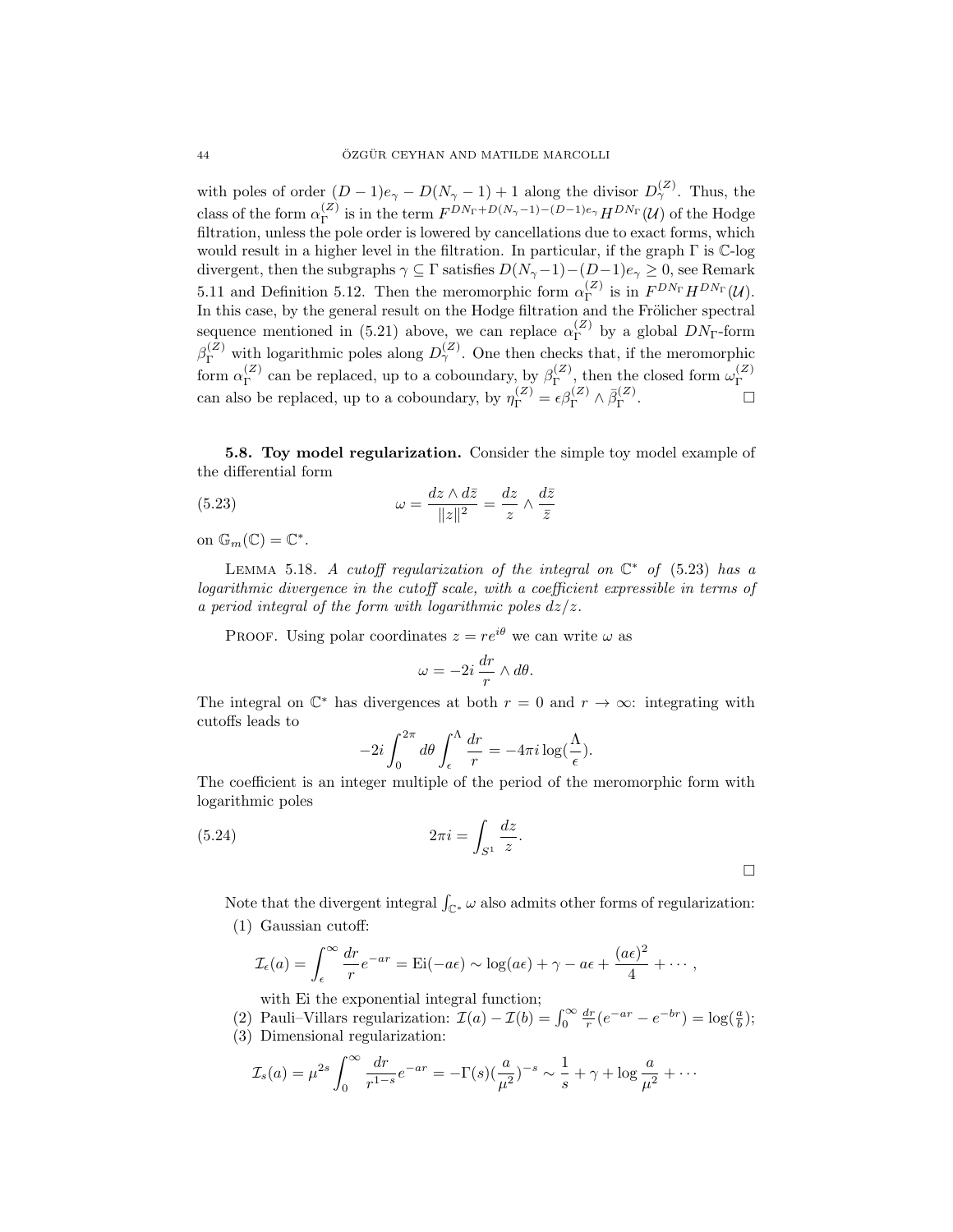with poles of order $(D-1)e_\gamma - D(N_\gamma - 1) + 1$ along the divisor $D_\gamma^{(Z)}$. Thus, the class of the form $\alpha_\Gamma^{(Z)}$ is in the term $F^{DN_\Gamma + D(N_\gamma - 1) - (D-1)e_\gamma} H^{DN_\Gamma}(\mathcal{U})$ of the Hodge filtration, unless the pole order is lowered by cancellations due to exact forms, which would result in a higher level in the filtration. In particular, if the graph $\Gamma$ is $\mathbb{C}$-log divergent, then the subgraphs $\gamma \subseteq \Gamma$ satisfies $D(N_\gamma - 1) - (D-1)e_\gamma \geq 0$, see Remark 5.11 and Definition 5.12. Then the meromorphic form $\alpha_\Gamma^{(Z)}$ is in $F^{DN_\Gamma} H^{DN_\Gamma}(\mathcal{U})$. In this case, by the general result on the Hodge filtration and the Frölicher spectral sequence mentioned in (5.21) above, we can replace $\alpha_\Gamma^{(Z)}$ by a global $DN_\Gamma$-form $\beta_\Gamma^{(Z)}$ with logarithmic poles along $D_\gamma^{(Z)}$. One then checks that, if the meromorphic form $\alpha_\Gamma^{(Z)}$ can be replaced, up to a coboundary, by $\beta_\Gamma^{(Z)}$, then the closed form $\omega_\Gamma^{(Z)}$ can also be replaced, up to a coboundary, by $\eta_\Gamma^{(Z)} = \epsilon \beta_\Gamma^{(Z)} \wedge \bar{\beta}_\Gamma^{(Z)}$. □

**5.8. Toy model regularization.** Consider the simple toy model example of the differential form

$$\omega = \frac{dz \wedge d\bar{z}}{\|z\|^2} = \frac{dz}{z} \wedge \frac{d\bar{z}}{\bar{z}} \tag{5.23}$$

on $\mathbb{G}_m(\mathbb{C}) = \mathbb{C}^*$.

Lemma 5.18. *A cutoff regularization of the integral on $\mathbb{C}^*$ of (5.23) has a logarithmic divergence in the cutoff scale, with a coefficient expressible in terms of a period integral of the form with logarithmic poles $dz/z$.*

Proof. Using polar coordinates $z = re^{i\theta}$ we can write $\omega$ as

$$\omega = -2i \, \frac{dr}{r} \wedge d\theta.$$

The integral on $\mathbb{C}^*$ has divergences at both $r = 0$ and $r \to \infty$: integrating with cutoffs leads to

$$-2i \int_0^{2\pi} d\theta \int_\epsilon^\Lambda \frac{dr}{r} = -4\pi i \log(\frac{\Lambda}{\epsilon}).$$

The coefficient is an integer multiple of the period of the meromorphic form with logarithmic poles

$$2\pi i = \int_{S^1} \frac{dz}{z}. \tag{5.24}$$

□

Note that the divergent integral $\int_{\mathbb{C}^*} \omega$ also admits other forms of regularization:

1. Gaussian cutoff:
$$\mathcal{I}_\epsilon(a) = \int_\epsilon^\infty \frac{dr}{r} e^{-ar} = \mathrm{Ei}(-a\epsilon) \sim \log(a\epsilon) + \gamma - a\epsilon + \frac{(a\epsilon)^2}{4} + \cdots ,$$
with Ei the exponential integral function;
2. Pauli–Villars regularization: $\mathcal{I}(a) - \mathcal{I}(b) = \int_0^\infty \frac{dr}{r}(e^{-ar} - e^{-br}) = \log(\frac{a}{b})$;
3. Dimensional regularization:
$$\mathcal{I}_s(a) = \mu^{2s} \int_0^\infty \frac{dr}{r^{1-s}} e^{-ar} = -\Gamma(s)(\frac{a}{\mu^2})^{-s} \sim \frac{1}{s} + \gamma + \log \frac{a}{\mu^2} + \cdots$$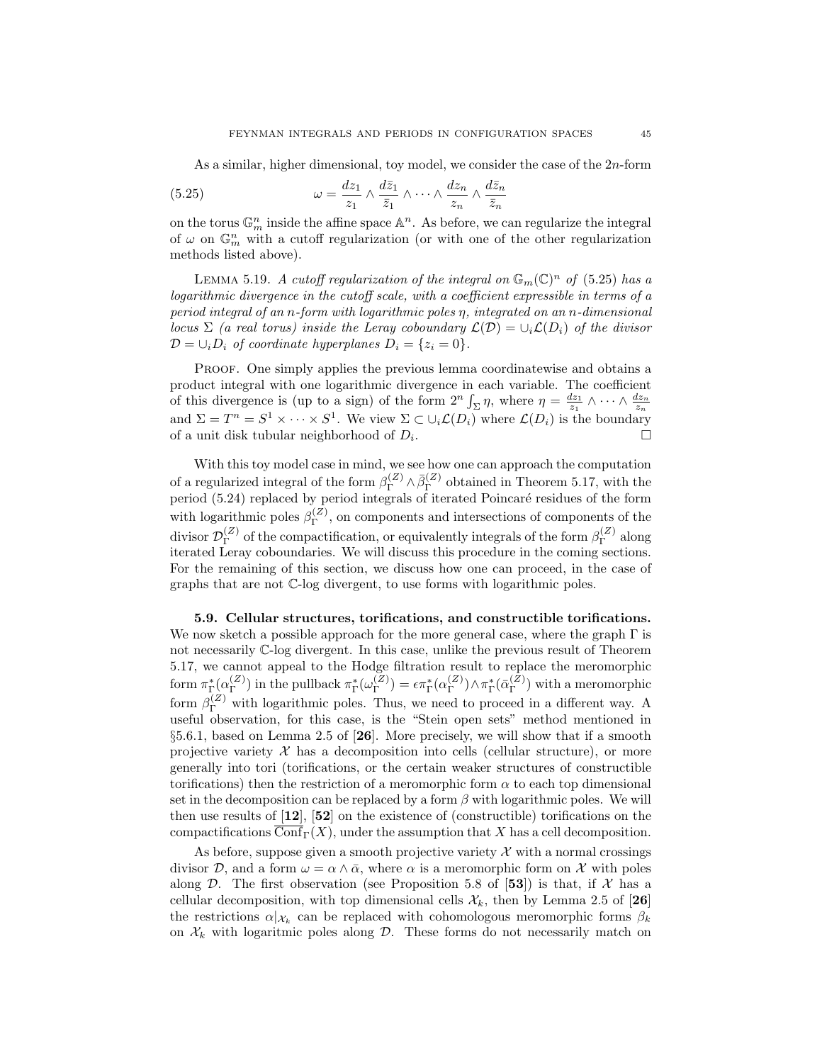As a similar, higher dimensional, toy model, we consider the case of the $2n$-form

$$\omega = \frac{dz_1}{z_1} \wedge \frac{d\bar{z}_1}{\bar{z}_1} \wedge \cdots \wedge \frac{dz_n}{z_n} \wedge \frac{d\bar{z}_n}{\bar{z}_n} \tag{5.25}$$

on the torus $\mathbb{G}_m^n$ inside the affine space $\mathbb{A}^n$. As before, we can regularize the integral of $\omega$ on $\mathbb{G}_m^n$ with a cutoff regularization (or with one of the other regularization methods listed above).

Lemma 5.19. *A cutoff regularization of the integral on $\mathbb{G}_m(\mathbb{C})^n$ of (5.25) has a logarithmic divergence in the cutoff scale, with a coefficient expressible in terms of a period integral of an $n$-form with logarithmic poles $\eta$, integrated on an $n$-dimensional locus $\Sigma$ (a real torus) inside the Leray coboundary $\mathcal{L}(\mathcal{D}) = \cup_i \mathcal{L}(D_i)$ of the divisor $\mathcal{D} = \cup_i D_i$ of coordinate hyperplanes $D_i = \{z_i = 0\}$.*

Proof. One simply applies the previous lemma coordinatewise and obtains a product integral with one logarithmic divergence in each variable. The coefficient of this divergence is (up to a sign) of the form $2^n \int_\Sigma \eta$, where $\eta = \frac{dz_1}{z_1} \wedge \cdots \wedge \frac{dz_n}{z_n}$ and $\Sigma = T^n = S^1 \times \cdots \times S^1$. We view $\Sigma \subset \cup_i \mathcal{L}(D_i)$ where $\mathcal{L}(D_i)$ is the boundary of a unit disk tubular neighborhood of $D_i$. $\square$

With this toy model case in mind, we see how one can approach the computation of a regularized integral of the form $\beta_\Gamma^{(Z)} \wedge \bar{\beta}_\Gamma^{(Z)}$ obtained in Theorem 5.17, with the period (5.24) replaced by period integrals of iterated Poincaré residues of the form with logarithmic poles $\beta_\Gamma^{(Z)}$, on components and intersections of components of the divisor $\mathcal{D}_\Gamma^{(Z)}$ of the compactification, or equivalently integrals of the form $\beta_\Gamma^{(Z)}$ along iterated Leray coboundaries. We will discuss this procedure in the coming sections. For the remaining of this section, we discuss how one can proceed, in the case of graphs that are not $\mathbb{C}$-log divergent, to use forms with logarithmic poles.

**5.9. Cellular structures, torifications, and constructible torifications.** We now sketch a possible approach for the more general case, where the graph $\Gamma$ is not necessarily $\mathbb{C}$-log divergent. In this case, unlike the previous result of Theorem 5.17, we cannot appeal to the Hodge filtration result to replace the meromorphic form $\pi_\Gamma^*(\alpha_\Gamma^{(Z)})$ in the pullback $\pi_\Gamma^*(\omega_\Gamma^{(Z)}) = \epsilon \pi_\Gamma^*(\alpha_\Gamma^{(Z)}) \wedge \pi_\Gamma^*(\bar{\alpha}_\Gamma^{(Z)})$ with a meromorphic form $\beta_\Gamma^{(Z)}$ with logarithmic poles. Thus, we need to proceed in a different way. A useful observation, for this case, is the "Stein open sets" method mentioned in §5.6.1, based on Lemma 2.5 of [**26**]. More precisely, we will show that if a smooth projective variety $\mathcal{X}$ has a decomposition into cells (cellular structure), or more generally into tori (torifications, or the certain weaker structures of constructible torifications) then the restriction of a meromorphic form $\alpha$ to each top dimensional set in the decomposition can be replaced by a form $\beta$ with logarithmic poles. We will then use results of [**12**], [**52**] on the existence of (constructible) torifications on the compactifications $\overline{\mathrm{Conf}}_\Gamma(X)$, under the assumption that $X$ has a cell decomposition.

As before, suppose given a smooth projective variety $\mathcal{X}$ with a normal crossings divisor $\mathcal{D}$, and a form $\omega = \alpha \wedge \bar{\alpha}$, where $\alpha$ is a meromorphic form on $\mathcal{X}$ with poles along $\mathcal{D}$. The first observation (see Proposition 5.8 of [**53**]) is that, if $\mathcal{X}$ has a cellular decomposition, with top dimensional cells $\mathcal{X}_k$, then by Lemma 2.5 of [**26**] the restrictions $\alpha|_{\mathcal{X}_k}$ can be replaced with cohomologous meromorphic forms $\beta_k$ on $\mathcal{X}_k$ with logaritmic poles along $\mathcal{D}$. These forms do not necessarily match on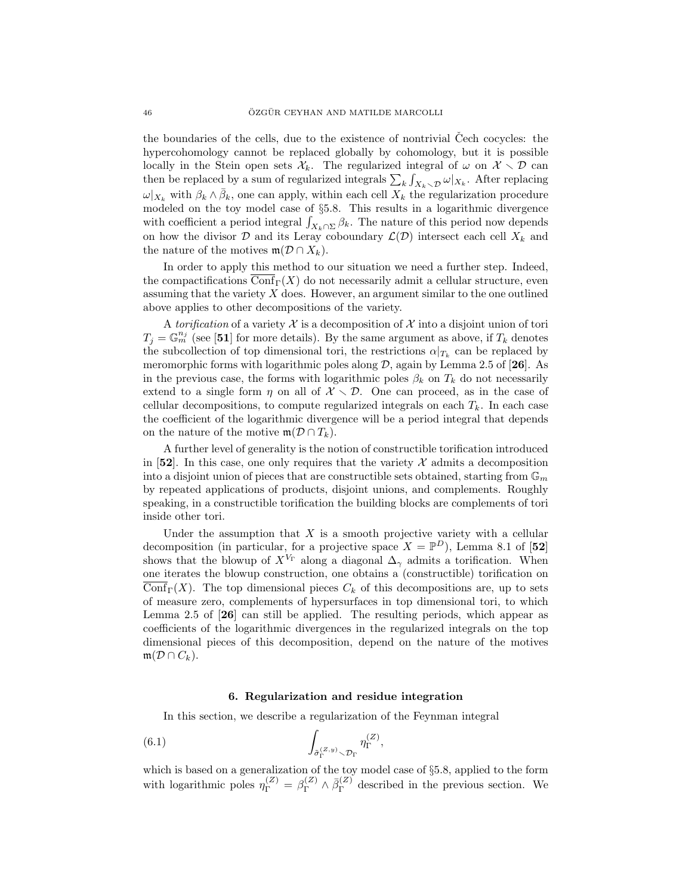the boundaries of the cells, due to the existence of nontrivial Čech cocycles: the hypercohomology cannot be replaced globally by cohomology, but it is possible locally in the Stein open sets $\mathcal{X}_k$. The regularized integral of $\omega$ on $\mathcal{X} \setminus \mathcal{D}$ can then be replaced by a sum of regularized integrals $\sum_k \int_{X_k \setminus \mathcal{D}} \omega|_{X_k}$. After replacing $\omega|_{X_k}$ with $\beta_k \wedge \bar{\beta}_k$, one can apply, within each cell $X_k$ the regularization procedure modeled on the toy model case of §5.8. This results in a logarithmic divergence with coefficient a period integral $\int_{X_k \cap \Sigma} \beta_k$. The nature of this period now depends on how the divisor $\mathcal{D}$ and its Leray coboundary $\mathcal{L}(\mathcal{D})$ intersect each cell $X_k$ and the nature of the motives $\mathfrak{m}(\mathcal{D} \cap X_k)$.

In order to apply this method to our situation we need a further step. Indeed, the compactifications $\overline{\mathrm{Conf}}_\Gamma(X)$ do not necessarily admit a cellular structure, even assuming that the variety $X$ does. However, an argument similar to the one outlined above applies to other decompositions of the variety.

A *torification* of a variety $\mathcal{X}$ is a decomposition of $\mathcal{X}$ into a disjoint union of tori $T_j = \mathbb{G}_m^{n_j}$ (see [**51**] for more details). By the same argument as above, if $T_k$ denotes the subcollection of top dimensional tori, the restrictions $\alpha|_{T_k}$ can be replaced by meromorphic forms with logarithmic poles along $\mathcal{D}$, again by Lemma 2.5 of [**26**]. As in the previous case, the forms with logarithmic poles $\beta_k$ on $T_k$ do not necessarily extend to a single form $\eta$ on all of $\mathcal{X} \setminus \mathcal{D}$. One can proceed, as in the case of cellular decompositions, to compute regularized integrals on each $T_k$. In each case the coefficient of the logarithmic divergence will be a period integral that depends on the nature of the motive $\mathfrak{m}(\mathcal{D} \cap T_k)$.

A further level of generality is the notion of constructible torification introduced in [**52**]. In this case, one only requires that the variety $\mathcal{X}$ admits a decomposition into a disjoint union of pieces that are constructible sets obtained, starting from $\mathbb{G}_m$ by repeated applications of products, disjoint unions, and complements. Roughly speaking, in a constructible torification the building blocks are complements of tori inside other tori.

Under the assumption that $X$ is a smooth projective variety with a cellular decomposition (in particular, for a projective space $X = \mathbb{P}^D$), Lemma 8.1 of [**52**] shows that the blowup of $X^{V_\Gamma}$ along a diagonal $\Delta_\gamma$ admits a torification. When one iterates the blowup construction, one obtains a (constructible) torification on $\overline{\mathrm{Conf}}_\Gamma(X)$. The top dimensional pieces $C_k$ of this decompositions are, up to sets of measure zero, complements of hypersurfaces in top dimensional tori, to which Lemma 2.5 of [**26**] can still be applied. The resulting periods, which appear as coefficients of the logarithmic divergences in the regularized integrals on the top dimensional pieces of this decomposition, depend on the nature of the motives $\mathfrak{m}(\mathcal{D} \cap C_k)$.

## 6. Regularization and residue integration

In this section, we describe a regularization of the Feynman integral

$$\int_{\tilde{\sigma}_\Gamma^{(Z,y)} \setminus \mathcal{D}_\Gamma} \eta_\Gamma^{(Z)}, \tag{6.1}$$

which is based on a generalization of the toy model case of §5.8, applied to the form with logarithmic poles $\eta_\Gamma^{(Z)} = \beta_\Gamma^{(Z)} \wedge \bar{\beta}_\Gamma^{(Z)}$ described in the previous section. We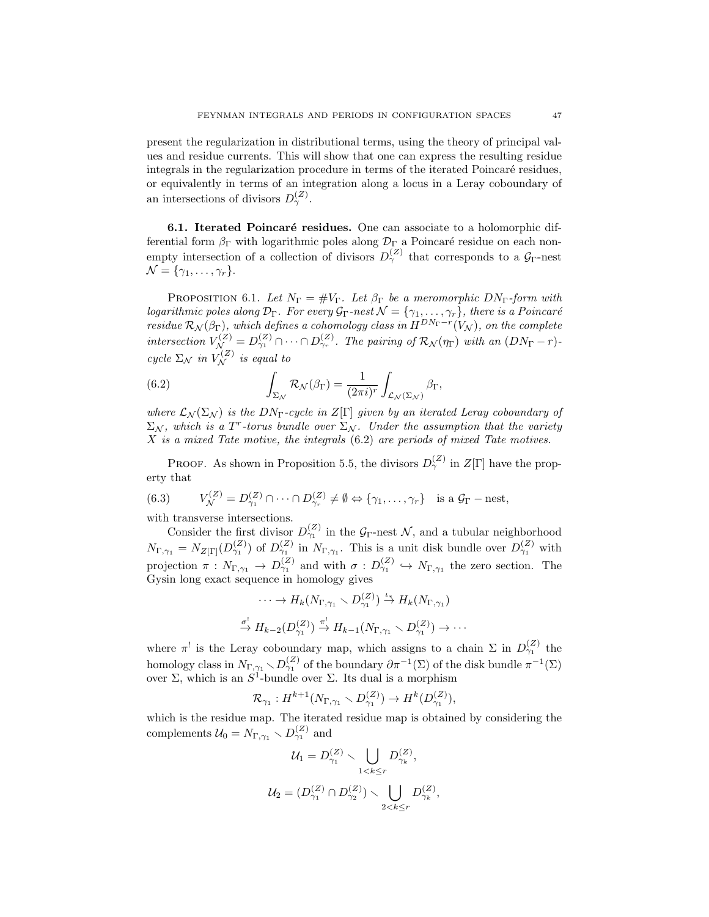present the regularization in distributional terms, using the theory of principal values and residue currents. This will show that one can express the resulting residue integrals in the regularization procedure in terms of the iterated Poincaré residues, or equivalently in terms of an integration along a locus in a Leray coboundary of an intersections of divisors $D_\gamma^{(Z)}$.

**6.1. Iterated Poincaré residues.** One can associate to a holomorphic differential form $\beta_\Gamma$ with logarithmic poles along $\mathcal{D}_\Gamma$ a Poincaré residue on each nonempty intersection of a collection of divisors $D_\gamma^{(Z)}$ that corresponds to a $\mathcal{G}_\Gamma$-nest $\mathcal{N} = \{\gamma_1, \ldots, \gamma_r\}$.

PROPOSITION 6.1. *Let $N_\Gamma = \# V_\Gamma$. Let $\beta_\Gamma$ be a meromorphic $DN_\Gamma$-form with logarithmic poles along $\mathcal{D}_\Gamma$. For every $\mathcal{G}_\Gamma$-nest $\mathcal{N} = \{\gamma_1, \ldots, \gamma_r\}$, there is a Poincaré residue $\mathcal{R}_\mathcal{N}(\beta_\Gamma)$, which defines a cohomology class in $H^{DN_\Gamma - r}(V_\mathcal{N})$, on the complete intersection $V_\mathcal{N}^{(Z)} = D_{\gamma_1}^{(Z)} \cap \cdots \cap D_{\gamma_r}^{(Z)}$. The pairing of $\mathcal{R}_\mathcal{N}(\eta_\Gamma)$ with an $(DN_\Gamma - r)$-cycle $\Sigma_\mathcal{N}$ in $V_\mathcal{N}^{(Z)}$ is equal to*

$$\int_{\Sigma_\mathcal{N}} \mathcal{R}_\mathcal{N}(\beta_\Gamma) = \frac{1}{(2\pi i)^r} \int_{\mathcal{L}_\mathcal{N}(\Sigma_\mathcal{N})} \beta_\Gamma, \tag{6.2}$$

*where $\mathcal{L}_\mathcal{N}(\Sigma_\mathcal{N})$ is the $DN_\Gamma$-cycle in $Z[\Gamma]$ given by an iterated Leray coboundary of $\Sigma_\mathcal{N}$, which is a $T^r$-torus bundle over $\Sigma_\mathcal{N}$. Under the assumption that the variety $X$ is a mixed Tate motive, the integrals (6.2) are periods of mixed Tate motives.*

PROOF. As shown in Proposition 5.5, the divisors $D_\gamma^{(Z)}$ in $Z[\Gamma]$ have the property that

$$V_\mathcal{N}^{(Z)} = D_{\gamma_1}^{(Z)} \cap \cdots \cap D_{\gamma_r}^{(Z)} \neq \emptyset \Leftrightarrow \{\gamma_1, \ldots, \gamma_r\} \quad \text{is a } \mathcal{G}_\Gamma - \text{nest}, \tag{6.3}$$

with transverse intersections.

Consider the first divisor $D_{\gamma_1}^{(Z)}$ in the $\mathcal{G}_\Gamma$-nest $\mathcal{N}$, and a tubular neighborhood $N_{\Gamma,\gamma_1} = N_{Z[\Gamma]}(D_{\gamma_1}^{(Z)})$ of $D_{\gamma_1}^{(Z)}$ in $N_{\Gamma,\gamma_1}$. This is a unit disk bundle over $D_{\gamma_1}^{(Z)}$ with projection $\pi : N_{\Gamma,\gamma_1} \to D_{\gamma_1}^{(Z)}$ and with $\sigma : D_{\gamma_1}^{(Z)} \hookrightarrow N_{\Gamma,\gamma_1}$ the zero section. The Gysin long exact sequence in homology gives

$$\cdots \to H_k(N_{\Gamma,\gamma_1} \smallsetminus D_{\gamma_1}^{(Z)}) \xrightarrow{\iota_*} H_k(N_{\Gamma,\gamma_1})$$

$$\xrightarrow{\sigma^!} H_{k-2}(D_{\gamma_1}^{(Z)}) \xrightarrow{\pi^!} H_{k-1}(N_{\Gamma,\gamma_1} \smallsetminus D_{\gamma_1}^{(Z)}) \to \cdots$$

where $\pi^!$ is the Leray coboundary map, which assigns to a chain $\Sigma$ in $D_{\gamma_1}^{(Z)}$ the homology class in $N_{\Gamma,\gamma_1} \smallsetminus D_{\gamma_1}^{(Z)}$ of the boundary $\partial \pi^{-1}(\Sigma)$ of the disk bundle $\pi^{-1}(\Sigma)$ over $\Sigma$, which is an $S^1$-bundle over $\Sigma$. Its dual is a morphism

$$\mathcal{R}_{\gamma_1} : H^{k+1}(N_{\Gamma,\gamma_1} \smallsetminus D_{\gamma_1}^{(Z)}) \to H^k(D_{\gamma_1}^{(Z)}),$$

which is the residue map. The iterated residue map is obtained by considering the complements $\mathcal{U}_0 = N_{\Gamma,\gamma_1} \smallsetminus D_{\gamma_1}^{(Z)}$ and

$$\mathcal{U}_1 = D_{\gamma_1}^{(Z)} \smallsetminus \bigcup_{1<k\leq r} D_{\gamma_k}^{(Z)},$$

$$\mathcal{U}_2 = (D_{\gamma_1}^{(Z)} \cap D_{\gamma_2}^{(Z)}) \smallsetminus \bigcup_{2<k\leq r} D_{\gamma_k}^{(Z)},$$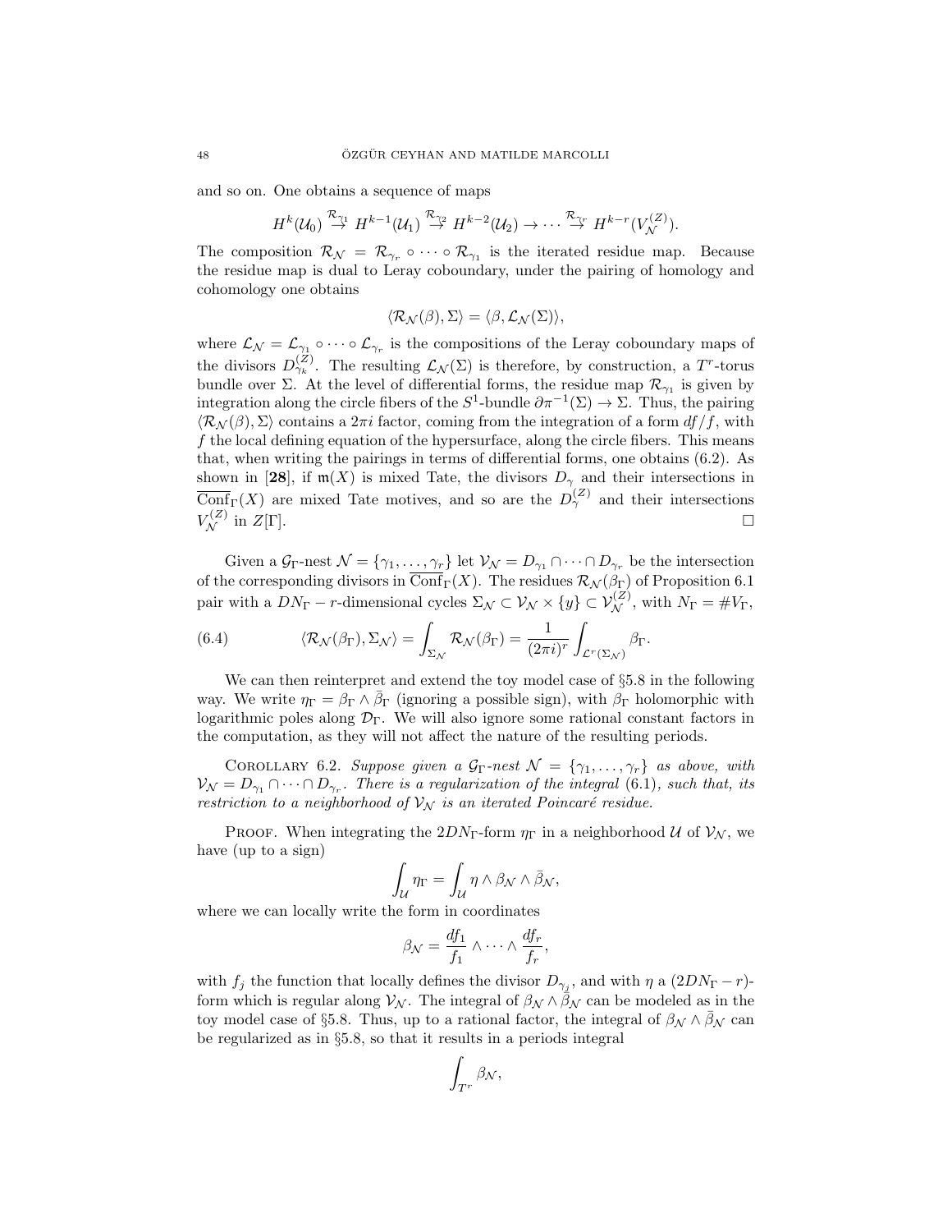and so on. One obtains a sequence of maps

$$H^k(\mathcal{U}_0) \stackrel{\mathcal{R}_{\gamma_1}}{\to} H^{k-1}(\mathcal{U}_1) \stackrel{\mathcal{R}_{\gamma_2}}{\to} H^{k-2}(\mathcal{U}_2) \to \cdots \stackrel{\mathcal{R}_{\gamma_r}}{\to} H^{k-r}(V_{\mathcal{N}}^{(Z)}).$$

The composition $\mathcal{R}_{\mathcal{N}} = \mathcal{R}_{\gamma_r} \circ \cdots \circ \mathcal{R}_{\gamma_1}$ is the iterated residue map. Because the residue map is dual to Leray coboundary, under the pairing of homology and cohomology one obtains

$$\langle \mathcal{R}_{\mathcal{N}}(\beta), \Sigma \rangle = \langle \beta, \mathcal{L}_{\mathcal{N}}(\Sigma) \rangle,$$

where $\mathcal{L}_{\mathcal{N}} = \mathcal{L}_{\gamma_1} \circ \cdots \circ \mathcal{L}_{\gamma_r}$ is the compositions of the Leray coboundary maps of the divisors $D_{\gamma_k}^{(Z)}$. The resulting $\mathcal{L}_{\mathcal{N}}(\Sigma)$ is therefore, by construction, a $T^r$-torus bundle over $\Sigma$. At the level of differential forms, the residue map $\mathcal{R}_{\gamma_1}$ is given by integration along the circle fibers of the $S^1$-bundle $\partial\pi^{-1}(\Sigma) \to \Sigma$. Thus, the pairing $\langle \mathcal{R}_{\mathcal{N}}(\beta), \Sigma \rangle$ contains a $2\pi i$ factor, coming from the integration of a form $df/f$, with $f$ the local defining equation of the hypersurface, along the circle fibers. This means that, when writing the pairings in terms of differential forms, one obtains (6.2). As shown in [**28**], if $\mathfrak{m}(X)$ is mixed Tate, the divisors $D_\gamma$ and their intersections in $\overline{\mathrm{Conf}}_\Gamma(X)$ are mixed Tate motives, and so are the $D_\gamma^{(Z)}$ and their intersections $V_{\mathcal{N}}^{(Z)}$ in $Z[\Gamma]$. $\square$

Given a $\mathcal{G}_\Gamma$-nest $\mathcal{N} = \{\gamma_1, \ldots, \gamma_r\}$ let $\mathcal{V}_{\mathcal{N}} = D_{\gamma_1} \cap \cdots \cap D_{\gamma_r}$ be the intersection of the corresponding divisors in $\overline{\mathrm{Conf}}_\Gamma(X)$. The residues $\mathcal{R}_{\mathcal{N}}(\beta_\Gamma)$ of Proposition 6.1 pair with a $DN_\Gamma - r$-dimensional cycles $\Sigma_{\mathcal{N}} \subset \mathcal{V}_{\mathcal{N}} \times \{y\} \subset \mathcal{V}_{\mathcal{N}}^{(Z)}$, with $N_\Gamma = \#V_\Gamma$,

$$\langle \mathcal{R}_{\mathcal{N}}(\beta_\Gamma), \Sigma_{\mathcal{N}} \rangle = \int_{\Sigma_{\mathcal{N}}} \mathcal{R}_{\mathcal{N}}(\beta_\Gamma) = \frac{1}{(2\pi i)^r} \int_{\mathcal{L}^r(\Sigma_{\mathcal{N}})} \beta_\Gamma. \tag{6.4}$$

We can then reinterpret and extend the toy model case of §5.8 in the following way. We write $\eta_\Gamma = \beta_\Gamma \wedge \bar{\beta}_\Gamma$ (ignoring a possible sign), with $\beta_\Gamma$ holomorphic with logarithmic poles along $\mathcal{D}_\Gamma$. We will also ignore some rational constant factors in the computation, as they will not affect the nature of the resulting periods.

Corollary 6.2. *Suppose given a $\mathcal{G}_\Gamma$-nest $\mathcal{N} = \{\gamma_1, \ldots, \gamma_r\}$ as above, with $\mathcal{V}_{\mathcal{N}} = D_{\gamma_1} \cap \cdots \cap D_{\gamma_r}$. There is a regularization of the integral (6.1), such that, its restriction to a neighborhood of $\mathcal{V}_{\mathcal{N}}$ is an iterated Poincaré residue.*

Proof. When integrating the $2DN_\Gamma$-form $\eta_\Gamma$ in a neighborhood $\mathcal{U}$ of $\mathcal{V}_{\mathcal{N}}$, we have (up to a sign)

$$\int_{\mathcal{U}} \eta_\Gamma = \int_{\mathcal{U}} \eta \wedge \beta_{\mathcal{N}} \wedge \bar{\beta}_{\mathcal{N}},$$

where we can locally write the form in coordinates

$$\beta_{\mathcal{N}} = \frac{df_1}{f_1} \wedge \cdots \wedge \frac{df_r}{f_r},$$

with $f_j$ the function that locally defines the divisor $D_{\gamma_j}$, and with $\eta$ a $(2DN_\Gamma - r)$-form which is regular along $\mathcal{V}_{\mathcal{N}}$. The integral of $\beta_{\mathcal{N}} \wedge \bar{\beta}_{\mathcal{N}}$ can be modeled as in the toy model case of §5.8. Thus, up to a rational factor, the integral of $\beta_{\mathcal{N}} \wedge \bar{\beta}_{\mathcal{N}}$ can be regularized as in §5.8, so that it results in a periods integral

$$\int_{T^r} \beta_{\mathcal{N}},$$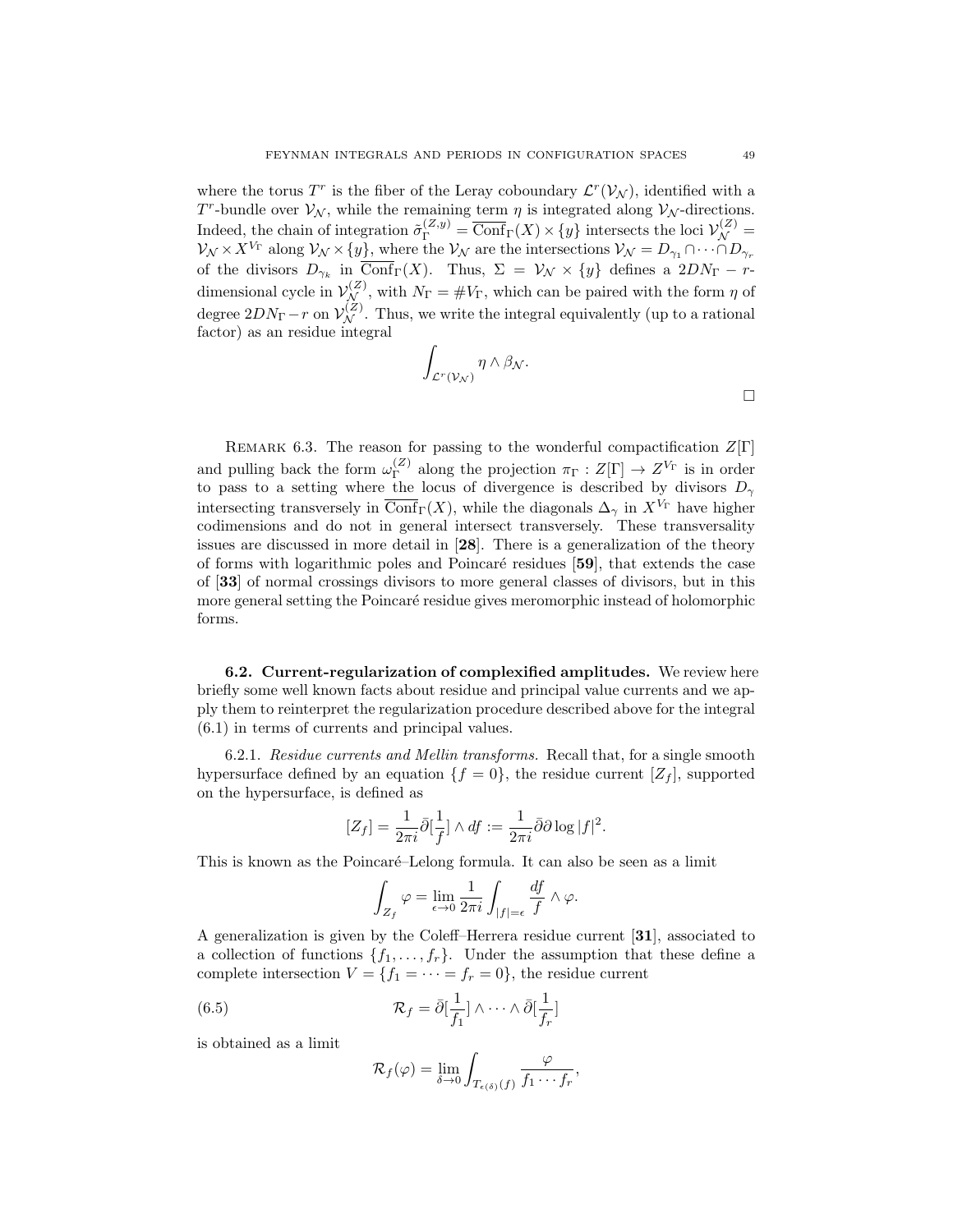where the torus $T^r$ is the fiber of the Leray coboundary $\mathcal{L}^r(\mathcal{V}_\mathcal{N})$, identified with a $T^r$-bundle over $\mathcal{V}_\mathcal{N}$, while the remaining term $\eta$ is integrated along $\mathcal{V}_\mathcal{N}$-directions. Indeed, the chain of integration $\tilde{\sigma}_\Gamma^{(Z,y)} = \overline{\mathrm{Conf}}_\Gamma(X) \times \{y\}$ intersects the loci $\mathcal{V}_\mathcal{N}^{(Z)} = \mathcal{V}_\mathcal{N} \times X^{V_\Gamma}$ along $\mathcal{V}_\mathcal{N} \times \{y\}$, where the $\mathcal{V}_\mathcal{N}$ are the intersections $\mathcal{V}_\mathcal{N} = D_{\gamma_1} \cap \cdots \cap D_{\gamma_r}$ of the divisors $D_{\gamma_k}$ in $\overline{\mathrm{Conf}}_\Gamma(X)$. Thus, $\Sigma = \mathcal{V}_\mathcal{N} \times \{y\}$ defines a $2DN_\Gamma - r$-dimensional cycle in $\mathcal{V}_\mathcal{N}^{(Z)}$, with $N_\Gamma = \# V_\Gamma$, which can be paired with the form $\eta$ of degree $2DN_\Gamma - r$ on $\mathcal{V}_\mathcal{N}^{(Z)}$. Thus, we write the integral equivalently (up to a rational factor) as an residue integral

$$\int_{\mathcal{L}^r(\mathcal{V}_\mathcal{N})} \eta \wedge \beta_\mathcal{N}.$$

$\square$

Remark 6.3. The reason for passing to the wonderful compactification $Z[\Gamma]$ and pulling back the form $\omega_\Gamma^{(Z)}$ along the projection $\pi_\Gamma : Z[\Gamma] \to Z^{V_\Gamma}$ is in order to pass to a setting where the locus of divergence is described by divisors $D_\gamma$ intersecting transversely in $\overline{\mathrm{Conf}}_\Gamma(X)$, while the diagonals $\Delta_\gamma$ in $X^{V_\Gamma}$ have higher codimensions and do not in general intersect transversely. These transversality issues are discussed in more detail in [**28**]. There is a generalization of the theory of forms with logarithmic poles and Poincaré residues [**59**], that extends the case of [**33**] of normal crossings divisors to more general classes of divisors, but in this more general setting the Poincaré residue gives meromorphic instead of holomorphic forms.

**6.2. Current-regularization of complexified amplitudes.** We review here briefly some well known facts about residue and principal value currents and we apply them to reinterpret the regularization procedure described above for the integral (6.1) in terms of currents and principal values.

6.2.1. *Residue currents and Mellin transforms.* Recall that, for a single smooth hypersurface defined by an equation $\{f = 0\}$, the residue current $[Z_f]$, supported on the hypersurface, is defined as

$$[Z_f] = \frac{1}{2\pi i} \bar{\partial}[\frac{1}{f}] \wedge df := \frac{1}{2\pi i} \bar{\partial}\partial \log |f|^2.$$

This is known as the Poincaré–Lelong formula. It can also be seen as a limit

$$\int_{Z_f} \varphi = \lim_{\epsilon \to 0} \frac{1}{2\pi i} \int_{|f|=\epsilon} \frac{df}{f} \wedge \varphi.$$

A generalization is given by the Coleff–Herrera residue current [**31**], associated to a collection of functions $\{f_1, \ldots, f_r\}$. Under the assumption that these define a complete intersection $V = \{f_1 = \cdots = f_r = 0\}$, the residue current

$$\mathcal{R}_f = \bar{\partial}[\frac{1}{f_1}] \wedge \cdots \wedge \bar{\partial}[\frac{1}{f_r}] \tag{6.5}$$

is obtained as a limit

$$\mathcal{R}_f(\varphi) = \lim_{\delta \to 0} \int_{T_{\epsilon(\delta)}(f)} \frac{\varphi}{f_1 \cdots f_r},$$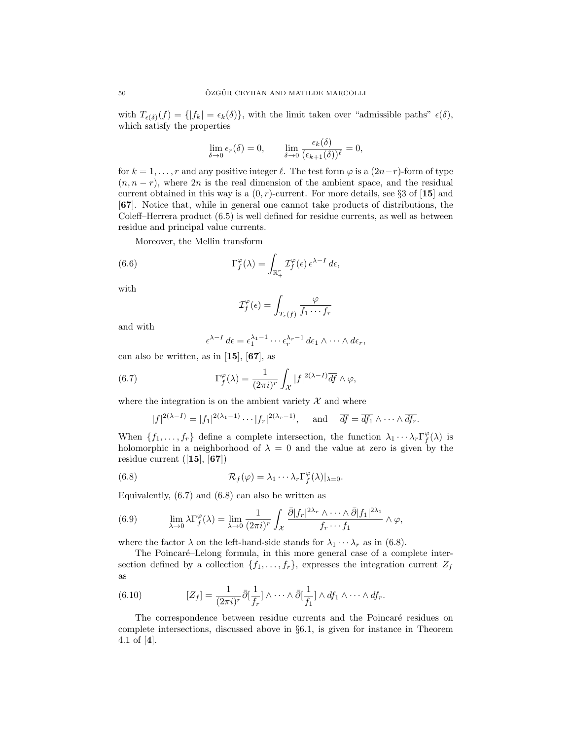with $T_{\epsilon(\delta)}(f) = \{|f_k| = \epsilon_k(\delta)\}$, with the limit taken over "admissible paths" $\epsilon(\delta)$, which satisfy the properties

$$\lim_{\delta\to 0} \epsilon_r(\delta) = 0, \qquad \lim_{\delta\to 0} \frac{\epsilon_k(\delta)}{(\epsilon_{k+1}(\delta))^\ell} = 0,$$

for $k = 1, \ldots, r$ and any positive integer $\ell$. The test form $\varphi$ is a $(2n-r)$-form of type $(n, n-r)$, where $2n$ is the real dimension of the ambient space, and the residual current obtained in this way is a $(0, r)$-current. For more details, see §3 of [**15**] and [**67**]. Notice that, while in general one cannot take products of distributions, the Coleff–Herrera product (6.5) is well defined for residue currents, as well as between residue and principal value currents.

Moreover, the Mellin transform

$$\Gamma_f^\varphi(\lambda) = \int_{\mathbb{R}_+^r} \mathcal{I}_f^\varphi(\epsilon)\, \epsilon^{\lambda - I}\, d\epsilon, \tag{6.6}$$

with

$$\mathcal{I}_f^\varphi(\epsilon) = \int_{T_\epsilon(f)} \frac{\varphi}{f_1 \cdots f_r}$$

and with

$$\epsilon^{\lambda-I}\, d\epsilon = \epsilon_1^{\lambda_1 - 1} \cdots \epsilon_r^{\lambda_r - 1}\, d\epsilon_1 \wedge \cdots \wedge d\epsilon_r,$$

can also be written, as in [**15**], [**67**], as

$$\Gamma_f^\varphi(\lambda) = \frac{1}{(2\pi i)^r} \int_{\mathcal{X}} |f|^{2(\lambda - I)} \overline{df} \wedge \varphi, \tag{6.7}$$

where the integration is on the ambient variety $\mathcal{X}$ and where

$$|f|^{2(\lambda-I)} = |f_1|^{2(\lambda_1 - 1)} \cdots |f_r|^{2(\lambda_r - 1)}, \quad \text{and} \quad \overline{df} = \overline{df_1} \wedge \cdots \wedge \overline{df_r}.$$

When $\{f_1, \ldots, f_r\}$ define a complete intersection, the function $\lambda_1 \cdots \lambda_r \Gamma_f^\varphi(\lambda)$ is holomorphic in a neighborhood of $\lambda = 0$ and the value at zero is given by the residue current ([**15**], [**67**])

$$\mathcal{R}_f(\varphi) = \lambda_1 \cdots \lambda_r \Gamma_f^\varphi(\lambda)|_{\lambda=0}. \tag{6.8}$$

Equivalently, (6.7) and (6.8) can also be written as

$$\lim_{\lambda\to 0} \lambda \Gamma_f^\varphi(\lambda) = \lim_{\lambda\to 0} \frac{1}{(2\pi i)^r} \int_{\mathcal{X}} \frac{\bar\partial |f_r|^{2\lambda_r} \wedge \cdots \wedge \bar\partial |f_1|^{2\lambda_1}}{f_r \cdots f_1} \wedge \varphi, \tag{6.9}$$

where the factor $\lambda$ on the left-hand-side stands for $\lambda_1 \cdots \lambda_r$ as in (6.8).

The Poincaré–Lelong formula, in this more general case of a complete intersection defined by a collection $\{f_1, \ldots, f_r\}$, expresses the integration current $Z_f$ as

$$[Z_f] = \frac{1}{(2\pi i)^r} \bar\partial[\frac{1}{f_r}] \wedge \cdots \wedge \bar\partial[\frac{1}{f_1}] \wedge df_1 \wedge \cdots \wedge df_r. \tag{6.10}$$

The correspondence between residue currents and the Poincaré residues on complete intersections, discussed above in §6.1, is given for instance in Theorem 4.1 of [**4**].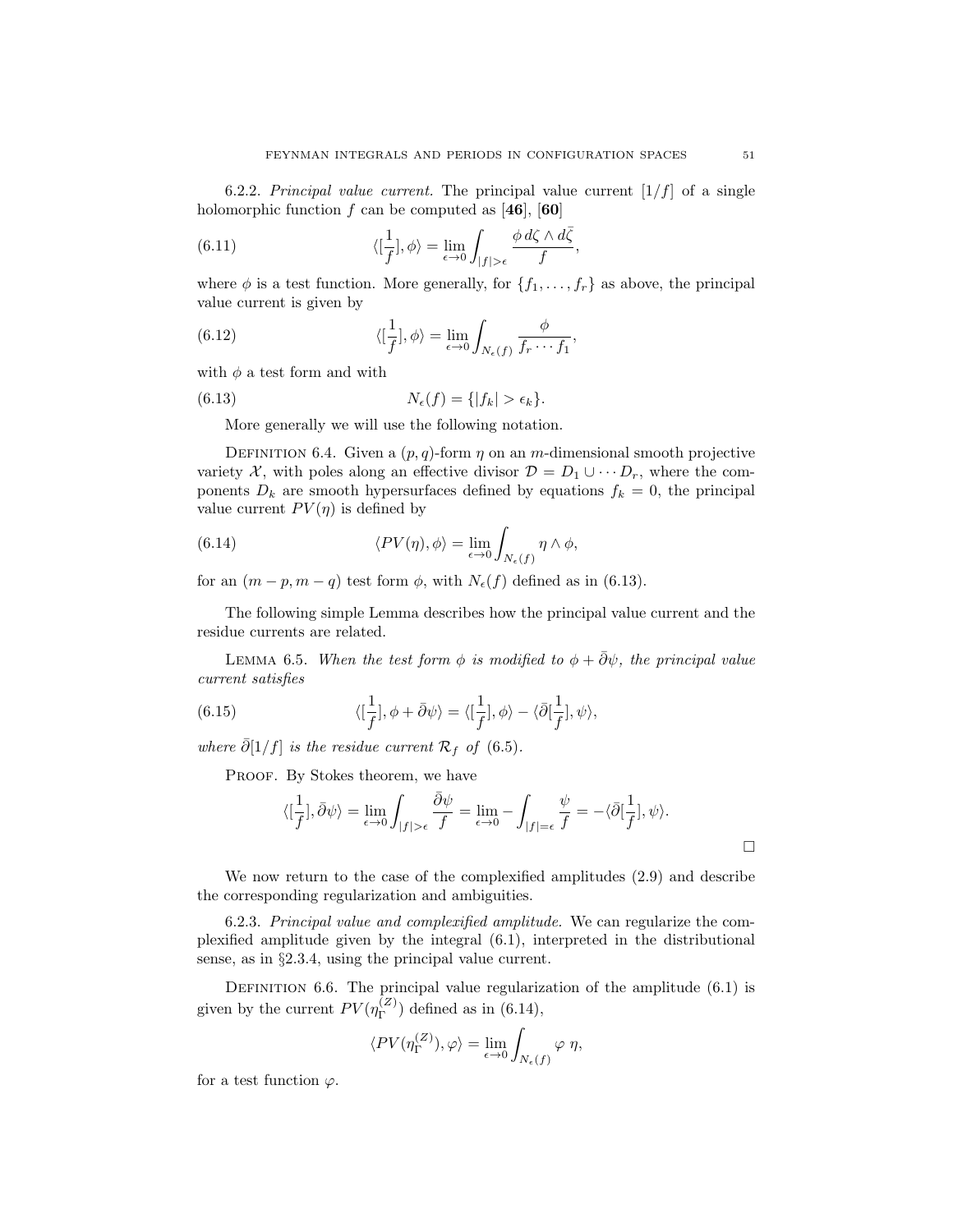6.2.2. *Principal value current.* The principal value current $[1/f]$ of a single holomorphic function $f$ can be computed as [**46**], [**60**]

$$\langle [\frac{1}{f}], \phi \rangle = \lim_{\epsilon \to 0} \int_{|f|>\epsilon} \frac{\phi \, d\zeta \wedge d\bar{\zeta}}{f}, \tag{6.11}$$

where $\phi$ is a test function. More generally, for $\{f_1, \ldots, f_r\}$ as above, the principal value current is given by

$$\langle [\frac{1}{f}], \phi \rangle = \lim_{\epsilon \to 0} \int_{N_\epsilon(f)} \frac{\phi}{f_r \cdots f_1}, \tag{6.12}$$

with $\phi$ a test form and with

$$N_\epsilon(f) = \{|f_k| > \epsilon_k\}. \tag{6.13}$$

More generally we will use the following notation.

Definition 6.4. Given a $(p,q)$-form $\eta$ on an $m$-dimensional smooth projective variety $\mathcal{X}$, with poles along an effective divisor $\mathcal{D} = D_1 \cup \cdots D_r$, where the components $D_k$ are smooth hypersurfaces defined by equations $f_k = 0$, the principal value current $PV(\eta)$ is defined by

$$\langle PV(\eta), \phi \rangle = \lim_{\epsilon \to 0} \int_{N_\epsilon(f)} \eta \wedge \phi, \tag{6.14}$$

for an $(m-p, m-q)$ test form $\phi$, with $N_\epsilon(f)$ defined as in (6.13).

The following simple Lemma describes how the principal value current and the residue currents are related.

Lemma 6.5. *When the test form $\phi$ is modified to $\phi + \bar{\partial}\psi$, the principal value current satisfies*

$$\langle [\frac{1}{f}], \phi + \bar{\partial}\psi \rangle = \langle [\frac{1}{f}], \phi \rangle - \langle \bar{\partial}[\frac{1}{f}], \psi \rangle, \tag{6.15}$$

*where $\bar{\partial}[1/f]$ is the residue current $\mathcal{R}_f$ of (6.5).*

Proof. By Stokes theorem, we have

$$\langle [\frac{1}{f}], \bar{\partial}\psi \rangle = \lim_{\epsilon \to 0} \int_{|f|>\epsilon} \frac{\bar{\partial}\psi}{f} = \lim_{\epsilon \to 0} - \int_{|f|=\epsilon} \frac{\psi}{f} = -\langle \bar{\partial}[\frac{1}{f}], \psi \rangle.$$

□

We now return to the case of the complexified amplitudes (2.9) and describe the corresponding regularization and ambiguities.

6.2.3. *Principal value and complexified amplitude.* We can regularize the complexified amplitude given by the integral (6.1), interpreted in the distributional sense, as in §2.3.4, using the principal value current.

Definition 6.6. The principal value regularization of the amplitude (6.1) is given by the current $PV(\eta_\Gamma^{(Z)})$ defined as in (6.14),

$$\langle PV(\eta_\Gamma^{(Z)}), \varphi \rangle = \lim_{\epsilon \to 0} \int_{N_\epsilon(f)} \varphi \; \eta,$$

for a test function $\varphi$.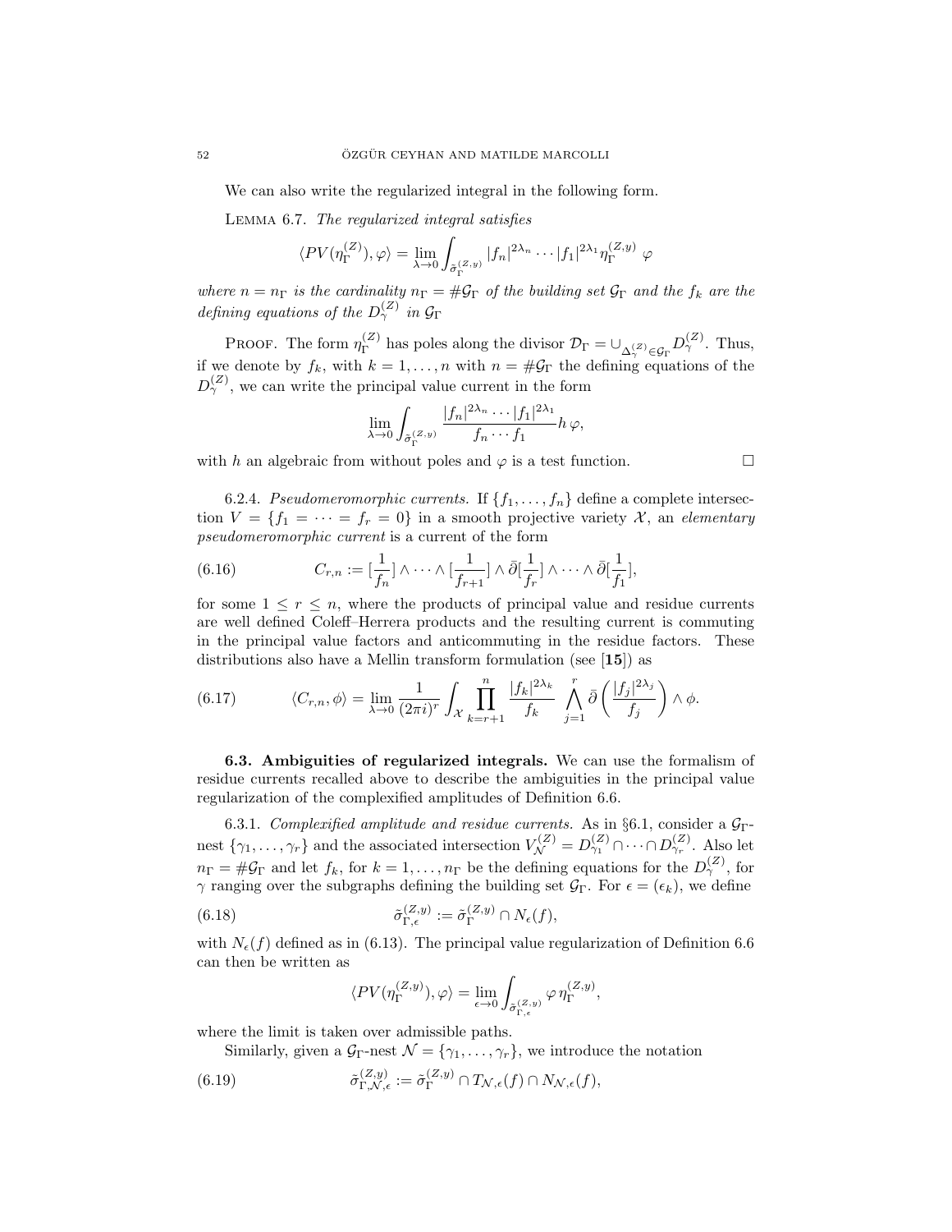We can also write the regularized integral in the following form.

Lemma 6.7. *The regularized integral satisfies*

$$\langle PV(\eta_\Gamma^{(Z)}), \varphi\rangle = \lim_{\lambda\to 0} \int_{\tilde\sigma_\Gamma^{(Z,y)}} |f_n|^{2\lambda_n}\cdots |f_1|^{2\lambda_1} \eta_\Gamma^{(Z,y)}\, \varphi$$

*where $n = n_\Gamma$ is the cardinality $n_\Gamma = \#\mathcal{G}_\Gamma$ of the building set $\mathcal{G}_\Gamma$ and the $f_k$ are the defining equations of the $D_\gamma^{(Z)}$ in $\mathcal{G}_\Gamma$*

Proof. The form $\eta_\Gamma^{(Z)}$ has poles along the divisor $\mathcal{D}_\Gamma = \cup_{\Delta_\gamma^{(Z)}\in\mathcal{G}_\Gamma} D_\gamma^{(Z)}$. Thus, if we denote by $f_k$, with $k = 1,\dots,n$ with $n = \#\mathcal{G}_\Gamma$ the defining equations of the $D_\gamma^{(Z)}$, we can write the principal value current in the form

$$\lim_{\lambda\to 0} \int_{\tilde\sigma_\Gamma^{(Z,y)}} \frac{|f_n|^{2\lambda_n}\cdots|f_1|^{2\lambda_1}}{f_n\cdots f_1} h\,\varphi,$$

with $h$ an algebraic from without poles and $\varphi$ is a test function. □

6.2.4. *Pseudomeromorphic currents.* If $\{f_1,\dots,f_n\}$ define a complete intersection $V = \{f_1 = \cdots = f_r = 0\}$ in a smooth projective variety $\mathcal{X}$, an *elementary pseudomeromorphic current* is a current of the form

$$C_{r,n} := [\frac{1}{f_n}]\wedge\cdots\wedge[\frac{1}{f_{r+1}}]\wedge\bar\partial[\frac{1}{f_r}]\wedge\cdots\wedge\bar\partial[\frac{1}{f_1}], \tag{6.16}$$

for some $1\le r\le n$, where the products of principal value and residue currents are well defined Coleff–Herrera products and the resulting current is commuting in the principal value factors and anticommuting in the residue factors. These distributions also have a Mellin transform formulation (see [**15**]) as

$$\langle C_{r,n},\phi\rangle = \lim_{\lambda\to 0}\frac{1}{(2\pi i)^r}\int_{\mathcal{X}}\prod_{k=r+1}^n \frac{|f_k|^{2\lambda_k}}{f_k}\ \bigwedge_{j=1}^r \bar\partial\left(\frac{|f_j|^{2\lambda_j}}{f_j}\right)\wedge\phi. \tag{6.17}$$

**6.3. Ambiguities of regularized integrals.** We can use the formalism of residue currents recalled above to describe the ambiguities in the principal value regularization of the complexified amplitudes of Definition 6.6.

6.3.1. *Complexified amplitude and residue currents.* As in §6.1, consider a $\mathcal{G}_\Gamma$-nest $\{\gamma_1,\dots,\gamma_r\}$ and the associated intersection $V_{\mathcal{N}}^{(Z)} = D_{\gamma_1}^{(Z)}\cap\cdots\cap D_{\gamma_r}^{(Z)}$. Also let $n_\Gamma = \#\mathcal{G}_\Gamma$ and let $f_k$, for $k = 1,\dots,n_\Gamma$ be the defining equations for the $D_\gamma^{(Z)}$, for $\gamma$ ranging over the subgraphs defining the building set $\mathcal{G}_\Gamma$. For $\epsilon = (\epsilon_k)$, we define

$$\tilde\sigma_{\Gamma,\epsilon}^{(Z,y)} := \tilde\sigma_\Gamma^{(Z,y)}\cap N_\epsilon(f), \tag{6.18}$$

with $N_\epsilon(f)$ defined as in (6.13). The principal value regularization of Definition 6.6 can then be written as

$$\langle PV(\eta_\Gamma^{(Z,y)}),\varphi\rangle = \lim_{\epsilon\to 0}\int_{\tilde\sigma_{\Gamma,\epsilon}^{(Z,y)}} \varphi\,\eta_\Gamma^{(Z,y)},$$

where the limit is taken over admissible paths.

Similarly, given a $\mathcal{G}_\Gamma$-nest $\mathcal{N} = \{\gamma_1,\dots,\gamma_r\}$, we introduce the notation

$$\tilde\sigma_{\Gamma,\mathcal{N},\epsilon}^{(Z,y)} := \tilde\sigma_\Gamma^{(Z,y)}\cap T_{\mathcal{N},\epsilon}(f)\cap N_{\mathcal{N},\epsilon}(f), \tag{6.19}$$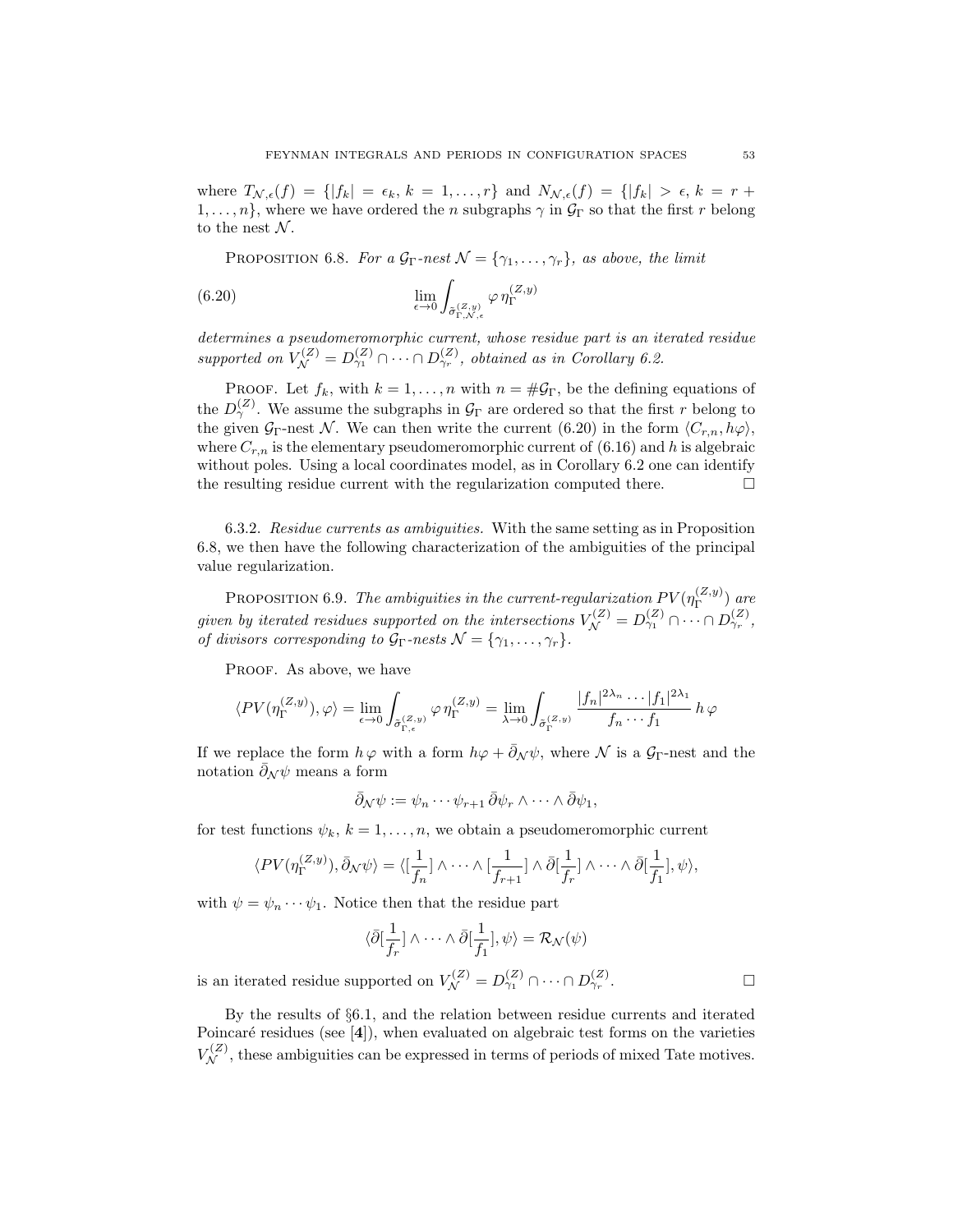where $T_{\mathcal{N},\epsilon}(f) = \{|f_k| = \epsilon_k,\, k = 1,\dots,r\}$ and $N_{\mathcal{N},\epsilon}(f) = \{|f_k| > \epsilon,\, k = r+1,\dots,n\}$, where we have ordered the $n$ subgraphs $\gamma$ in $\mathcal{G}_\Gamma$ so that the first $r$ belong to the nest $\mathcal{N}$.

PROPOSITION 6.8. *For a $\mathcal{G}_\Gamma$-nest $\mathcal{N} = \{\gamma_1,\dots,\gamma_r\}$, as above, the limit*

$$\lim_{\epsilon\to 0} \int_{\tilde{\sigma}^{(Z,y)}_{\Gamma,\mathcal{N},\epsilon}} \varphi\, \eta_\Gamma^{(Z,y)} \tag{6.20}$$

*determines a pseudomeromorphic current, whose residue part is an iterated residue supported on $V_{\mathcal{N}}^{(Z)} = D_{\gamma_1}^{(Z)} \cap \dots \cap D_{\gamma_r}^{(Z)}$, obtained as in Corollary 6.2.*

PROOF. Let $f_k$, with $k = 1,\dots,n$ with $n = \#\mathcal{G}_\Gamma$, be the defining equations of the $D_\gamma^{(Z)}$. We assume the subgraphs in $\mathcal{G}_\Gamma$ are ordered so that the first $r$ belong to the given $\mathcal{G}_\Gamma$-nest $\mathcal{N}$. We can then write the current (6.20) in the form $\langle C_{r,n}, h\varphi\rangle$, where $C_{r,n}$ is the elementary pseudomeromorphic current of (6.16) and $h$ is algebraic without poles. Using a local coordinates model, as in Corollary 6.2 one can identify the resulting residue current with the regularization computed there. $\square$

6.3.2. *Residue currents as ambiguities.* With the same setting as in Proposition 6.8, we then have the following characterization of the ambiguities of the principal value regularization.

PROPOSITION 6.9. *The ambiguities in the current-regularization $PV(\eta_\Gamma^{(Z,y)})$ are given by iterated residues supported on the intersections $V_{\mathcal{N}}^{(Z)} = D_{\gamma_1}^{(Z)} \cap \dots \cap D_{\gamma_r}^{(Z)}$, of divisors corresponding to $\mathcal{G}_\Gamma$-nests $\mathcal{N} = \{\gamma_1,\dots,\gamma_r\}$.*

PROOF. As above, we have

$$\langle PV(\eta_\Gamma^{(Z,y)}), \varphi\rangle = \lim_{\epsilon\to 0} \int_{\tilde{\sigma}^{(Z,y)}_{\Gamma,\epsilon}} \varphi\, \eta_\Gamma^{(Z,y)} = \lim_{\lambda\to 0} \int_{\tilde{\sigma}^{(Z,y)}_{\Gamma}} \frac{|f_n|^{2\lambda_n}\cdots|f_1|^{2\lambda_1}}{f_n\cdots f_1}\, h\,\varphi$$

If we replace the form $h\,\varphi$ with a form $h\varphi + \bar\partial_{\mathcal{N}}\psi$, where $\mathcal{N}$ is a $\mathcal{G}_\Gamma$-nest and the notation $\bar\partial_{\mathcal{N}}\psi$ means a form

$$\bar\partial_{\mathcal{N}}\psi := \psi_n\cdots\psi_{r+1}\,\bar\partial\psi_r \wedge\cdots\wedge \bar\partial\psi_1,$$

for test functions $\psi_k$, $k = 1,\dots,n$, we obtain a pseudomeromorphic current

$$\langle PV(\eta_\Gamma^{(Z,y)}), \bar\partial_{\mathcal{N}}\psi\rangle = \langle [\frac{1}{f_n}] \wedge\cdots\wedge [\frac{1}{f_{r+1}}] \wedge \bar\partial[\frac{1}{f_r}] \wedge\cdots\wedge \bar\partial[\frac{1}{f_1}], \psi\rangle,$$

with $\psi = \psi_n\cdots\psi_1$. Notice then that the residue part

$$\langle \bar\partial[\frac{1}{f_r}] \wedge\cdots\wedge \bar\partial[\frac{1}{f_1}], \psi\rangle = \mathcal{R}_{\mathcal{N}}(\psi)$$

is an iterated residue supported on $V_{\mathcal{N}}^{(Z)} = D_{\gamma_1}^{(Z)} \cap\cdots\cap D_{\gamma_r}^{(Z)}$. $\square$

By the results of §6.1, and the relation between residue currents and iterated Poincaré residues (see [**4**]), when evaluated on algebraic test forms on the varieties $V_{\mathcal{N}}^{(Z)}$, these ambiguities can be expressed in terms of periods of mixed Tate motives.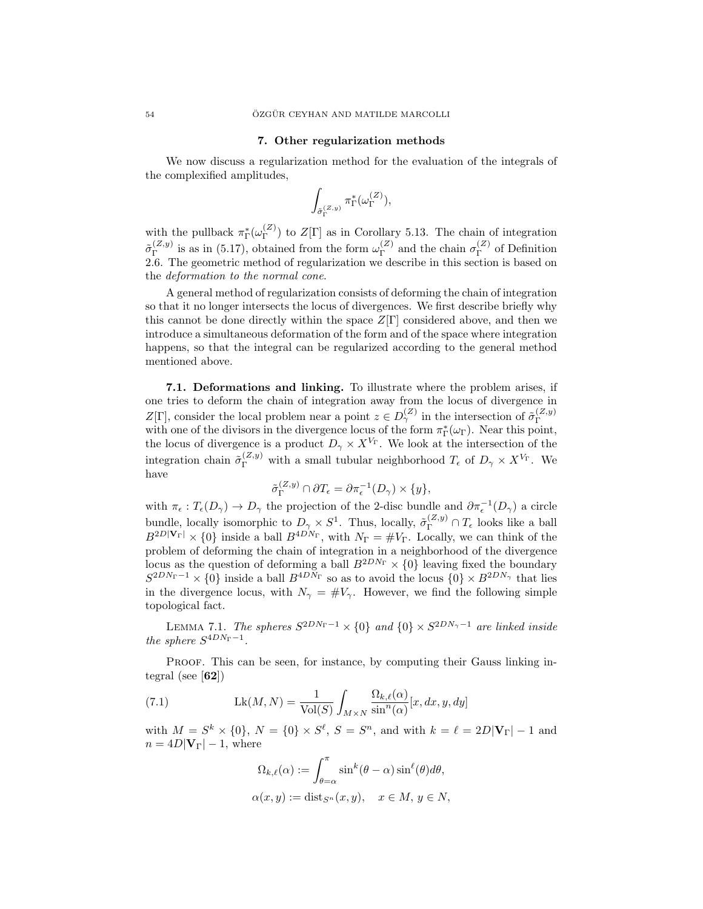## 7. Other regularization methods

We now discuss a regularization method for the evaluation of the integrals of the complexified amplitudes,

$$\int_{\tilde{\sigma}_\Gamma^{(Z,y)}} \pi_\Gamma^*(\omega_\Gamma^{(Z)}),$$

with the pullback $\pi_\Gamma^*(\omega_\Gamma^{(Z)})$ to $Z[\Gamma]$ as in Corollary 5.13. The chain of integration $\tilde{\sigma}_\Gamma^{(Z,y)}$ is as in (5.17), obtained from the form $\omega_\Gamma^{(Z)}$ and the chain $\sigma_\Gamma^{(Z)}$ of Definition 2.6. The geometric method of regularization we describe in this section is based on the *deformation to the normal cone*.

A general method of regularization consists of deforming the chain of integration so that it no longer intersects the locus of divergences. We first describe briefly why this cannot be done directly within the space $Z[\Gamma]$ considered above, and then we introduce a simultaneous deformation of the form and of the space where integration happens, so that the integral can be regularized according to the general method mentioned above.

**7.1. Deformations and linking.** To illustrate where the problem arises, if one tries to deform the chain of integration away from the locus of divergence in $Z[\Gamma]$, consider the local problem near a point $z \in D_\gamma^{(Z)}$ in the intersection of $\tilde{\sigma}_\Gamma^{(Z,y)}$ with one of the divisors in the divergence locus of the form $\pi_\Gamma^*(\omega_\Gamma)$. Near this point, the locus of divergence is a product $D_\gamma \times X^{V_\Gamma}$. We look at the intersection of the integration chain $\tilde{\sigma}_\Gamma^{(Z,y)}$ with a small tubular neighborhood $T_\epsilon$ of $D_\gamma \times X^{V_\Gamma}$. We have

$$\tilde{\sigma}_\Gamma^{(Z,y)} \cap \partial T_\epsilon = \partial \pi_\epsilon^{-1}(D_\gamma) \times \{y\},$$

with $\pi_\epsilon : T_\epsilon(D_\gamma) \to D_\gamma$ the projection of the 2-disc bundle and $\partial \pi_\epsilon^{-1}(D_\gamma)$ a circle bundle, locally isomorphic to $D_\gamma \times S^1$. Thus, locally, $\tilde{\sigma}_\Gamma^{(Z,y)} \cap T_\epsilon$ looks like a ball $B^{2D|\mathbf{V}_\Gamma|} \times \{0\}$ inside a ball $B^{4DN_\Gamma}$, with $N_\Gamma = \#V_\Gamma$. Locally, we can think of the problem of deforming the chain of integration in a neighborhood of the divergence locus as the question of deforming a ball $B^{2DN_\Gamma} \times \{0\}$ leaving fixed the boundary $S^{2DN_\Gamma - 1} \times \{0\}$ inside a ball $B^{4DN_\Gamma}$ so as to avoid the locus $\{0\} \times B^{2DN_\gamma}$ that lies in the divergence locus, with $N_\gamma = \#V_\gamma$. However, we find the following simple topological fact.

Lemma 7.1. *The spheres $S^{2DN_\Gamma - 1} \times \{0\}$ and $\{0\} \times S^{2DN_\gamma - 1}$ are linked inside the sphere $S^{4DN_\Gamma - 1}$.*

Proof. This can be seen, for instance, by computing their Gauss linking integral (see [**62**])

$$\mathrm{Lk}(M,N) = \frac{1}{\mathrm{Vol}(S)} \int_{M \times N} \frac{\Omega_{k,\ell}(\alpha)}{\sin^n(\alpha)}[x, dx, y, dy] \tag{7.1}$$

with $M = S^k \times \{0\}$, $N = \{0\} \times S^\ell$, $S = S^n$, and with $k = \ell = 2D|\mathbf{V}_\Gamma| - 1$ and $n = 4D|\mathbf{V}_\Gamma| - 1$, where

$$\Omega_{k,\ell}(\alpha) := \int_{\theta=\alpha}^{\pi} \sin^k(\theta - \alpha)\sin^\ell(\theta)d\theta,$$

$$\alpha(x,y) := \mathrm{dist}_{S^n}(x,y), \quad x \in M, \, y \in N,$$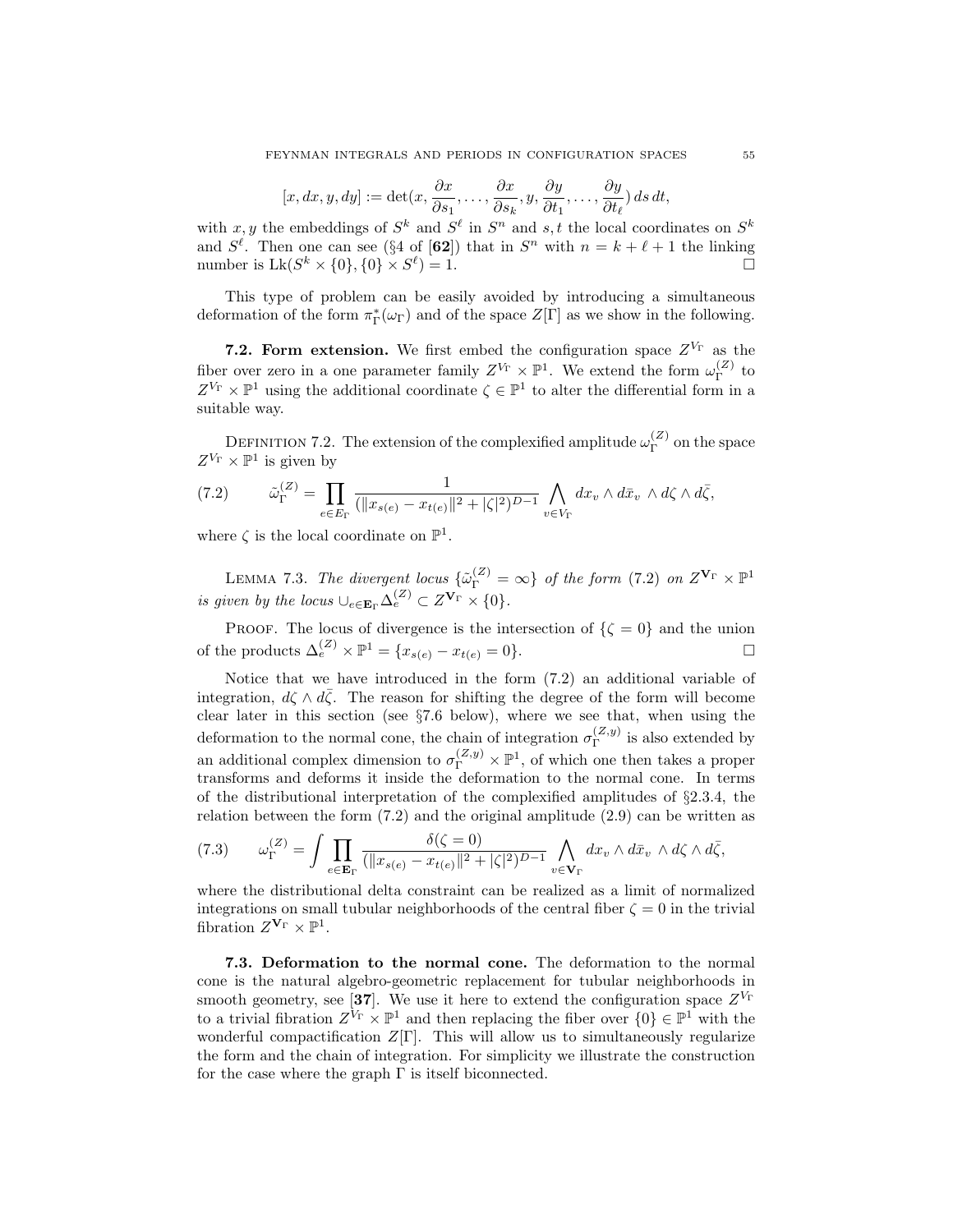$$[x, dx, y, dy] := \det(x, \frac{\partial x}{\partial s_1}, \ldots, \frac{\partial x}{\partial s_k}, y, \frac{\partial y}{\partial t_1}, \ldots, \frac{\partial y}{\partial t_\ell})\, ds\, dt,$$

with $x, y$ the embeddings of $S^k$ and $S^\ell$ in $S^n$ and $s, t$ the local coordinates on $S^k$ and $S^\ell$. Then one can see (§4 of [**62**]) that in $S^n$ with $n = k + \ell + 1$ the linking number is $\mathrm{Lk}(S^k \times \{0\}, \{0\} \times S^\ell) = 1$. □

This type of problem can be easily avoided by introducing a simultaneous deformation of the form $\pi_\Gamma^*(\omega_\Gamma)$ and of the space $Z[\Gamma]$ as we show in the following.

**7.2. Form extension.** We first embed the configuration space $Z^{V_\Gamma}$ as the fiber over zero in a one parameter family $Z^{V_\Gamma} \times \mathbb{P}^1$. We extend the form $\omega_\Gamma^{(Z)}$ to $Z^{V_\Gamma} \times \mathbb{P}^1$ using the additional coordinate $\zeta \in \mathbb{P}^1$ to alter the differential form in a suitable way.

Definition 7.2. The extension of the complexified amplitude $\omega_\Gamma^{(Z)}$ on the space $Z^{V_\Gamma} \times \mathbb{P}^1$ is given by

$$\tilde{\omega}_\Gamma^{(Z)} = \prod_{e \in E_\Gamma} \frac{1}{(\|x_{s(e)} - x_{t(e)}\|^2 + |\zeta|^2)^{D-1}} \bigwedge_{v \in V_\Gamma} dx_v \wedge d\bar{x}_v \wedge d\zeta \wedge d\bar{\zeta}, \tag{7.2}$$

where $\zeta$ is the local coordinate on $\mathbb{P}^1$.

Lemma 7.3. *The divergent locus $\{\tilde{\omega}_\Gamma^{(Z)} = \infty\}$ of the form (7.2) on $Z^{\mathbf{V}_\Gamma} \times \mathbb{P}^1$ is given by the locus $\cup_{e \in \mathbf{E}_\Gamma} \Delta_e^{(Z)} \subset Z^{\mathbf{V}_\Gamma} \times \{0\}$.*

Proof. The locus of divergence is the intersection of $\{\zeta = 0\}$ and the union of the products $\Delta_e^{(Z)} \times \mathbb{P}^1 = \{x_{s(e)} - x_{t(e)} = 0\}$. □

Notice that we have introduced in the form (7.2) an additional variable of integration, $d\zeta \wedge d\bar{\zeta}$. The reason for shifting the degree of the form will become clear later in this section (see §7.6 below), where we see that, when using the deformation to the normal cone, the chain of integration $\sigma_\Gamma^{(Z,y)}$ is also extended by an additional complex dimension to $\sigma_\Gamma^{(Z,y)} \times \mathbb{P}^1$, of which one then takes a proper transforms and deforms it inside the deformation to the normal cone. In terms of the distributional interpretation of the complexified amplitudes of §2.3.4, the relation between the form (7.2) and the original amplitude (2.9) can be written as

$$\omega_\Gamma^{(Z)} = \int \prod_{e \in \mathbf{E}_\Gamma} \frac{\delta(\zeta = 0)}{(\|x_{s(e)} - x_{t(e)}\|^2 + |\zeta|^2)^{D-1}} \bigwedge_{v \in \mathbf{V}_\Gamma} dx_v \wedge d\bar{x}_v \wedge d\zeta \wedge d\bar{\zeta}, \tag{7.3}$$

where the distributional delta constraint can be realized as a limit of normalized integrations on small tubular neighborhoods of the central fiber $\zeta = 0$ in the trivial fibration $Z^{\mathbf{V}_\Gamma} \times \mathbb{P}^1$.

**7.3. Deformation to the normal cone.** The deformation to the normal cone is the natural algebro-geometric replacement for tubular neighborhoods in smooth geometry, see [**37**]. We use it here to extend the configuration space $Z^{V_\Gamma}$ to a trivial fibration $Z^{V_\Gamma} \times \mathbb{P}^1$ and then replacing the fiber over $\{0\} \in \mathbb{P}^1$ with the wonderful compactification $Z[\Gamma]$. This will allow us to simultaneously regularize the form and the chain of integration. For simplicity we illustrate the construction for the case where the graph $\Gamma$ is itself biconnected.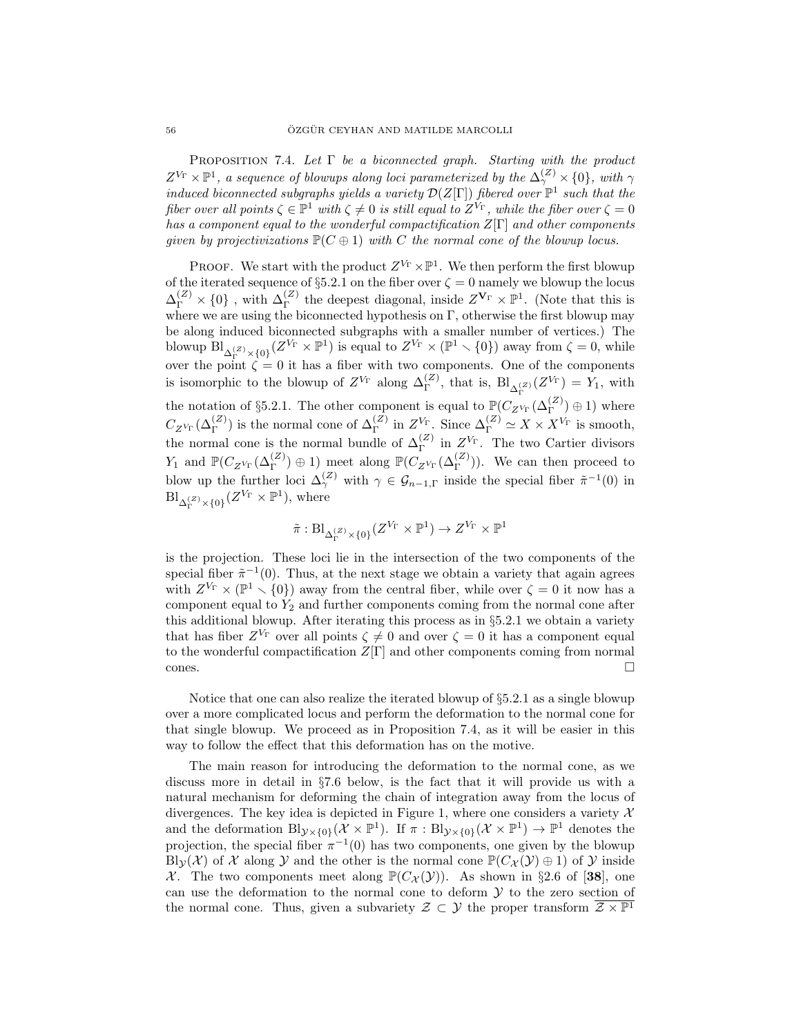**Proposition 7.4.** *Let $\Gamma$ be a biconnected graph. Starting with the product $Z^{V_\Gamma} \times \mathbb{P}^1$, a sequence of blowups along loci parameterized by the $\Delta_\gamma^{(Z)} \times \{0\}$, with $\gamma$ induced biconnected subgraphs yields a variety $\mathcal{D}(Z[\Gamma])$ fibered over $\mathbb{P}^1$ such that the fiber over all points $\zeta \in \mathbb{P}^1$ with $\zeta \neq 0$ is still equal to $Z^{V_\Gamma}$, while the fiber over $\zeta = 0$ has a component equal to the wonderful compactification $Z[\Gamma]$ and other components given by projectivizations $\mathbb{P}(C \oplus 1)$ with $C$ the normal cone of the blowup locus.*

Proof. We start with the product $Z^{V_\Gamma} \times \mathbb{P}^1$. We then perform the first blowup of the iterated sequence of §5.2.1 on the fiber over $\zeta = 0$ namely we blowup the locus $\Delta_\Gamma^{(Z)} \times \{0\}$ , with $\Delta_\Gamma^{(Z)}$ the deepest diagonal, inside $Z^{\mathbf{V}_\Gamma} \times \mathbb{P}^1$. (Note that this is where we are using the biconnected hypothesis on $\Gamma$, otherwise the first blowup may be along induced biconnected subgraphs with a smaller number of vertices.) The blowup $\mathrm{Bl}_{\Delta_\Gamma^{(Z)} \times \{0\}}(Z^{V_\Gamma} \times \mathbb{P}^1)$ is equal to $Z^{V_\Gamma} \times (\mathbb{P}^1 \smallsetminus \{0\})$ away from $\zeta = 0$, while over the point $\zeta = 0$ it has a fiber with two components. One of the components is isomorphic to the blowup of $Z^{V_\Gamma}$ along $\Delta_\Gamma^{(Z)}$, that is, $\mathrm{Bl}_{\Delta_\Gamma^{(Z)}}(Z^{V_\Gamma}) = Y_1$, with the notation of §5.2.1. The other component is equal to $\mathbb{P}(C_{Z^{V_\Gamma}}(\Delta_\Gamma^{(Z)}) \oplus 1)$ where $C_{Z^{V_\Gamma}}(\Delta_\Gamma^{(Z)})$ is the normal cone of $\Delta_\Gamma^{(Z)}$ in $Z^{V_\Gamma}$. Since $\Delta_\Gamma^{(Z)} \simeq X \times X^{V_\Gamma}$ is smooth, the normal cone is the normal bundle of $\Delta_\Gamma^{(Z)}$ in $Z^{V_\Gamma}$. The two Cartier divisors $Y_1$ and $\mathbb{P}(C_{Z^{V_\Gamma}}(\Delta_\Gamma^{(Z)}) \oplus 1)$ meet along $\mathbb{P}(C_{Z^{V_\Gamma}}(\Delta_\Gamma^{(Z)}))$. We can then proceed to blow up the further loci $\Delta_\gamma^{(Z)}$ with $\gamma \in \mathcal{G}_{n-1,\Gamma}$ inside the special fiber $\tilde{\pi}^{-1}(0)$ in $\mathrm{Bl}_{\Delta_\Gamma^{(Z)} \times \{0\}}(Z^{V_\Gamma} \times \mathbb{P}^1)$, where

$$\tilde{\pi} : \mathrm{Bl}_{\Delta_\Gamma^{(Z)} \times \{0\}}(Z^{V_\Gamma} \times \mathbb{P}^1) \to Z^{V_\Gamma} \times \mathbb{P}^1$$

is the projection. These loci lie in the intersection of the two components of the special fiber $\tilde{\pi}^{-1}(0)$. Thus, at the next stage we obtain a variety that again agrees with $Z^{V_\Gamma} \times (\mathbb{P}^1 \smallsetminus \{0\})$ away from the central fiber, while over $\zeta = 0$ it now has a component equal to $Y_2$ and further components coming from the normal cone after this additional blowup. After iterating this process as in §5.2.1 we obtain a variety that has fiber $Z^{V_\Gamma}$ over all points $\zeta \neq 0$ and over $\zeta = 0$ it has a component equal to the wonderful compactification $Z[\Gamma]$ and other components coming from normal cones. □

Notice that one can also realize the iterated blowup of §5.2.1 as a single blowup over a more complicated locus and perform the deformation to the normal cone for that single blowup. We proceed as in Proposition 7.4, as it will be easier in this way to follow the effect that this deformation has on the motive.

The main reason for introducing the deformation to the normal cone, as we discuss more in detail in §7.6 below, is the fact that it will provide us with a natural mechanism for deforming the chain of integration away from the locus of divergences. The key idea is depicted in Figure 1, where one considers a variety $\mathcal{X}$ and the deformation $\mathrm{Bl}_{\mathcal{Y} \times \{0\}}(\mathcal{X} \times \mathbb{P}^1)$. If $\pi : \mathrm{Bl}_{\mathcal{Y} \times \{0\}}(\mathcal{X} \times \mathbb{P}^1) \to \mathbb{P}^1$ denotes the projection, the special fiber $\pi^{-1}(0)$ has two components, one given by the blowup $\mathrm{Bl}_{\mathcal{Y}}(\mathcal{X})$ of $\mathcal{X}$ along $\mathcal{Y}$ and the other is the normal cone $\mathbb{P}(C_{\mathcal{X}}(\mathcal{Y}) \oplus 1)$ of $\mathcal{Y}$ inside $\mathcal{X}$. The two components meet along $\mathbb{P}(C_{\mathcal{X}}(\mathcal{Y}))$. As shown in §2.6 of [**38**], one can use the deformation to the normal cone to deform $\mathcal{Y}$ to the zero section of the normal cone. Thus, given a subvariety $\mathcal{Z} \subset \mathcal{Y}$ the proper transform $\overline{\mathcal{Z} \times \mathbb{P}^1}$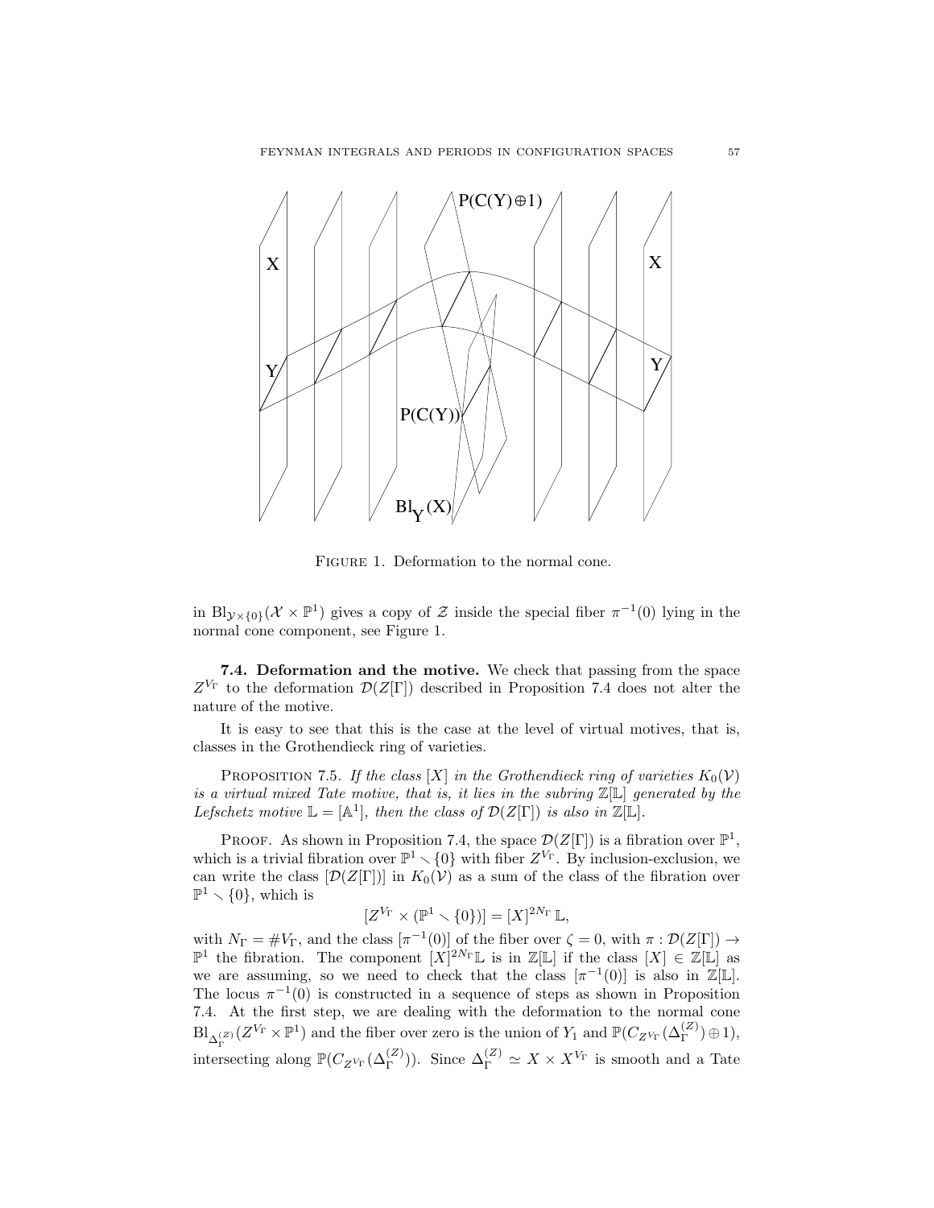Figure 1. Deformation to the normal cone.

in $\mathrm{Bl}_{\mathcal{Y}\times\{0\}}(\mathcal{X}\times\mathbb{P}^1)$ gives a copy of $\mathcal{Z}$ inside the special fiber $\pi^{-1}(0)$ lying in the normal cone component, see Figure 1.

**7.4. Deformation and the motive.** We check that passing from the space $Z^{V_\Gamma}$ to the deformation $\mathcal{D}(Z[\Gamma])$ described in Proposition 7.4 does not alter the nature of the motive.

It is easy to see that this is the case at the level of virtual motives, that is, classes in the Grothendieck ring of varieties.

Proposition 7.5. *If the class $[X]$ in the Grothendieck ring of varieties $K_0(\mathcal{V})$ is a virtual mixed Tate motive, that is, it lies in the subring $\mathbb{Z}[\mathbb{L}]$ generated by the Lefschetz motive $\mathbb{L} = [\mathbb{A}^1]$, then the class of $\mathcal{D}(Z[\Gamma])$ is also in $\mathbb{Z}[\mathbb{L}]$.*

Proof. As shown in Proposition 7.4, the space $\mathcal{D}(Z[\Gamma])$ is a fibration over $\mathbb{P}^1$, which is a trivial fibration over $\mathbb{P}^1 \smallsetminus \{0\}$ with fiber $Z^{V_\Gamma}$. By inclusion-exclusion, we can write the class $[\mathcal{D}(Z[\Gamma])]$ in $K_0(\mathcal{V})$ as a sum of the class of the fibration over $\mathbb{P}^1 \smallsetminus \{0\}$, which is

$$[Z^{V_\Gamma} \times (\mathbb{P}^1 \smallsetminus \{0\})] = [X]^{2N_\Gamma}\,\mathbb{L},$$

with $N_\Gamma = \#V_\Gamma$, and the class $[\pi^{-1}(0)]$ of the fiber over $\zeta = 0$, with $\pi : \mathcal{D}(Z[\Gamma]) \to \mathbb{P}^1$ the fibration. The component $[X]^{2N_\Gamma}\mathbb{L}$ is in $\mathbb{Z}[\mathbb{L}]$ if the class $[X] \in \mathbb{Z}[\mathbb{L}]$ as we are assuming, so we need to check that the class $[\pi^{-1}(0)]$ is also in $\mathbb{Z}[\mathbb{L}]$. The locus $\pi^{-1}(0)$ is constructed in a sequence of steps as shown in Proposition 7.4. At the first step, we are dealing with the deformation to the normal cone $\mathrm{Bl}_{\Delta_\Gamma^{(Z)}}(Z^{V_\Gamma} \times \mathbb{P}^1)$ and the fiber over zero is the union of $Y_1$ and $\mathbb{P}(C_{Z^{V_\Gamma}}(\Delta_\Gamma^{(Z)}) \oplus 1)$, intersecting along $\mathbb{P}(C_{Z^{V_\Gamma}}(\Delta_\Gamma^{(Z)}))$. Since $\Delta_\Gamma^{(Z)} \simeq X \times X^{V_\Gamma}$ is smooth and a Tate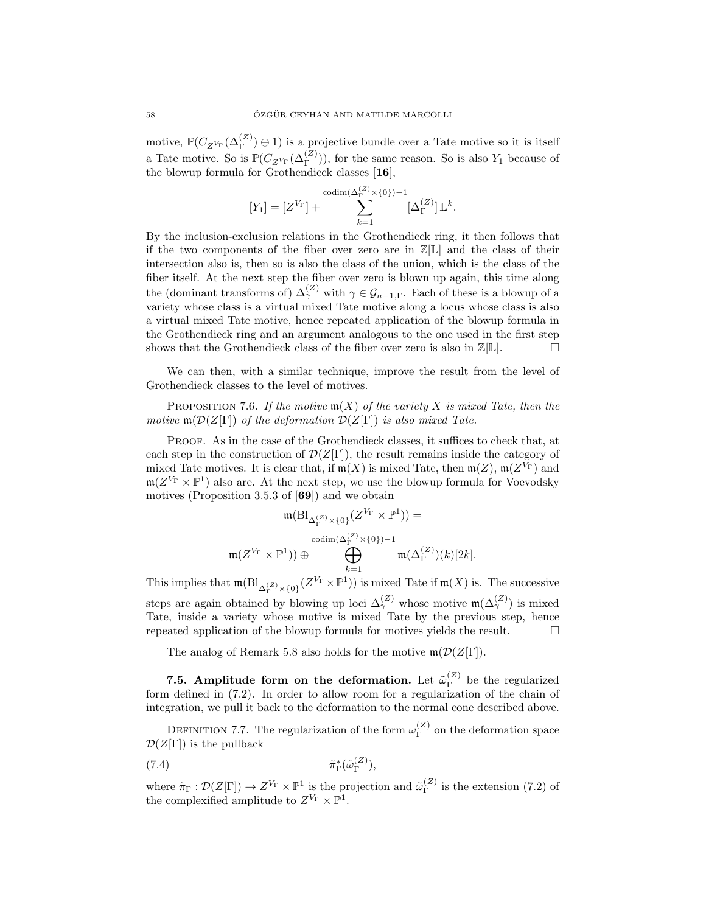motive, $\mathbb{P}(C_{Z^{V_\Gamma}}(\Delta_\Gamma^{(Z)}) \oplus 1)$ is a projective bundle over a Tate motive so it is itself a Tate motive. So is $\mathbb{P}(C_{Z^{V_\Gamma}}(\Delta_\Gamma^{(Z)}))$, for the same reason. So is also $Y_1$ because of the blowup formula for Grothendieck classes [**16**],

$$[Y_1] = [Z^{V_\Gamma}] + \sum_{k=1}^{\operatorname{codim}(\Delta_\Gamma^{(Z)} \times \{0\})-1} [\Delta_\Gamma^{(Z)}]\, \mathbb{L}^k.$$

By the inclusion-exclusion relations in the Grothendieck ring, it then follows that if the two components of the fiber over zero are in $\mathbb{Z}[\mathbb{L}]$ and the class of their intersection also is, then so is also the class of the union, which is the class of the fiber itself. At the next step the fiber over zero is blown up again, this time along the (dominant transforms of) $\Delta_\gamma^{(Z)}$ with $\gamma \in \mathcal{G}_{n-1,\Gamma}$. Each of these is a blowup of a variety whose class is a virtual mixed Tate motive along a locus whose class is also a virtual mixed Tate motive, hence repeated application of the blowup formula in the Grothendieck ring and an argument analogous to the one used in the first step shows that the Grothendieck class of the fiber over zero is also in $\mathbb{Z}[\mathbb{L}]$. $\square$

We can then, with a similar technique, improve the result from the level of Grothendieck classes to the level of motives.

Proposition 7.6. *If the motive $\mathfrak{m}(X)$ of the variety $X$ is mixed Tate, then the motive $\mathfrak{m}(\mathcal{D}(Z[\Gamma])$ of the deformation $\mathcal{D}(Z[\Gamma])$ is also mixed Tate.*

Proof. As in the case of the Grothendieck classes, it suffices to check that, at each step in the construction of $\mathcal{D}(Z[\Gamma])$, the result remains inside the category of mixed Tate motives. It is clear that, if $\mathfrak{m}(X)$ is mixed Tate, then $\mathfrak{m}(Z)$, $\mathfrak{m}(Z^{V_\Gamma})$ and $\mathfrak{m}(Z^{V_\Gamma} \times \mathbb{P}^1)$ also are. At the next step, we use the blowup formula for Voevodsky motives (Proposition 3.5.3 of [**69**]) and we obtain

$$\mathfrak{m}(\mathrm{Bl}_{\Delta_\Gamma^{(Z)} \times \{0\}}(Z^{V_\Gamma} \times \mathbb{P}^1)) =$$

$$\mathfrak{m}(Z^{V_\Gamma} \times \mathbb{P}^1)) \oplus \bigoplus_{k=1}^{\operatorname{codim}(\Delta_\Gamma^{(Z)} \times \{0\})-1} \mathfrak{m}(\Delta_\Gamma^{(Z)})(k)[2k].$$

This implies that $\mathfrak{m}(\mathrm{Bl}_{\Delta_\Gamma^{(Z)} \times \{0\}}(Z^{V_\Gamma} \times \mathbb{P}^1))$ is mixed Tate if $\mathfrak{m}(X)$ is. The successive steps are again obtained by blowing up loci $\Delta_\gamma^{(Z)}$ whose motive $\mathfrak{m}(\Delta_\gamma^{(Z)})$ is mixed Tate, inside a variety whose motive is mixed Tate by the previous step, hence repeated application of the blowup formula for motives yields the result. $\square$

The analog of Remark 5.8 also holds for the motive $\mathfrak{m}(\mathcal{D}(Z[\Gamma])$.

**7.5. Amplitude form on the deformation.** Let $\tilde{\omega}_\Gamma^{(Z)}$ be the regularized form defined in (7.2). In order to allow room for a regularization of the chain of integration, we pull it back to the deformation to the normal cone described above.

Definition 7.7. The regularization of the form $\omega_\Gamma^{(Z)}$ on the deformation space $\mathcal{D}(Z[\Gamma])$ is the pullback

$$\tilde{\pi}_\Gamma^*(\tilde{\omega}_\Gamma^{(Z)}), \tag{7.4}$$

where $\tilde{\pi}_\Gamma : \mathcal{D}(Z[\Gamma]) \to Z^{V_\Gamma} \times \mathbb{P}^1$ is the projection and $\tilde{\omega}_\Gamma^{(Z)}$ is the extension (7.2) of the complexified amplitude to $Z^{V_\Gamma} \times \mathbb{P}^1$.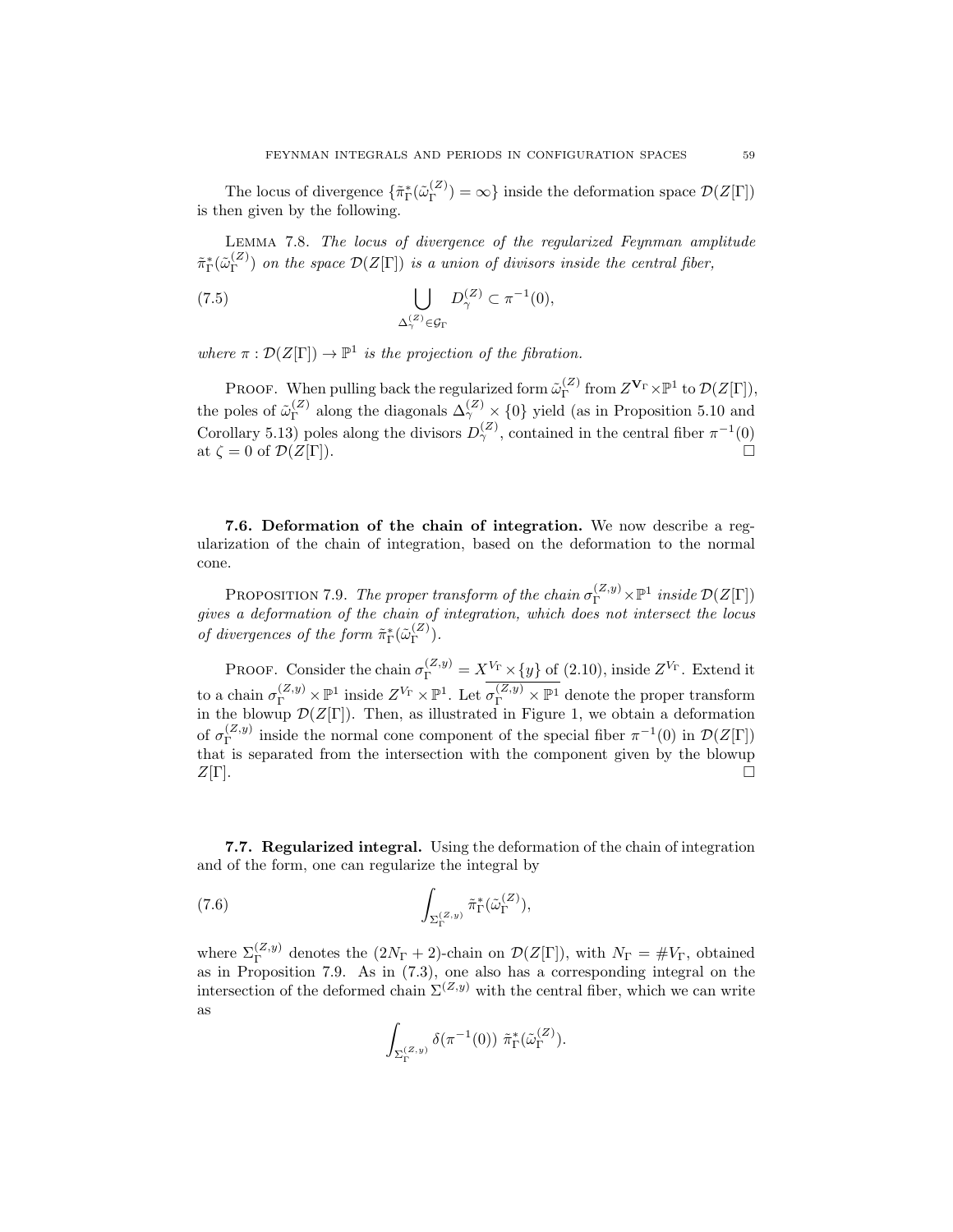The locus of divergence $\{\tilde{\pi}_\Gamma^*(\tilde{\omega}_\Gamma^{(Z)}) = \infty\}$ inside the deformation space $\mathcal{D}(Z[\Gamma])$ is then given by the following.

Lemma 7.8. *The locus of divergence of the regularized Feynman amplitude $\tilde{\pi}_\Gamma^*(\tilde{\omega}_\Gamma^{(Z)})$ on the space $\mathcal{D}(Z[\Gamma])$ is a union of divisors inside the central fiber,*

$$\bigcup_{\Delta_\gamma^{(Z)} \in \mathcal{G}_\Gamma} D_\gamma^{(Z)} \subset \pi^{-1}(0), \tag{7.5}$$

*where $\pi : \mathcal{D}(Z[\Gamma]) \to \mathbb{P}^1$ is the projection of the fibration.*

Proof. When pulling back the regularized form $\tilde{\omega}_\Gamma^{(Z)}$ from $Z^{\mathbf{V}_\Gamma} \times \mathbb{P}^1$ to $\mathcal{D}(Z[\Gamma])$, the poles of $\tilde{\omega}_\Gamma^{(Z)}$ along the diagonals $\Delta_\gamma^{(Z)} \times \{0\}$ yield (as in Proposition 5.10 and Corollary 5.13) poles along the divisors $D_\gamma^{(Z)}$, contained in the central fiber $\pi^{-1}(0)$ at $\zeta = 0$ of $\mathcal{D}(Z[\Gamma])$. $\square$

**7.6. Deformation of the chain of integration.** We now describe a regularization of the chain of integration, based on the deformation to the normal cone.

Proposition 7.9. *The proper transform of the chain $\sigma_\Gamma^{(Z,y)} \times \mathbb{P}^1$ inside $\mathcal{D}(Z[\Gamma])$ gives a deformation of the chain of integration, which does not intersect the locus of divergences of the form $\tilde{\pi}_\Gamma^*(\tilde{\omega}_\Gamma^{(Z)})$.*

Proof. Consider the chain $\sigma_\Gamma^{(Z,y)} = X^{V_\Gamma} \times \{y\}$ of (2.10), inside $Z^{V_\Gamma}$. Extend it to a chain $\sigma_\Gamma^{(Z,y)} \times \mathbb{P}^1$ inside $Z^{V_\Gamma} \times \mathbb{P}^1$. Let $\overline{\sigma_\Gamma^{(Z,y)} \times \mathbb{P}^1}$ denote the proper transform in the blowup $\mathcal{D}(Z[\Gamma])$. Then, as illustrated in Figure 1, we obtain a deformation of $\sigma_\Gamma^{(Z,y)}$ inside the normal cone component of the special fiber $\pi^{-1}(0)$ in $\mathcal{D}(Z[\Gamma])$ that is separated from the intersection with the component given by the blowup $Z[\Gamma]$. $\square$

**7.7. Regularized integral.** Using the deformation of the chain of integration and of the form, one can regularize the integral by

$$\int_{\Sigma_\Gamma^{(Z,y)}} \tilde{\pi}_\Gamma^*(\tilde{\omega}_\Gamma^{(Z)}), \tag{7.6}$$

where $\Sigma_\Gamma^{(Z,y)}$ denotes the $(2N_\Gamma + 2)$-chain on $\mathcal{D}(Z[\Gamma])$, with $N_\Gamma = \# V_\Gamma$, obtained as in Proposition 7.9. As in (7.3), one also has a corresponding integral on the intersection of the deformed chain $\Sigma^{(Z,y)}$ with the central fiber, which we can write as

$$\int_{\Sigma_\Gamma^{(Z,y)}} \delta(\pi^{-1}(0))\ \tilde{\pi}_\Gamma^*(\tilde{\omega}_\Gamma^{(Z)}).$$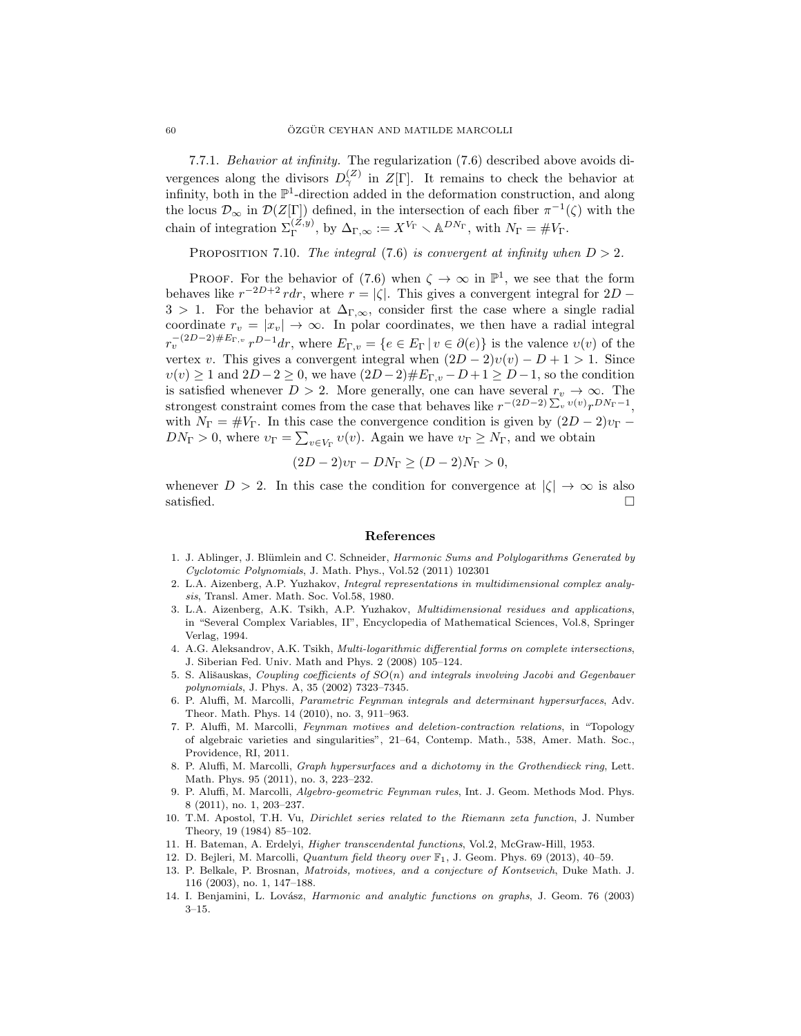7.7.1. *Behavior at infinity.* The regularization (7.6) described above avoids divergences along the divisors $D_\gamma^{(Z)}$ in $Z[\Gamma]$. It remains to check the behavior at infinity, both in the $\mathbb{P}^1$-direction added in the deformation construction, and along the locus $\mathcal{D}_\infty$ in $\mathcal{D}(Z[\Gamma])$ defined, in the intersection of each fiber $\pi^{-1}(\zeta)$ with the chain of integration $\Sigma_\Gamma^{(Z,y)}$, by $\Delta_{\Gamma,\infty} := X^{V_\Gamma} \smallsetminus \mathbb{A}^{DN_\Gamma}$, with $N_\Gamma = \# V_\Gamma$.

Proposition 7.10. *The integral (7.6) is convergent at infinity when $D > 2$.*

Proof. For the behavior of (7.6) when $\zeta \to \infty$ in $\mathbb{P}^1$, we see that the form behaves like $r^{-2D+2}\, r dr$, where $r = |\zeta|$. This gives a convergent integral for $2D - 3 > 1$. For the behavior at $\Delta_{\Gamma,\infty}$, consider first the case where a single radial coordinate $r_v = |x_v| \to \infty$. In polar coordinates, we then have a radial integral $r_v^{-(2D-2)\# E_{\Gamma,v}}\, r^{D-1} dr$, where $E_{\Gamma,v} = \{e \in E_\Gamma \mid v \in \partial(e)\}$ is the valence $\upsilon(v)$ of the vertex $v$. This gives a convergent integral when $(2D-2)\upsilon(v) - D + 1 > 1$. Since $\upsilon(v) \geq 1$ and $2D - 2 \geq 0$, we have $(2D-2)\# E_{\Gamma,v} - D + 1 \geq D - 1$, so the condition is satisfied whenever $D > 2$. More generally, one can have several $r_v \to \infty$. The strongest constraint comes from the case that behaves like $r^{-(2D-2)\sum_v \upsilon(v)} r^{DN_\Gamma - 1}$, with $N_\Gamma = \# V_\Gamma$. In this case the convergence condition is given by $(2D-2)\upsilon_\Gamma - DN_\Gamma > 0$, where $\upsilon_\Gamma = \sum_{v \in V_\Gamma} \upsilon(v)$. Again we have $\upsilon_\Gamma \geq N_\Gamma$, and we obtain

$$(2D-2)\upsilon_\Gamma - DN_\Gamma \geq (D-2)N_\Gamma > 0,$$

whenever $D > 2$. In this case the condition for convergence at $|\zeta| \to \infty$ is also satisfied. $\square$

## References

1. J. Ablinger, J. Blümlein and C. Schneider, *Harmonic Sums and Polylogarithms Generated by Cyclotomic Polynomials*, J. Math. Phys., Vol.52 (2011) 102301
2. L.A. Aizenberg, A.P. Yuzhakov, *Integral representations in multidimensional complex analysis*, Transl. Amer. Math. Soc. Vol.58, 1980.
3. L.A. Aizenberg, A.K. Tsikh, A.P. Yuzhakov, *Multidimensional residues and applications*, in "Several Complex Variables, II", Encyclopedia of Mathematical Sciences, Vol.8, Springer Verlag, 1994.
4. A.G. Aleksandrov, A.K. Tsikh, *Multi-logarithmic differential forms on complete intersections*, J. Siberian Fed. Univ. Math and Phys. 2 (2008) 105–124.
5. S. Ališauskas, *Coupling coefficients of $SO(n)$ and integrals involving Jacobi and Gegenbauer polynomials*, J. Phys. A, 35 (2002) 7323–7345.
6. P. Aluffi, M. Marcolli, *Parametric Feynman integrals and determinant hypersurfaces*, Adv. Theor. Math. Phys. 14 (2010), no. 3, 911–963.
7. P. Aluffi, M. Marcolli, *Feynman motives and deletion-contraction relations*, in "Topology of algebraic varieties and singularities", 21–64, Contemp. Math., 538, Amer. Math. Soc., Providence, RI, 2011.
8. P. Aluffi, M. Marcolli, *Graph hypersurfaces and a dichotomy in the Grothendieck ring*, Lett. Math. Phys. 95 (2011), no. 3, 223–232.
9. P. Aluffi, M. Marcolli, *Algebro-geometric Feynman rules*, Int. J. Geom. Methods Mod. Phys. 8 (2011), no. 1, 203–237.
10. T.M. Apostol, T.H. Vu, *Dirichlet series related to the Riemann zeta function*, J. Number Theory, 19 (1984) 85–102.
11. H. Bateman, A. Erdelyi, *Higher transcendental functions*, Vol.2, McGraw-Hill, 1953.
12. D. Bejleri, M. Marcolli, *Quantum field theory over $\mathbb{F}_1$*, J. Geom. Phys. 69 (2013), 40–59.
13. P. Belkale, P. Brosnan, *Matroids, motives, and a conjecture of Kontsevich*, Duke Math. J. 116 (2003), no. 1, 147–188.
14. I. Benjamini, L. Lovász, *Harmonic and analytic functions on graphs*, J. Geom. 76 (2003) 3–15.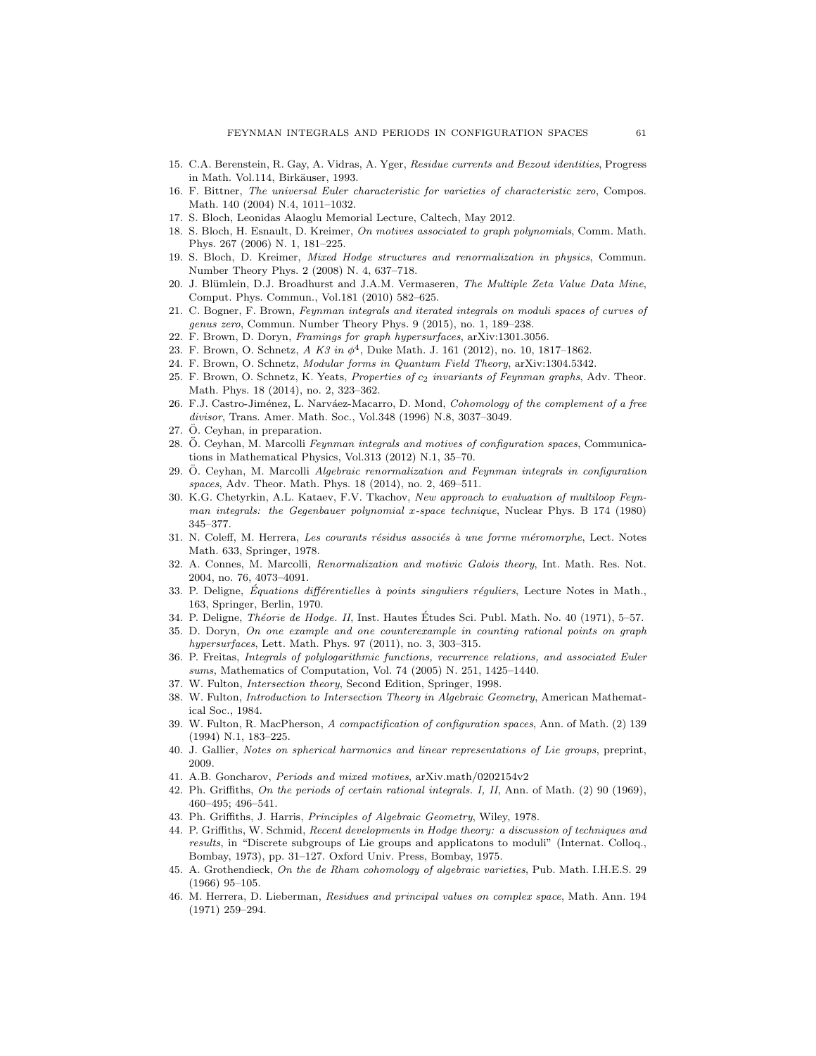15. C.A. Berenstein, R. Gay, A. Vidras, A. Yger, *Residue currents and Bezout identities*, Progress in Math. Vol.114, Birkäuser, 1993.
16. F. Bittner, *The universal Euler characteristic for varieties of characteristic zero*, Compos. Math. 140 (2004) N.4, 1011–1032.
17. S. Bloch, Leonidas Alaoglu Memorial Lecture, Caltech, May 2012.
18. S. Bloch, H. Esnault, D. Kreimer, *On motives associated to graph polynomials*, Comm. Math. Phys. 267 (2006) N. 1, 181–225.
19. S. Bloch, D. Kreimer, *Mixed Hodge structures and renormalization in physics*, Commun. Number Theory Phys. 2 (2008) N. 4, 637–718.
20. J. Blümlein, D.J. Broadhurst and J.A.M. Vermaseren, *The Multiple Zeta Value Data Mine*, Comput. Phys. Commun., Vol.181 (2010) 582–625.
21. C. Bogner, F. Brown, *Feynman integrals and iterated integrals on moduli spaces of curves of genus zero*, Commun. Number Theory Phys. 9 (2015), no. 1, 189–238.
22. F. Brown, D. Doryn, *Framings for graph hypersurfaces*, arXiv:1301.3056.
23. F. Brown, O. Schnetz, *A K3 in $\phi^4$*, Duke Math. J. 161 (2012), no. 10, 1817–1862.
24. F. Brown, O. Schnetz, *Modular forms in Quantum Field Theory*, arXiv:1304.5342.
25. F. Brown, O. Schnetz, K. Yeats, *Properties of $c_2$ invariants of Feynman graphs*, Adv. Theor. Math. Phys. 18 (2014), no. 2, 323–362.
26. F.J. Castro-Jiménez, L. Narváez-Macarro, D. Mond, *Cohomology of the complement of a free divisor*, Trans. Amer. Math. Soc., Vol.348 (1996) N.8, 3037–3049.
27. Ö. Ceyhan, in preparation.
28. Ö. Ceyhan, M. Marcolli *Feynman integrals and motives of configuration spaces*, Communications in Mathematical Physics, Vol.313 (2012) N.1, 35–70.
29. Ö. Ceyhan, M. Marcolli *Algebraic renormalization and Feynman integrals in configuration spaces*, Adv. Theor. Math. Phys. 18 (2014), no. 2, 469–511.
30. K.G. Chetyrkin, A.L. Kataev, F.V. Tkachov, *New approach to evaluation of multiloop Feynman integrals: the Gegenbauer polynomial x-space technique*, Nuclear Phys. B 174 (1980) 345–377.
31. N. Coleff, M. Herrera, *Les courants résidus associés à une forme méromorphe*, Lect. Notes Math. 633, Springer, 1978.
32. A. Connes, M. Marcolli, *Renormalization and motivic Galois theory*, Int. Math. Res. Not. 2004, no. 76, 4073–4091.
33. P. Deligne, *Équations différentielles à points singuliers réguliers*, Lecture Notes in Math., 163, Springer, Berlin, 1970.
34. P. Deligne, *Théorie de Hodge. II*, Inst. Hautes Études Sci. Publ. Math. No. 40 (1971), 5–57.
35. D. Doryn, *On one example and one counterexample in counting rational points on graph hypersurfaces*, Lett. Math. Phys. 97 (2011), no. 3, 303–315.
36. P. Freitas, *Integrals of polylogarithmic functions, recurrence relations, and associated Euler sums*, Mathematics of Computation, Vol. 74 (2005) N. 251, 1425–1440.
37. W. Fulton, *Intersection theory*, Second Edition, Springer, 1998.
38. W. Fulton, *Introduction to Intersection Theory in Algebraic Geometry*, American Mathematical Soc., 1984.
39. W. Fulton, R. MacPherson, *A compactification of configuration spaces*, Ann. of Math. (2) 139 (1994) N.1, 183–225.
40. J. Gallier, *Notes on spherical harmonics and linear representations of Lie groups*, preprint, 2009.
41. A.B. Goncharov, *Periods and mixed motives*, arXiv.math/0202154v2
42. Ph. Griffiths, *On the periods of certain rational integrals. I, II*, Ann. of Math. (2) 90 (1969), 460–495; 496–541.
43. Ph. Griffiths, J. Harris, *Principles of Algebraic Geometry*, Wiley, 1978.
44. P. Griffiths, W. Schmid, *Recent developments in Hodge theory: a discussion of techniques and results*, in "Discrete subgroups of Lie groups and applicatons to moduli" (Internat. Colloq., Bombay, 1973), pp. 31–127. Oxford Univ. Press, Bombay, 1975.
45. A. Grothendieck, *On the de Rham cohomology of algebraic varieties*, Pub. Math. I.H.E.S. 29 (1966) 95–105.
46. M. Herrera, D. Lieberman, *Residues and principal values on complex space*, Math. Ann. 194 (1971) 259–294.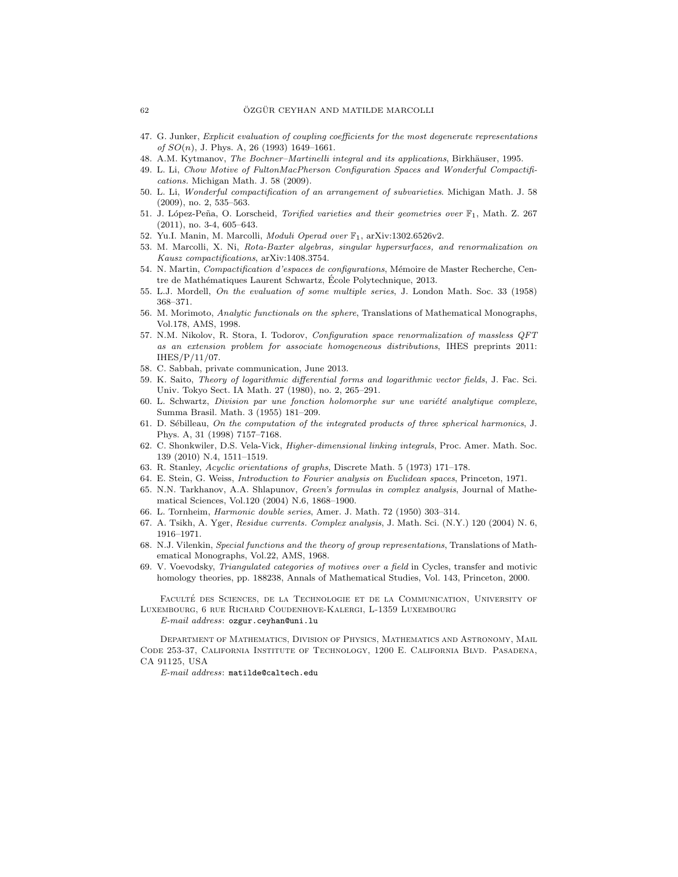47. G. Junker, *Explicit evaluation of coupling coefficients for the most degenerate representations of $SO(n)$*, J. Phys. A, 26 (1993) 1649–1661.
48. A.M. Kytmanov, *The Bochner–Martinelli integral and its applications*, Birkhäuser, 1995.
49. L. Li, *Chow Motive of FultonMacPherson Configuration Spaces and Wonderful Compactifications*. Michigan Math. J. 58 (2009).
50. L. Li, *Wonderful compactification of an arrangement of subvarieties*. Michigan Math. J. 58 (2009), no. 2, 535–563.
51. J. López-Peña, O. Lorscheid, *Torified varieties and their geometries over $\mathbb{F}_1$*, Math. Z. 267 (2011), no. 3-4, 605–643.
52. Yu.I. Manin, M. Marcolli, *Moduli Operad over $\mathbb{F}_1$*, arXiv:1302.6526v2.
53. M. Marcolli, X. Ni, *Rota-Baxter algebras, singular hypersurfaces, and renormalization on Kausz compactifications*, arXiv:1408.3754.
54. N. Martin, *Compactification d'espaces de configurations*, Mémoire de Master Recherche, Centre de Mathématiques Laurent Schwartz, École Polytechnique, 2013.
55. L.J. Mordell, *On the evaluation of some multiple series*, J. London Math. Soc. 33 (1958) 368–371.
56. M. Morimoto, *Analytic functionals on the sphere*, Translations of Mathematical Monographs, Vol.178, AMS, 1998.
57. N.M. Nikolov, R. Stora, I. Todorov, *Configuration space renormalization of massless QFT as an extension problem for associate homogeneous distributions*, IHES preprints 2011: IHES/P/11/07.
58. C. Sabbah, private communication, June 2013.
59. K. Saito, *Theory of logarithmic differential forms and logarithmic vector fields*, J. Fac. Sci. Univ. Tokyo Sect. IA Math. 27 (1980), no. 2, 265–291.
60. L. Schwartz, *Division par une fonction holomorphe sur une variété analytique complexe*, Summa Brasil. Math. 3 (1955) 181–209.
61. D. Sébilleau, *On the computation of the integrated products of three spherical harmonics*, J. Phys. A, 31 (1998) 7157–7168.
62. C. Shonkwiler, D.S. Vela-Vick, *Higher-dimensional linking integrals*, Proc. Amer. Math. Soc. 139 (2010) N.4, 1511–1519.
63. R. Stanley, *Acyclic orientations of graphs*, Discrete Math. 5 (1973) 171–178.
64. E. Stein, G. Weiss, *Introduction to Fourier analysis on Euclidean spaces*, Princeton, 1971.
65. N.N. Tarkhanov, A.A. Shlapunov, *Green's formulas in complex analysis*, Journal of Mathematical Sciences, Vol.120 (2004) N.6, 1868–1900.
66. L. Tornheim, *Harmonic double series*, Amer. J. Math. 72 (1950) 303–314.
67. A. Tsikh, A. Yger, *Residue currents. Complex analysis*, J. Math. Sci. (N.Y.) 120 (2004) N. 6, 1916–1971.
68. N.J. Vilenkin, *Special functions and the theory of group representations*, Translations of Mathematical Monographs, Vol.22, AMS, 1968.
69. V. Voevodsky, *Triangulated categories of motives over a field* in Cycles, transfer and motivic homology theories, pp. 188238, Annals of Mathematical Studies, Vol. 143, Princeton, 2000.

Faculté des Sciences, de la Technologie et de la Communication, University of Luxembourg, 6 rue Richard Coudenhove-Kalergi, L-1359 Luxembourg

*E-mail address*: ozgur.ceyhan@uni.lu

Department of Mathematics, Division of Physics, Mathematics and Astronomy, Mail Code 253-37, California Institute of Technology, 1200 E. California Blvd. Pasadena, CA 91125, USA

*E-mail address*: matilde@caltech.edu